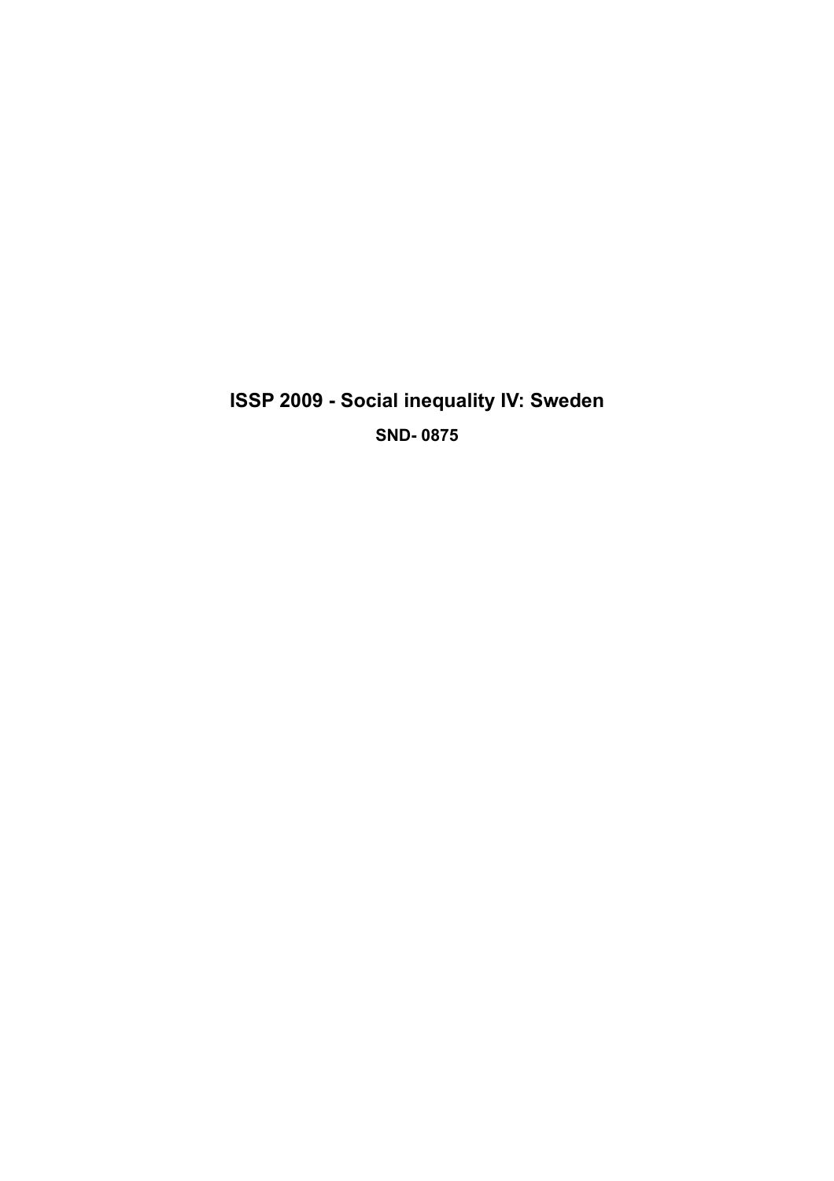# ISSP 2009 - Social inequality IV: Sweden

**SND- 0875**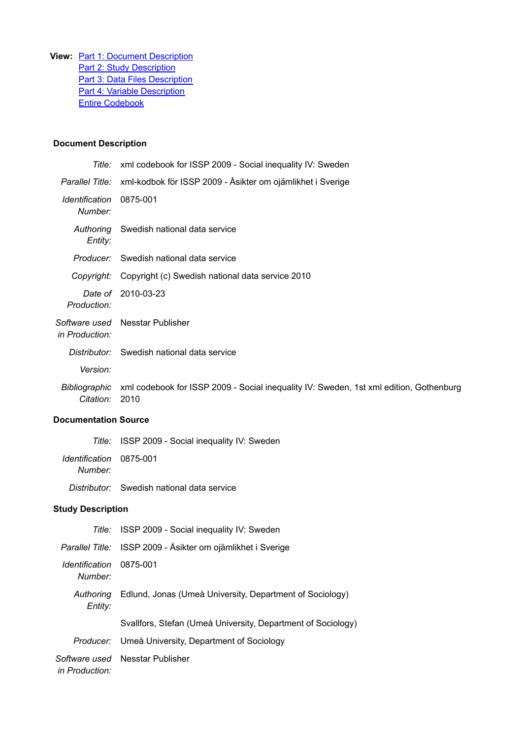**View:** Part 1: Document Description
Part 2: Study Description
Part 3: Data Files Description
Part 4: Variable Description
Entire Codebook

## Document Description

| | |
|---|---|
| *Title:* | xml codebook for ISSP 2009 - Social inequality IV: Sweden |
| *Parallel Title:* | xml-kodbok för ISSP 2009 - Åsikter om ojämlikhet i Sverige |
| *Identification Number:* | 0875-001 |
| *Authoring Entity:* | Swedish national data service |
| *Producer:* | Swedish national data service |
| *Copyright:* | Copyright (c) Swedish national data service 2010 |
| *Date of Production:* | 2010-03-23 |
| *Software used in Production:* | Nesstar Publisher |
| *Distributor:* | Swedish national data service |
| *Version:* | |
| *Bibliographic Citation:* | xml codebook for ISSP 2009 - Social inequality IV: Sweden, 1st xml edition, Gothenburg 2010 |

## Documentation Source

| | |
|---|---|
| *Title:* | ISSP 2009 - Social inequality IV: Sweden |
| *Identification Number:* | 0875-001 |
| *Distributor:* | Swedish national data service |

## Study Description

| | |
|---|---|
| *Title:* | ISSP 2009 - Social inequality IV: Sweden |
| *Parallel Title:* | ISSP 2009 - Åsikter om ojämlikhet i Sverige |
| *Identification Number:* | 0875-001 |
| *Authoring Entity:* | Edlund, Jonas (Umeå University, Department of Sociology) |
| | Svallfors, Stefan (Umeå University, Department of Sociology) |
| *Producer:* | Umeå University, Department of Sociology |
| *Software used in Production:* | Nesstar Publisher |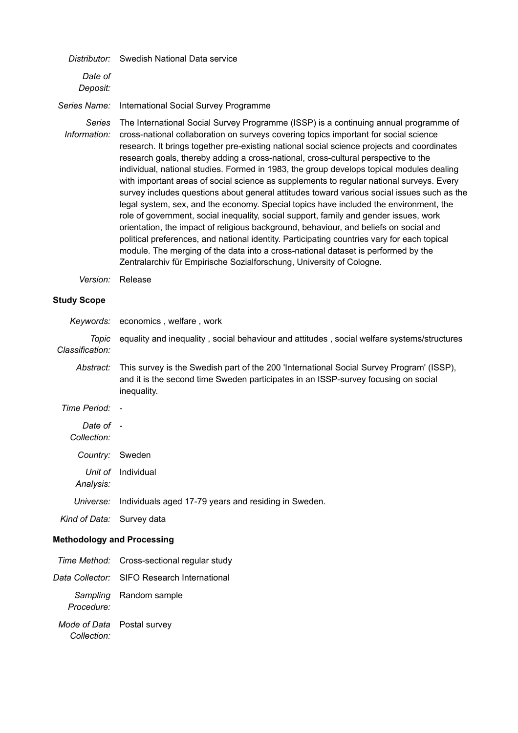*Distributor:* Swedish National Data service

*Date of Deposit:*

*Series Name:* International Social Survey Programme

*Series Information:* The International Social Survey Programme (ISSP) is a continuing annual programme of cross-national collaboration on surveys covering topics important for social science research. It brings together pre-existing national social science projects and coordinates research goals, thereby adding a cross-national, cross-cultural perspective to the individual, national studies. Formed in 1983, the group develops topical modules dealing with important areas of social science as supplements to regular national surveys. Every survey includes questions about general attitudes toward various social issues such as the legal system, sex, and the economy. Special topics have included the environment, the role of government, social inequality, social support, family and gender issues, work orientation, the impact of religious background, behaviour, and beliefs on social and political preferences, and national identity. Participating countries vary for each topical module. The merging of the data into a cross-national dataset is performed by the Zentralarchiv für Empirische Sozialforschung, University of Cologne.

*Version:* Release

**Study Scope**

*Keywords:* economics , welfare , work

*Topic Classification:* equality and inequality , social behaviour and attitudes , social welfare systems/structures

*Abstract:* This survey is the Swedish part of the 200 'International Social Survey Program' (ISSP), and it is the second time Sweden participates in an ISSP-survey focusing on social inequality.

*Time Period:* -

*Date of Collection:* -

*Country:* Sweden

*Unit of Analysis:* Individual

*Universe:* Individuals aged 17-79 years and residing in Sweden.

*Kind of Data:* Survey data

**Methodology and Processing**

*Time Method:* Cross-sectional regular study

*Data Collector:* SIFO Research International

*Sampling Procedure:* Random sample

*Mode of Data Collection:* Postal survey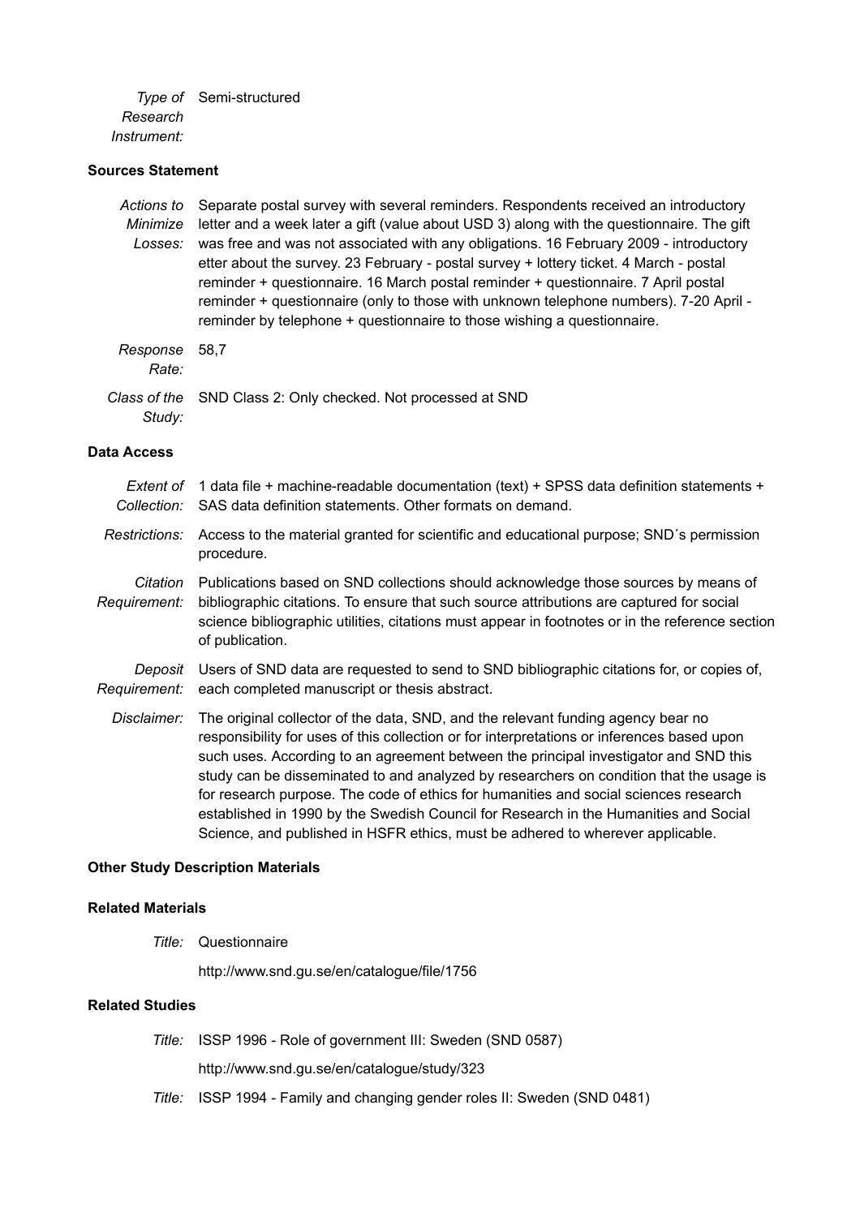*Type of Research Instrument:* Semi-structured

### Sources Statement

*Actions to Minimize Losses:* Separate postal survey with several reminders. Respondents received an introductory letter and a week later a gift (value about USD 3) along with the questionnaire. The gift was free and was not associated with any obligations. 16 February 2009 - introductory etter about the survey. 23 February - postal survey + lottery ticket. 4 March - postal reminder + questionnaire. 16 March postal reminder + questionnaire. 7 April postal reminder + questionnaire (only to those with unknown telephone numbers). 7-20 April - reminder by telephone + questionnaire to those wishing a questionnaire.

*Response Rate:* 58,7

*Class of the Study:* SND Class 2: Only checked. Not processed at SND

### Data Access

*Extent of Collection:* 1 data file + machine-readable documentation (text) + SPSS data definition statements + SAS data definition statements. Other formats on demand.

*Restrictions:* Access to the material granted for scientific and educational purpose; SND´s permission procedure.

*Citation Requirement:* Publications based on SND collections should acknowledge those sources by means of bibliographic citations. To ensure that such source attributions are captured for social science bibliographic utilities, citations must appear in footnotes or in the reference section of publication.

*Deposit Requirement:* Users of SND data are requested to send to SND bibliographic citations for, or copies of, each completed manuscript or thesis abstract.

*Disclaimer:* The original collector of the data, SND, and the relevant funding agency bear no responsibility for uses of this collection or for interpretations or inferences based upon such uses. According to an agreement between the principal investigator and SND this study can be disseminated to and analyzed by researchers on condition that the usage is for research purpose. The code of ethics for humanities and social sciences research established in 1990 by the Swedish Council for Research in the Humanities and Social Science, and published in HSFR ethics, must be adhered to wherever applicable.

### Other Study Description Materials

### Related Materials

*Title:* Questionnaire

http://www.snd.gu.se/en/catalogue/file/1756

### Related Studies

*Title:* ISSP 1996 - Role of government III: Sweden (SND 0587)

http://www.snd.gu.se/en/catalogue/study/323

*Title:* ISSP 1994 - Family and changing gender roles II: Sweden (SND 0481)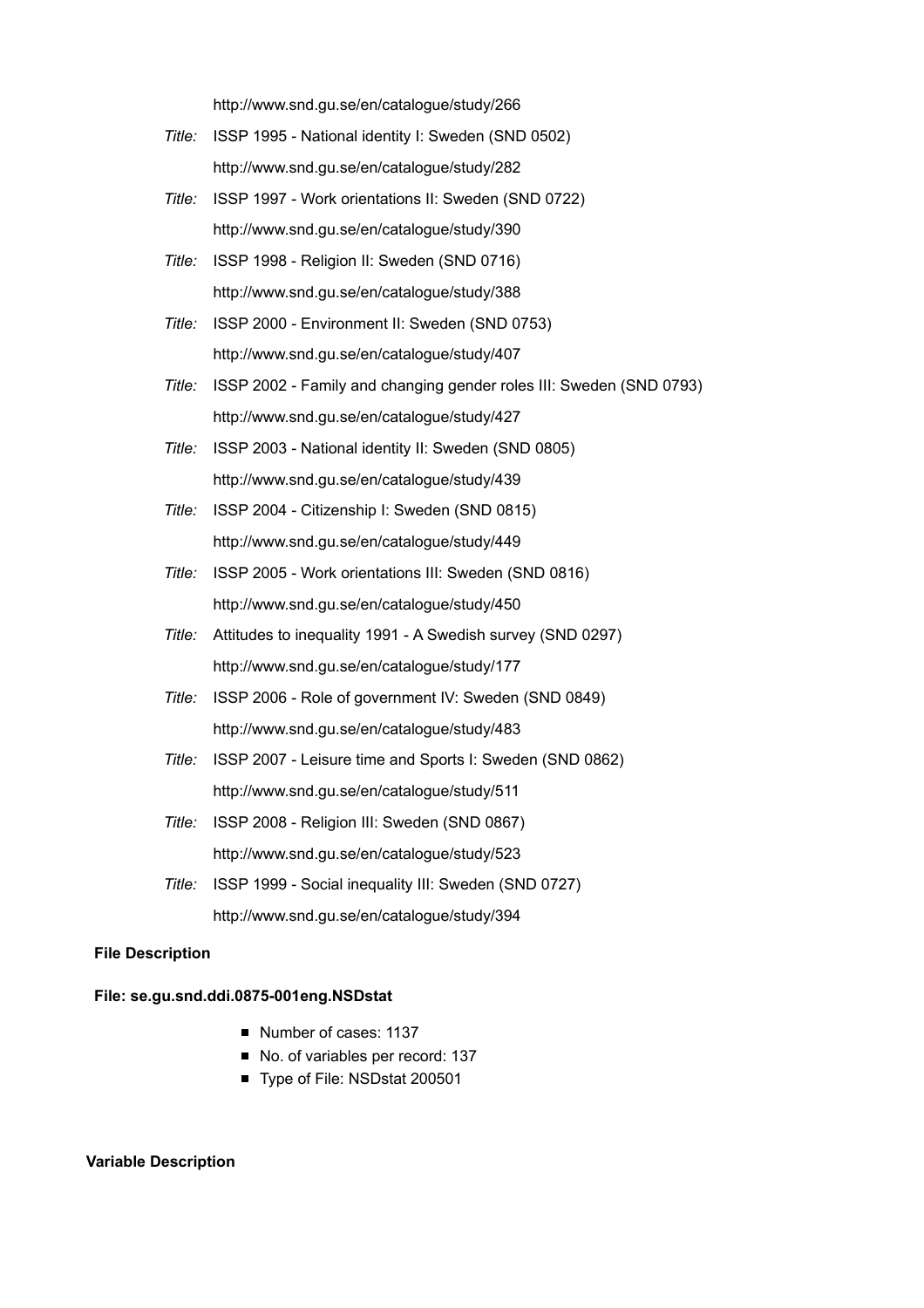http://www.snd.gu.se/en/catalogue/study/266

*Title:* ISSP 1995 - National identity I: Sweden (SND 0502)
http://www.snd.gu.se/en/catalogue/study/282

*Title:* ISSP 1997 - Work orientations II: Sweden (SND 0722)
http://www.snd.gu.se/en/catalogue/study/390

*Title:* ISSP 1998 - Religion II: Sweden (SND 0716)
http://www.snd.gu.se/en/catalogue/study/388

*Title:* ISSP 2000 - Environment II: Sweden (SND 0753)
http://www.snd.gu.se/en/catalogue/study/407

*Title:* ISSP 2002 - Family and changing gender roles III: Sweden (SND 0793)
http://www.snd.gu.se/en/catalogue/study/427

*Title:* ISSP 2003 - National identity II: Sweden (SND 0805)
http://www.snd.gu.se/en/catalogue/study/439

*Title:* ISSP 2004 - Citizenship I: Sweden (SND 0815)
http://www.snd.gu.se/en/catalogue/study/449

*Title:* ISSP 2005 - Work orientations III: Sweden (SND 0816)
http://www.snd.gu.se/en/catalogue/study/450

*Title:* Attitudes to inequality 1991 - A Swedish survey (SND 0297)
http://www.snd.gu.se/en/catalogue/study/177

*Title:* ISSP 2006 - Role of government IV: Sweden (SND 0849)
http://www.snd.gu.se/en/catalogue/study/483

*Title:* ISSP 2007 - Leisure time and Sports I: Sweden (SND 0862)
http://www.snd.gu.se/en/catalogue/study/511

*Title:* ISSP 2008 - Religion III: Sweden (SND 0867)
http://www.snd.gu.se/en/catalogue/study/523

*Title:* ISSP 1999 - Social inequality III: Sweden (SND 0727)
http://www.snd.gu.se/en/catalogue/study/394

**File Description**

**File: se.gu.snd.ddi.0875-001eng.NSDstat**

- Number of cases: 1137
- No. of variables per record: 137
- Type of File: NSDstat 200501

**Variable Description**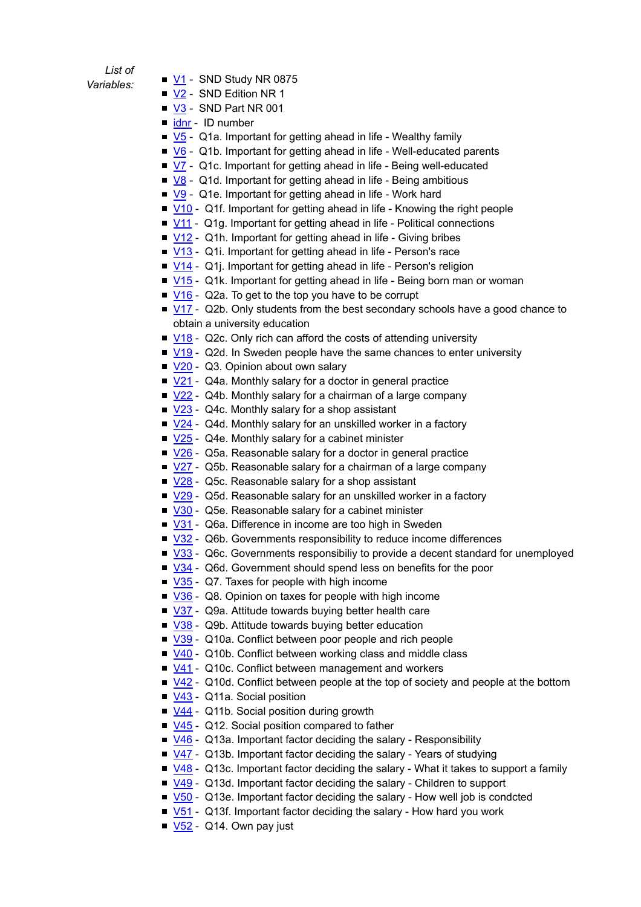*List of Variables:*

- V1 - SND Study NR 0875
- V2 - SND Edition NR 1
- V3 - SND Part NR 001
- idnr - ID number
- V5 - Q1a. Important for getting ahead in life - Wealthy family
- V6 - Q1b. Important for getting ahead in life - Well-educated parents
- V7 - Q1c. Important for getting ahead in life - Being well-educated
- V8 - Q1d. Important for getting ahead in life - Being ambitious
- V9 - Q1e. Important for getting ahead in life - Work hard
- V10 - Q1f. Important for getting ahead in life - Knowing the right people
- V11 - Q1g. Important for getting ahead in life - Political connections
- V12 - Q1h. Important for getting ahead in life - Giving bribes
- V13 - Q1i. Important for getting ahead in life - Person's race
- V14 - Q1j. Important for getting ahead in life - Person's religion
- V15 - Q1k. Important for getting ahead in life - Being born man or woman
- V16 - Q2a. To get to the top you have to be corrupt
- V17 - Q2b. Only students from the best secondary schools have a good chance to obtain a university education
- V18 - Q2c. Only rich can afford the costs of attending university
- V19 - Q2d. In Sweden people have the same chances to enter university
- V20 - Q3. Opinion about own salary
- V21 - Q4a. Monthly salary for a doctor in general practice
- V22 - Q4b. Monthly salary for a chairman of a large company
- V23 - Q4c. Monthly salary for a shop assistant
- V24 - Q4d. Monthly salary for an unskilled worker in a factory
- V25 - Q4e. Monthly salary for a cabinet minister
- V26 - Q5a. Reasonable salary for a doctor in general practice
- V27 - Q5b. Reasonable salary for a chairman of a large company
- V28 - Q5c. Reasonable salary for a shop assistant
- V29 - Q5d. Reasonable salary for an unskilled worker in a factory
- V30 - Q5e. Reasonable salary for a cabinet minister
- V31 - Q6a. Difference in income are too high in Sweden
- V32 - Q6b. Governments responsibility to reduce income differences
- V33 - Q6c. Governments responsibiliy to provide a decent standard for unemployed
- V34 - Q6d. Government should spend less on benefits for the poor
- V35 - Q7. Taxes for people with high income
- V36 - Q8. Opinion on taxes for people with high income
- V37 - Q9a. Attitude towards buying better health care
- V38 - Q9b. Attitude towards buying better education
- V39 - Q10a. Conflict between poor people and rich people
- V40 - Q10b. Conflict between working class and middle class
- V41 - Q10c. Conflict between management and workers
- V42 - Q10d. Conflict between people at the top of society and people at the bottom
- V43 - Q11a. Social position
- V44 - Q11b. Social position during growth
- V45 - Q12. Social position compared to father
- V46 - Q13a. Important factor deciding the salary - Responsibility
- V47 - Q13b. Important factor deciding the salary - Years of studying
- V48 - Q13c. Important factor deciding the salary - What it takes to support a family
- V49 - Q13d. Important factor deciding the salary - Children to support
- V50 - Q13e. Important factor deciding the salary - How well job is condcted
- V51 - Q13f. Important factor deciding the salary - How hard you work
- V52 - Q14. Own pay just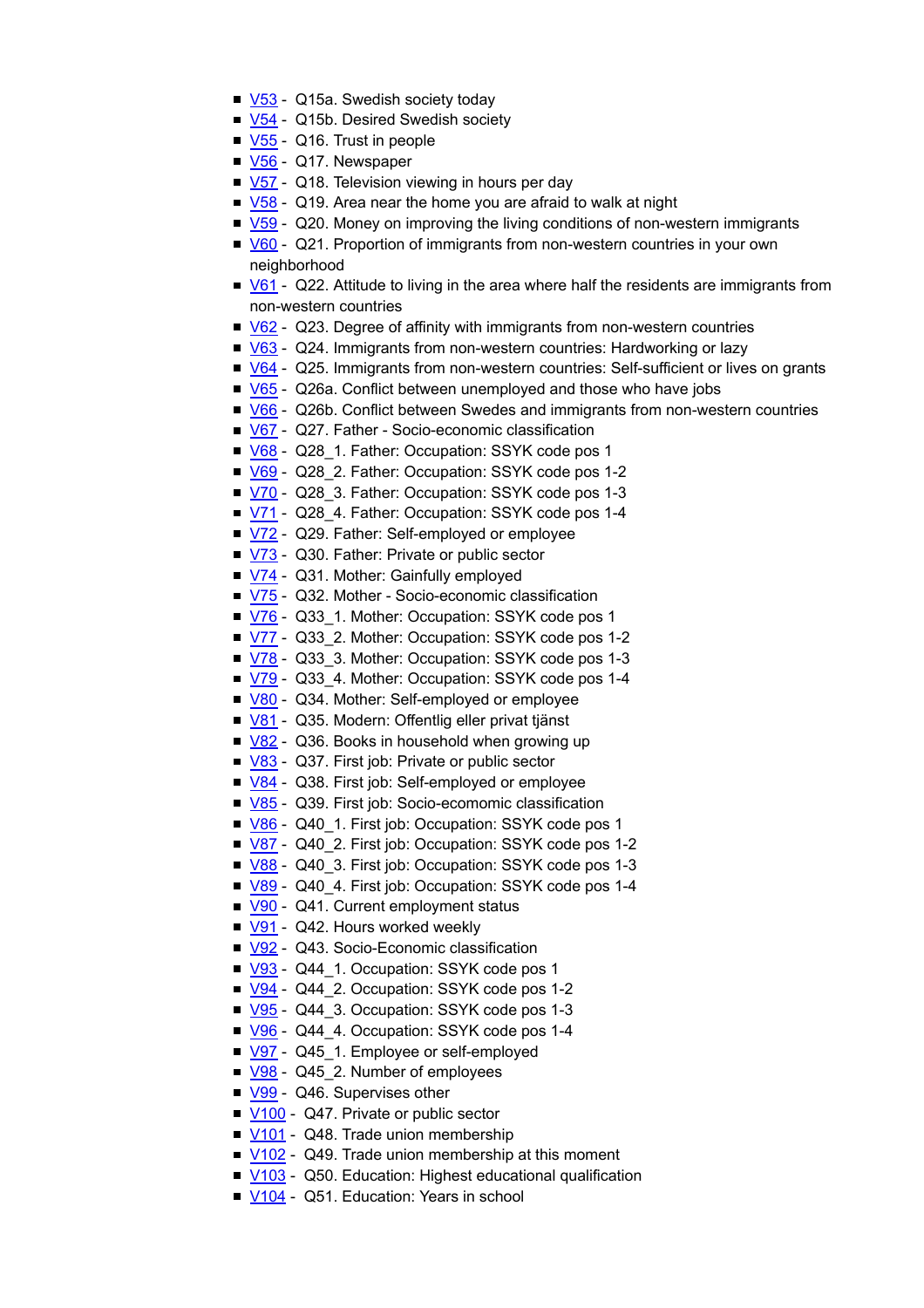- V53 - Q15a. Swedish society today
- V54 - Q15b. Desired Swedish society
- V55 - Q16. Trust in people
- V56 - Q17. Newspaper
- V57 - Q18. Television viewing in hours per day
- V58 - Q19. Area near the home you are afraid to walk at night
- V59 - Q20. Money on improving the living conditions of non-western immigrants
- V60 - Q21. Proportion of immigrants from non-western countries in your own neighborhood
- V61 - Q22. Attitude to living in the area where half the residents are immigrants from non-western countries
- V62 - Q23. Degree of affinity with immigrants from non-western countries
- V63 - Q24. Immigrants from non-western countries: Hardworking or lazy
- V64 - Q25. Immigrants from non-western countries: Self-sufficient or lives on grants
- V65 - Q26a. Conflict between unemployed and those who have jobs
- V66 - Q26b. Conflict between Swedes and immigrants from non-western countries
- V67 - Q27. Father - Socio-economic classification
- V68 - Q28_1. Father: Occupation: SSYK code pos 1
- V69 - Q28_2. Father: Occupation: SSYK code pos 1-2
- V70 - Q28_3. Father: Occupation: SSYK code pos 1-3
- V71 - Q28_4. Father: Occupation: SSYK code pos 1-4
- V72 - Q29. Father: Self-employed or employee
- V73 - Q30. Father: Private or public sector
- V74 - Q31. Mother: Gainfully employed
- V75 - Q32. Mother - Socio-economic classification
- V76 - Q33_1. Mother: Occupation: SSYK code pos 1
- V77 - Q33_2. Mother: Occupation: SSYK code pos 1-2
- V78 - Q33_3. Mother: Occupation: SSYK code pos 1-3
- V79 - Q33_4. Mother: Occupation: SSYK code pos 1-4
- V80 - Q34. Mother: Self-employed or employee
- V81 - Q35. Modern: Offentlig eller privat tjänst
- V82 - Q36. Books in household when growing up
- V83 - Q37. First job: Private or public sector
- V84 - Q38. First job: Self-employed or employee
- V85 - Q39. First job: Socio-ecomomic classification
- V86 - Q40_1. First job: Occupation: SSYK code pos 1
- V87 - Q40_2. First job: Occupation: SSYK code pos 1-2
- V88 - Q40_3. First job: Occupation: SSYK code pos 1-3
- V89 - Q40_4. First job: Occupation: SSYK code pos 1-4
- V90 - Q41. Current employment status
- V91 - Q42. Hours worked weekly
- V92 - Q43. Socio-Economic classification
- V93 - Q44_1. Occupation: SSYK code pos 1
- V94 - Q44_2. Occupation: SSYK code pos 1-2
- V95 - Q44_3. Occupation: SSYK code pos 1-3
- V96 - Q44_4. Occupation: SSYK code pos 1-4
- V97 - Q45_1. Employee or self-employed
- V98 - Q45_2. Number of employees
- V99 - Q46. Supervises other
- V100 - Q47. Private or public sector
- V101 - Q48. Trade union membership
- V102 - Q49. Trade union membership at this moment
- V103 - Q50. Education: Highest educational qualification
- V104 - Q51. Education: Years in school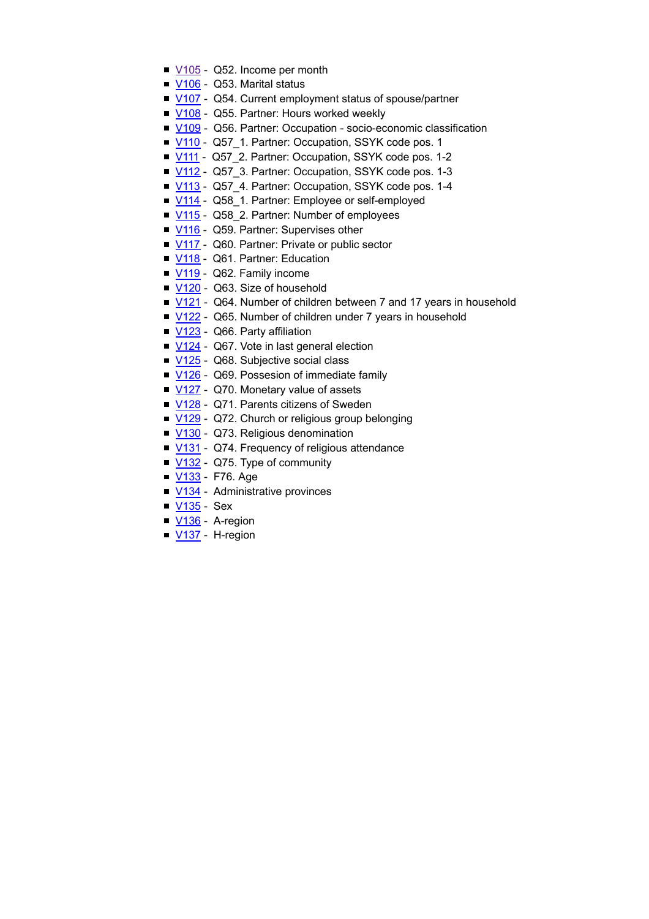- V105 - Q52. Income per month
- V106 - Q53. Marital status
- V107 - Q54. Current employment status of spouse/partner
- V108 - Q55. Partner: Hours worked weekly
- V109 - Q56. Partner: Occupation - socio-economic classification
- V110 - Q57_1. Partner: Occupation, SSYK code pos. 1
- V111 - Q57_2. Partner: Occupation, SSYK code pos. 1-2
- V112 - Q57_3. Partner: Occupation, SSYK code pos. 1-3
- V113 - Q57_4. Partner: Occupation, SSYK code pos. 1-4
- V114 - Q58_1. Partner: Employee or self-employed
- V115 - Q58_2. Partner: Number of employees
- V116 - Q59. Partner: Supervises other
- V117 - Q60. Partner: Private or public sector
- V118 - Q61. Partner: Education
- V119 - Q62. Family income
- V120 - Q63. Size of household
- V121 - Q64. Number of children between 7 and 17 years in household
- V122 - Q65. Number of children under 7 years in household
- V123 - Q66. Party affiliation
- V124 - Q67. Vote in last general election
- V125 - Q68. Subjective social class
- V126 - Q69. Possesion of immediate family
- V127 - Q70. Monetary value of assets
- V128 - Q71. Parents citizens of Sweden
- V129 - Q72. Church or religious group belonging
- V130 - Q73. Religious denomination
- V131 - Q74. Frequency of religious attendance
- V132 - Q75. Type of community
- V133 - F76. Age
- V134 - Administrative provinces
- V135 - Sex
- V136 - A-region
- V137 - H-region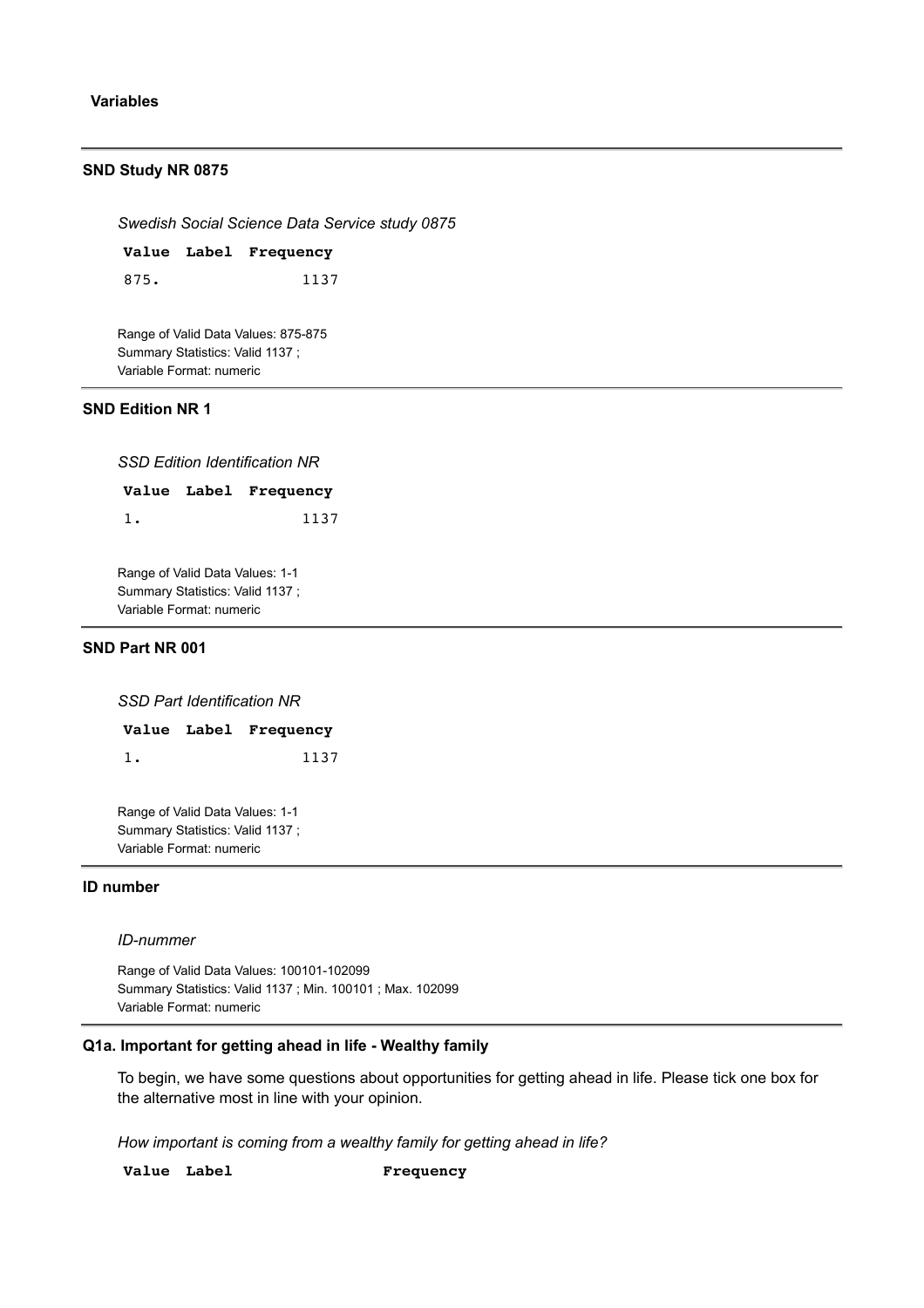**Variables**

---

### SND Study NR 0875

*Swedish Social Science Data Service study 0875*

| Value | Label | Frequency |
|---|---|---|
| 875. | | 1137 |

Range of Valid Data Values: 875-875
Summary Statistics: Valid 1137 ;
Variable Format: numeric

---

### SND Edition NR 1

*SSD Edition Identification NR*

| Value | Label | Frequency |
|---|---|---|
| 1. | | 1137 |

Range of Valid Data Values: 1-1
Summary Statistics: Valid 1137 ;
Variable Format: numeric

---

### SND Part NR 001

*SSD Part Identification NR*

| Value | Label | Frequency |
|---|---|---|
| 1. | | 1137 |

Range of Valid Data Values: 1-1
Summary Statistics: Valid 1137 ;
Variable Format: numeric

---

### ID number

*ID-nummer*

Range of Valid Data Values: 100101-102099
Summary Statistics: Valid 1137 ; Min. 100101 ; Max. 102099
Variable Format: numeric

---

### Q1a. Important for getting ahead in life - Wealthy family

To begin, we have some questions about opportunities for getting ahead in life. Please tick one box for the alternative most in line with your opinion.

*How important is coming from a wealthy family for getting ahead in life?*

| Value | Label | Frequency |
|---|---|---|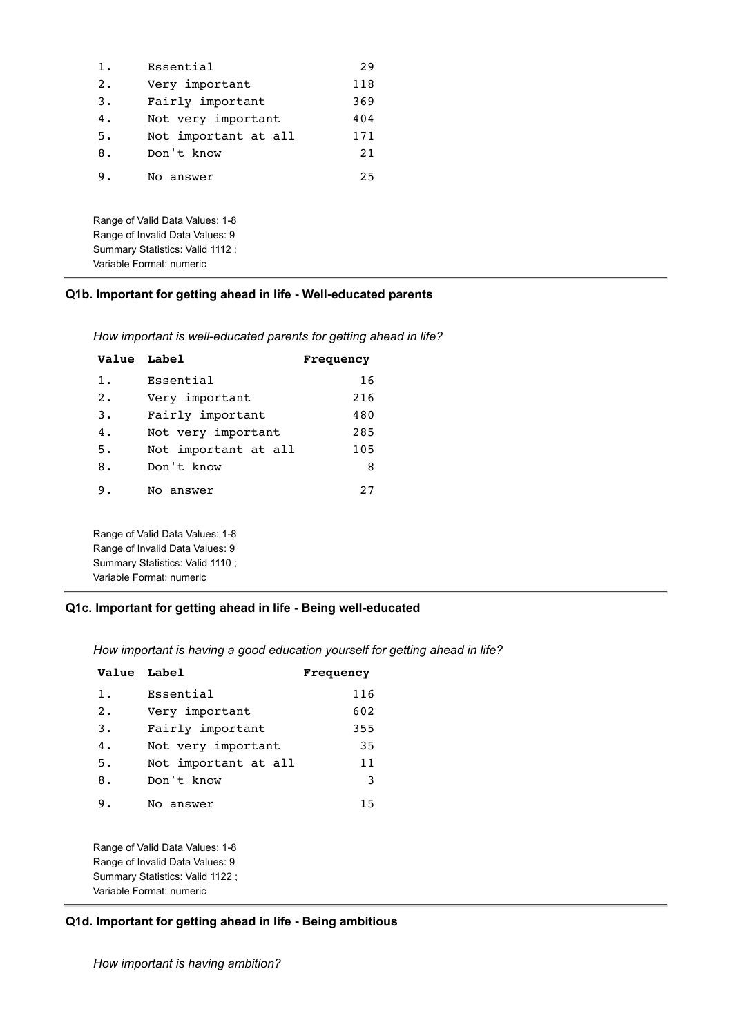| Value | Label | Frequency |
|---|---|---|
| 1. | Essential | 29 |
| 2. | Very important | 118 |
| 3. | Fairly important | 369 |
| 4. | Not very important | 404 |
| 5. | Not important at all | 171 |
| 8. | Don't know | 21 |
| 9. | No answer | 25 |

Range of Valid Data Values: 1-8
Range of Invalid Data Values: 9
Summary Statistics: Valid 1112 ;
Variable Format: numeric

### Q1b. Important for getting ahead in life - Well-educated parents

*How important is well-educated parents for getting ahead in life?*

| Value | Label | Frequency |
|---|---|---|
| 1. | Essential | 16 |
| 2. | Very important | 216 |
| 3. | Fairly important | 480 |
| 4. | Not very important | 285 |
| 5. | Not important at all | 105 |
| 8. | Don't know | 8 |
| 9. | No answer | 27 |

Range of Valid Data Values: 1-8
Range of Invalid Data Values: 9
Summary Statistics: Valid 1110 ;
Variable Format: numeric

### Q1c. Important for getting ahead in life - Being well-educated

*How important is having a good education yourself for getting ahead in life?*

| Value | Label | Frequency |
|---|---|---|
| 1. | Essential | 116 |
| 2. | Very important | 602 |
| 3. | Fairly important | 355 |
| 4. | Not very important | 35 |
| 5. | Not important at all | 11 |
| 8. | Don't know | 3 |
| 9. | No answer | 15 |

Range of Valid Data Values: 1-8
Range of Invalid Data Values: 9
Summary Statistics: Valid 1122 ;
Variable Format: numeric

### Q1d. Important for getting ahead in life - Being ambitious

*How important is having ambition?*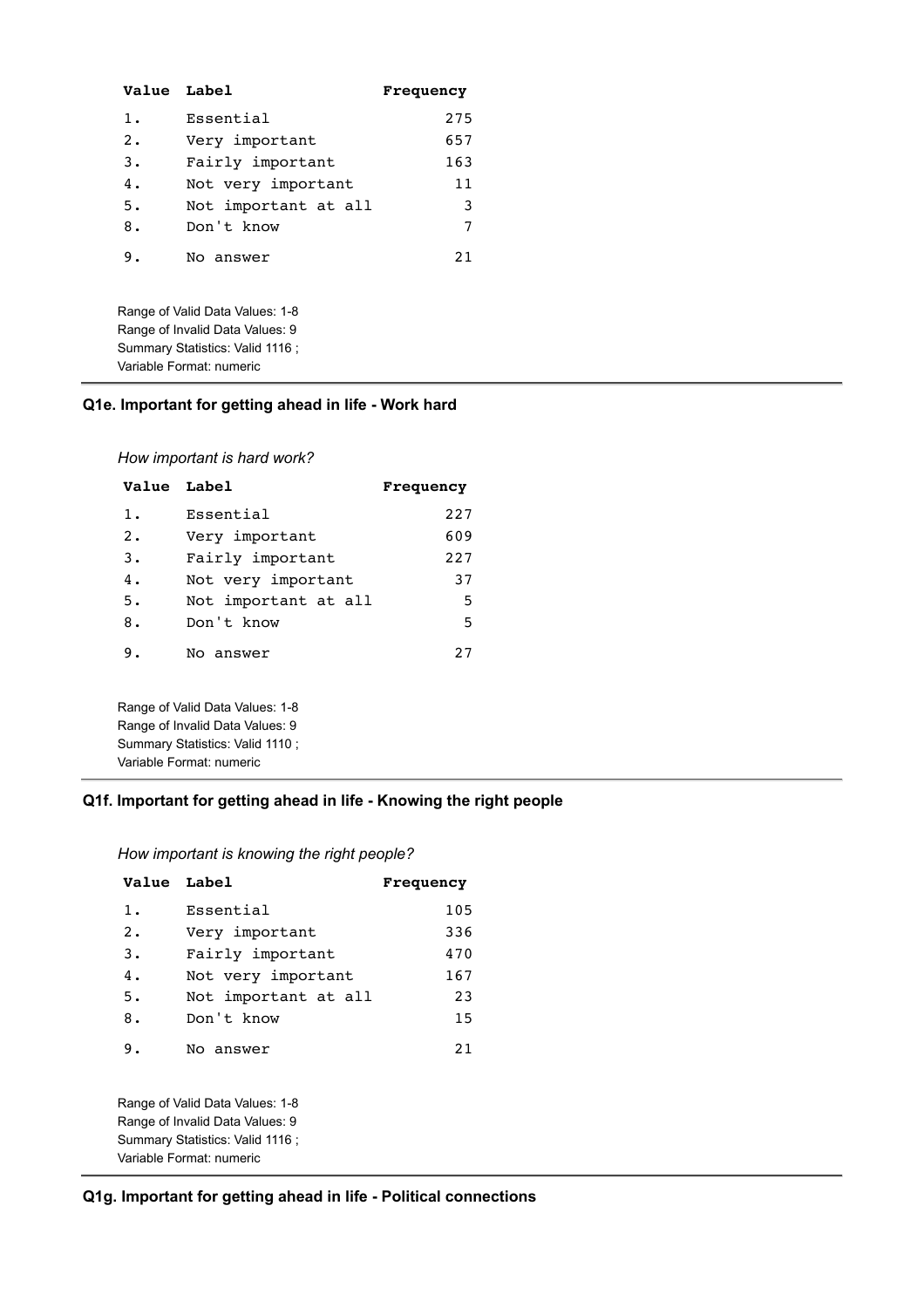| Value | Label | Frequency |
|---|---|---|
| 1. | Essential | 275 |
| 2. | Very important | 657 |
| 3. | Fairly important | 163 |
| 4. | Not very important | 11 |
| 5. | Not important at all | 3 |
| 8. | Don't know | 7 |
| 9. | No answer | 21 |

Range of Valid Data Values: 1-8
Range of Invalid Data Values: 9
Summary Statistics: Valid 1116 ;
Variable Format: numeric

---

### Q1e. Important for getting ahead in life - Work hard

*How important is hard work?*

| Value | Label | Frequency |
|---|---|---|
| 1. | Essential | 227 |
| 2. | Very important | 609 |
| 3. | Fairly important | 227 |
| 4. | Not very important | 37 |
| 5. | Not important at all | 5 |
| 8. | Don't know | 5 |
| 9. | No answer | 27 |

Range of Valid Data Values: 1-8
Range of Invalid Data Values: 9
Summary Statistics: Valid 1110 ;
Variable Format: numeric

---

### Q1f. Important for getting ahead in life - Knowing the right people

*How important is knowing the right people?*

| Value | Label | Frequency |
|---|---|---|
| 1. | Essential | 105 |
| 2. | Very important | 336 |
| 3. | Fairly important | 470 |
| 4. | Not very important | 167 |
| 5. | Not important at all | 23 |
| 8. | Don't know | 15 |
| 9. | No answer | 21 |

Range of Valid Data Values: 1-8
Range of Invalid Data Values: 9
Summary Statistics: Valid 1116 ;
Variable Format: numeric

---

### Q1g. Important for getting ahead in life - Political connections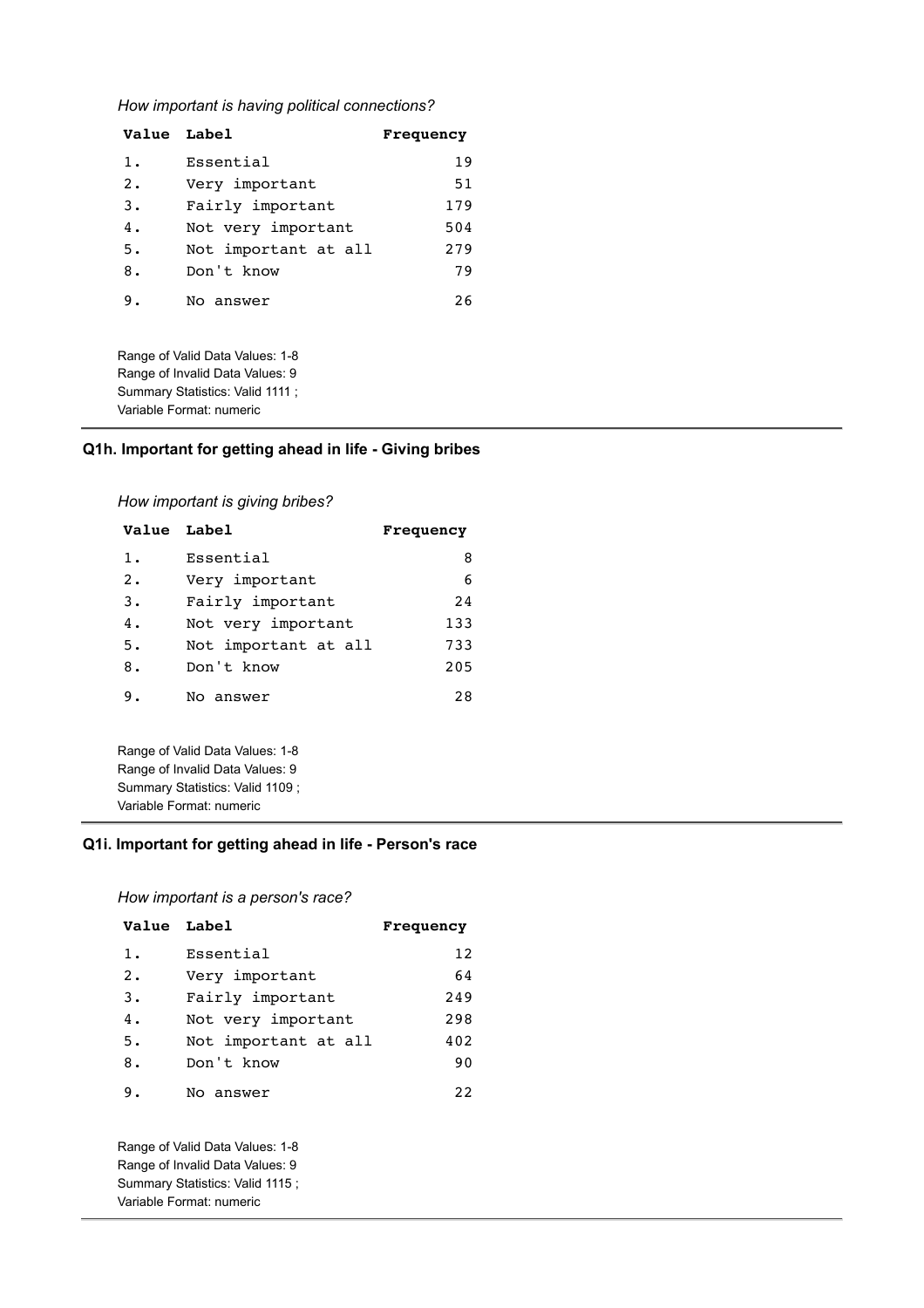*How important is having political connections?*

| Value | Label | Frequency |
|---|---|---|
| 1. | Essential | 19 |
| 2. | Very important | 51 |
| 3. | Fairly important | 179 |
| 4. | Not very important | 504 |
| 5. | Not important at all | 279 |
| 8. | Don't know | 79 |
| 9. | No answer | 26 |

Range of Valid Data Values: 1-8
Range of Invalid Data Values: 9
Summary Statistics: Valid 1111 ;
Variable Format: numeric

### Q1h. Important for getting ahead in life - Giving bribes

*How important is giving bribes?*

| Value | Label | Frequency |
|---|---|---|
| 1. | Essential | 8 |
| 2. | Very important | 6 |
| 3. | Fairly important | 24 |
| 4. | Not very important | 133 |
| 5. | Not important at all | 733 |
| 8. | Don't know | 205 |
| 9. | No answer | 28 |

Range of Valid Data Values: 1-8
Range of Invalid Data Values: 9
Summary Statistics: Valid 1109 ;
Variable Format: numeric

### Q1i. Important for getting ahead in life - Person's race

*How important is a person's race?*

| Value | Label | Frequency |
|---|---|---|
| 1. | Essential | 12 |
| 2. | Very important | 64 |
| 3. | Fairly important | 249 |
| 4. | Not very important | 298 |
| 5. | Not important at all | 402 |
| 8. | Don't know | 90 |
| 9. | No answer | 22 |

Range of Valid Data Values: 1-8
Range of Invalid Data Values: 9
Summary Statistics: Valid 1115 ;
Variable Format: numeric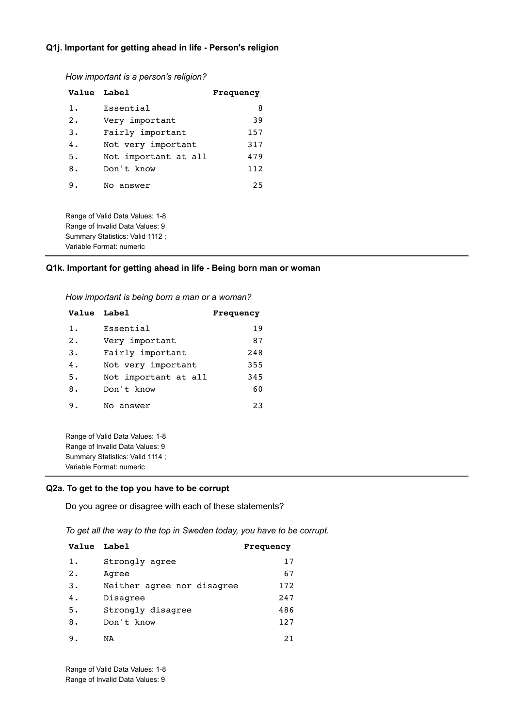### Q1j. Important for getting ahead in life - Person's religion

*How important is a person's religion?*

| Value | Label | Frequency |
|---|---|---|
| 1. | Essential | 8 |
| 2. | Very important | 39 |
| 3. | Fairly important | 157 |
| 4. | Not very important | 317 |
| 5. | Not important at all | 479 |
| 8. | Don't know | 112 |
| 9. | No answer | 25 |

Range of Valid Data Values: 1-8
Range of Invalid Data Values: 9
Summary Statistics: Valid 1112 ;
Variable Format: numeric

---

### Q1k. Important for getting ahead in life - Being born man or woman

*How important is being born a man or a woman?*

| Value | Label | Frequency |
|---|---|---|
| 1. | Essential | 19 |
| 2. | Very important | 87 |
| 3. | Fairly important | 248 |
| 4. | Not very important | 355 |
| 5. | Not important at all | 345 |
| 8. | Don't know | 60 |
| 9. | No answer | 23 |

Range of Valid Data Values: 1-8
Range of Invalid Data Values: 9
Summary Statistics: Valid 1114 ;
Variable Format: numeric

---

### Q2a. To get to the top you have to be corrupt

Do you agree or disagree with each of these statements?

*To get all the way to the top in Sweden today, you have to be corrupt.*

| Value | Label | Frequency |
|---|---|---|
| 1. | Strongly agree | 17 |
| 2. | Agree | 67 |
| 3. | Neither agree nor disagree | 172 |
| 4. | Disagree | 247 |
| 5. | Strongly disagree | 486 |
| 8. | Don't know | 127 |
| 9. | NA | 21 |

Range of Valid Data Values: 1-8
Range of Invalid Data Values: 9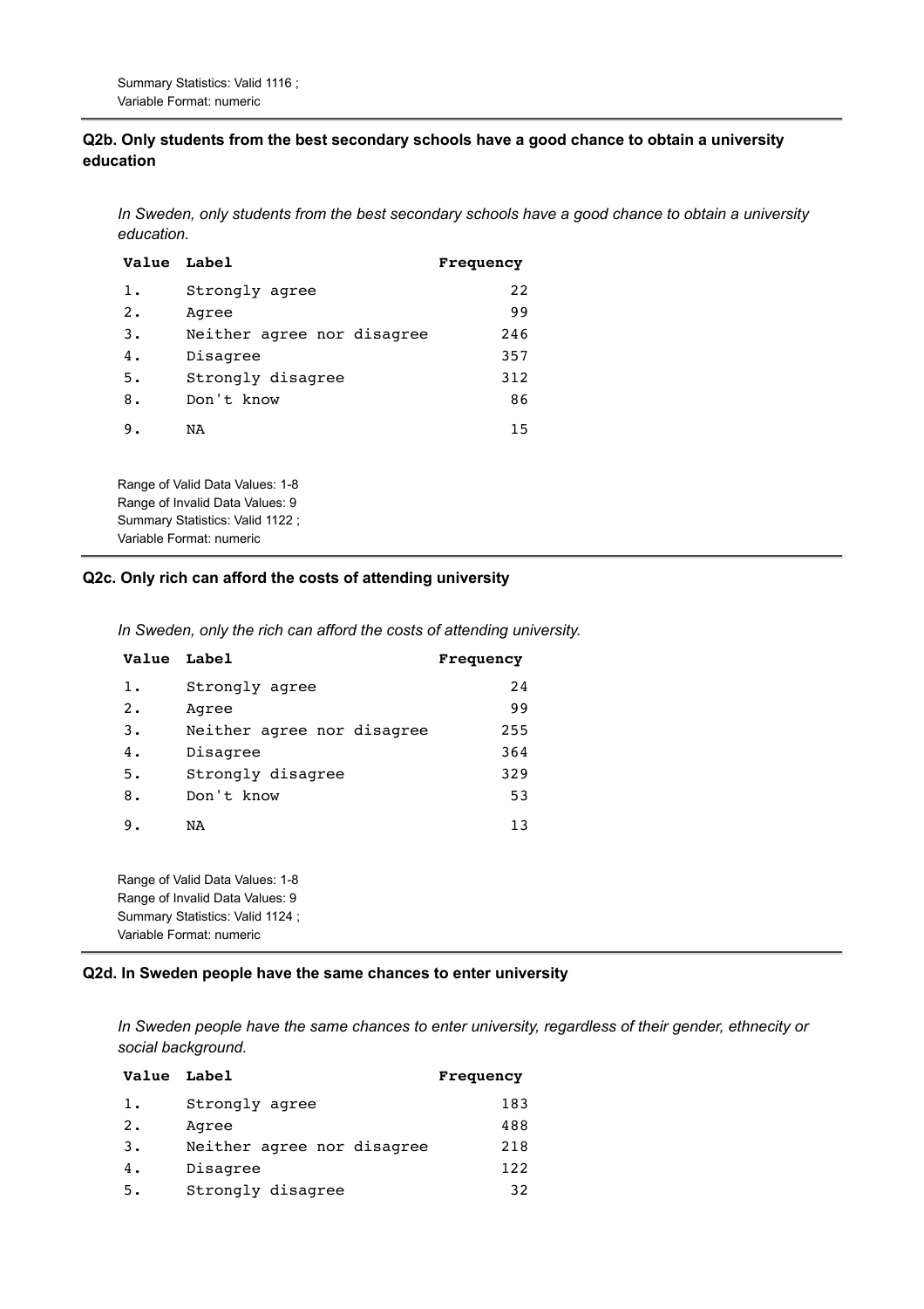Summary Statistics: Valid 1116 ;
Variable Format: numeric

### Q2b. Only students from the best secondary schools have a good chance to obtain a university education

*In Sweden, only students from the best secondary schools have a good chance to obtain a university education.*

| Value | Label | Frequency |
|---|---|---|
| 1. | Strongly agree | 22 |
| 2. | Agree | 99 |
| 3. | Neither agree nor disagree | 246 |
| 4. | Disagree | 357 |
| 5. | Strongly disagree | 312 |
| 8. | Don't know | 86 |
| 9. | NA | 15 |

Range of Valid Data Values: 1-8
Range of Invalid Data Values: 9
Summary Statistics: Valid 1122 ;
Variable Format: numeric

### Q2c. Only rich can afford the costs of attending university

*In Sweden, only the rich can afford the costs of attending university.*

| Value | Label | Frequency |
|---|---|---|
| 1. | Strongly agree | 24 |
| 2. | Agree | 99 |
| 3. | Neither agree nor disagree | 255 |
| 4. | Disagree | 364 |
| 5. | Strongly disagree | 329 |
| 8. | Don't know | 53 |
| 9. | NA | 13 |

Range of Valid Data Values: 1-8
Range of Invalid Data Values: 9
Summary Statistics: Valid 1124 ;
Variable Format: numeric

### Q2d. In Sweden people have the same chances to enter university

*In Sweden people have the same chances to enter university, regardless of their gender, ethnecity or social background.*

| Value | Label | Frequency |
|---|---|---|
| 1. | Strongly agree | 183 |
| 2. | Agree | 488 |
| 3. | Neither agree nor disagree | 218 |
| 4. | Disagree | 122 |
| 5. | Strongly disagree | 32 |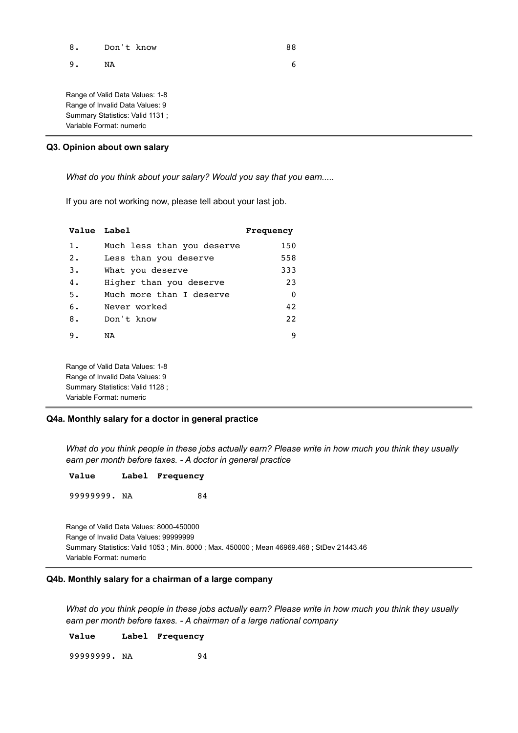| Value | Label | Frequency |
|---|---|---|
| 8. | Don't know | 88 |
| 9. | NA | 6 |

Range of Valid Data Values: 1-8
Range of Invalid Data Values: 9
Summary Statistics: Valid 1131 ;
Variable Format: numeric

### Q3. Opinion about own salary

*What do you think about your salary? Would you say that you earn.....*

If you are not working now, please tell about your last job.

| Value | Label | Frequency |
|---|---|---|
| 1. | Much less than you deserve | 150 |
| 2. | Less than you deserve | 558 |
| 3. | What you deserve | 333 |
| 4. | Higher than you deserve | 23 |
| 5. | Much more than I deserve | 0 |
| 6. | Never worked | 42 |
| 8. | Don't know | 22 |
| 9. | NA | 9 |

Range of Valid Data Values: 1-8
Range of Invalid Data Values: 9
Summary Statistics: Valid 1128 ;
Variable Format: numeric

### Q4a. Monthly salary for a doctor in general practice

*What do you think people in these jobs actually earn? Please write in how much you think they usually earn per month before taxes. - A doctor in general practice*

| Value | Label | Frequency |
|---|---|---|
| 99999999. | NA | 84 |

Range of Valid Data Values: 8000-450000
Range of Invalid Data Values: 99999999
Summary Statistics: Valid 1053 ; Min. 8000 ; Max. 450000 ; Mean 46969.468 ; StDev 21443.46
Variable Format: numeric

### Q4b. Monthly salary for a chairman of a large company

*What do you think people in these jobs actually earn? Please write in how much you think they usually earn per month before taxes. - A chairman of a large national company*

| Value | Label | Frequency |
|---|---|---|
| 99999999. | NA | 94 |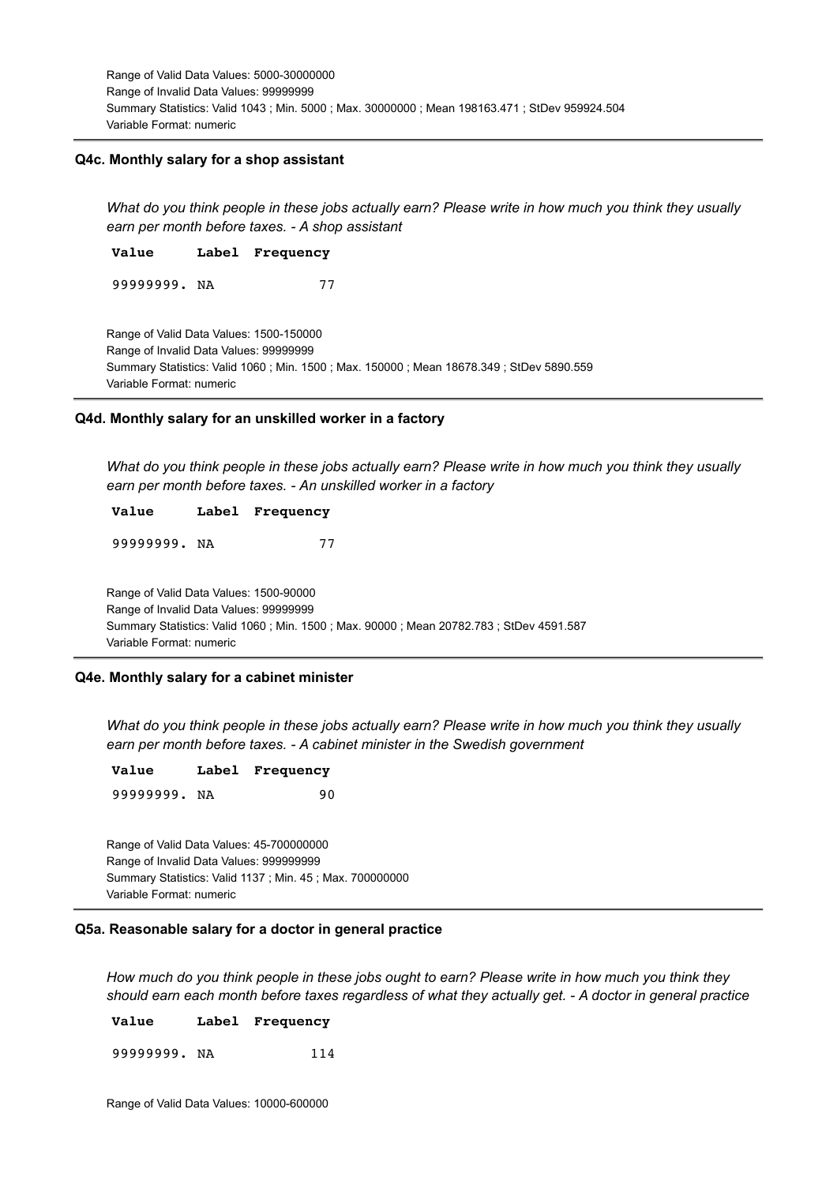Range of Valid Data Values: 5000-30000000
Range of Invalid Data Values: 99999999
Summary Statistics: Valid 1043 ; Min. 5000 ; Max. 30000000 ; Mean 198163.471 ; StDev 959924.504
Variable Format: numeric

### Q4c. Monthly salary for a shop assistant

*What do you think people in these jobs actually earn? Please write in how much you think they usually earn per month before taxes. - A shop assistant*

| Value | Label | Frequency |
|---|---|---|
| 99999999. | NA | 77 |

Range of Valid Data Values: 1500-150000
Range of Invalid Data Values: 99999999
Summary Statistics: Valid 1060 ; Min. 1500 ; Max. 150000 ; Mean 18678.349 ; StDev 5890.559
Variable Format: numeric

### Q4d. Monthly salary for an unskilled worker in a factory

*What do you think people in these jobs actually earn? Please write in how much you think they usually earn per month before taxes. - An unskilled worker in a factory*

| Value | Label | Frequency |
|---|---|---|
| 99999999. | NA | 77 |

Range of Valid Data Values: 1500-90000
Range of Invalid Data Values: 99999999
Summary Statistics: Valid 1060 ; Min. 1500 ; Max. 90000 ; Mean 20782.783 ; StDev 4591.587
Variable Format: numeric

### Q4e. Monthly salary for a cabinet minister

*What do you think people in these jobs actually earn? Please write in how much you think they usually earn per month before taxes. - A cabinet minister in the Swedish government*

| Value | Label | Frequency |
|---|---|---|
| 99999999. | NA | 90 |

Range of Valid Data Values: 45-700000000
Range of Invalid Data Values: 999999999
Summary Statistics: Valid 1137 ; Min. 45 ; Max. 700000000
Variable Format: numeric

### Q5a. Reasonable salary for a doctor in general practice

*How much do you think people in these jobs ought to earn? Please write in how much you think they should earn each month before taxes regardless of what they actually get. - A doctor in general practice*

| Value | Label | Frequency |
|---|---|---|
| 99999999. | NA | 114 |

Range of Valid Data Values: 10000-600000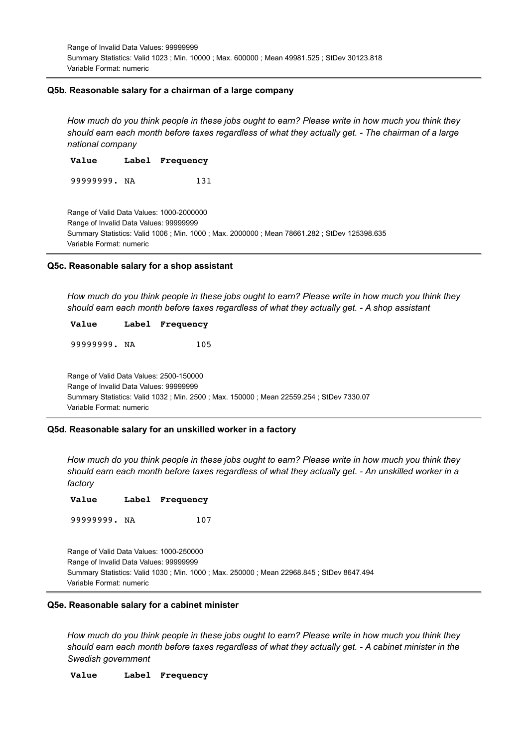Range of Invalid Data Values: 99999999
Summary Statistics: Valid 1023 ; Min. 10000 ; Max. 600000 ; Mean 49981.525 ; StDev 30123.818
Variable Format: numeric

---

### Q5b. Reasonable salary for a chairman of a large company

*How much do you think people in these jobs ought to earn? Please write in how much you think they should earn each month before taxes regardless of what they actually get. - The chairman of a large national company*

| Value | Label | Frequency |
|---|---|---|
| 99999999. | NA | 131 |

Range of Valid Data Values: 1000-2000000
Range of Invalid Data Values: 99999999
Summary Statistics: Valid 1006 ; Min. 1000 ; Max. 2000000 ; Mean 78661.282 ; StDev 125398.635
Variable Format: numeric

---

### Q5c. Reasonable salary for a shop assistant

*How much do you think people in these jobs ought to earn? Please write in how much you think they should earn each month before taxes regardless of what they actually get. - A shop assistant*

| Value | Label | Frequency |
|---|---|---|
| 99999999. | NA | 105 |

Range of Valid Data Values: 2500-150000
Range of Invalid Data Values: 99999999
Summary Statistics: Valid 1032 ; Min. 2500 ; Max. 150000 ; Mean 22559.254 ; StDev 7330.07
Variable Format: numeric

---

### Q5d. Reasonable salary for an unskilled worker in a factory

*How much do you think people in these jobs ought to earn? Please write in how much you think they should earn each month before taxes regardless of what they actually get. - An unskilled worker in a factory*

| Value | Label | Frequency |
|---|---|---|
| 99999999. | NA | 107 |

Range of Valid Data Values: 1000-250000
Range of Invalid Data Values: 99999999
Summary Statistics: Valid 1030 ; Min. 1000 ; Max. 250000 ; Mean 22968.845 ; StDev 8647.494
Variable Format: numeric

---

### Q5e. Reasonable salary for a cabinet minister

*How much do you think people in these jobs ought to earn? Please write in how much you think they should earn each month before taxes regardless of what they actually get. - A cabinet minister in the Swedish government*

| Value | Label | Frequency |
|---|---|---|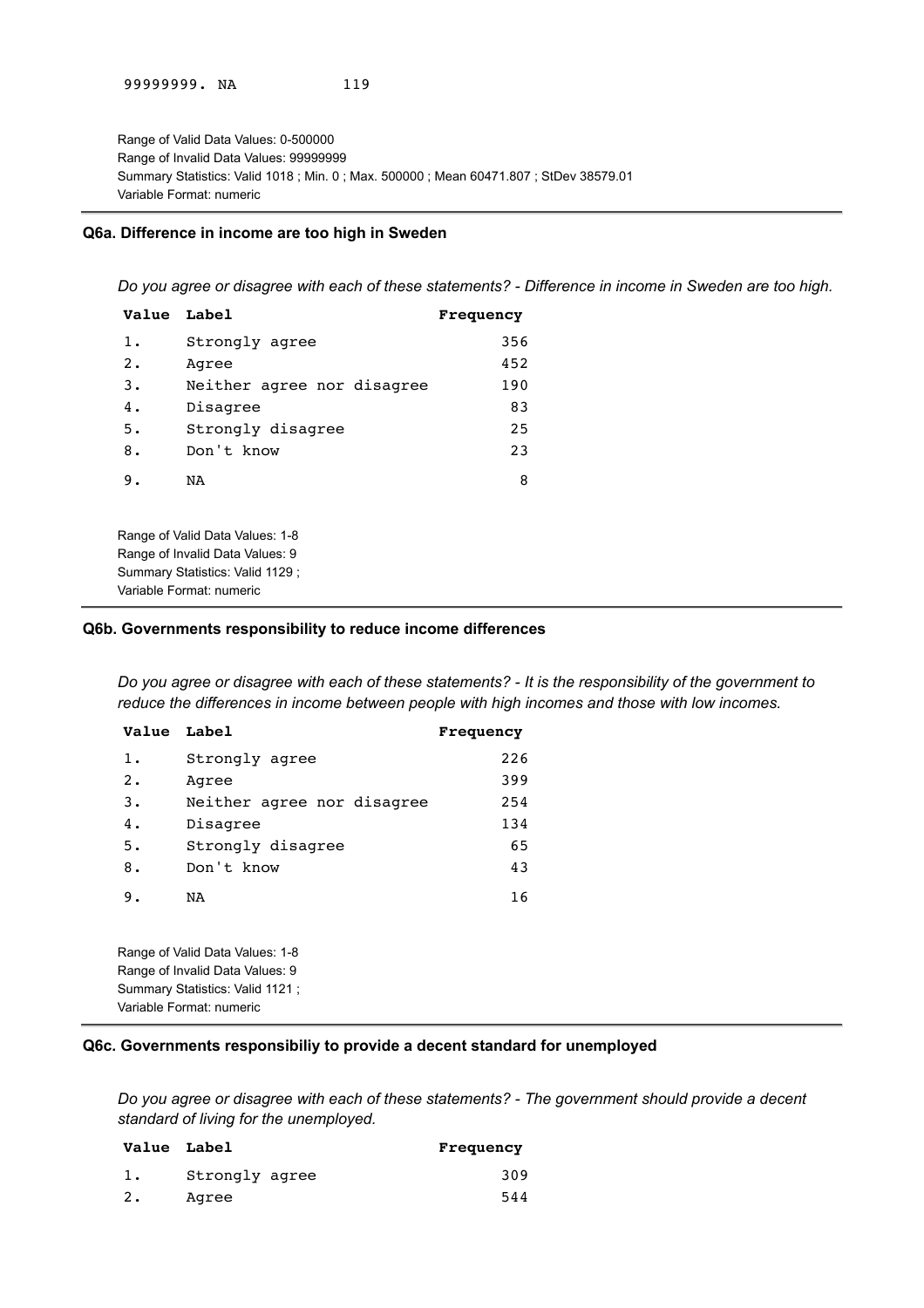| Value | Label | Frequency |
|---|---|---|
| 99999999. | NA | 119 |

Range of Valid Data Values: 0-500000
Range of Invalid Data Values: 99999999
Summary Statistics: Valid 1018 ; Min. 0 ; Max. 500000 ; Mean 60471.807 ; StDev 38579.01
Variable Format: numeric

---

### Q6a. Difference in income are too high in Sweden

*Do you agree or disagree with each of these statements? - Difference in income in Sweden are too high.*

| Value | Label | Frequency |
|---|---|---|
| 1. | Strongly agree | 356 |
| 2. | Agree | 452 |
| 3. | Neither agree nor disagree | 190 |
| 4. | Disagree | 83 |
| 5. | Strongly disagree | 25 |
| 8. | Don't know | 23 |
| 9. | NA | 8 |

Range of Valid Data Values: 1-8
Range of Invalid Data Values: 9
Summary Statistics: Valid 1129 ;
Variable Format: numeric

---

### Q6b. Governments responsibility to reduce income differences

*Do you agree or disagree with each of these statements? - It is the responsibility of the government to reduce the differences in income between people with high incomes and those with low incomes.*

| Value | Label | Frequency |
|---|---|---|
| 1. | Strongly agree | 226 |
| 2. | Agree | 399 |
| 3. | Neither agree nor disagree | 254 |
| 4. | Disagree | 134 |
| 5. | Strongly disagree | 65 |
| 8. | Don't know | 43 |
| 9. | NA | 16 |

Range of Valid Data Values: 1-8
Range of Invalid Data Values: 9
Summary Statistics: Valid 1121 ;
Variable Format: numeric

---

### Q6c. Governments responsibiliy to provide a decent standard for unemployed

*Do you agree or disagree with each of these statements? - The government should provide a decent standard of living for the unemployed.*

| Value | Label | Frequency |
|---|---|---|
| 1. | Strongly agree | 309 |
| 2. | Agree | 544 |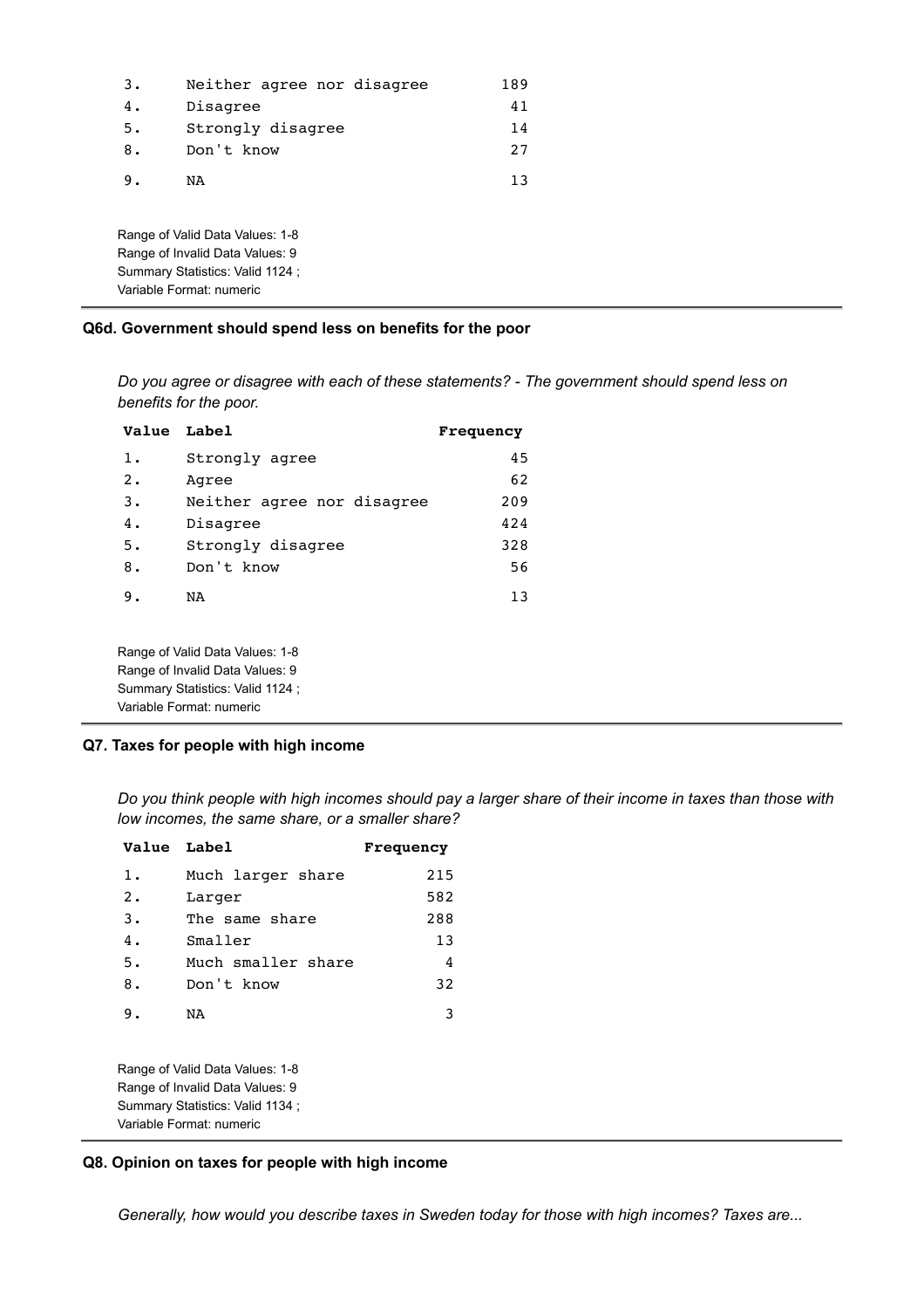| Value | Label | Frequency |
|---|---|---|
| 3. | Neither agree nor disagree | 189 |
| 4. | Disagree | 41 |
| 5. | Strongly disagree | 14 |
| 8. | Don't know | 27 |
| 9. | NA | 13 |

Range of Valid Data Values: 1-8
Range of Invalid Data Values: 9
Summary Statistics: Valid 1124 ;
Variable Format: numeric

### Q6d. Government should spend less on benefits for the poor

*Do you agree or disagree with each of these statements? - The government should spend less on benefits for the poor.*

| Value | Label | Frequency |
|---|---|---|
| 1. | Strongly agree | 45 |
| 2. | Agree | 62 |
| 3. | Neither agree nor disagree | 209 |
| 4. | Disagree | 424 |
| 5. | Strongly disagree | 328 |
| 8. | Don't know | 56 |
| 9. | NA | 13 |

Range of Valid Data Values: 1-8
Range of Invalid Data Values: 9
Summary Statistics: Valid 1124 ;
Variable Format: numeric

### Q7. Taxes for people with high income

*Do you think people with high incomes should pay a larger share of their income in taxes than those with low incomes, the same share, or a smaller share?*

| Value | Label | Frequency |
|---|---|---|
| 1. | Much larger share | 215 |
| 2. | Larger | 582 |
| 3. | The same share | 288 |
| 4. | Smaller | 13 |
| 5. | Much smaller share | 4 |
| 8. | Don't know | 32 |
| 9. | NA | 3 |

Range of Valid Data Values: 1-8
Range of Invalid Data Values: 9
Summary Statistics: Valid 1134 ;
Variable Format: numeric

### Q8. Opinion on taxes for people with high income

*Generally, how would you describe taxes in Sweden today for those with high incomes? Taxes are...*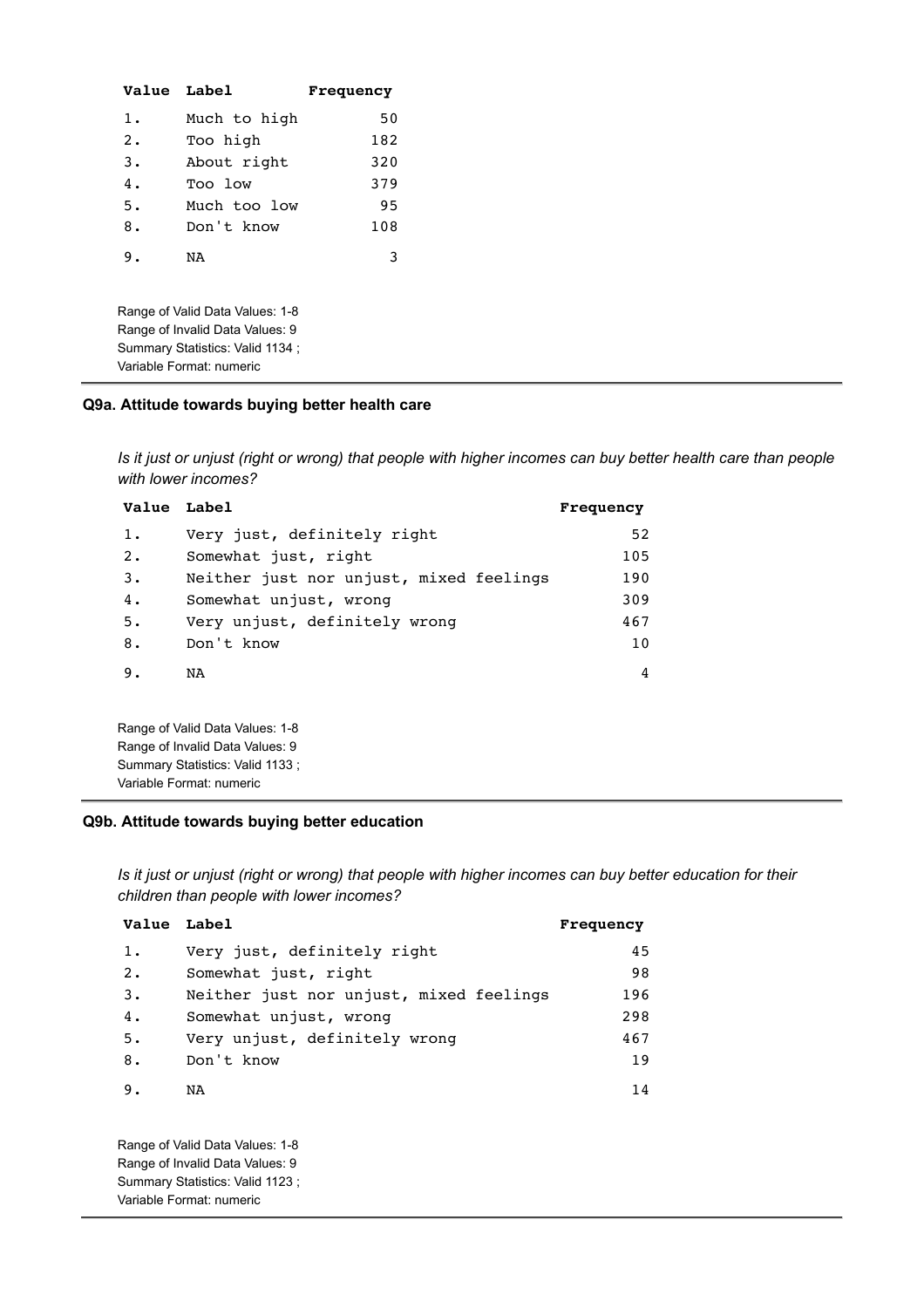| Value | Label | Frequency |
|---|---|---|
| 1. | Much to high | 50 |
| 2. | Too high | 182 |
| 3. | About right | 320 |
| 4. | Too low | 379 |
| 5. | Much too low | 95 |
| 8. | Don't know | 108 |
| 9. | NA | 3 |

Range of Valid Data Values: 1-8
Range of Invalid Data Values: 9
Summary Statistics: Valid 1134 ;
Variable Format: numeric

---

### Q9a. Attitude towards buying better health care

*Is it just or unjust (right or wrong) that people with higher incomes can buy better health care than people with lower incomes?*

| Value | Label | Frequency |
|---|---|---|
| 1. | Very just, definitely right | 52 |
| 2. | Somewhat just, right | 105 |
| 3. | Neither just nor unjust, mixed feelings | 190 |
| 4. | Somewhat unjust, wrong | 309 |
| 5. | Very unjust, definitely wrong | 467 |
| 8. | Don't know | 10 |
| 9. | NA | 4 |

Range of Valid Data Values: 1-8
Range of Invalid Data Values: 9
Summary Statistics: Valid 1133 ;
Variable Format: numeric

---

### Q9b. Attitude towards buying better education

*Is it just or unjust (right or wrong) that people with higher incomes can buy better education for their children than people with lower incomes?*

| Value | Label | Frequency |
|---|---|---|
| 1. | Very just, definitely right | 45 |
| 2. | Somewhat just, right | 98 |
| 3. | Neither just nor unjust, mixed feelings | 196 |
| 4. | Somewhat unjust, wrong | 298 |
| 5. | Very unjust, definitely wrong | 467 |
| 8. | Don't know | 19 |
| 9. | NA | 14 |

Range of Valid Data Values: 1-8
Range of Invalid Data Values: 9
Summary Statistics: Valid 1123 ;
Variable Format: numeric

---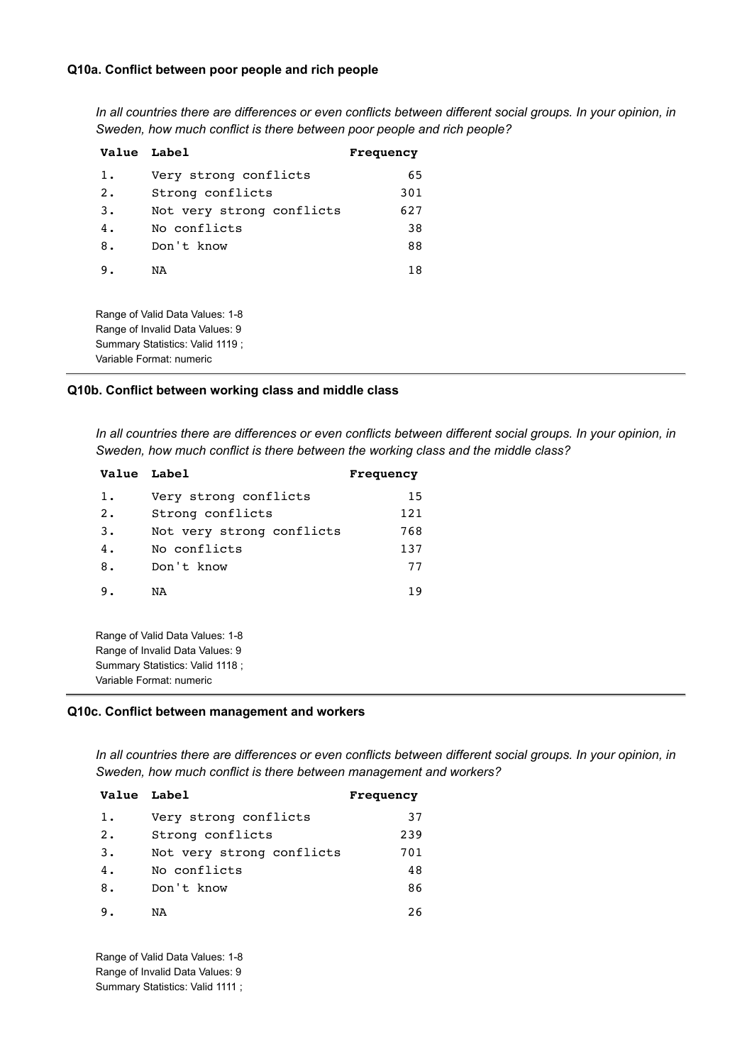### Q10a. Conflict between poor people and rich people

*In all countries there are differences or even conflicts between different social groups. In your opinion, in Sweden, how much conflict is there between poor people and rich people?*

| Value | Label | Frequency |
|---|---|---|
| 1. | Very strong conflicts | 65 |
| 2. | Strong conflicts | 301 |
| 3. | Not very strong conflicts | 627 |
| 4. | No conflicts | 38 |
| 8. | Don't know | 88 |
| 9. | NA | 18 |

Range of Valid Data Values: 1-8
Range of Invalid Data Values: 9
Summary Statistics: Valid 1119 ;
Variable Format: numeric

### Q10b. Conflict between working class and middle class

*In all countries there are differences or even conflicts between different social groups. In your opinion, in Sweden, how much conflict is there between the working class and the middle class?*

| Value | Label | Frequency |
|---|---|---|
| 1. | Very strong conflicts | 15 |
| 2. | Strong conflicts | 121 |
| 3. | Not very strong conflicts | 768 |
| 4. | No conflicts | 137 |
| 8. | Don't know | 77 |
| 9. | NA | 19 |

Range of Valid Data Values: 1-8
Range of Invalid Data Values: 9
Summary Statistics: Valid 1118 ;
Variable Format: numeric

### Q10c. Conflict between management and workers

*In all countries there are differences or even conflicts between different social groups. In your opinion, in Sweden, how much conflict is there between management and workers?*

| Value | Label | Frequency |
|---|---|---|
| 1. | Very strong conflicts | 37 |
| 2. | Strong conflicts | 239 |
| 3. | Not very strong conflicts | 701 |
| 4. | No conflicts | 48 |
| 8. | Don't know | 86 |
| 9. | NA | 26 |

Range of Valid Data Values: 1-8
Range of Invalid Data Values: 9
Summary Statistics: Valid 1111 ;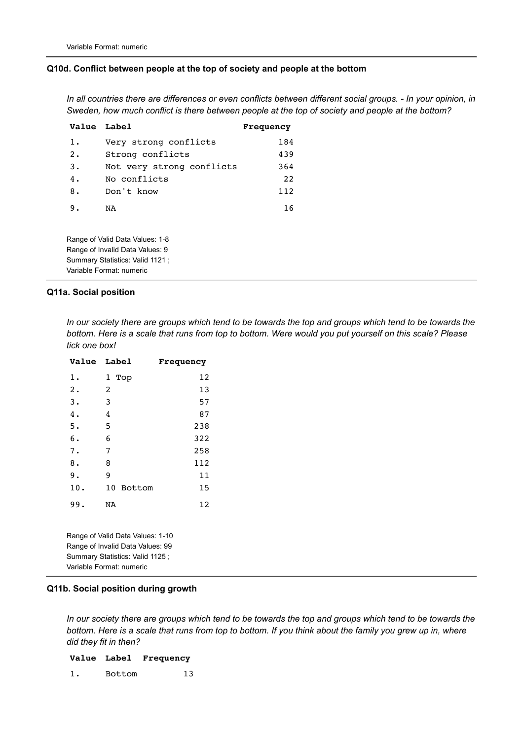Variable Format: numeric

### Q10d. Conflict between people at the top of society and people at the bottom

*In all countries there are differences or even conflicts between different social groups. - In your opinion, in Sweden, how much conflict is there between people at the top of society and people at the bottom?*

| Value | Label | Frequency |
|---|---|---|
| 1. | Very strong conflicts | 184 |
| 2. | Strong conflicts | 439 |
| 3. | Not very strong conflicts | 364 |
| 4. | No conflicts | 22 |
| 8. | Don't know | 112 |
| 9. | NA | 16 |

Range of Valid Data Values: 1-8
Range of Invalid Data Values: 9
Summary Statistics: Valid 1121 ;
Variable Format: numeric

### Q11a. Social position

*In our society there are groups which tend to be towards the top and groups which tend to be towards the bottom. Here is a scale that runs from top to bottom. Were would you put yourself on this scale? Please tick one box!*

| Value | Label | Frequency |
|---|---|---|
| 1. | 1 Top | 12 |
| 2. | 2 | 13 |
| 3. | 3 | 57 |
| 4. | 4 | 87 |
| 5. | 5 | 238 |
| 6. | 6 | 322 |
| 7. | 7 | 258 |
| 8. | 8 | 112 |
| 9. | 9 | 11 |
| 10. | 10 Bottom | 15 |
| 99. | NA | 12 |

Range of Valid Data Values: 1-10
Range of Invalid Data Values: 99
Summary Statistics: Valid 1125 ;
Variable Format: numeric

### Q11b. Social position during growth

*In our society there are groups which tend to be towards the top and groups which tend to be towards the bottom. Here is a scale that runs from top to bottom. If you think about the family you grew up in, where did they fit in then?*

| Value | Label | Frequency |
|---|---|---|
| 1. | Bottom | 13 |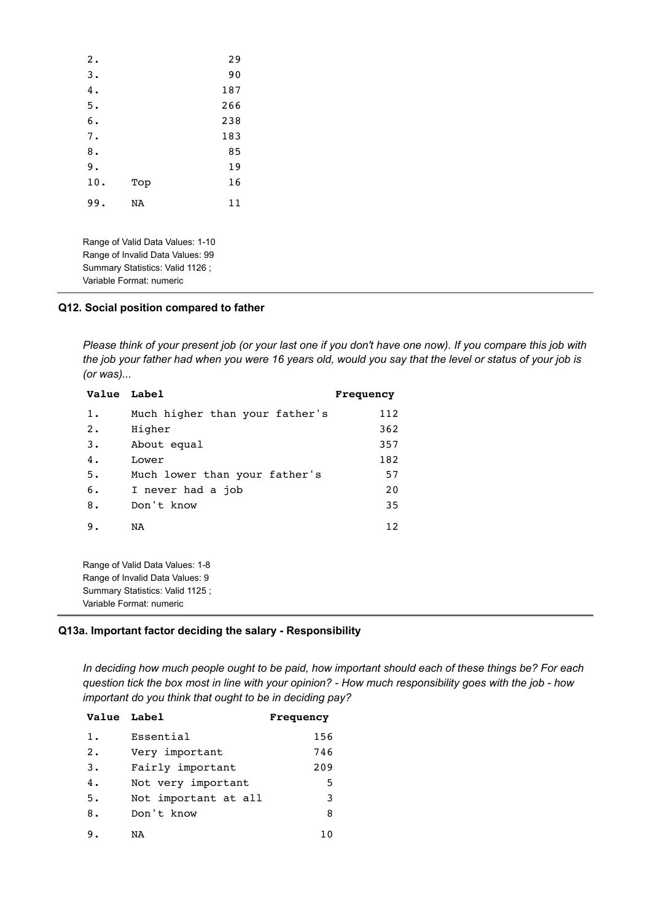| Value | Label | Frequency |
|---|---|---|
| 2. | | 29 |
| 3. | | 90 |
| 4. | | 187 |
| 5. | | 266 |
| 6. | | 238 |
| 7. | | 183 |
| 8. | | 85 |
| 9. | | 19 |
| 10. | Top | 16 |
| 99. | NA | 11 |

Range of Valid Data Values: 1-10
Range of Invalid Data Values: 99
Summary Statistics: Valid 1126 ;
Variable Format: numeric

---

### Q12. Social position compared to father

*Please think of your present job (or your last one if you don't have one now). If you compare this job with the job your father had when you were 16 years old, would you say that the level or status of your job is (or was)...*

| Value | Label | Frequency |
|---|---|---|
| 1. | Much higher than your father's | 112 |
| 2. | Higher | 362 |
| 3. | About equal | 357 |
| 4. | Lower | 182 |
| 5. | Much lower than your father's | 57 |
| 6. | I never had a job | 20 |
| 8. | Don't know | 35 |
| 9. | NA | 12 |

Range of Valid Data Values: 1-8
Range of Invalid Data Values: 9
Summary Statistics: Valid 1125 ;
Variable Format: numeric

---

### Q13a. Important factor deciding the salary - Responsibility

*In deciding how much people ought to be paid, how important should each of these things be? For each question tick the box most in line with your opinion? - How much responsibility goes with the job - how important do you think that ought to be in deciding pay?*

| Value | Label | Frequency |
|---|---|---|
| 1. | Essential | 156 |
| 2. | Very important | 746 |
| 3. | Fairly important | 209 |
| 4. | Not very important | 5 |
| 5. | Not important at all | 3 |
| 8. | Don't know | 8 |
| 9. | NA | 10 |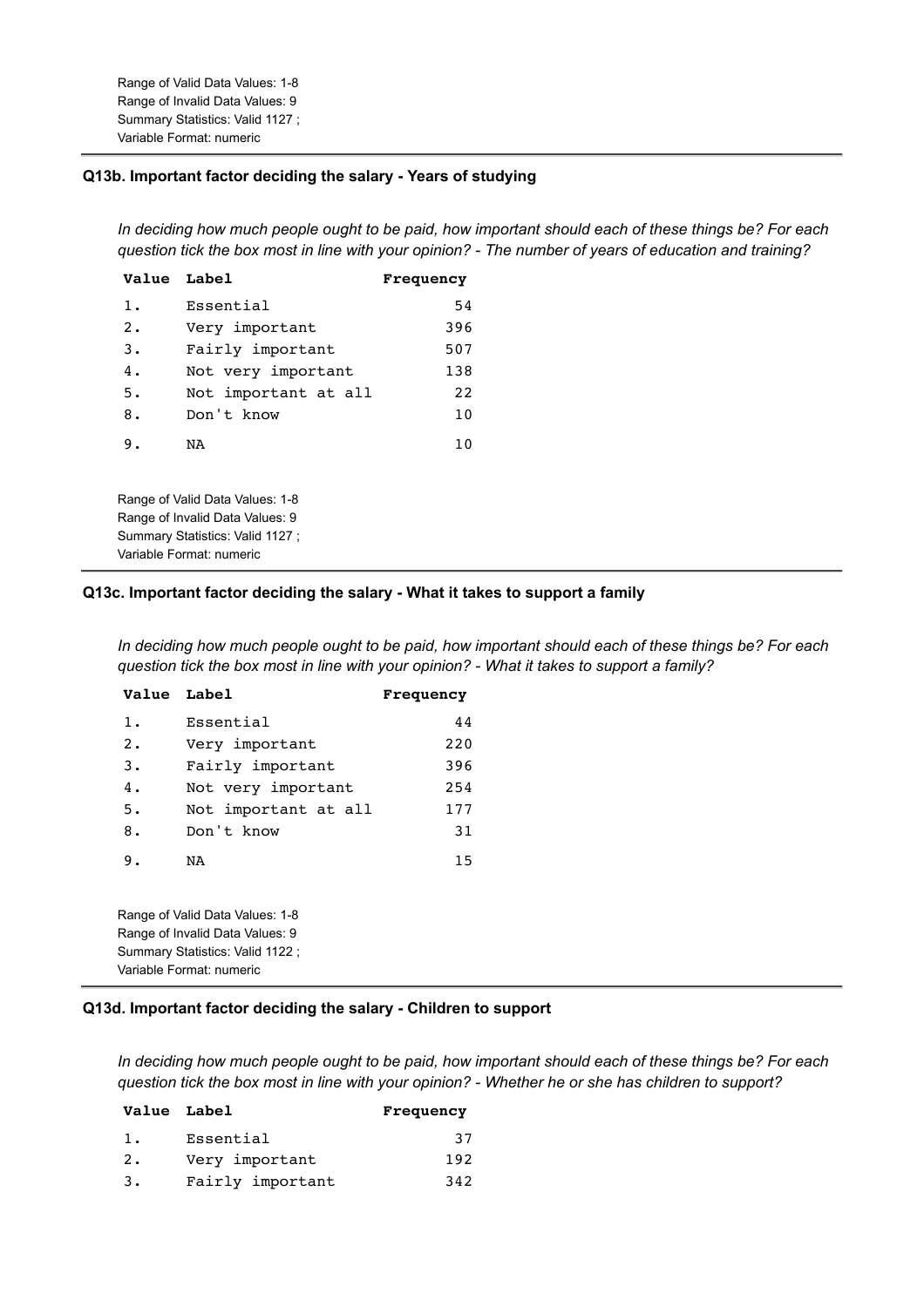Range of Valid Data Values: 1-8
Range of Invalid Data Values: 9
Summary Statistics: Valid 1127 ;
Variable Format: numeric

---

### Q13b. Important factor deciding the salary - Years of studying

*In deciding how much people ought to be paid, how important should each of these things be? For each question tick the box most in line with your opinion? - The number of years of education and training?*

| Value | Label | Frequency |
|---|---|---|
| 1. | Essential | 54 |
| 2. | Very important | 396 |
| 3. | Fairly important | 507 |
| 4. | Not very important | 138 |
| 5. | Not important at all | 22 |
| 8. | Don't know | 10 |
| 9. | NA | 10 |

Range of Valid Data Values: 1-8
Range of Invalid Data Values: 9
Summary Statistics: Valid 1127 ;
Variable Format: numeric

---

### Q13c. Important factor deciding the salary - What it takes to support a family

*In deciding how much people ought to be paid, how important should each of these things be? For each question tick the box most in line with your opinion? - What it takes to support a family?*

| Value | Label | Frequency |
|---|---|---|
| 1. | Essential | 44 |
| 2. | Very important | 220 |
| 3. | Fairly important | 396 |
| 4. | Not very important | 254 |
| 5. | Not important at all | 177 |
| 8. | Don't know | 31 |
| 9. | NA | 15 |

Range of Valid Data Values: 1-8
Range of Invalid Data Values: 9
Summary Statistics: Valid 1122 ;
Variable Format: numeric

---

### Q13d. Important factor deciding the salary - Children to support

*In deciding how much people ought to be paid, how important should each of these things be? For each question tick the box most in line with your opinion? - Whether he or she has children to support?*

| Value | Label | Frequency |
|---|---|---|
| 1. | Essential | 37 |
| 2. | Very important | 192 |
| 3. | Fairly important | 342 |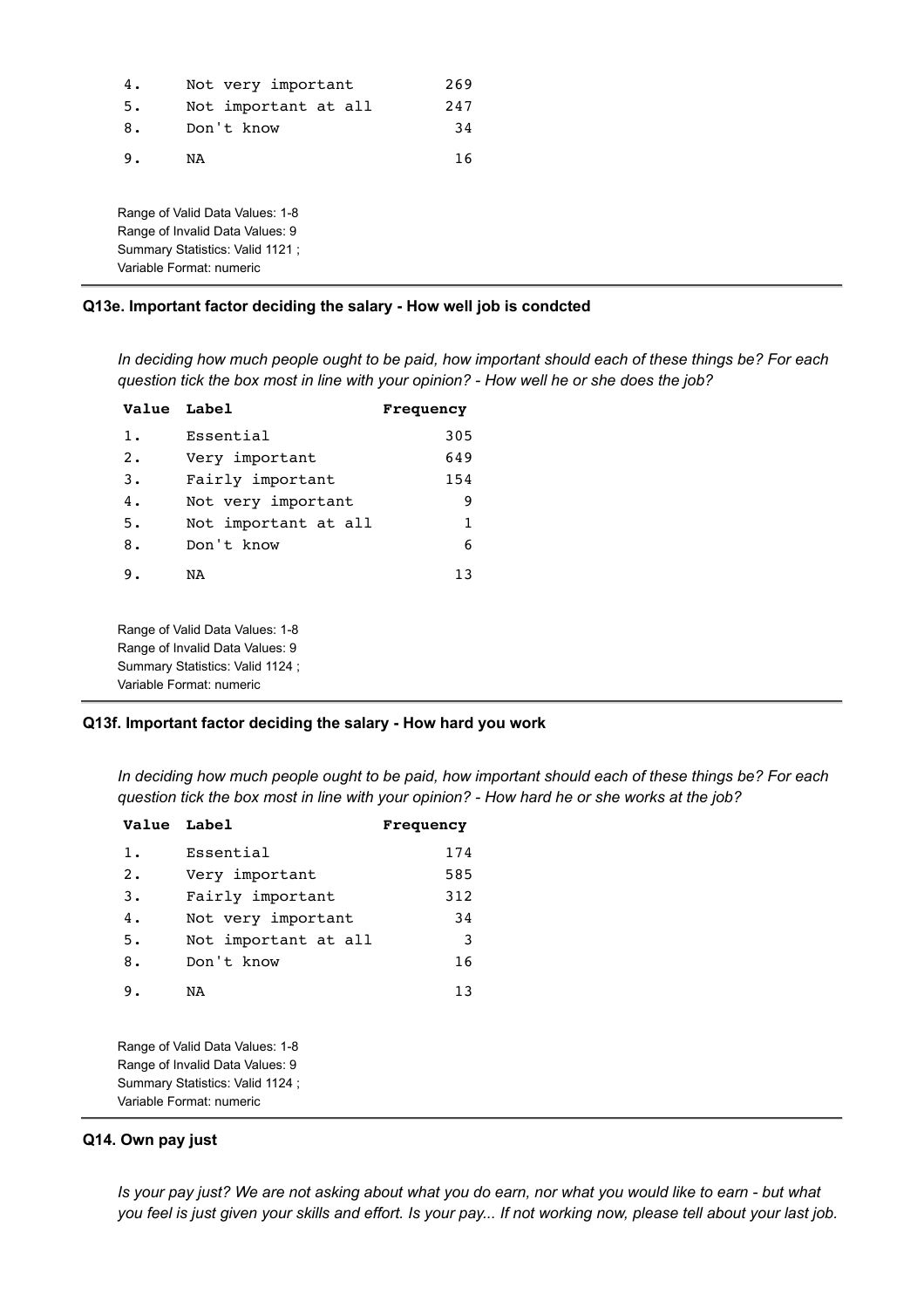| Value | Label | Frequency |
|---|---|---|
| 4. | Not very important | 269 |
| 5. | Not important at all | 247 |
| 8. | Don't know | 34 |
| 9. | NA | 16 |

Range of Valid Data Values: 1-8
Range of Invalid Data Values: 9
Summary Statistics: Valid 1121 ;
Variable Format: numeric

### Q13e. Important factor deciding the salary - How well job is condcted

*In deciding how much people ought to be paid, how important should each of these things be? For each question tick the box most in line with your opinion? - How well he or she does the job?*

| Value | Label | Frequency |
|---|---|---|
| 1. | Essential | 305 |
| 2. | Very important | 649 |
| 3. | Fairly important | 154 |
| 4. | Not very important | 9 |
| 5. | Not important at all | 1 |
| 8. | Don't know | 6 |
| 9. | NA | 13 |

Range of Valid Data Values: 1-8
Range of Invalid Data Values: 9
Summary Statistics: Valid 1124 ;
Variable Format: numeric

### Q13f. Important factor deciding the salary - How hard you work

*In deciding how much people ought to be paid, how important should each of these things be? For each question tick the box most in line with your opinion? - How hard he or she works at the job?*

| Value | Label | Frequency |
|---|---|---|
| 1. | Essential | 174 |
| 2. | Very important | 585 |
| 3. | Fairly important | 312 |
| 4. | Not very important | 34 |
| 5. | Not important at all | 3 |
| 8. | Don't know | 16 |
| 9. | NA | 13 |

Range of Valid Data Values: 1-8
Range of Invalid Data Values: 9
Summary Statistics: Valid 1124 ;
Variable Format: numeric

### Q14. Own pay just

*Is your pay just? We are not asking about what you do earn, nor what you would like to earn - but what you feel is just given your skills and effort. Is your pay... If not working now, please tell about your last job.*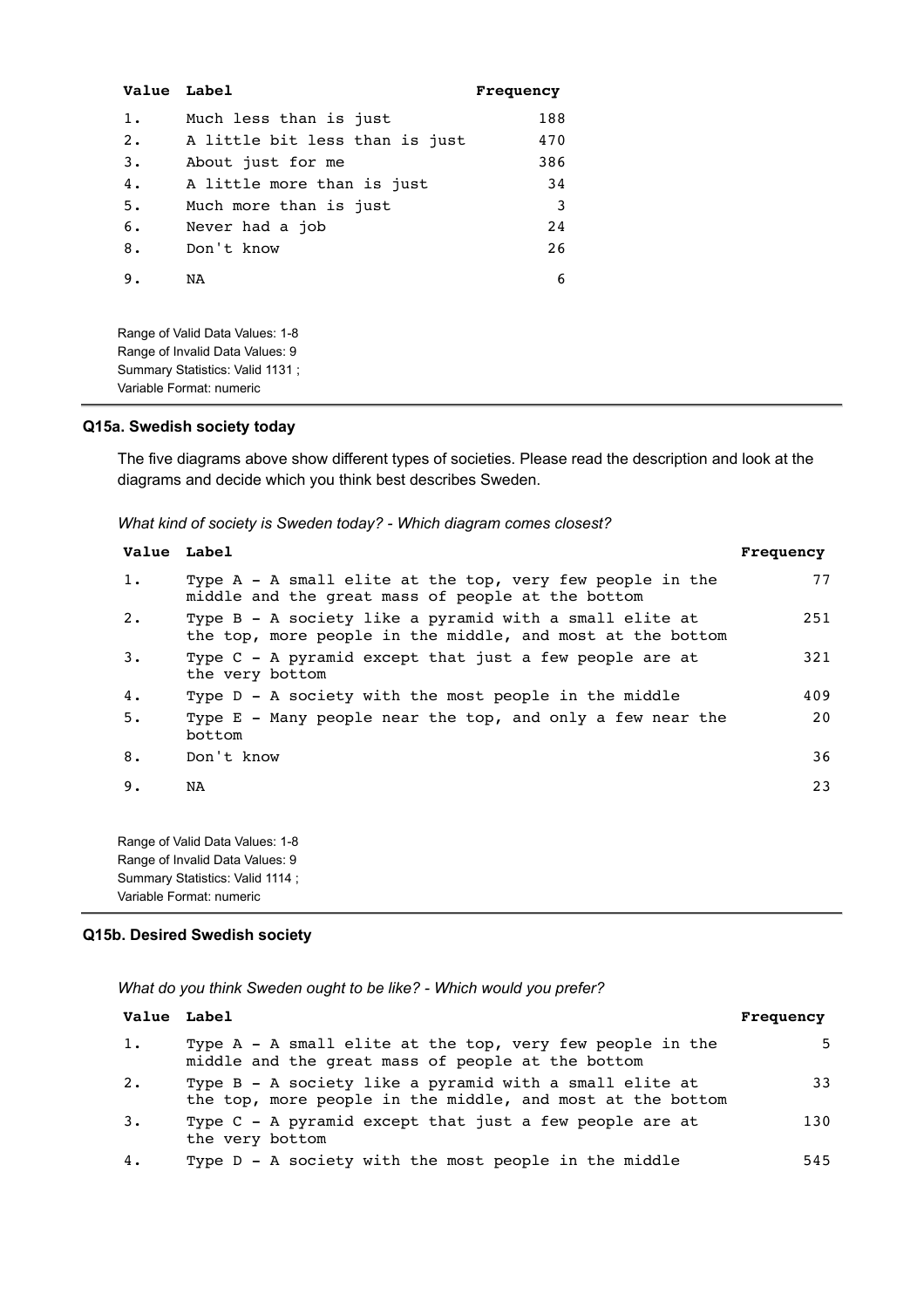| Value | Label | Frequency |
|---|---|---|
| 1. | Much less than is just | 188 |
| 2. | A little bit less than is just | 470 |
| 3. | About just for me | 386 |
| 4. | A little more than is just | 34 |
| 5. | Much more than is just | 3 |
| 6. | Never had a job | 24 |
| 8. | Don't know | 26 |
| 9. | NA | 6 |

Range of Valid Data Values: 1-8
Range of Invalid Data Values: 9
Summary Statistics: Valid 1131 ;
Variable Format: numeric

### Q15a. Swedish society today

The five diagrams above show different types of societies. Please read the description and look at the diagrams and decide which you think best describes Sweden.

*What kind of society is Sweden today? - Which diagram comes closest?*

| Value | Label | Frequency |
|---|---|---|
| 1. | Type A - A small elite at the top, very few people in the middle and the great mass of people at the bottom | 77 |
| 2. | Type B - A society like a pyramid with a small elite at the top, more people in the middle, and most at the bottom | 251 |
| 3. | Type C - A pyramid except that just a few people are at the very bottom | 321 |
| 4. | Type D - A society with the most people in the middle | 409 |
| 5. | Type E - Many people near the top, and only a few near the bottom | 20 |
| 8. | Don't know | 36 |
| 9. | NA | 23 |

Range of Valid Data Values: 1-8
Range of Invalid Data Values: 9
Summary Statistics: Valid 1114 ;
Variable Format: numeric

### Q15b. Desired Swedish society

*What do you think Sweden ought to be like? - Which would you prefer?*

| Value | Label | Frequency |
|---|---|---|
| 1. | Type A - A small elite at the top, very few people in the middle and the great mass of people at the bottom | 5 |
| 2. | Type B - A society like a pyramid with a small elite at the top, more people in the middle, and most at the bottom | 33 |
| 3. | Type C - A pyramid except that just a few people are at the very bottom | 130 |
| 4. | Type D - A society with the most people in the middle | 545 |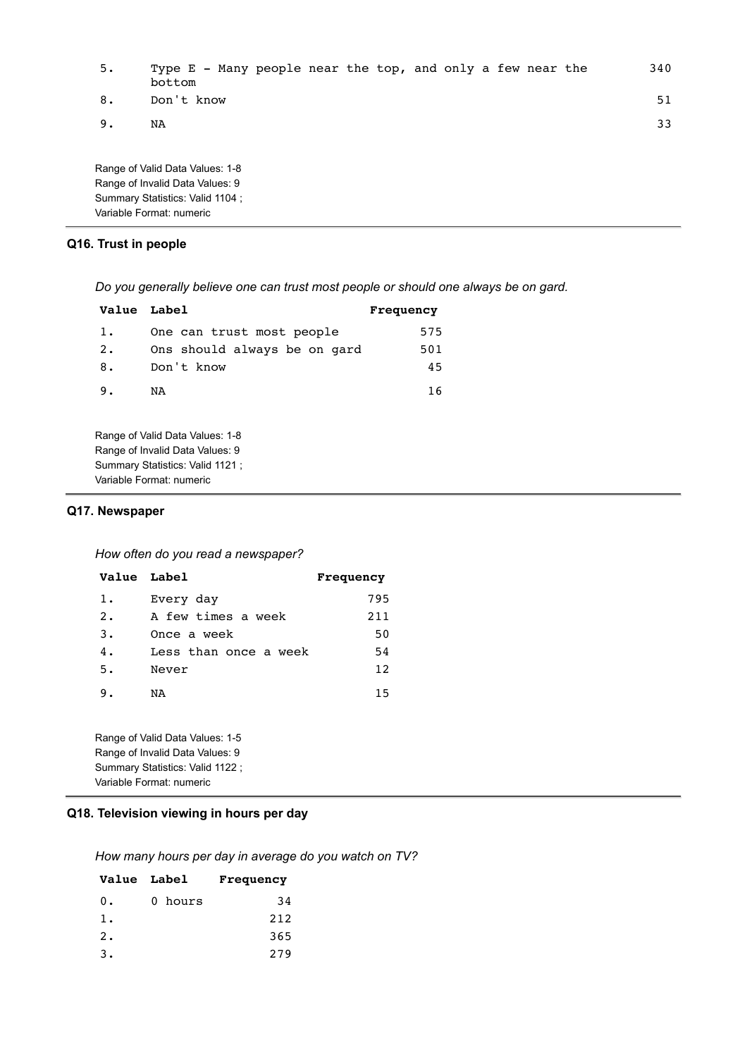| | | |
|---|---|---|
| 5. | Type E - Many people near the top, and only a few near the bottom | 340 |
| 8. | Don't know | 51 |
| 9. | NA | 33 |

Range of Valid Data Values: 1-8
Range of Invalid Data Values: 9
Summary Statistics: Valid 1104 ;
Variable Format: numeric

### Q16. Trust in people

*Do you generally believe one can trust most people or should one always be on gard.*

| Value | Label | Frequency |
|---|---|---|
| 1. | One can trust most people | 575 |
| 2. | Ons should always be on gard | 501 |
| 8. | Don't know | 45 |
| 9. | NA | 16 |

Range of Valid Data Values: 1-8
Range of Invalid Data Values: 9
Summary Statistics: Valid 1121 ;
Variable Format: numeric

### Q17. Newspaper

*How often do you read a newspaper?*

| Value | Label | Frequency |
|---|---|---|
| 1. | Every day | 795 |
| 2. | A few times a week | 211 |
| 3. | Once a week | 50 |
| 4. | Less than once a week | 54 |
| 5. | Never | 12 |
| 9. | NA | 15 |

Range of Valid Data Values: 1-5
Range of Invalid Data Values: 9
Summary Statistics: Valid 1122 ;
Variable Format: numeric

### Q18. Television viewing in hours per day

*How many hours per day in average do you watch on TV?*

| Value | Label | Frequency |
|---|---|---|
| 0. | 0 hours | 34 |
| 1. | | 212 |
| 2. | | 365 |
| 3. | | 279 |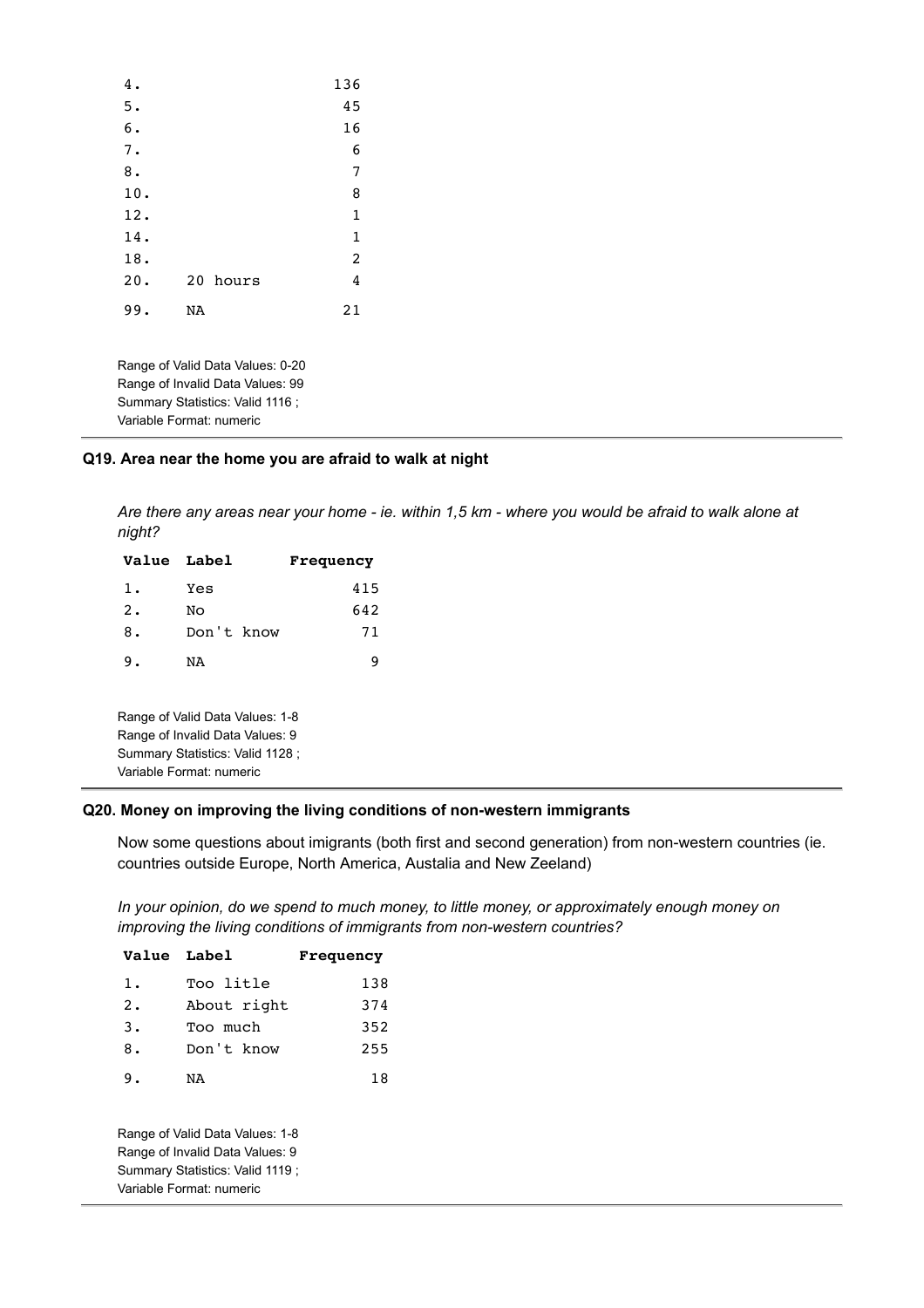| Value | Label | Frequency |
|---|---|---|
| 4. | | 136 |
| 5. | | 45 |
| 6. | | 16 |
| 7. | | 6 |
| 8. | | 7 |
| 10. | | 8 |
| 12. | | 1 |
| 14. | | 1 |
| 18. | | 2 |
| 20. | 20 hours | 4 |
| 99. | NA | 21 |

Range of Valid Data Values: 0-20
Range of Invalid Data Values: 99
Summary Statistics: Valid 1116 ;
Variable Format: numeric

---

### Q19. Area near the home you are afraid to walk at night

*Are there any areas near your home - ie. within 1,5 km - where you would be afraid to walk alone at night?*

| Value | Label | Frequency |
|---|---|---|
| 1. | Yes | 415 |
| 2. | No | 642 |
| 8. | Don't know | 71 |
| 9. | NA | 9 |

Range of Valid Data Values: 1-8
Range of Invalid Data Values: 9
Summary Statistics: Valid 1128 ;
Variable Format: numeric

---

### Q20. Money on improving the living conditions of non-western immigrants

Now some questions about imigrants (both first and second generation) from non-western countries (ie. countries outside Europe, North America, Austalia and New Zeeland)

*In your opinion, do we spend to much money, to little money, or approximately enough money on improving the living conditions of immigrants from non-western countries?*

| Value | Label | Frequency |
|---|---|---|
| 1. | Too litle | 138 |
| 2. | About right | 374 |
| 3. | Too much | 352 |
| 8. | Don't know | 255 |
| 9. | NA | 18 |

Range of Valid Data Values: 1-8
Range of Invalid Data Values: 9
Summary Statistics: Valid 1119 ;
Variable Format: numeric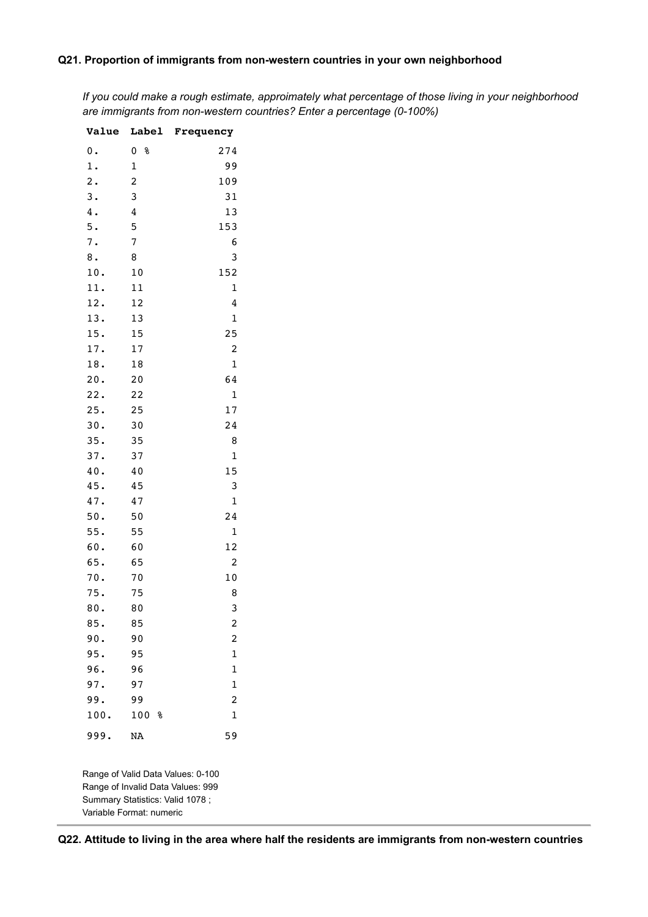**Q21. Proportion of immigrants from non-western countries in your own neighborhood**

*If you could make a rough estimate, approimately what percentage of those living in your neighborhood are immigrants from non-western countries? Enter a percentage (0-100%)*

| Value | Label | Frequency |
|---|---|---|
| 0. | 0 % | 274 |
| 1. | 1 | 99 |
| 2. | 2 | 109 |
| 3. | 3 | 31 |
| 4. | 4 | 13 |
| 5. | 5 | 153 |
| 7. | 7 | 6 |
| 8. | 8 | 3 |
| 10. | 10 | 152 |
| 11. | 11 | 1 |
| 12. | 12 | 4 |
| 13. | 13 | 1 |
| 15. | 15 | 25 |
| 17. | 17 | 2 |
| 18. | 18 | 1 |
| 20. | 20 | 64 |
| 22. | 22 | 1 |
| 25. | 25 | 17 |
| 30. | 30 | 24 |
| 35. | 35 | 8 |
| 37. | 37 | 1 |
| 40. | 40 | 15 |
| 45. | 45 | 3 |
| 47. | 47 | 1 |
| 50. | 50 | 24 |
| 55. | 55 | 1 |
| 60. | 60 | 12 |
| 65. | 65 | 2 |
| 70. | 70 | 10 |
| 75. | 75 | 8 |
| 80. | 80 | 3 |
| 85. | 85 | 2 |
| 90. | 90 | 2 |
| 95. | 95 | 1 |
| 96. | 96 | 1 |
| 97. | 97 | 1 |
| 99. | 99 | 2 |
| 100. | 100 % | 1 |
| 999. | NA | 59 |

Range of Valid Data Values: 0-100
Range of Invalid Data Values: 999
Summary Statistics: Valid 1078 ;
Variable Format: numeric

**Q22. Attitude to living in the area where half the residents are immigrants from non-western countries**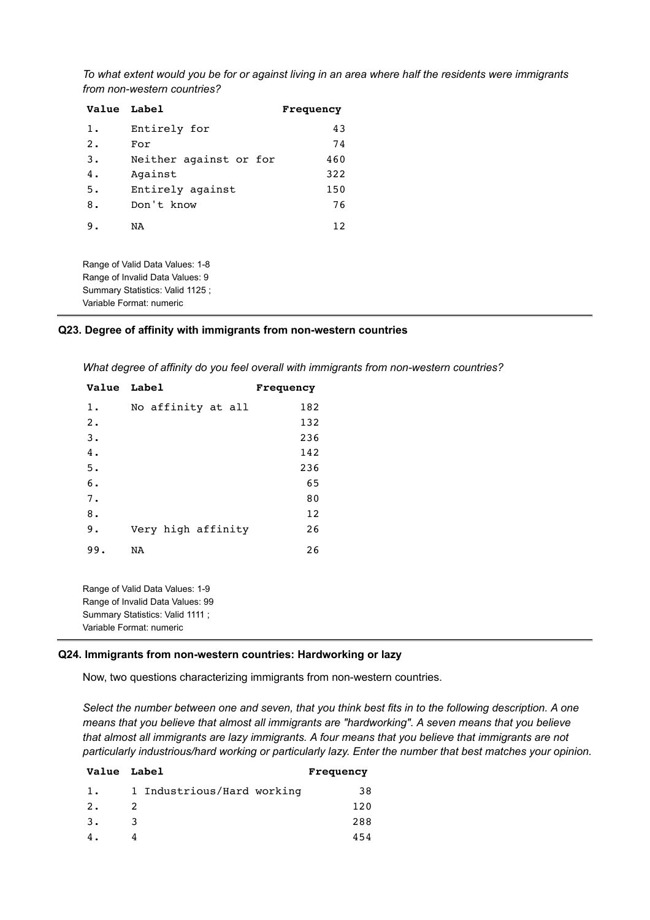*To what extent would you be for or against living in an area where half the residents were immigrants from non-western countries?*

| Value | Label | Frequency |
|---|---|---|
| 1. | Entirely for | 43 |
| 2. | For | 74 |
| 3. | Neither against or for | 460 |
| 4. | Against | 322 |
| 5. | Entirely against | 150 |
| 8. | Don't know | 76 |
| 9. | NA | 12 |

Range of Valid Data Values: 1-8
Range of Invalid Data Values: 9
Summary Statistics: Valid 1125 ;
Variable Format: numeric

### Q23. Degree of affinity with immigrants from non-western countries

*What degree of affinity do you feel overall with immigrants from non-western countries?*

| Value | Label | Frequency |
|---|---|---|
| 1. | No affinity at all | 182 |
| 2. | | 132 |
| 3. | | 236 |
| 4. | | 142 |
| 5. | | 236 |
| 6. | | 65 |
| 7. | | 80 |
| 8. | | 12 |
| 9. | Very high affinity | 26 |
| 99. | NA | 26 |

Range of Valid Data Values: 1-9
Range of Invalid Data Values: 99
Summary Statistics: Valid 1111 ;
Variable Format: numeric

### Q24. Immigrants from non-western countries: Hardworking or lazy

Now, two questions characterizing immigrants from non-western countries.

*Select the number between one and seven, that you think best fits in to the following description. A one means that you believe that almost all immigrants are "hardworking". A seven means that you believe that almost all immigrants are lazy immigrants. A four means that you believe that immigrants are not particularly industrious/hard working or particularly lazy. Enter the number that best matches your opinion.*

| Value | Label | Frequency |
|---|---|---|
| 1. | 1 Industrious/Hard working | 38 |
| 2. | 2 | 120 |
| 3. | 3 | 288 |
| 4. | 4 | 454 |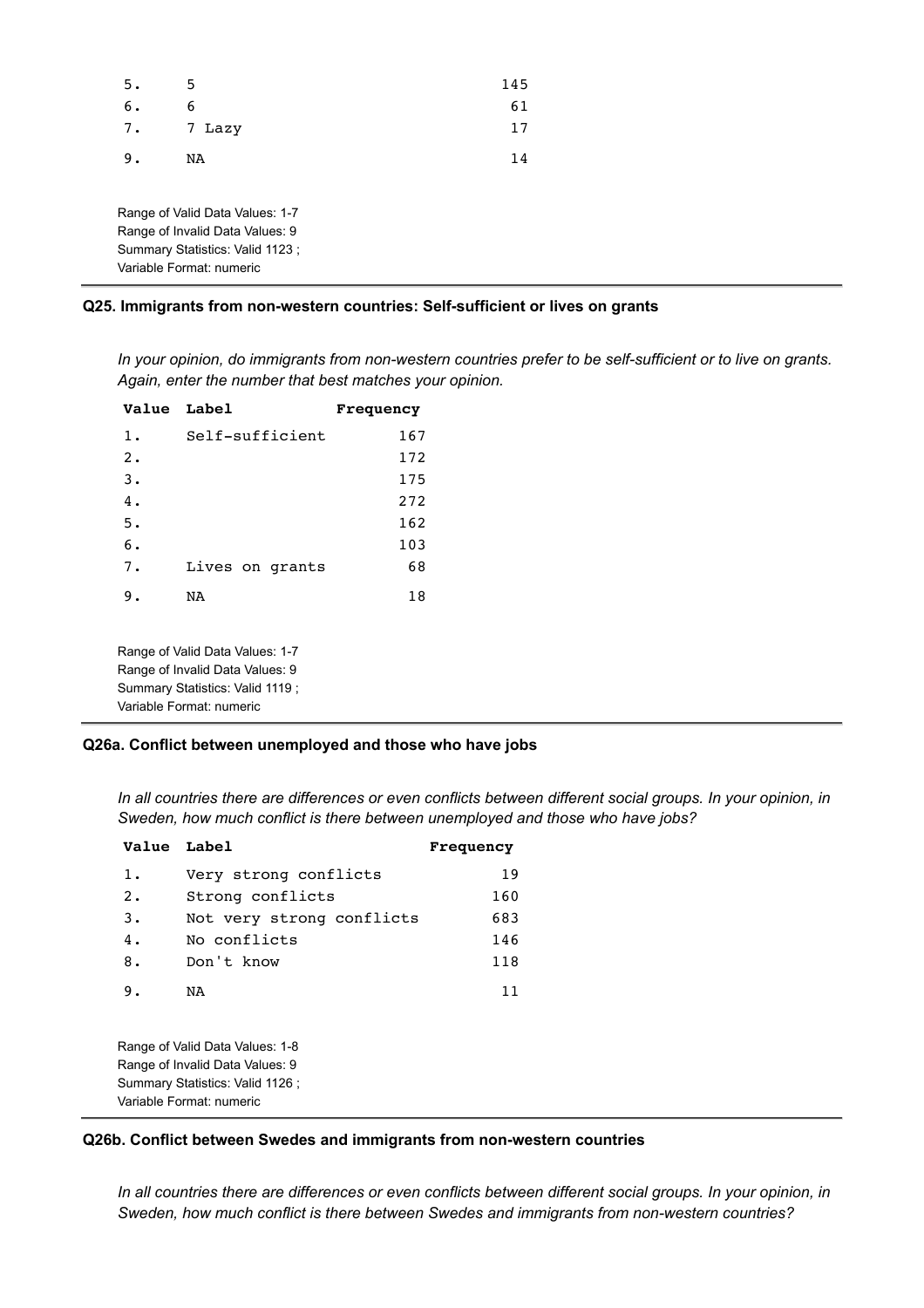| Value | Label | Frequency |
|---|---|---|
| 5. | 5 | 145 |
| 6. | 6 | 61 |
| 7. | 7 Lazy | 17 |
| 9. | NA | 14 |

Range of Valid Data Values: 1-7
Range of Invalid Data Values: 9
Summary Statistics: Valid 1123 ;
Variable Format: numeric

### Q25. Immigrants from non-western countries: Self-sufficient or lives on grants

*In your opinion, do immigrants from non-western countries prefer to be self-sufficient or to live on grants. Again, enter the number that best matches your opinion.*

| Value | Label | Frequency |
|---|---|---|
| 1. | Self-sufficient | 167 |
| 2. | | 172 |
| 3. | | 175 |
| 4. | | 272 |
| 5. | | 162 |
| 6. | | 103 |
| 7. | Lives on grants | 68 |
| 9. | NA | 18 |

Range of Valid Data Values: 1-7
Range of Invalid Data Values: 9
Summary Statistics: Valid 1119 ;
Variable Format: numeric

### Q26a. Conflict between unemployed and those who have jobs

*In all countries there are differences or even conflicts between different social groups. In your opinion, in Sweden, how much conflict is there between unemployed and those who have jobs?*

| Value | Label | Frequency |
|---|---|---|
| 1. | Very strong conflicts | 19 |
| 2. | Strong conflicts | 160 |
| 3. | Not very strong conflicts | 683 |
| 4. | No conflicts | 146 |
| 8. | Don't know | 118 |
| 9. | NA | 11 |

Range of Valid Data Values: 1-8
Range of Invalid Data Values: 9
Summary Statistics: Valid 1126 ;
Variable Format: numeric

### Q26b. Conflict between Swedes and immigrants from non-western countries

*In all countries there are differences or even conflicts between different social groups. In your opinion, in Sweden, how much conflict is there between Swedes and immigrants from non-western countries?*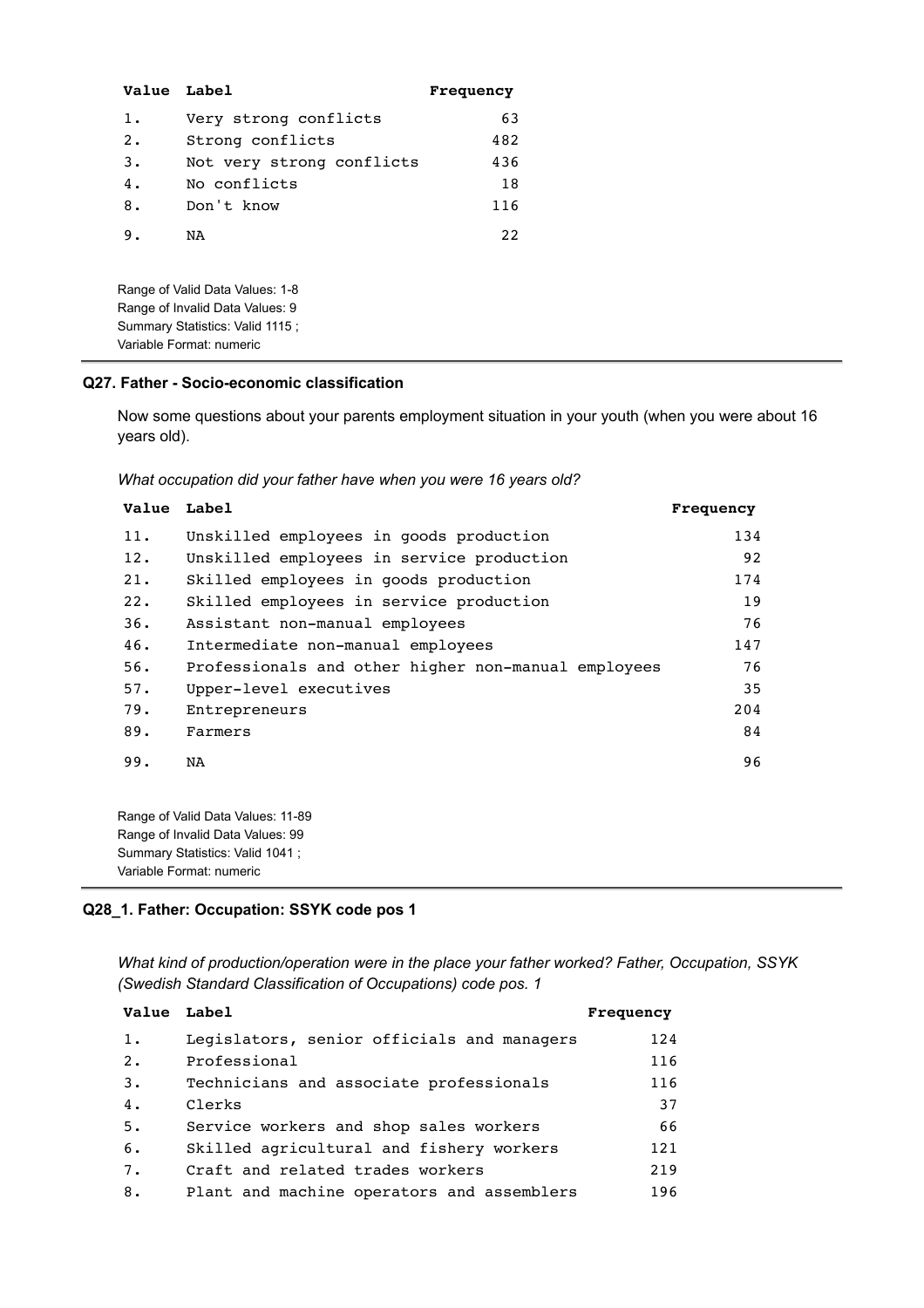| Value | Label | Frequency |
|---|---|---|
| 1. | Very strong conflicts | 63 |
| 2. | Strong conflicts | 482 |
| 3. | Not very strong conflicts | 436 |
| 4. | No conflicts | 18 |
| 8. | Don't know | 116 |
| 9. | NA | 22 |

Range of Valid Data Values: 1-8
Range of Invalid Data Values: 9
Summary Statistics: Valid 1115 ;
Variable Format: numeric

---

### Q27. Father - Socio-economic classification

Now some questions about your parents employment situation in your youth (when you were about 16 years old).

*What occupation did your father have when you were 16 years old?*

| Value | Label | Frequency |
|---|---|---|
| 11. | Unskilled employees in goods production | 134 |
| 12. | Unskilled employees in service production | 92 |
| 21. | Skilled employees in goods production | 174 |
| 22. | Skilled employees in service production | 19 |
| 36. | Assistant non-manual employees | 76 |
| 46. | Intermediate non-manual employees | 147 |
| 56. | Professionals and other higher non-manual employees | 76 |
| 57. | Upper-level executives | 35 |
| 79. | Entrepreneurs | 204 |
| 89. | Farmers | 84 |
| 99. | NA | 96 |

Range of Valid Data Values: 11-89
Range of Invalid Data Values: 99
Summary Statistics: Valid 1041 ;
Variable Format: numeric

---

### Q28_1. Father: Occupation: SSYK code pos 1

*What kind of production/operation were in the place your father worked? Father, Occupation, SSYK (Swedish Standard Classification of Occupations) code pos. 1*

| Value | Label | Frequency |
|---|---|---|
| 1. | Legislators, senior officials and managers | 124 |
| 2. | Professional | 116 |
| 3. | Technicians and associate professionals | 116 |
| 4. | Clerks | 37 |
| 5. | Service workers and shop sales workers | 66 |
| 6. | Skilled agricultural and fishery workers | 121 |
| 7. | Craft and related trades workers | 219 |
| 8. | Plant and machine operators and assemblers | 196 |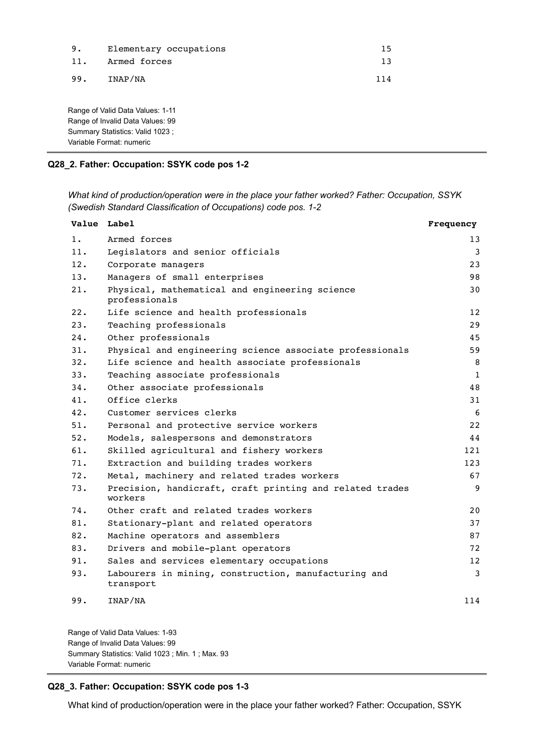| Value | Label | Frequency |
|---|---|---|
| 9. | Elementary occupations | 15 |
| 11. | Armed forces | 13 |
| 99. | INAP/NA | 114 |

Range of Valid Data Values: 1-11
Range of Invalid Data Values: 99
Summary Statistics: Valid 1023 ;
Variable Format: numeric

### Q28_2. Father: Occupation: SSYK code pos 1-2

*What kind of production/operation were in the place your father worked? Father: Occupation, SSYK (Swedish Standard Classification of Occupations) code pos. 1-2*

| Value | Label | Frequency |
|---|---|---|
| 1. | Armed forces | 13 |
| 11. | Legislators and senior officials | 3 |
| 12. | Corporate managers | 23 |
| 13. | Managers of small enterprises | 98 |
| 21. | Physical, mathematical and engineering science professionals | 30 |
| 22. | Life science and health professionals | 12 |
| 23. | Teaching professionals | 29 |
| 24. | Other professionals | 45 |
| 31. | Physical and engineering science associate professionals | 59 |
| 32. | Life science and health associate professionals | 8 |
| 33. | Teaching associate professionals | 1 |
| 34. | Other associate professionals | 48 |
| 41. | Office clerks | 31 |
| 42. | Customer services clerks | 6 |
| 51. | Personal and protective service workers | 22 |
| 52. | Models, salespersons and demonstrators | 44 |
| 61. | Skilled agricultural and fishery workers | 121 |
| 71. | Extraction and building trades workers | 123 |
| 72. | Metal, machinery and related trades workers | 67 |
| 73. | Precision, handicraft, craft printing and related trades workers | 9 |
| 74. | Other craft and related trades workers | 20 |
| 81. | Stationary-plant and related operators | 37 |
| 82. | Machine operators and assemblers | 87 |
| 83. | Drivers and mobile-plant operators | 72 |
| 91. | Sales and services elementary occupations | 12 |
| 93. | Labourers in mining, construction, manufacturing and transport | 3 |
| 99. | INAP/NA | 114 |

Range of Valid Data Values: 1-93
Range of Invalid Data Values: 99
Summary Statistics: Valid 1023 ; Min. 1 ; Max. 93
Variable Format: numeric

### Q28_3. Father: Occupation: SSYK code pos 1-3

What kind of production/operation were in the place your father worked? Father: Occupation, SSYK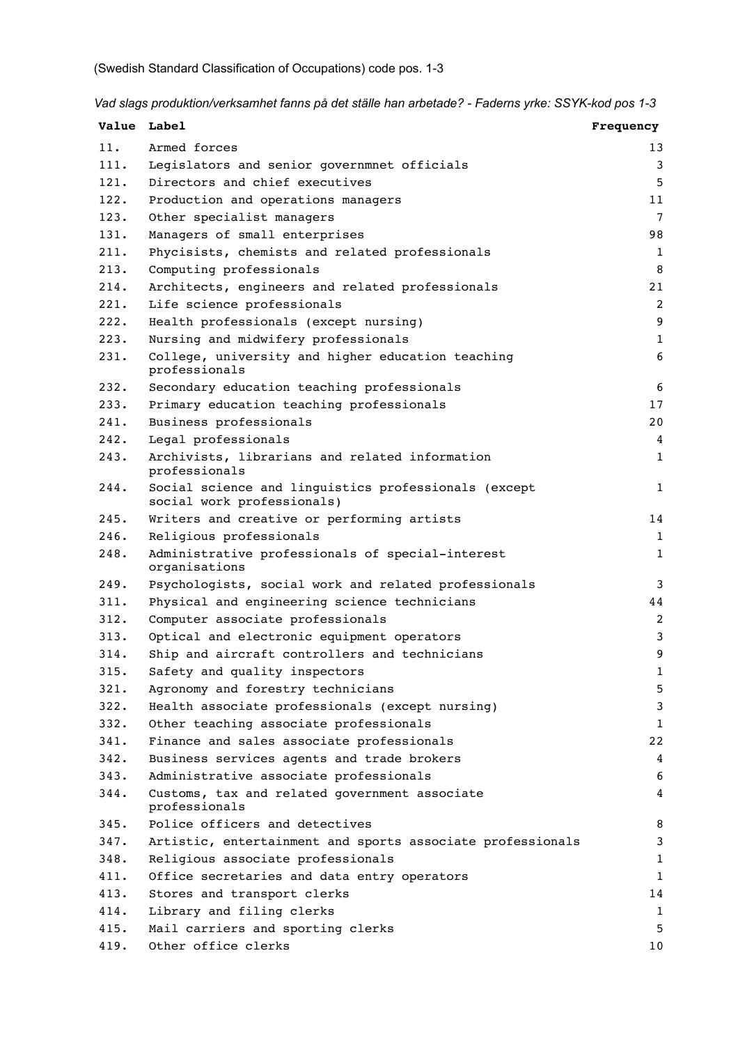(Swedish Standard Classification of Occupations) code pos. 1-3

*Vad slags produktion/verksamhet fanns på det ställe han arbetade? - Faderns yrke: SSYK-kod pos 1-3*

| Value | Label | Frequency |
|---|---|---|
| 11. | Armed forces | 13 |
| 111. | Legislators and senior governmnet officials | 3 |
| 121. | Directors and chief executives | 5 |
| 122. | Production and operations managers | 11 |
| 123. | Other specialist managers | 7 |
| 131. | Managers of small enterprises | 98 |
| 211. | Phycisists, chemists and related professionals | 1 |
| 213. | Computing professionals | 8 |
| 214. | Architects, engineers and related professionals | 21 |
| 221. | Life science professionals | 2 |
| 222. | Health professionals (except nursing) | 9 |
| 223. | Nursing and midwifery professionals | 1 |
| 231. | College, university and higher education teaching professionals | 6 |
| 232. | Secondary education teaching professionals | 6 |
| 233. | Primary education teaching professionals | 17 |
| 241. | Business professionals | 20 |
| 242. | Legal professionals | 4 |
| 243. | Archivists, librarians and related information professionals | 1 |
| 244. | Social science and linguistics professionals (except social work professionals) | 1 |
| 245. | Writers and creative or performing artists | 14 |
| 246. | Religious professionals | 1 |
| 248. | Administrative professionals of special-interest organisations | 1 |
| 249. | Psychologists, social work and related professionals | 3 |
| 311. | Physical and engineering science technicians | 44 |
| 312. | Computer associate professionals | 2 |
| 313. | Optical and electronic equipment operators | 3 |
| 314. | Ship and aircraft controllers and technicians | 9 |
| 315. | Safety and quality inspectors | 1 |
| 321. | Agronomy and forestry technicians | 5 |
| 322. | Health associate professionals (except nursing) | 3 |
| 332. | Other teaching associate professionals | 1 |
| 341. | Finance and sales associate professionals | 22 |
| 342. | Business services agents and trade brokers | 4 |
| 343. | Administrative associate professionals | 6 |
| 344. | Customs, tax and related government associate professionals | 4 |
| 345. | Police officers and detectives | 8 |
| 347. | Artistic, entertainment and sports associate professionals | 3 |
| 348. | Religious associate professionals | 1 |
| 411. | Office secretaries and data entry operators | 1 |
| 413. | Stores and transport clerks | 14 |
| 414. | Library and filing clerks | 1 |
| 415. | Mail carriers and sporting clerks | 5 |
| 419. | Other office clerks | 10 |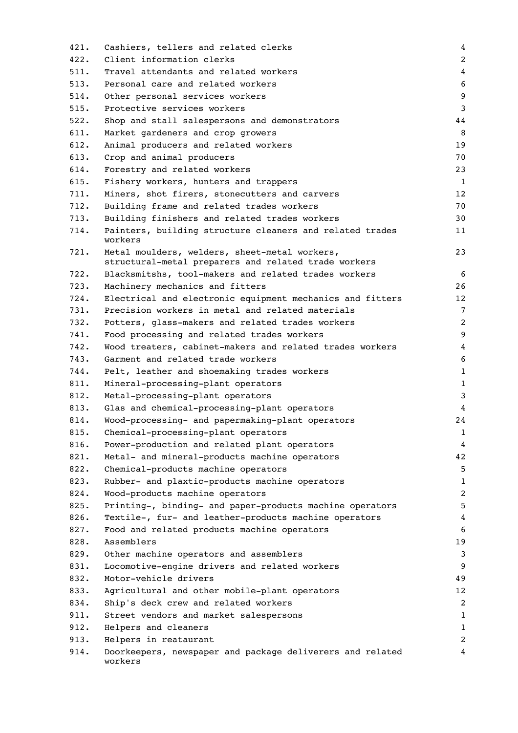| | | |
|---|---|---|
| 421. | Cashiers, tellers and related clerks | 4 |
| 422. | Client information clerks | 2 |
| 511. | Travel attendants and related workers | 4 |
| 513. | Personal care and related workers | 6 |
| 514. | Other personal services workers | 9 |
| 515. | Protective services workers | 3 |
| 522. | Shop and stall salespersons and demonstrators | 44 |
| 611. | Market gardeners and crop growers | 8 |
| 612. | Animal producers and related workers | 19 |
| 613. | Crop and animal producers | 70 |
| 614. | Forestry and related workers | 23 |
| 615. | Fishery workers, hunters and trappers | 1 |
| 711. | Miners, shot firers, stonecutters and carvers | 12 |
| 712. | Building frame and related trades workers | 70 |
| 713. | Building finishers and related trades workers | 30 |
| 714. | Painters, building structure cleaners and related trades workers | 11 |
| 721. | Metal moulders, welders, sheet-metal workers, structural-metal preparers and related trade workers | 23 |
| 722. | Blacksmitshs, tool-makers and related trades workers | 6 |
| 723. | Machinery mechanics and fitters | 26 |
| 724. | Electrical and electronic equipment mechanics and fitters | 12 |
| 731. | Precision workers in metal and related materials | 7 |
| 732. | Potters, glass-makers and related trades workers | 2 |
| 741. | Food processing and related trades workers | 9 |
| 742. | Wood treaters, cabinet-makers and related trades workers | 4 |
| 743. | Garment and related trade workers | 6 |
| 744. | Pelt, leather and shoemaking trades workers | 1 |
| 811. | Mineral-processing-plant operators | 1 |
| 812. | Metal-processing-plant operators | 3 |
| 813. | Glas and chemical-processing-plant operators | 4 |
| 814. | Wood-processing- and papermaking-plant operators | 24 |
| 815. | Chemical-processing-plant operators | 1 |
| 816. | Power-production and related plant operators | 4 |
| 821. | Metal- and mineral-products machine operators | 42 |
| 822. | Chemical-products machine operators | 5 |
| 823. | Rubber- and plaxtic-products machine operators | 1 |
| 824. | Wood-products machine operators | 2 |
| 825. | Printing-, binding- and paper-products machine operators | 5 |
| 826. | Textile-, fur- and leather-products machine operators | 4 |
| 827. | Food and related products machine operators | 6 |
| 828. | Assemblers | 19 |
| 829. | Other machine operators and assemblers | 3 |
| 831. | Locomotive-engine drivers and related workers | 9 |
| 832. | Motor-vehicle drivers | 49 |
| 833. | Agricultural and other mobile-plant operators | 12 |
| 834. | Ship's deck crew and related workers | 2 |
| 911. | Street vendors and market salespersons | 1 |
| 912. | Helpers and cleaners | 1 |
| 913. | Helpers in reataurant | 2 |
| 914. | Doorkeepers, newspaper and package deliverers and related workers | 4 |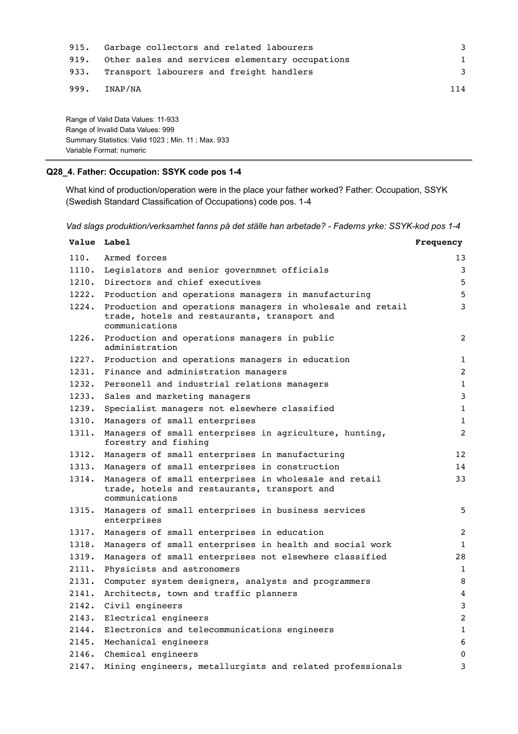| Value | Label | Frequency |
|---|---|---|
| 915. | Garbage collectors and related labourers | 3 |
| 919. | Other sales and services elementary occupations | 1 |
| 933. | Transport labourers and freight handlers | 3 |
| 999. | INAP/NA | 114 |

Range of Valid Data Values: 11-933
Range of Invalid Data Values: 999
Summary Statistics: Valid 1023 ; Min. 11 ; Max. 933
Variable Format: numeric

---

### Q28_4. Father: Occupation: SSYK code pos 1-4

What kind of production/operation were in the place your father worked? Father: Occupation, SSYK (Swedish Standard Classification of Occupations) code pos. 1-4

*Vad slags produktion/verksamhet fanns på det ställe han arbetade? - Faderns yrke: SSYK-kod pos 1-4*

| Value | Label | Frequency |
|---|---|---|
| 110. | Armed forces | 13 |
| 1110. | Legislators and senior governmnet officials | 3 |
| 1210. | Directors and chief executives | 5 |
| 1222. | Production and operations managers in manufacturing | 5 |
| 1224. | Production and operations managers in wholesale and retail trade, hotels and restaurants, transport and communications | 3 |
| 1226. | Production and operations managers in public administration | 2 |
| 1227. | Production and operations managers in education | 1 |
| 1231. | Finance and administration managers | 2 |
| 1232. | Personell and industrial relations managers | 1 |
| 1233. | Sales and marketing managers | 3 |
| 1239. | Specialist managers not elsewhere classified | 1 |
| 1310. | Managers of small enterprises | 1 |
| 1311. | Managers of small enterprises in agriculture, hunting, forestry and fishing | 2 |
| 1312. | Managers of small enterprises in manufacturing | 12 |
| 1313. | Managers of small enterprises in construction | 14 |
| 1314. | Managers of small enterprises in wholesale and retail trade, hotels and restaurants, transport and communications | 33 |
| 1315. | Managers of small enterprises in business services enterprises | 5 |
| 1317. | Managers of small enterprises in education | 2 |
| 1318. | Managers of small enterprises in health and social work | 1 |
| 1319. | Managers of small enterprises not elsewhere classified | 28 |
| 2111. | Physicists and astronomers | 1 |
| 2131. | Computer system designers, analysts and programmers | 8 |
| 2141. | Architects, town and traffic planners | 4 |
| 2142. | Civil engineers | 3 |
| 2143. | Electrical engineers | 2 |
| 2144. | Electronics and telecommunications engineers | 1 |
| 2145. | Mechanical engineers | 6 |
| 2146. | Chemical engineers | 0 |
| 2147. | Mining engineers, metallurgists and related professionals | 3 |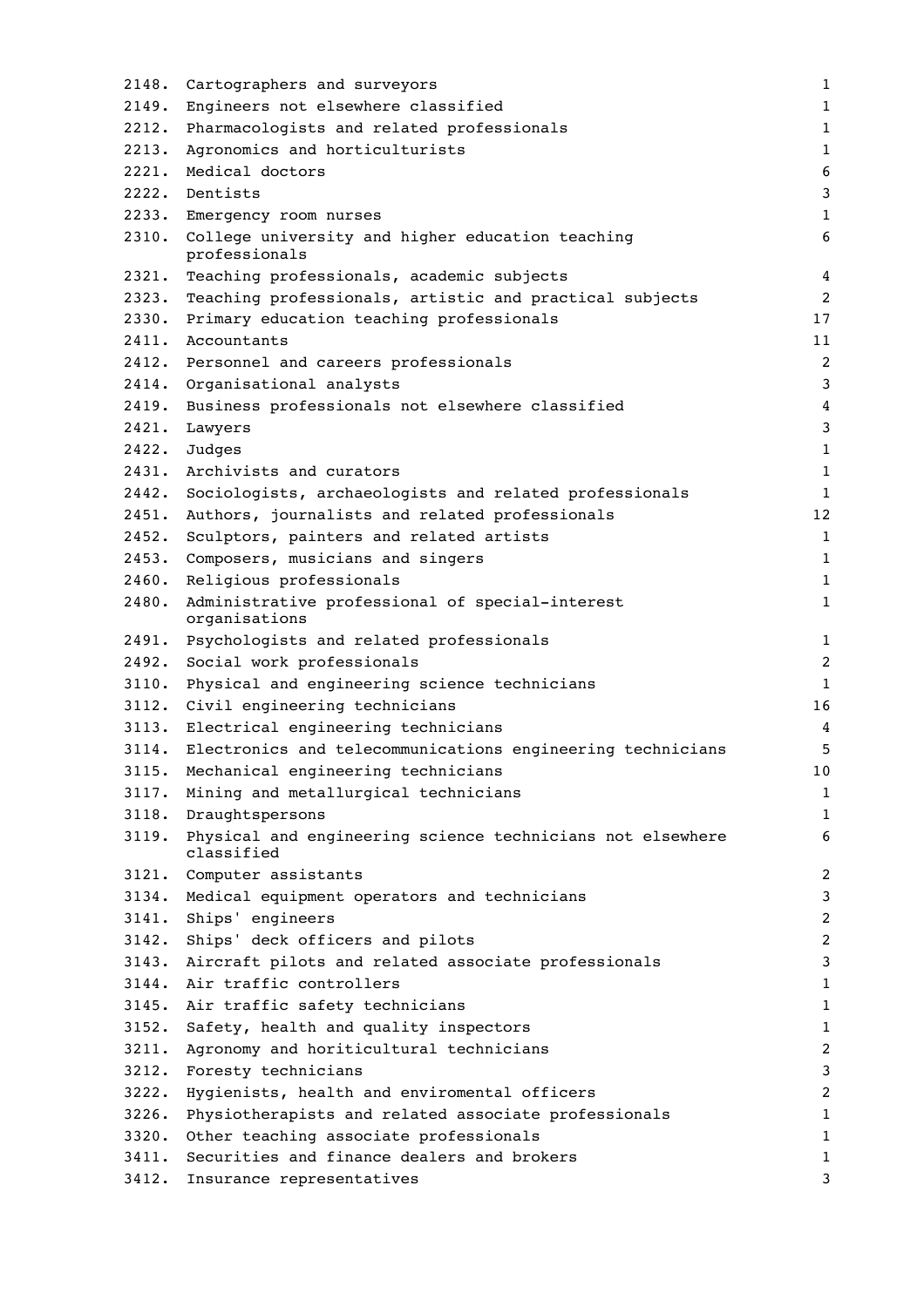| | | |
|---|---|---|
| 2148. | Cartographers and surveyors | 1 |
| 2149. | Engineers not elsewhere classified | 1 |
| 2212. | Pharmacologists and related professionals | 1 |
| 2213. | Agronomics and horticulturists | 1 |
| 2221. | Medical doctors | 6 |
| 2222. | Dentists | 3 |
| 2233. | Emergency room nurses | 1 |
| 2310. | College university and higher education teaching professionals | 6 |
| 2321. | Teaching professionals, academic subjects | 4 |
| 2323. | Teaching professionals, artistic and practical subjects | 2 |
| 2330. | Primary education teaching professionals | 17 |
| 2411. | Accountants | 11 |
| 2412. | Personnel and careers professionals | 2 |
| 2414. | Organisational analysts | 3 |
| 2419. | Business professionals not elsewhere classified | 4 |
| 2421. | Lawyers | 3 |
| 2422. | Judges | 1 |
| 2431. | Archivists and curators | 1 |
| 2442. | Sociologists, archaeologists and related professionals | 1 |
| 2451. | Authors, journalists and related professionals | 12 |
| 2452. | Sculptors, painters and related artists | 1 |
| 2453. | Composers, musicians and singers | 1 |
| 2460. | Religious professionals | 1 |
| 2480. | Administrative professional of special-interest organisations | 1 |
| 2491. | Psychologists and related professionals | 1 |
| 2492. | Social work professionals | 2 |
| 3110. | Physical and engineering science technicians | 1 |
| 3112. | Civil engineering technicians | 16 |
| 3113. | Electrical engineering technicians | 4 |
| 3114. | Electronics and telecommunications engineering technicians | 5 |
| 3115. | Mechanical engineering technicians | 10 |
| 3117. | Mining and metallurgical technicians | 1 |
| 3118. | Draughtspersons | 1 |
| 3119. | Physical and engineering science technicians not elsewhere classified | 6 |
| 3121. | Computer assistants | 2 |
| 3134. | Medical equipment operators and technicians | 3 |
| 3141. | Ships' engineers | 2 |
| 3142. | Ships' deck officers and pilots | 2 |
| 3143. | Aircraft pilots and related associate professionals | 3 |
| 3144. | Air traffic controllers | 1 |
| 3145. | Air traffic safety technicians | 1 |
| 3152. | Safety, health and quality inspectors | 1 |
| 3211. | Agronomy and horiticultural technicians | 2 |
| 3212. | Foresty technicians | 3 |
| 3222. | Hygienists, health and enviromental officers | 2 |
| 3226. | Physiotherapists and related associate professionals | 1 |
| 3320. | Other teaching associate professionals | 1 |
| 3411. | Securities and finance dealers and brokers | 1 |
| 3412. | Insurance representatives | 3 |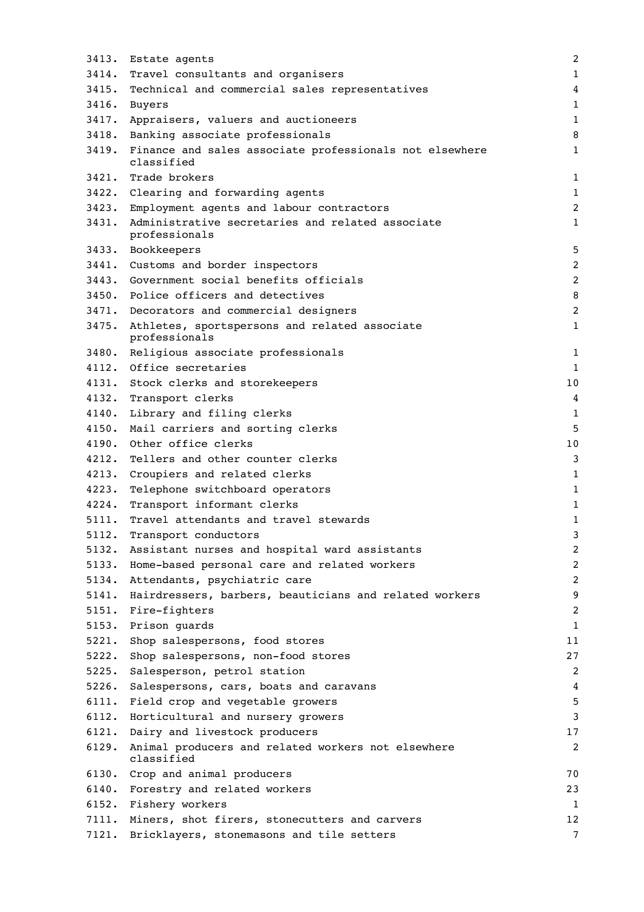| Code | Occupation | Count |
|---|---|---|
| 3413. | Estate agents | 2 |
| 3414. | Travel consultants and organisers | 1 |
| 3415. | Technical and commercial sales representatives | 4 |
| 3416. | Buyers | 1 |
| 3417. | Appraisers, valuers and auctioneers | 1 |
| 3418. | Banking associate professionals | 8 |
| 3419. | Finance and sales associate professionals not elsewhere classified | 1 |
| 3421. | Trade brokers | 1 |
| 3422. | Clearing and forwarding agents | 1 |
| 3423. | Employment agents and labour contractors | 2 |
| 3431. | Administrative secretaries and related associate professionals | 1 |
| 3433. | Bookkeepers | 5 |
| 3441. | Customs and border inspectors | 2 |
| 3443. | Government social benefits officials | 2 |
| 3450. | Police officers and detectives | 8 |
| 3471. | Decorators and commercial designers | 2 |
| 3475. | Athletes, sportspersons and related associate professionals | 1 |
| 3480. | Religious associate professionals | 1 |
| 4112. | Office secretaries | 1 |
| 4131. | Stock clerks and storekeepers | 10 |
| 4132. | Transport clerks | 4 |
| 4140. | Library and filing clerks | 1 |
| 4150. | Mail carriers and sorting clerks | 5 |
| 4190. | Other office clerks | 10 |
| 4212. | Tellers and other counter clerks | 3 |
| 4213. | Croupiers and related clerks | 1 |
| 4223. | Telephone switchboard operators | 1 |
| 4224. | Transport informant clerks | 1 |
| 5111. | Travel attendants and travel stewards | 1 |
| 5112. | Transport conductors | 3 |
| 5132. | Assistant nurses and hospital ward assistants | 2 |
| 5133. | Home-based personal care and related workers | 2 |
| 5134. | Attendants, psychiatric care | 2 |
| 5141. | Hairdressers, barbers, beauticians and related workers | 9 |
| 5151. | Fire-fighters | 2 |
| 5153. | Prison guards | 1 |
| 5221. | Shop salespersons, food stores | 11 |
| 5222. | Shop salespersons, non-food stores | 27 |
| 5225. | Salesperson, petrol station | 2 |
| 5226. | Salespersons, cars, boats and caravans | 4 |
| 6111. | Field crop and vegetable growers | 5 |
| 6112. | Horticultural and nursery growers | 3 |
| 6121. | Dairy and livestock producers | 17 |
| 6129. | Animal producers and related workers not elsewhere classified | 2 |
| 6130. | Crop and animal producers | 70 |
| 6140. | Forestry and related workers | 23 |
| 6152. | Fishery workers | 1 |
| 7111. | Miners, shot firers, stonecutters and carvers | 12 |
| 7121. | Bricklayers, stonemasons and tile setters | 7 |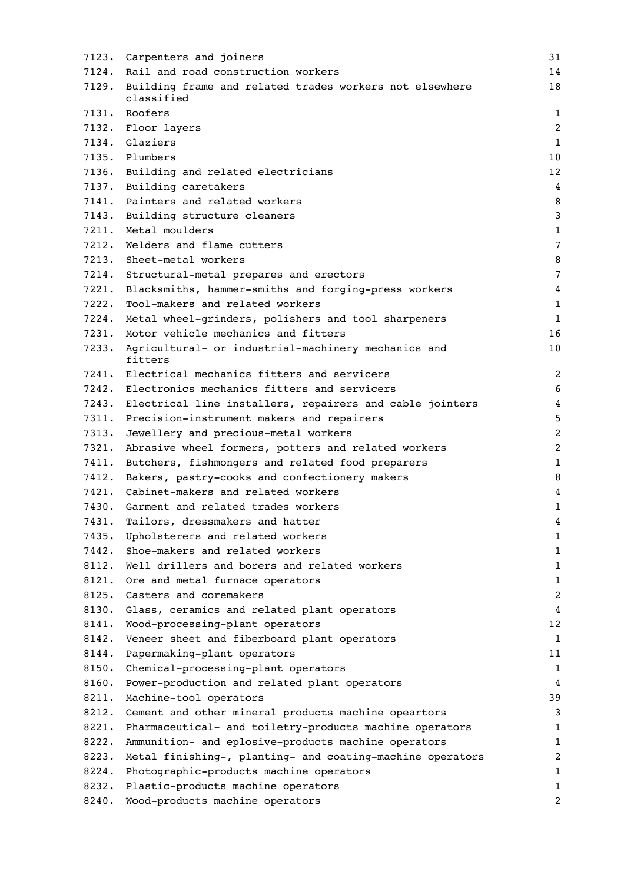| | | |
|---|---|---|
| 7123. | Carpenters and joiners | 31 |
| 7124. | Rail and road construction workers | 14 |
| 7129. | Building frame and related trades workers not elsewhere classified | 18 |
| 7131. | Roofers | 1 |
| 7132. | Floor layers | 2 |
| 7134. | Glaziers | 1 |
| 7135. | Plumbers | 10 |
| 7136. | Building and related electricians | 12 |
| 7137. | Building caretakers | 4 |
| 7141. | Painters and related workers | 8 |
| 7143. | Building structure cleaners | 3 |
| 7211. | Metal moulders | 1 |
| 7212. | Welders and flame cutters | 7 |
| 7213. | Sheet-metal workers | 8 |
| 7214. | Structural-metal prepares and erectors | 7 |
| 7221. | Blacksmiths, hammer-smiths and forging-press workers | 4 |
| 7222. | Tool-makers and related workers | 1 |
| 7224. | Metal wheel-grinders, polishers and tool sharpeners | 1 |
| 7231. | Motor vehicle mechanics and fitters | 16 |
| 7233. | Agricultural- or industrial-machinery mechanics and fitters | 10 |
| 7241. | Electrical mechanics fitters and servicers | 2 |
| 7242. | Electronics mechanics fitters and servicers | 6 |
| 7243. | Electrical line installers, repairers and cable jointers | 4 |
| 7311. | Precision-instrument makers and repairers | 5 |
| 7313. | Jewellery and precious-metal workers | 2 |
| 7321. | Abrasive wheel formers, potters and related workers | 2 |
| 7411. | Butchers, fishmongers and related food preparers | 1 |
| 7412. | Bakers, pastry-cooks and confectionery makers | 8 |
| 7421. | Cabinet-makers and related workers | 4 |
| 7430. | Garment and related trades workers | 1 |
| 7431. | Tailors, dressmakers and hatter | 4 |
| 7435. | Upholsterers and related workers | 1 |
| 7442. | Shoe-makers and related workers | 1 |
| 8112. | Well drillers and borers and related workers | 1 |
| 8121. | Ore and metal furnace operators | 1 |
| 8125. | Casters and coremakers | 2 |
| 8130. | Glass, ceramics and related plant operators | 4 |
| 8141. | Wood-processing-plant operators | 12 |
| 8142. | Veneer sheet and fiberboard plant operators | 1 |
| 8144. | Papermaking-plant operators | 11 |
| 8150. | Chemical-processing-plant operators | 1 |
| 8160. | Power-production and related plant operators | 4 |
| 8211. | Machine-tool operators | 39 |
| 8212. | Cement and other mineral products machine opeartors | 3 |
| 8221. | Pharmaceutical- and toiletry-products machine operators | 1 |
| 8222. | Ammunition- and eplosive-products machine operators | 1 |
| 8223. | Metal finishing-, planting- and coating-machine operators | 2 |
| 8224. | Photographic-products machine operators | 1 |
| 8232. | Plastic-products machine operators | 1 |
| 8240. | Wood-products machine operators | 2 |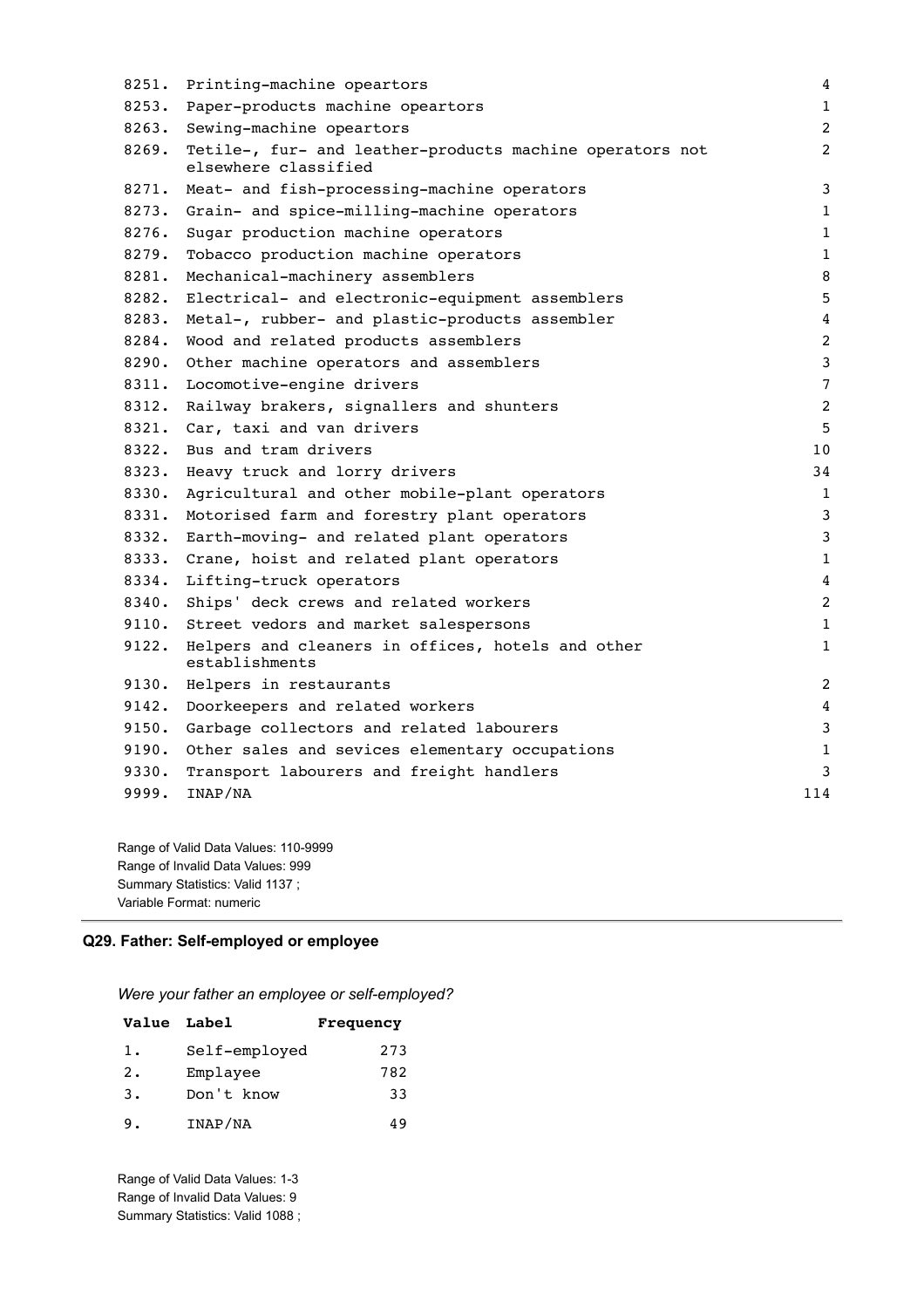| Value | Label | Frequency |
|---|---|---|
| 8251. | Printing-machine opeartors | 4 |
| 8253. | Paper-products machine opeartors | 1 |
| 8263. | Sewing-machine opeartors | 2 |
| 8269. | Tetile-, fur- and leather-products machine operators not elsewhere classified | 2 |
| 8271. | Meat- and fish-processing-machine operators | 3 |
| 8273. | Grain- and spice-milling-machine operators | 1 |
| 8276. | Sugar production machine operators | 1 |
| 8279. | Tobacco production machine operators | 1 |
| 8281. | Mechanical-machinery assemblers | 8 |
| 8282. | Electrical- and electronic-equipment assemblers | 5 |
| 8283. | Metal-, rubber- and plastic-products assembler | 4 |
| 8284. | Wood and related products assemblers | 2 |
| 8290. | Other machine operators and assemblers | 3 |
| 8311. | Locomotive-engine drivers | 7 |
| 8312. | Railway brakers, signallers and shunters | 2 |
| 8321. | Car, taxi and van drivers | 5 |
| 8322. | Bus and tram drivers | 10 |
| 8323. | Heavy truck and lorry drivers | 34 |
| 8330. | Agricultural and other mobile-plant operators | 1 |
| 8331. | Motorised farm and forestry plant operators | 3 |
| 8332. | Earth-moving- and related plant operators | 3 |
| 8333. | Crane, hoist and related plant operators | 1 |
| 8334. | Lifting-truck operators | 4 |
| 8340. | Ships' deck crews and related workers | 2 |
| 9110. | Street vedors and market salespersons | 1 |
| 9122. | Helpers and cleaners in offices, hotels and other establishments | 1 |
| 9130. | Helpers in restaurants | 2 |
| 9142. | Doorkeepers and related workers | 4 |
| 9150. | Garbage collectors and related labourers | 3 |
| 9190. | Other sales and sevices elementary occupations | 1 |
| 9330. | Transport labourers and freight handlers | 3 |
| 9999. | INAP/NA | 114 |

Range of Valid Data Values: 110-9999
Range of Invalid Data Values: 999
Summary Statistics: Valid 1137 ;
Variable Format: numeric

---

### Q29. Father: Self-employed or employee

*Were your father an employee or self-employed?*

| Value | Label | Frequency |
|---|---|---|
| 1. | Self-employed | 273 |
| 2. | Emplayee | 782 |
| 3. | Don't know | 33 |
| 9. | INAP/NA | 49 |

Range of Valid Data Values: 1-3
Range of Invalid Data Values: 9
Summary Statistics: Valid 1088 ;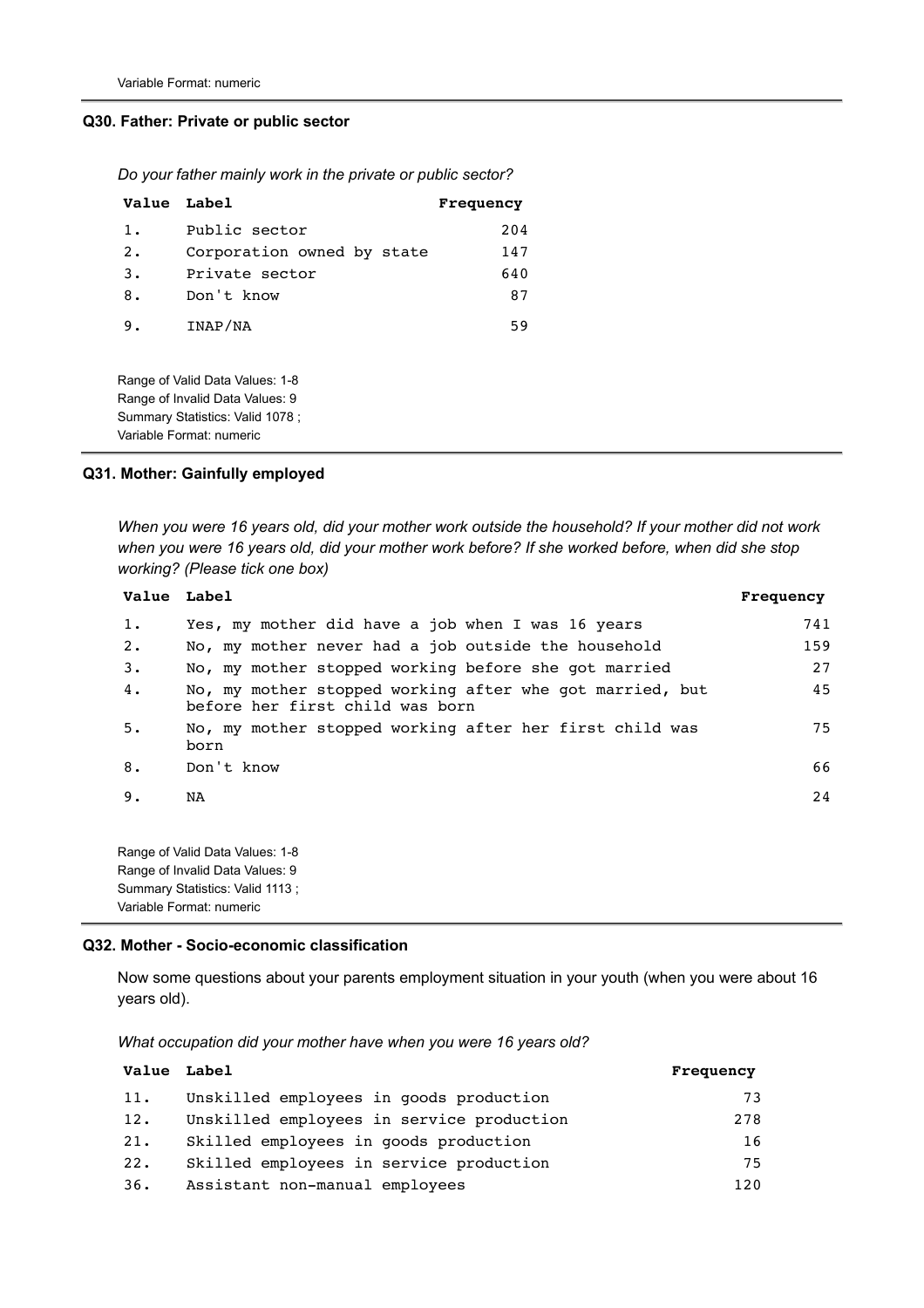Variable Format: numeric

### Q30. Father: Private or public sector

*Do your father mainly work in the private or public sector?*

| Value | Label | Frequency |
|---|---|---|
| 1. | Public sector | 204 |
| 2. | Corporation owned by state | 147 |
| 3. | Private sector | 640 |
| 8. | Don't know | 87 |
| 9. | INAP/NA | 59 |

Range of Valid Data Values: 1-8
Range of Invalid Data Values: 9
Summary Statistics: Valid 1078 ;
Variable Format: numeric

### Q31. Mother: Gainfully employed

*When you were 16 years old, did your mother work outside the household? If your mother did not work when you were 16 years old, did your mother work before? If she worked before, when did she stop working? (Please tick one box)*

| Value | Label | Frequency |
|---|---|---|
| 1. | Yes, my mother did have a job when I was 16 years | 741 |
| 2. | No, my mother never had a job outside the household | 159 |
| 3. | No, my mother stopped working before she got married | 27 |
| 4. | No, my mother stopped working after whe got married, but before her first child was born | 45 |
| 5. | No, my mother stopped working after her first child was born | 75 |
| 8. | Don't know | 66 |
| 9. | NA | 24 |

Range of Valid Data Values: 1-8
Range of Invalid Data Values: 9
Summary Statistics: Valid 1113 ;
Variable Format: numeric

### Q32. Mother - Socio-economic classification

Now some questions about your parents employment situation in your youth (when you were about 16 years old).

*What occupation did your mother have when you were 16 years old?*

| Value | Label | Frequency |
|---|---|---|
| 11. | Unskilled employees in goods production | 73 |
| 12. | Unskilled employees in service production | 278 |
| 21. | Skilled employees in goods production | 16 |
| 22. | Skilled employees in service production | 75 |
| 36. | Assistant non-manual employees | 120 |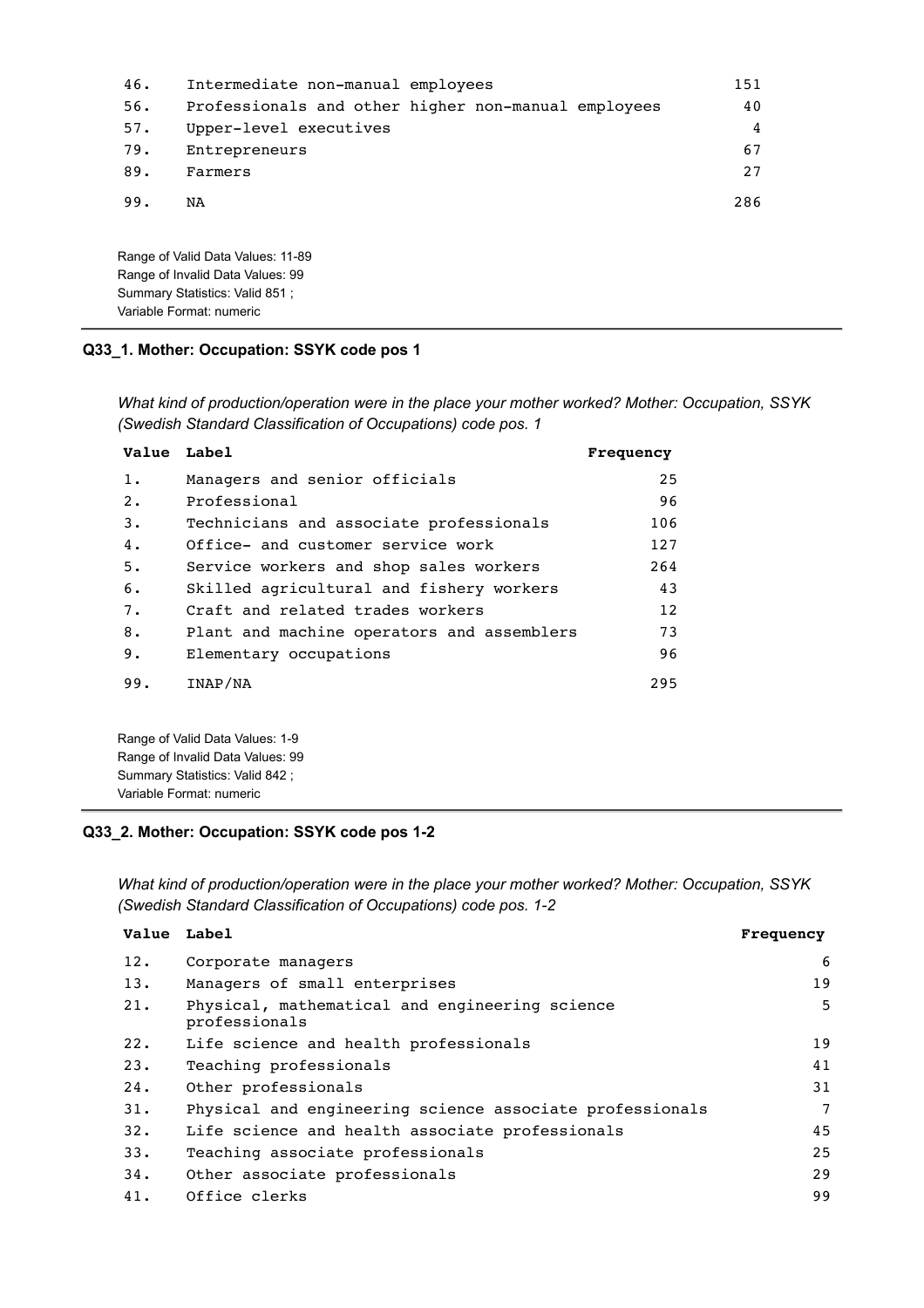| Value | Label | Frequency |
|---|---|---|
| 46. | Intermediate non-manual employees | 151 |
| 56. | Professionals and other higher non-manual employees | 40 |
| 57. | Upper-level executives | 4 |
| 79. | Entrepreneurs | 67 |
| 89. | Farmers | 27 |
| 99. | NA | 286 |

Range of Valid Data Values: 11-89
Range of Invalid Data Values: 99
Summary Statistics: Valid 851 ;
Variable Format: numeric

### Q33_1. Mother: Occupation: SSYK code pos 1

*What kind of production/operation were in the place your mother worked? Mother: Occupation, SSYK (Swedish Standard Classification of Occupations) code pos. 1*

| Value | Label | Frequency |
|---|---|---|
| 1. | Managers and senior officials | 25 |
| 2. | Professional | 96 |
| 3. | Technicians and associate professionals | 106 |
| 4. | Office- and customer service work | 127 |
| 5. | Service workers and shop sales workers | 264 |
| 6. | Skilled agricultural and fishery workers | 43 |
| 7. | Craft and related trades workers | 12 |
| 8. | Plant and machine operators and assemblers | 73 |
| 9. | Elementary occupations | 96 |
| 99. | INAP/NA | 295 |

Range of Valid Data Values: 1-9
Range of Invalid Data Values: 99
Summary Statistics: Valid 842 ;
Variable Format: numeric

### Q33_2. Mother: Occupation: SSYK code pos 1-2

*What kind of production/operation were in the place your mother worked? Mother: Occupation, SSYK (Swedish Standard Classification of Occupations) code pos. 1-2*

| Value | Label | Frequency |
|---|---|---|
| 12. | Corporate managers | 6 |
| 13. | Managers of small enterprises | 19 |
| 21. | Physical, mathematical and engineering science professionals | 5 |
| 22. | Life science and health professionals | 19 |
| 23. | Teaching professionals | 41 |
| 24. | Other professionals | 31 |
| 31. | Physical and engineering science associate professionals | 7 |
| 32. | Life science and health associate professionals | 45 |
| 33. | Teaching associate professionals | 25 |
| 34. | Other associate professionals | 29 |
| 41. | Office clerks | 99 |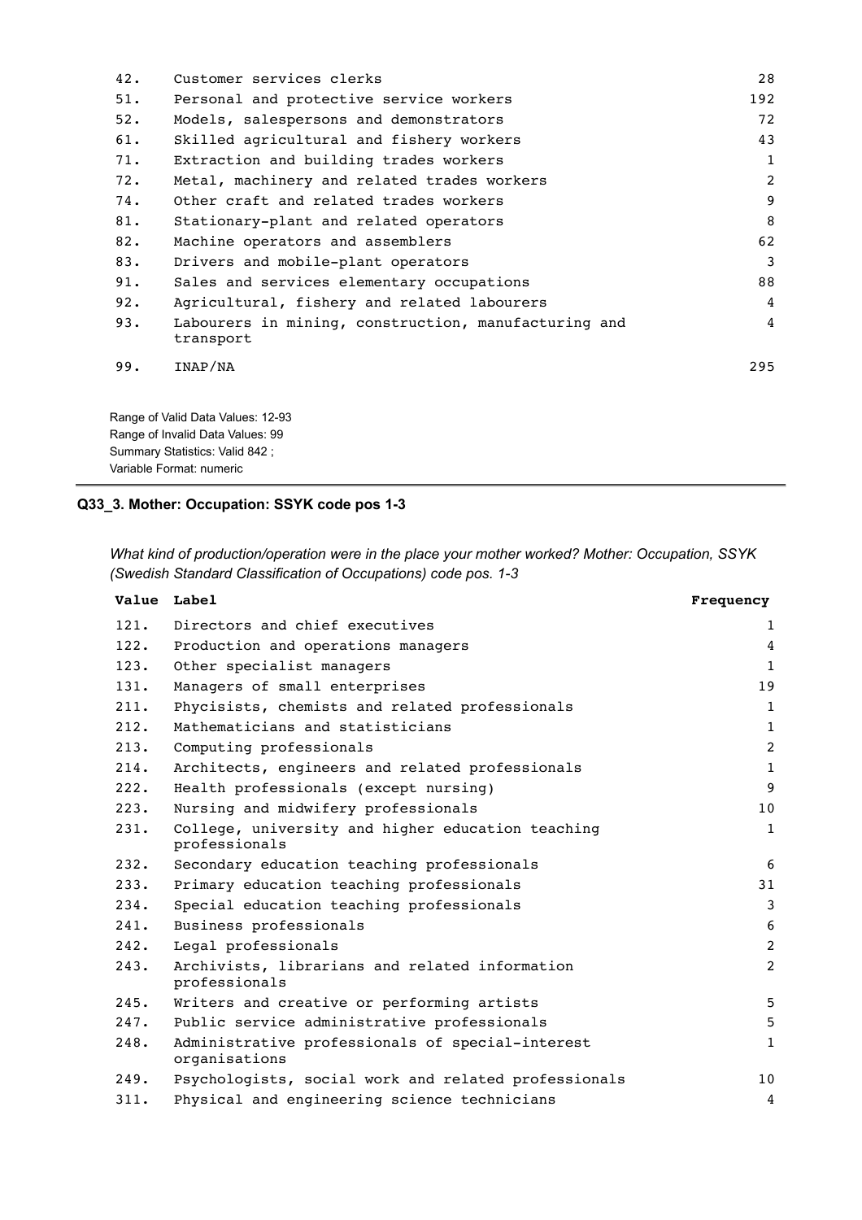| Value | Label | Frequency |
|---|---|---|
| 42. | Customer services clerks | 28 |
| 51. | Personal and protective service workers | 192 |
| 52. | Models, salespersons and demonstrators | 72 |
| 61. | Skilled agricultural and fishery workers | 43 |
| 71. | Extraction and building trades workers | 1 |
| 72. | Metal, machinery and related trades workers | 2 |
| 74. | Other craft and related trades workers | 9 |
| 81. | Stationary-plant and related operators | 8 |
| 82. | Machine operators and assemblers | 62 |
| 83. | Drivers and mobile-plant operators | 3 |
| 91. | Sales and services elementary occupations | 88 |
| 92. | Agricultural, fishery and related labourers | 4 |
| 93. | Labourers in mining, construction, manufacturing and transport | 4 |
| 99. | INAP/NA | 295 |

Range of Valid Data Values: 12-93
Range of Invalid Data Values: 99
Summary Statistics: Valid 842 ;
Variable Format: numeric

---

### Q33_3. Mother: Occupation: SSYK code pos 1-3

*What kind of production/operation were in the place your mother worked? Mother: Occupation, SSYK (Swedish Standard Classification of Occupations) code pos. 1-3*

| Value | Label | Frequency |
|---|---|---|
| 121. | Directors and chief executives | 1 |
| 122. | Production and operations managers | 4 |
| 123. | Other specialist managers | 1 |
| 131. | Managers of small enterprises | 19 |
| 211. | Phycisists, chemists and related professionals | 1 |
| 212. | Mathematicians and statisticians | 1 |
| 213. | Computing professionals | 2 |
| 214. | Architects, engineers and related professionals | 1 |
| 222. | Health professionals (except nursing) | 9 |
| 223. | Nursing and midwifery professionals | 10 |
| 231. | College, university and higher education teaching professionals | 1 |
| 232. | Secondary education teaching professionals | 6 |
| 233. | Primary education teaching professionals | 31 |
| 234. | Special education teaching professionals | 3 |
| 241. | Business professionals | 6 |
| 242. | Legal professionals | 2 |
| 243. | Archivists, librarians and related information professionals | 2 |
| 245. | Writers and creative or performing artists | 5 |
| 247. | Public service administrative professionals | 5 |
| 248. | Administrative professionals of special-interest organisations | 1 |
| 249. | Psychologists, social work and related professionals | 10 |
| 311. | Physical and engineering science technicians | 4 |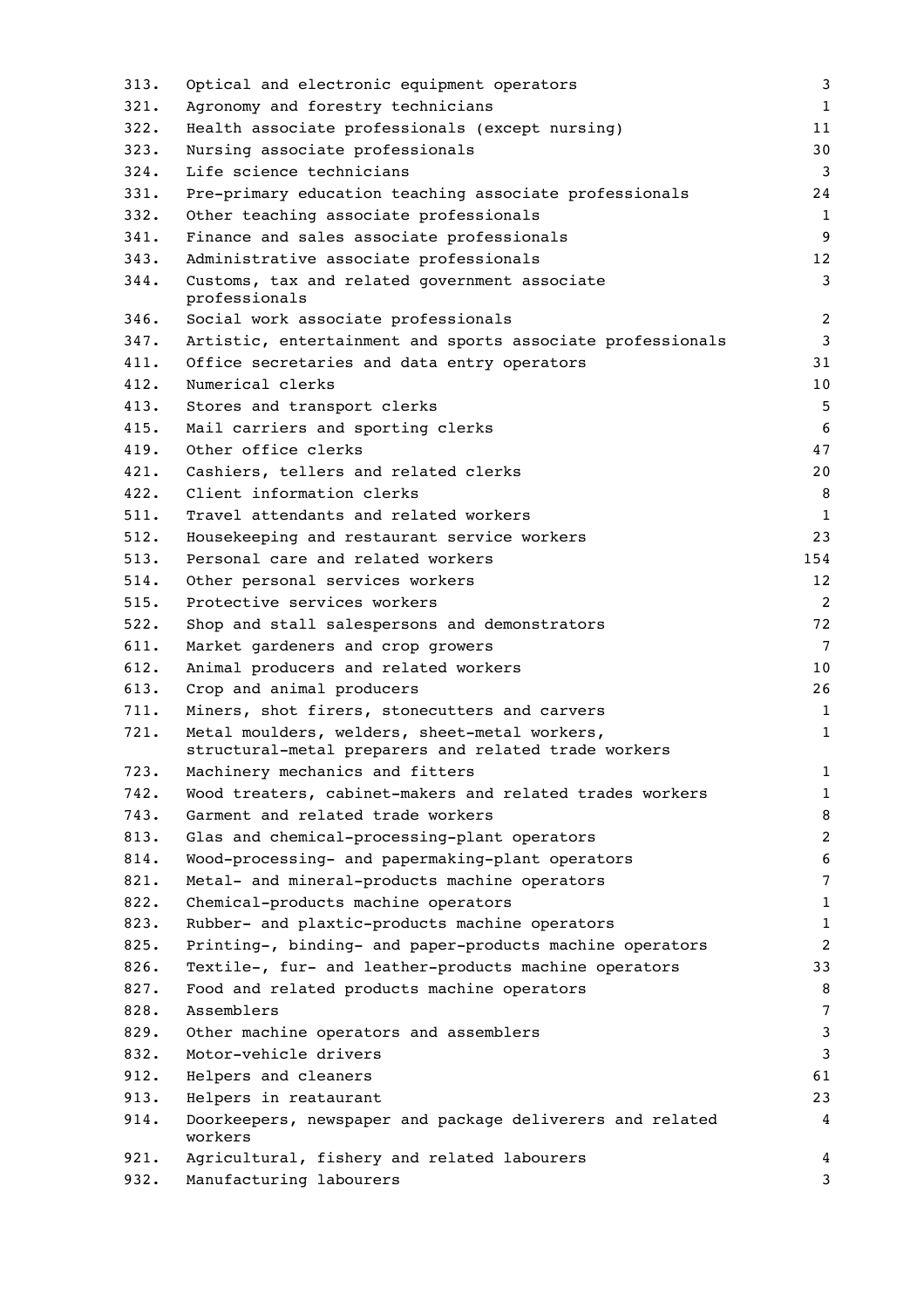| | | |
|---|---|---|
| 313. | Optical and electronic equipment operators | 3 |
| 321. | Agronomy and forestry technicians | 1 |
| 322. | Health associate professionals (except nursing) | 11 |
| 323. | Nursing associate professionals | 30 |
| 324. | Life science technicians | 3 |
| 331. | Pre-primary education teaching associate professionals | 24 |
| 332. | Other teaching associate professionals | 1 |
| 341. | Finance and sales associate professionals | 9 |
| 343. | Administrative associate professionals | 12 |
| 344. | Customs, tax and related government associate professionals | 3 |
| 346. | Social work associate professionals | 2 |
| 347. | Artistic, entertainment and sports associate professionals | 3 |
| 411. | Office secretaries and data entry operators | 31 |
| 412. | Numerical clerks | 10 |
| 413. | Stores and transport clerks | 5 |
| 415. | Mail carriers and sporting clerks | 6 |
| 419. | Other office clerks | 47 |
| 421. | Cashiers, tellers and related clerks | 20 |
| 422. | Client information clerks | 8 |
| 511. | Travel attendants and related workers | 1 |
| 512. | Housekeeping and restaurant service workers | 23 |
| 513. | Personal care and related workers | 154 |
| 514. | Other personal services workers | 12 |
| 515. | Protective services workers | 2 |
| 522. | Shop and stall salespersons and demonstrators | 72 |
| 611. | Market gardeners and crop growers | 7 |
| 612. | Animal producers and related workers | 10 |
| 613. | Crop and animal producers | 26 |
| 711. | Miners, shot firers, stonecutters and carvers | 1 |
| 721. | Metal moulders, welders, sheet-metal workers, structural-metal preparers and related trade workers | 1 |
| 723. | Machinery mechanics and fitters | 1 |
| 742. | Wood treaters, cabinet-makers and related trades workers | 1 |
| 743. | Garment and related trade workers | 8 |
| 813. | Glas and chemical-processing-plant operators | 2 |
| 814. | Wood-processing- and papermaking-plant operators | 6 |
| 821. | Metal- and mineral-products machine operators | 7 |
| 822. | Chemical-products machine operators | 1 |
| 823. | Rubber- and plaxtic-products machine operators | 1 |
| 825. | Printing-, binding- and paper-products machine operators | 2 |
| 826. | Textile-, fur- and leather-products machine operators | 33 |
| 827. | Food and related products machine operators | 8 |
| 828. | Assemblers | 7 |
| 829. | Other machine operators and assemblers | 3 |
| 832. | Motor-vehicle drivers | 3 |
| 912. | Helpers and cleaners | 61 |
| 913. | Helpers in reataurant | 23 |
| 914. | Doorkeepers, newspaper and package deliverers and related workers | 4 |
| 921. | Agricultural, fishery and related labourers | 4 |
| 932. | Manufacturing labourers | 3 |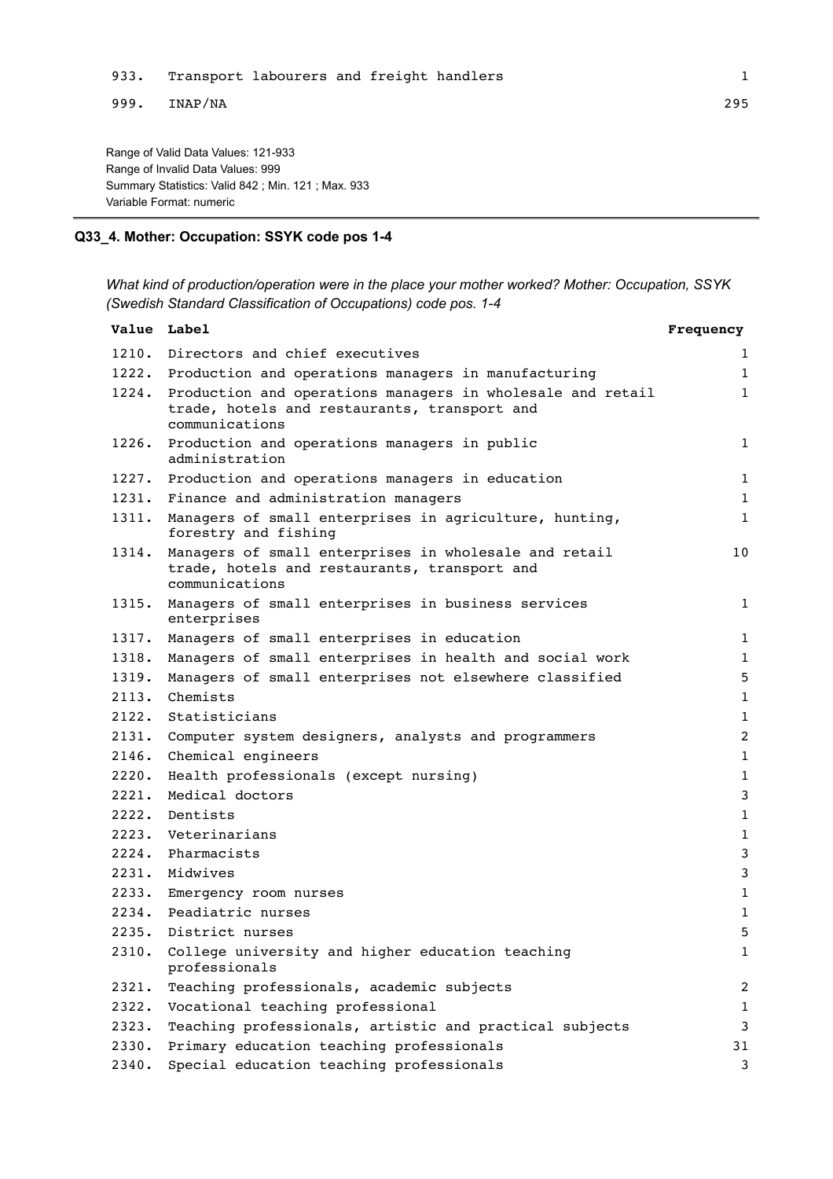| Value | Label | Frequency |
|---|---|---|
| 933. | Transport labourers and freight handlers | 1 |
| 999. | INAP/NA | 295 |

Range of Valid Data Values: 121-933
Range of Invalid Data Values: 999
Summary Statistics: Valid 842 ; Min. 121 ; Max. 933
Variable Format: numeric

---

### Q33_4. Mother: Occupation: SSYK code pos 1-4

*What kind of production/operation were in the place your mother worked? Mother: Occupation, SSYK (Swedish Standard Classification of Occupations) code pos. 1-4*

| Value | Label | Frequency |
|---|---|---|
| 1210. | Directors and chief executives | 1 |
| 1222. | Production and operations managers in manufacturing | 1 |
| 1224. | Production and operations managers in wholesale and retail trade, hotels and restaurants, transport and communications | 1 |
| 1226. | Production and operations managers in public administration | 1 |
| 1227. | Production and operations managers in education | 1 |
| 1231. | Finance and administration managers | 1 |
| 1311. | Managers of small enterprises in agriculture, hunting, forestry and fishing | 1 |
| 1314. | Managers of small enterprises in wholesale and retail trade, hotels and restaurants, transport and communications | 10 |
| 1315. | Managers of small enterprises in business services enterprises | 1 |
| 1317. | Managers of small enterprises in education | 1 |
| 1318. | Managers of small enterprises in health and social work | 1 |
| 1319. | Managers of small enterprises not elsewhere classified | 5 |
| 2113. | Chemists | 1 |
| 2122. | Statisticians | 1 |
| 2131. | Computer system designers, analysts and programmers | 2 |
| 2146. | Chemical engineers | 1 |
| 2220. | Health professionals (except nursing) | 1 |
| 2221. | Medical doctors | 3 |
| 2222. | Dentists | 1 |
| 2223. | Veterinarians | 1 |
| 2224. | Pharmacists | 3 |
| 2231. | Midwives | 3 |
| 2233. | Emergency room nurses | 1 |
| 2234. | Peadiatric nurses | 1 |
| 2235. | District nurses | 5 |
| 2310. | College university and higher education teaching professionals | 1 |
| 2321. | Teaching professionals, academic subjects | 2 |
| 2322. | Vocational teaching professional | 1 |
| 2323. | Teaching professionals, artistic and practical subjects | 3 |
| 2330. | Primary education teaching professionals | 31 |
| 2340. | Special education teaching professionals | 3 |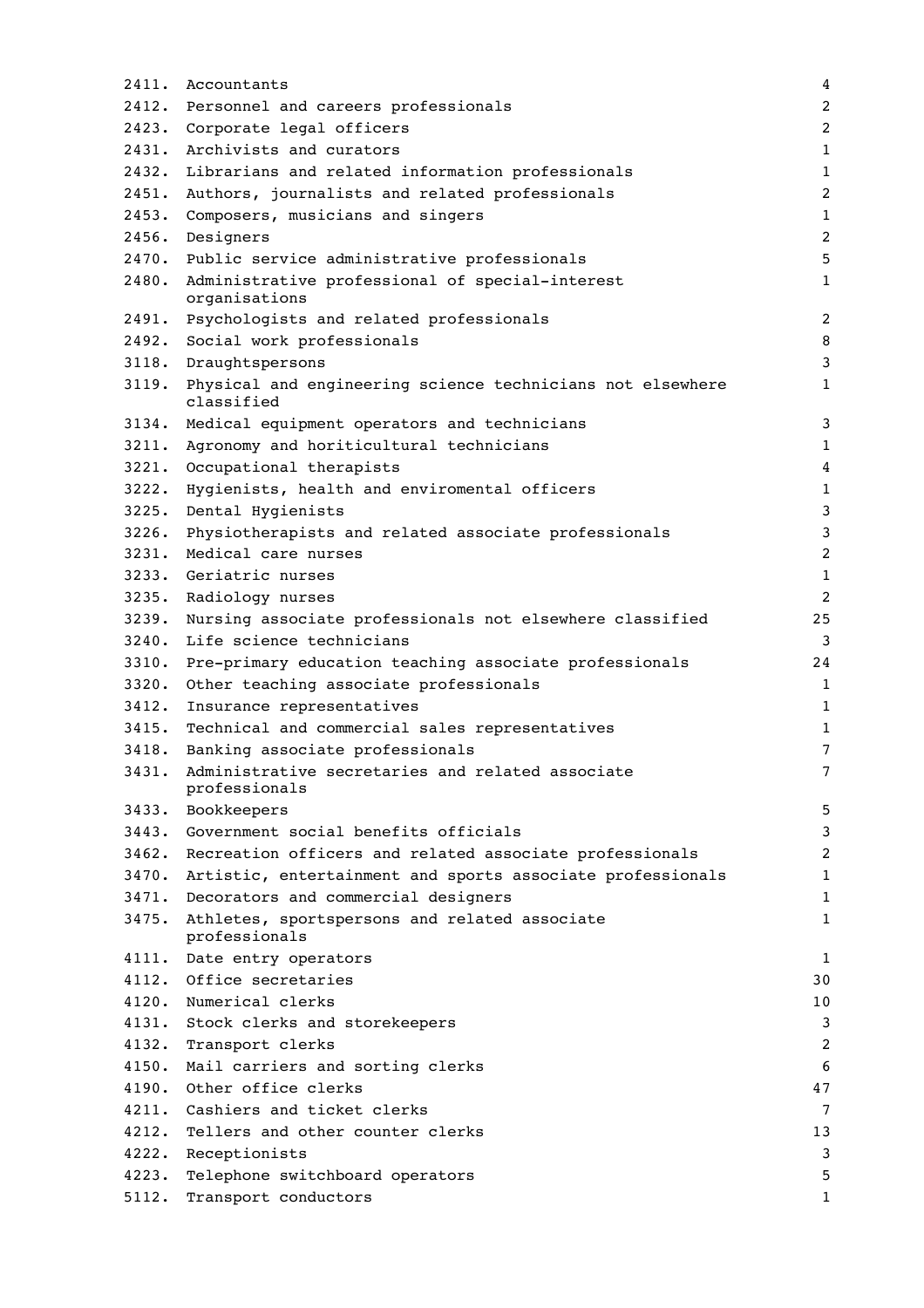| | | |
|---|---|---|
| 2411. | Accountants | 4 |
| 2412. | Personnel and careers professionals | 2 |
| 2423. | Corporate legal officers | 2 |
| 2431. | Archivists and curators | 1 |
| 2432. | Librarians and related information professionals | 1 |
| 2451. | Authors, journalists and related professionals | 2 |
| 2453. | Composers, musicians and singers | 1 |
| 2456. | Designers | 2 |
| 2470. | Public service administrative professionals | 5 |
| 2480. | Administrative professional of special-interest organisations | 1 |
| 2491. | Psychologists and related professionals | 2 |
| 2492. | Social work professionals | 8 |
| 3118. | Draughtspersons | 3 |
| 3119. | Physical and engineering science technicians not elsewhere classified | 1 |
| 3134. | Medical equipment operators and technicians | 3 |
| 3211. | Agronomy and horiticultural technicians | 1 |
| 3221. | Occupational therapists | 4 |
| 3222. | Hygienists, health and enviromental officers | 1 |
| 3225. | Dental Hygienists | 3 |
| 3226. | Physiotherapists and related associate professionals | 3 |
| 3231. | Medical care nurses | 2 |
| 3233. | Geriatric nurses | 1 |
| 3235. | Radiology nurses | 2 |
| 3239. | Nursing associate professionals not elsewhere classified | 25 |
| 3240. | Life science technicians | 3 |
| 3310. | Pre-primary education teaching associate professionals | 24 |
| 3320. | Other teaching associate professionals | 1 |
| 3412. | Insurance representatives | 1 |
| 3415. | Technical and commercial sales representatives | 1 |
| 3418. | Banking associate professionals | 7 |
| 3431. | Administrative secretaries and related associate professionals | 7 |
| 3433. | Bookkeepers | 5 |
| 3443. | Government social benefits officials | 3 |
| 3462. | Recreation officers and related associate professionals | 2 |
| 3470. | Artistic, entertainment and sports associate professionals | 1 |
| 3471. | Decorators and commercial designers | 1 |
| 3475. | Athletes, sportspersons and related associate professionals | 1 |
| 4111. | Date entry operators | 1 |
| 4112. | Office secretaries | 30 |
| 4120. | Numerical clerks | 10 |
| 4131. | Stock clerks and storekeepers | 3 |
| 4132. | Transport clerks | 2 |
| 4150. | Mail carriers and sorting clerks | 6 |
| 4190. | Other office clerks | 47 |
| 4211. | Cashiers and ticket clerks | 7 |
| 4212. | Tellers and other counter clerks | 13 |
| 4222. | Receptionists | 3 |
| 4223. | Telephone switchboard operators | 5 |
| 5112. | Transport conductors | 1 |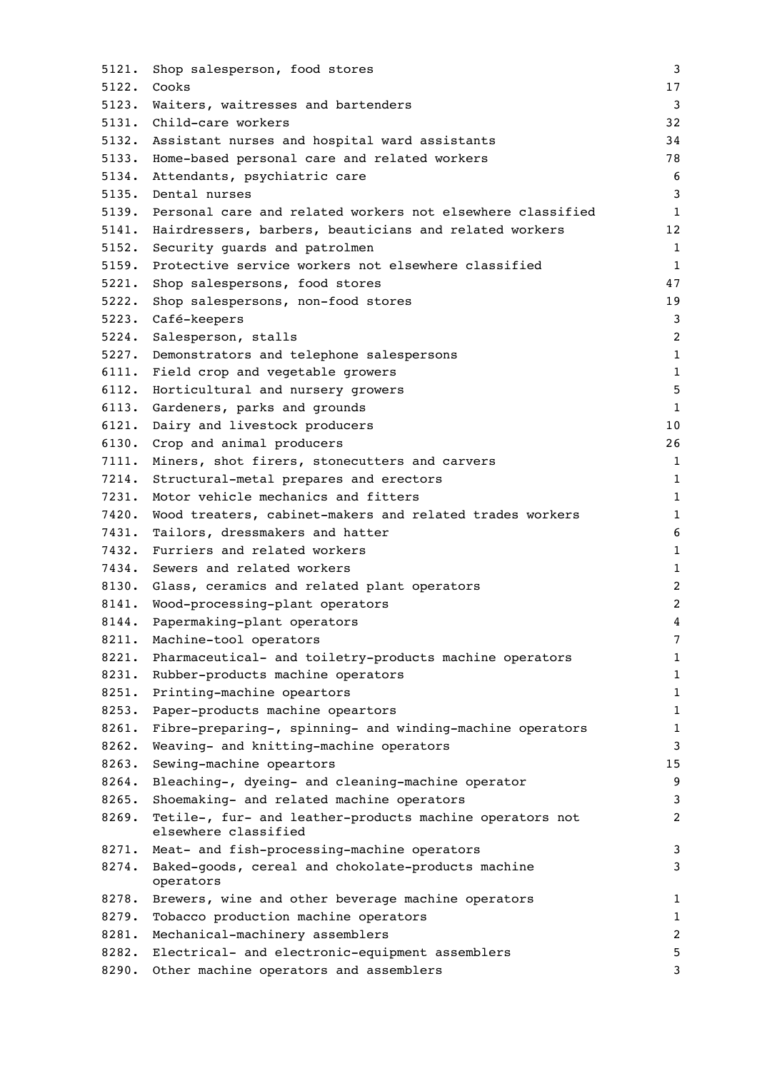| | | |
|---|---|---|
| 5121. | Shop salesperson, food stores | 3 |
| 5122. | Cooks | 17 |
| 5123. | Waiters, waitresses and bartenders | 3 |
| 5131. | Child-care workers | 32 |
| 5132. | Assistant nurses and hospital ward assistants | 34 |
| 5133. | Home-based personal care and related workers | 78 |
| 5134. | Attendants, psychiatric care | 6 |
| 5135. | Dental nurses | 3 |
| 5139. | Personal care and related workers not elsewhere classified | 1 |
| 5141. | Hairdressers, barbers, beauticians and related workers | 12 |
| 5152. | Security guards and patrolmen | 1 |
| 5159. | Protective service workers not elsewhere classified | 1 |
| 5221. | Shop salespersons, food stores | 47 |
| 5222. | Shop salespersons, non-food stores | 19 |
| 5223. | Café-keepers | 3 |
| 5224. | Salesperson, stalls | 2 |
| 5227. | Demonstrators and telephone salespersons | 1 |
| 6111. | Field crop and vegetable growers | 1 |
| 6112. | Horticultural and nursery growers | 5 |
| 6113. | Gardeners, parks and grounds | 1 |
| 6121. | Dairy and livestock producers | 10 |
| 6130. | Crop and animal producers | 26 |
| 7111. | Miners, shot firers, stonecutters and carvers | 1 |
| 7214. | Structural-metal prepares and erectors | 1 |
| 7231. | Motor vehicle mechanics and fitters | 1 |
| 7420. | Wood treaters, cabinet-makers and related trades workers | 1 |
| 7431. | Tailors, dressmakers and hatter | 6 |
| 7432. | Furriers and related workers | 1 |
| 7434. | Sewers and related workers | 1 |
| 8130. | Glass, ceramics and related plant operators | 2 |
| 8141. | Wood-processing-plant operators | 2 |
| 8144. | Papermaking-plant operators | 4 |
| 8211. | Machine-tool operators | 7 |
| 8221. | Pharmaceutical- and toiletry-products machine operators | 1 |
| 8231. | Rubber-products machine operators | 1 |
| 8251. | Printing-machine opeartors | 1 |
| 8253. | Paper-products machine opeartors | 1 |
| 8261. | Fibre-preparing-, spinning- and winding-machine operators | 1 |
| 8262. | Weaving- and knitting-machine operators | 3 |
| 8263. | Sewing-machine opeartors | 15 |
| 8264. | Bleaching-, dyeing- and cleaning-machine operator | 9 |
| 8265. | Shoemaking- and related machine operators | 3 |
| 8269. | Tetile-, fur- and leather-products machine operators not elsewhere classified | 2 |
| 8271. | Meat- and fish-processing-machine operators | 3 |
| 8274. | Baked-goods, cereal and chokolate-products machine operators | 3 |
| 8278. | Brewers, wine and other beverage machine operators | 1 |
| 8279. | Tobacco production machine operators | 1 |
| 8281. | Mechanical-machinery assemblers | 2 |
| 8282. | Electrical- and electronic-equipment assemblers | 5 |
| 8290. | Other machine operators and assemblers | 3 |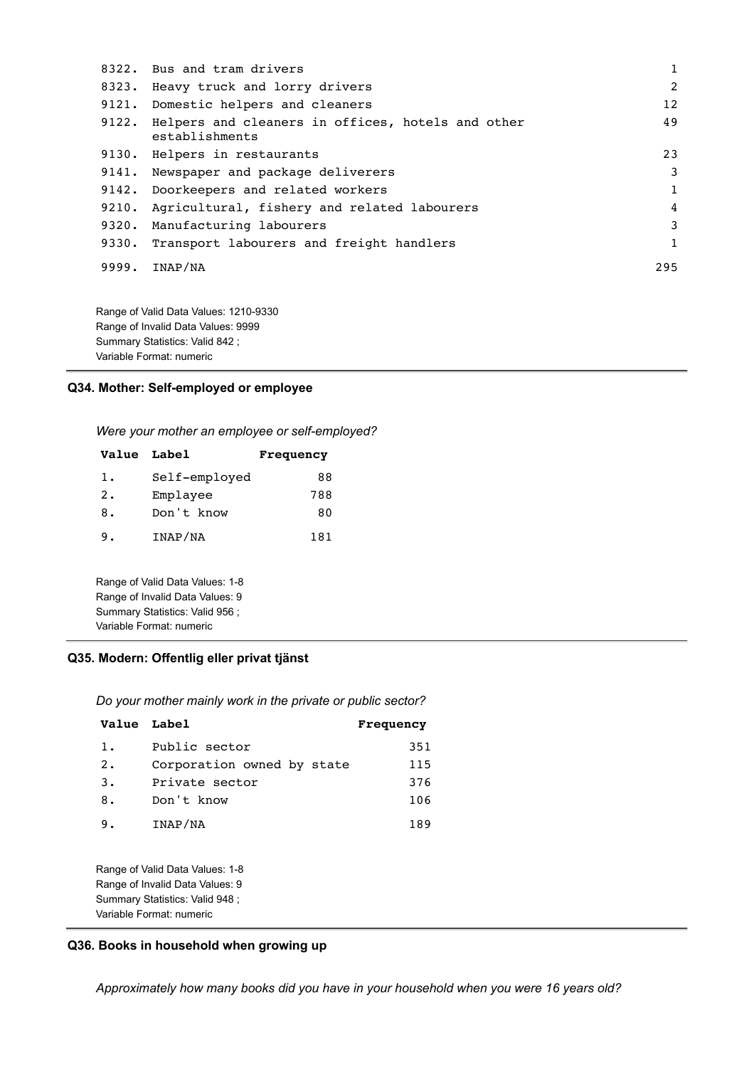| | | |
|---|---|---|
| 8322. | Bus and tram drivers | 1 |
| 8323. | Heavy truck and lorry drivers | 2 |
| 9121. | Domestic helpers and cleaners | 12 |
| 9122. | Helpers and cleaners in offices, hotels and other establishments | 49 |
| 9130. | Helpers in restaurants | 23 |
| 9141. | Newspaper and package deliverers | 3 |
| 9142. | Doorkeepers and related workers | 1 |
| 9210. | Agricultural, fishery and related labourers | 4 |
| 9320. | Manufacturing labourers | 3 |
| 9330. | Transport labourers and freight handlers | 1 |
| 9999. | INAP/NA | 295 |

Range of Valid Data Values: 1210-9330
Range of Invalid Data Values: 9999
Summary Statistics: Valid 842 ;
Variable Format: numeric

### Q34. Mother: Self-employed or employee

*Were your mother an employee or self-employed?*

| Value | Label | Frequency |
|---|---|---|
| 1. | Self-employed | 88 |
| 2. | Emplayee | 788 |
| 8. | Don't know | 80 |
| 9. | INAP/NA | 181 |

Range of Valid Data Values: 1-8
Range of Invalid Data Values: 9
Summary Statistics: Valid 956 ;
Variable Format: numeric

### Q35. Modern: Offentlig eller privat tjänst

*Do your mother mainly work in the private or public sector?*

| Value | Label | Frequency |
|---|---|---|
| 1. | Public sector | 351 |
| 2. | Corporation owned by state | 115 |
| 3. | Private sector | 376 |
| 8. | Don't know | 106 |
| 9. | INAP/NA | 189 |

Range of Valid Data Values: 1-8
Range of Invalid Data Values: 9
Summary Statistics: Valid 948 ;
Variable Format: numeric

### Q36. Books in household when growing up

*Approximately how many books did you have in your household when you were 16 years old?*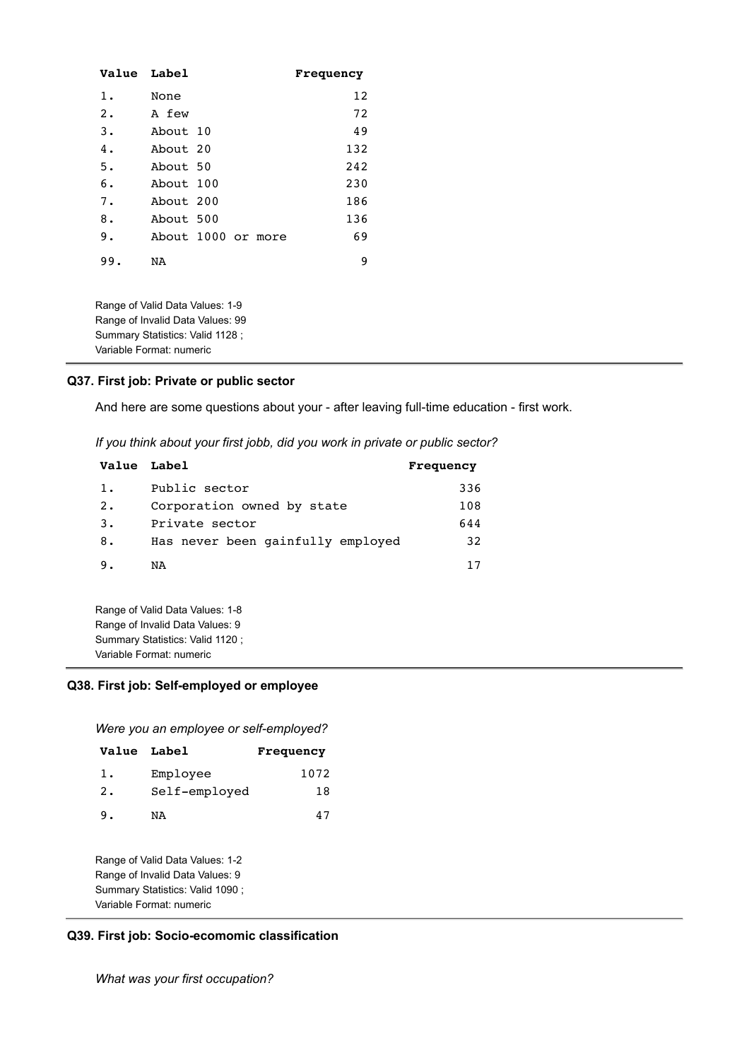| Value | Label | Frequency |
|---|---|---|
| 1. | None | 12 |
| 2. | A few | 72 |
| 3. | About 10 | 49 |
| 4. | About 20 | 132 |
| 5. | About 50 | 242 |
| 6. | About 100 | 230 |
| 7. | About 200 | 186 |
| 8. | About 500 | 136 |
| 9. | About 1000 or more | 69 |
| 99. | NA | 9 |

Range of Valid Data Values: 1-9
Range of Invalid Data Values: 99
Summary Statistics: Valid 1128 ;
Variable Format: numeric

### Q37. First job: Private or public sector

And here are some questions about your - after leaving full-time education - first work.

*If you think about your first jobb, did you work in private or public sector?*

| Value | Label | Frequency |
|---|---|---|
| 1. | Public sector | 336 |
| 2. | Corporation owned by state | 108 |
| 3. | Private sector | 644 |
| 8. | Has never been gainfully employed | 32 |
| 9. | NA | 17 |

Range of Valid Data Values: 1-8
Range of Invalid Data Values: 9
Summary Statistics: Valid 1120 ;
Variable Format: numeric

### Q38. First job: Self-employed or employee

*Were you an employee or self-employed?*

| Value | Label | Frequency |
|---|---|---|
| 1. | Employee | 1072 |
| 2. | Self-employed | 18 |
| 9. | NA | 47 |

Range of Valid Data Values: 1-2
Range of Invalid Data Values: 9
Summary Statistics: Valid 1090 ;
Variable Format: numeric

### Q39. First job: Socio-ecomomic classification

*What was your first occupation?*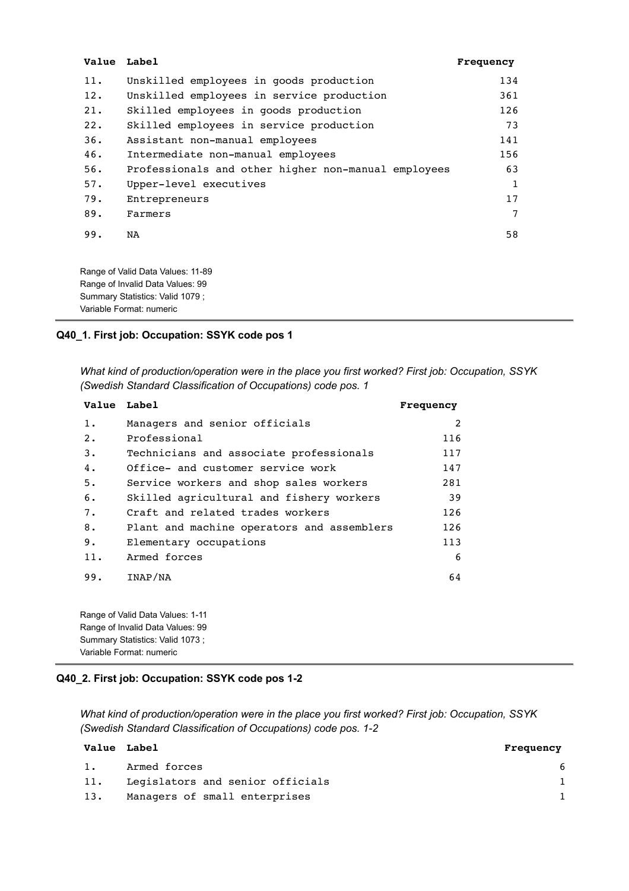| Value | Label | Frequency |
|---|---|---|
| 11. | Unskilled employees in goods production | 134 |
| 12. | Unskilled employees in service production | 361 |
| 21. | Skilled employees in goods production | 126 |
| 22. | Skilled employees in service production | 73 |
| 36. | Assistant non-manual employees | 141 |
| 46. | Intermediate non-manual employees | 156 |
| 56. | Professionals and other higher non-manual employees | 63 |
| 57. | Upper-level executives | 1 |
| 79. | Entrepreneurs | 17 |
| 89. | Farmers | 7 |
| 99. | NA | 58 |

Range of Valid Data Values: 11-89
Range of Invalid Data Values: 99
Summary Statistics: Valid 1079 ;
Variable Format: numeric

### Q40_1. First job: Occupation: SSYK code pos 1

*What kind of production/operation were in the place you first worked? First job: Occupation, SSYK (Swedish Standard Classification of Occupations) code pos. 1*

| Value | Label | Frequency |
|---|---|---|
| 1. | Managers and senior officials | 2 |
| 2. | Professional | 116 |
| 3. | Technicians and associate professionals | 117 |
| 4. | Office- and customer service work | 147 |
| 5. | Service workers and shop sales workers | 281 |
| 6. | Skilled agricultural and fishery workers | 39 |
| 7. | Craft and related trades workers | 126 |
| 8. | Plant and machine operators and assemblers | 126 |
| 9. | Elementary occupations | 113 |
| 11. | Armed forces | 6 |
| 99. | INAP/NA | 64 |

Range of Valid Data Values: 1-11
Range of Invalid Data Values: 99
Summary Statistics: Valid 1073 ;
Variable Format: numeric

### Q40_2. First job: Occupation: SSYK code pos 1-2

*What kind of production/operation were in the place you first worked? First job: Occupation, SSYK (Swedish Standard Classification of Occupations) code pos. 1-2*

| Value | Label | Frequency |
|---|---|---|
| 1. | Armed forces | 6 |
| 11. | Legislators and senior officials | 1 |
| 13. | Managers of small enterprises | 1 |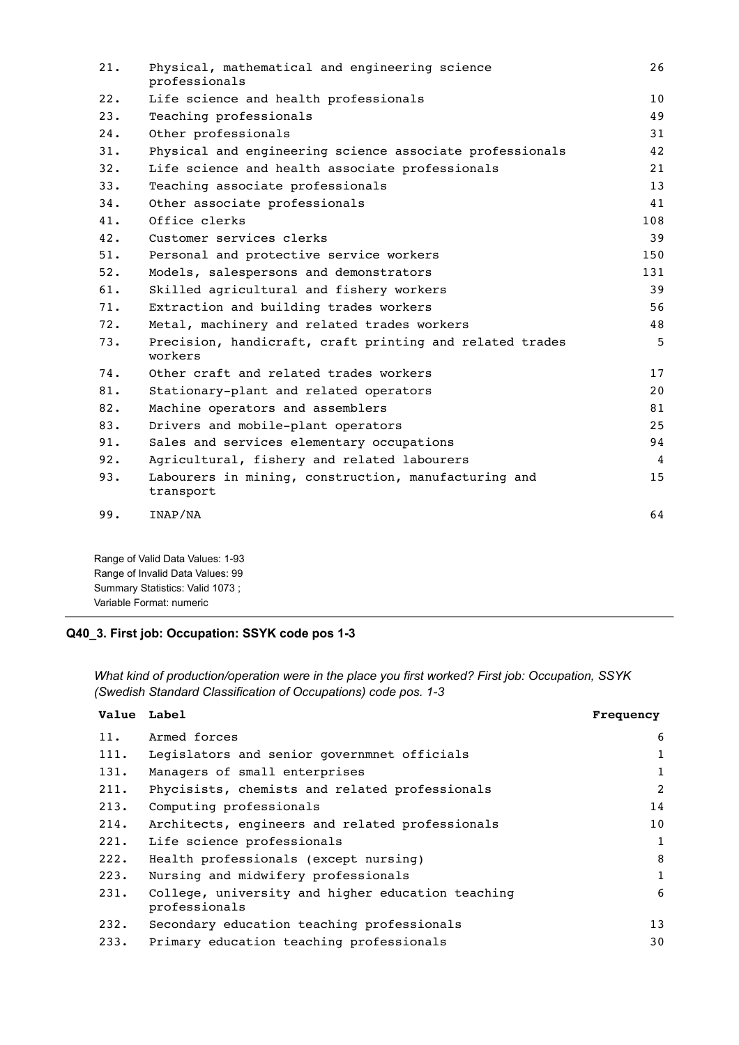| Value | Label | Frequency |
|---|---|---|
| 21. | Physical, mathematical and engineering science professionals | 26 |
| 22. | Life science and health professionals | 10 |
| 23. | Teaching professionals | 49 |
| 24. | Other professionals | 31 |
| 31. | Physical and engineering science associate professionals | 42 |
| 32. | Life science and health associate professionals | 21 |
| 33. | Teaching associate professionals | 13 |
| 34. | Other associate professionals | 41 |
| 41. | Office clerks | 108 |
| 42. | Customer services clerks | 39 |
| 51. | Personal and protective service workers | 150 |
| 52. | Models, salespersons and demonstrators | 131 |
| 61. | Skilled agricultural and fishery workers | 39 |
| 71. | Extraction and building trades workers | 56 |
| 72. | Metal, machinery and related trades workers | 48 |
| 73. | Precision, handicraft, craft printing and related trades workers | 5 |
| 74. | Other craft and related trades workers | 17 |
| 81. | Stationary-plant and related operators | 20 |
| 82. | Machine operators and assemblers | 81 |
| 83. | Drivers and mobile-plant operators | 25 |
| 91. | Sales and services elementary occupations | 94 |
| 92. | Agricultural, fishery and related labourers | 4 |
| 93. | Labourers in mining, construction, manufacturing and transport | 15 |
| 99. | INAP/NA | 64 |

Range of Valid Data Values: 1-93
Range of Invalid Data Values: 99
Summary Statistics: Valid 1073 ;
Variable Format: numeric

---

### Q40_3. First job: Occupation: SSYK code pos 1-3

*What kind of production/operation were in the place you first worked? First job: Occupation, SSYK (Swedish Standard Classification of Occupations) code pos. 1-3*

| Value | Label | Frequency |
|---|---|---|
| 11. | Armed forces | 6 |
| 111. | Legislators and senior governmnet officials | 1 |
| 131. | Managers of small enterprises | 1 |
| 211. | Phycisists, chemists and related professionals | 2 |
| 213. | Computing professionals | 14 |
| 214. | Architects, engineers and related professionals | 10 |
| 221. | Life science professionals | 1 |
| 222. | Health professionals (except nursing) | 8 |
| 223. | Nursing and midwifery professionals | 1 |
| 231. | College, university and higher education teaching professionals | 6 |
| 232. | Secondary education teaching professionals | 13 |
| 233. | Primary education teaching professionals | 30 |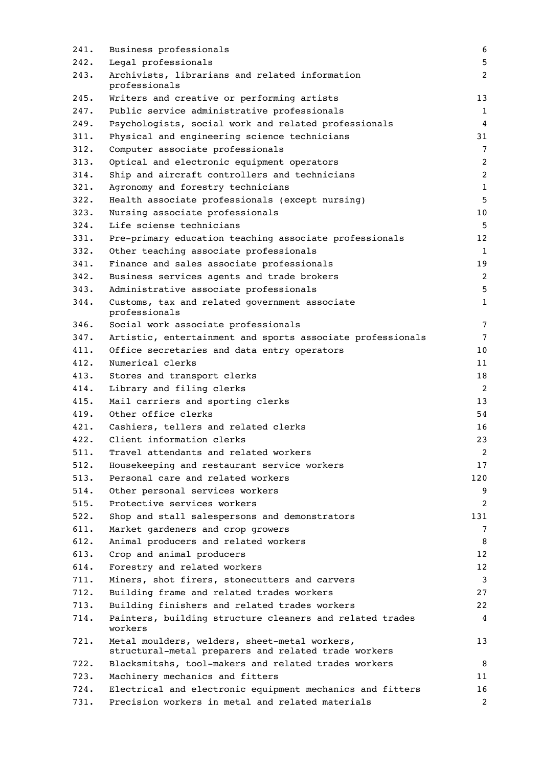| | | |
|---|---|---|
| 241. | Business professionals | 6 |
| 242. | Legal professionals | 5 |
| 243. | Archivists, librarians and related information professionals | 2 |
| 245. | Writers and creative or performing artists | 13 |
| 247. | Public service administrative professionals | 1 |
| 249. | Psychologists, social work and related professionals | 4 |
| 311. | Physical and engineering science technicians | 31 |
| 312. | Computer associate professionals | 7 |
| 313. | Optical and electronic equipment operators | 2 |
| 314. | Ship and aircraft controllers and technicians | 2 |
| 321. | Agronomy and forestry technicians | 1 |
| 322. | Health associate professionals (except nursing) | 5 |
| 323. | Nursing associate professionals | 10 |
| 324. | Life sciense technicians | 5 |
| 331. | Pre-primary education teaching associate professionals | 12 |
| 332. | Other teaching associate professionals | 1 |
| 341. | Finance and sales associate professionals | 19 |
| 342. | Business services agents and trade brokers | 2 |
| 343. | Administrative associate professionals | 5 |
| 344. | Customs, tax and related government associate professionals | 1 |
| 346. | Social work associate professionals | 7 |
| 347. | Artistic, entertainment and sports associate professionals | 7 |
| 411. | Office secretaries and data entry operators | 10 |
| 412. | Numerical clerks | 11 |
| 413. | Stores and transport clerks | 18 |
| 414. | Library and filing clerks | 2 |
| 415. | Mail carriers and sporting clerks | 13 |
| 419. | Other office clerks | 54 |
| 421. | Cashiers, tellers and related clerks | 16 |
| 422. | Client information clerks | 23 |
| 511. | Travel attendants and related workers | 2 |
| 512. | Housekeeping and restaurant service workers | 17 |
| 513. | Personal care and related workers | 120 |
| 514. | Other personal services workers | 9 |
| 515. | Protective services workers | 2 |
| 522. | Shop and stall salespersons and demonstrators | 131 |
| 611. | Market gardeners and crop growers | 7 |
| 612. | Animal producers and related workers | 8 |
| 613. | Crop and animal producers | 12 |
| 614. | Forestry and related workers | 12 |
| 711. | Miners, shot firers, stonecutters and carvers | 3 |
| 712. | Building frame and related trades workers | 27 |
| 713. | Building finishers and related trades workers | 22 |
| 714. | Painters, building structure cleaners and related trades workers | 4 |
| 721. | Metal moulders, welders, sheet-metal workers, structural-metal preparers and related trade workers | 13 |
| 722. | Blacksmitshs, tool-makers and related trades workers | 8 |
| 723. | Machinery mechanics and fitters | 11 |
| 724. | Electrical and electronic equipment mechanics and fitters | 16 |
| 731. | Precision workers in metal and related materials | 2 |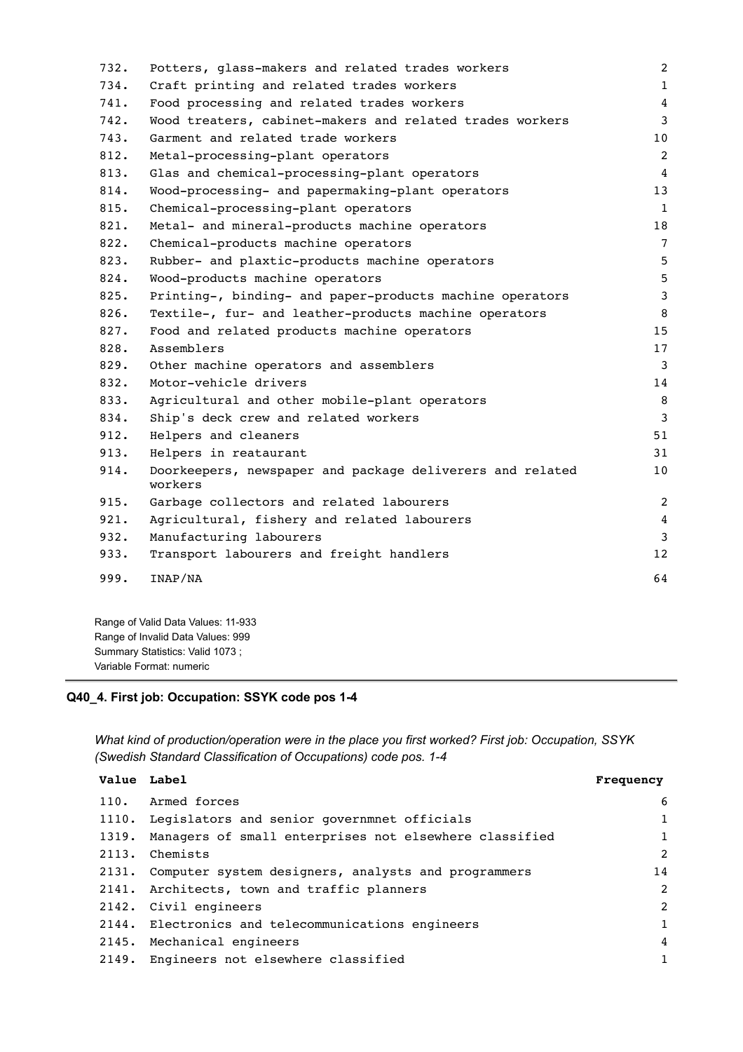| Value | Label | Frequency |
|---|---|---|
| 732. | Potters, glass-makers and related trades workers | 2 |
| 734. | Craft printing and related trades workers | 1 |
| 741. | Food processing and related trades workers | 4 |
| 742. | Wood treaters, cabinet-makers and related trades workers | 3 |
| 743. | Garment and related trade workers | 10 |
| 812. | Metal-processing-plant operators | 2 |
| 813. | Glas and chemical-processing-plant operators | 4 |
| 814. | Wood-processing- and papermaking-plant operators | 13 |
| 815. | Chemical-processing-plant operators | 1 |
| 821. | Metal- and mineral-products machine operators | 18 |
| 822. | Chemical-products machine operators | 7 |
| 823. | Rubber- and plaxtic-products machine operators | 5 |
| 824. | Wood-products machine operators | 5 |
| 825. | Printing-, binding- and paper-products machine operators | 3 |
| 826. | Textile-, fur- and leather-products machine operators | 8 |
| 827. | Food and related products machine operators | 15 |
| 828. | Assemblers | 17 |
| 829. | Other machine operators and assemblers | 3 |
| 832. | Motor-vehicle drivers | 14 |
| 833. | Agricultural and other mobile-plant operators | 8 |
| 834. | Ship's deck crew and related workers | 3 |
| 912. | Helpers and cleaners | 51 |
| 913. | Helpers in reataurant | 31 |
| 914. | Doorkeepers, newspaper and package deliverers and related workers | 10 |
| 915. | Garbage collectors and related labourers | 2 |
| 921. | Agricultural, fishery and related labourers | 4 |
| 932. | Manufacturing labourers | 3 |
| 933. | Transport labourers and freight handlers | 12 |
| 999. | INAP/NA | 64 |

Range of Valid Data Values: 11-933
Range of Invalid Data Values: 999
Summary Statistics: Valid 1073 ;
Variable Format: numeric

### Q40_4. First job: Occupation: SSYK code pos 1-4

*What kind of production/operation were in the place you first worked? First job: Occupation, SSYK (Swedish Standard Classification of Occupations) code pos. 1-4*

| Value | Label | Frequency |
|---|---|---|
| 110. | Armed forces | 6 |
| 1110. | Legislators and senior governmnet officials | 1 |
| 1319. | Managers of small enterprises not elsewhere classified | 1 |
| 2113. | Chemists | 2 |
| 2131. | Computer system designers, analysts and programmers | 14 |
| 2141. | Architects, town and traffic planners | 2 |
| 2142. | Civil engineers | 2 |
| 2144. | Electronics and telecommunications engineers | 1 |
| 2145. | Mechanical engineers | 4 |
| 2149. | Engineers not elsewhere classified | 1 |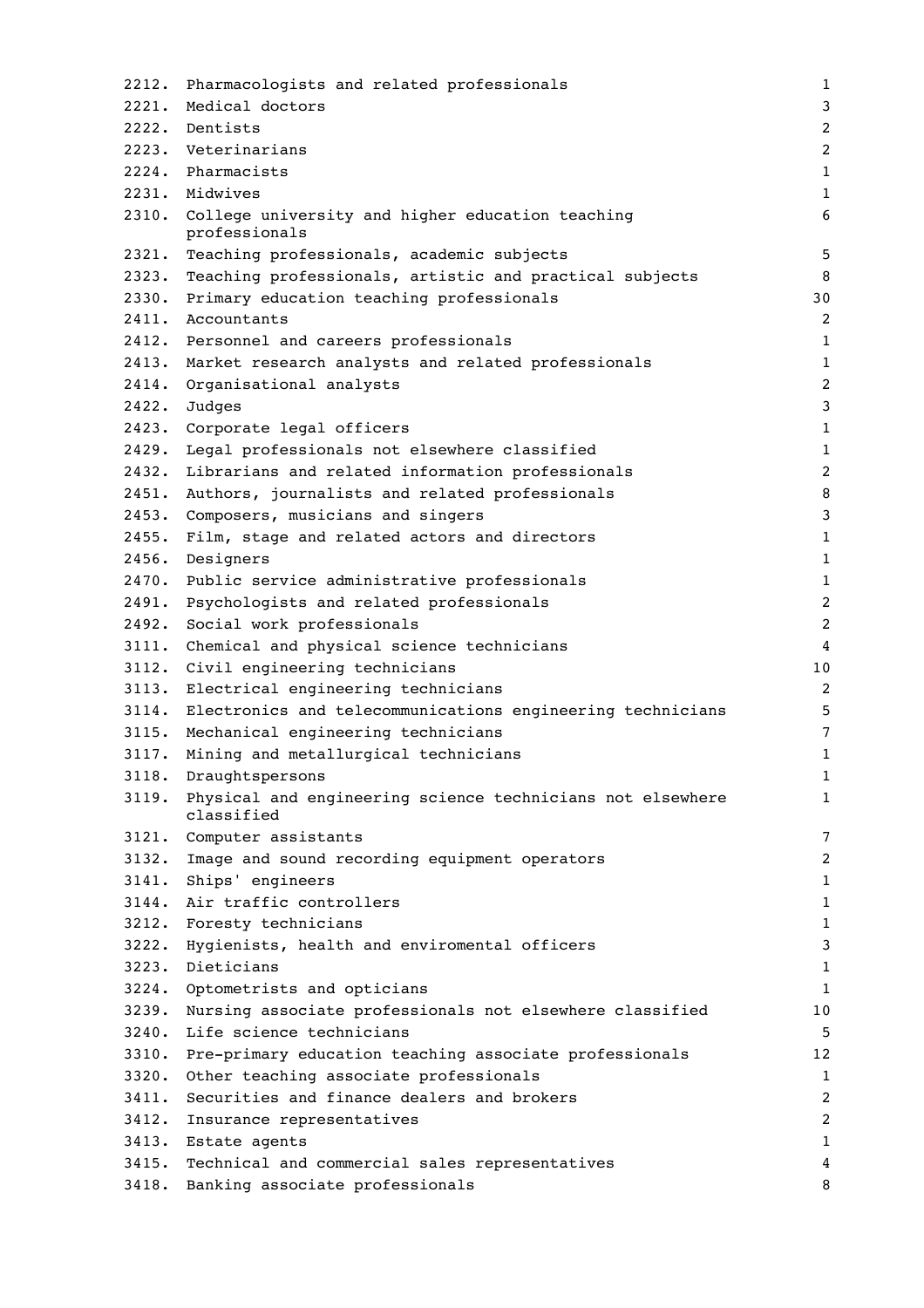| Code | Occupation | Count |
|---|---|---|
| 2212. | Pharmacologists and related professionals | 1 |
| 2221. | Medical doctors | 3 |
| 2222. | Dentists | 2 |
| 2223. | Veterinarians | 2 |
| 2224. | Pharmacists | 1 |
| 2231. | Midwives | 1 |
| 2310. | College university and higher education teaching professionals | 6 |
| 2321. | Teaching professionals, academic subjects | 5 |
| 2323. | Teaching professionals, artistic and practical subjects | 8 |
| 2330. | Primary education teaching professionals | 30 |
| 2411. | Accountants | 2 |
| 2412. | Personnel and careers professionals | 1 |
| 2413. | Market research analysts and related professionals | 1 |
| 2414. | Organisational analysts | 2 |
| 2422. | Judges | 3 |
| 2423. | Corporate legal officers | 1 |
| 2429. | Legal professionals not elsewhere classified | 1 |
| 2432. | Librarians and related information professionals | 2 |
| 2451. | Authors, journalists and related professionals | 8 |
| 2453. | Composers, musicians and singers | 3 |
| 2455. | Film, stage and related actors and directors | 1 |
| 2456. | Designers | 1 |
| 2470. | Public service administrative professionals | 1 |
| 2491. | Psychologists and related professionals | 2 |
| 2492. | Social work professionals | 2 |
| 3111. | Chemical and physical science technicians | 4 |
| 3112. | Civil engineering technicians | 10 |
| 3113. | Electrical engineering technicians | 2 |
| 3114. | Electronics and telecommunications engineering technicians | 5 |
| 3115. | Mechanical engineering technicians | 7 |
| 3117. | Mining and metallurgical technicians | 1 |
| 3118. | Draughtspersons | 1 |
| 3119. | Physical and engineering science technicians not elsewhere classified | 1 |
| 3121. | Computer assistants | 7 |
| 3132. | Image and sound recording equipment operators | 2 |
| 3141. | Ships' engineers | 1 |
| 3144. | Air traffic controllers | 1 |
| 3212. | Foresty technicians | 1 |
| 3222. | Hygienists, health and enviromental officers | 3 |
| 3223. | Dieticians | 1 |
| 3224. | Optometrists and opticians | 1 |
| 3239. | Nursing associate professionals not elsewhere classified | 10 |
| 3240. | Life science technicians | 5 |
| 3310. | Pre-primary education teaching associate professionals | 12 |
| 3320. | Other teaching associate professionals | 1 |
| 3411. | Securities and finance dealers and brokers | 2 |
| 3412. | Insurance representatives | 2 |
| 3413. | Estate agents | 1 |
| 3415. | Technical and commercial sales representatives | 4 |
| 3418. | Banking associate professionals | 8 |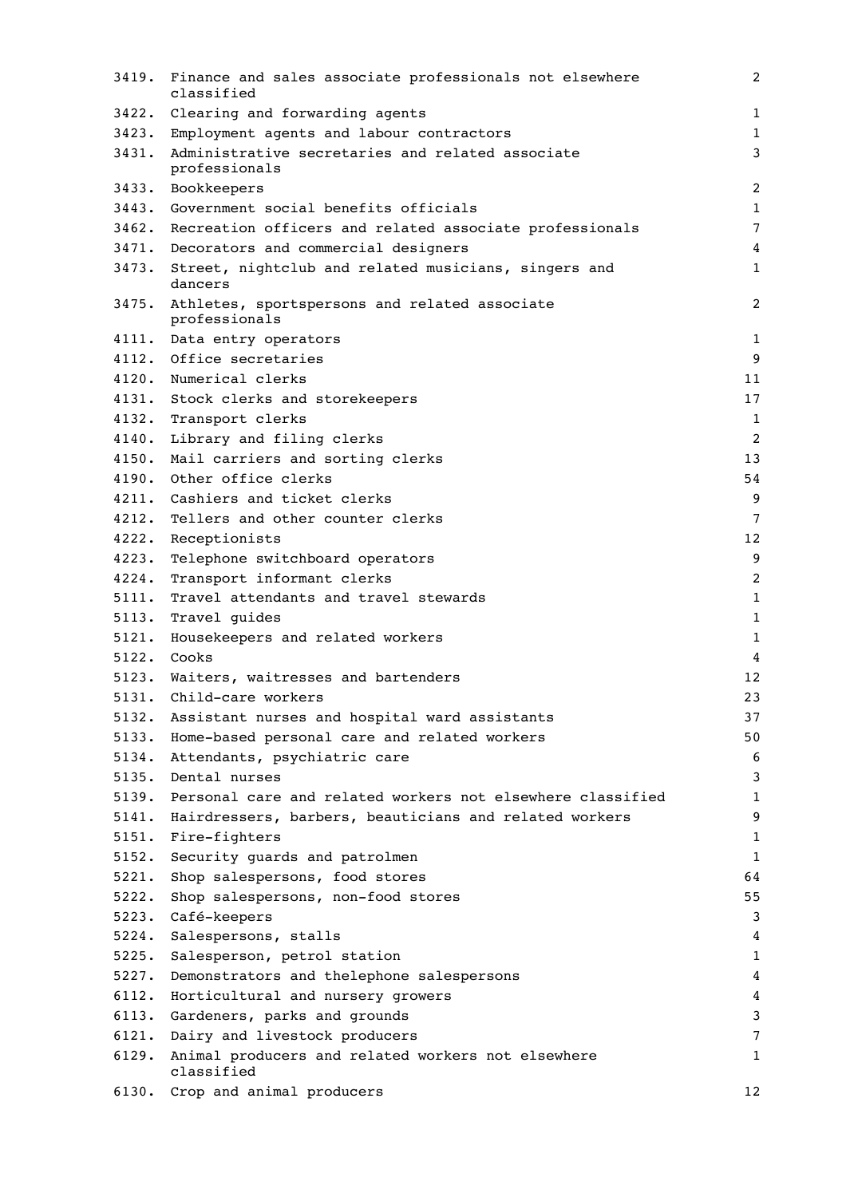| | | |
|---|---|---|
| 3419. | Finance and sales associate professionals not elsewhere classified | 2 |
| 3422. | Clearing and forwarding agents | 1 |
| 3423. | Employment agents and labour contractors | 1 |
| 3431. | Administrative secretaries and related associate professionals | 3 |
| 3433. | Bookkeepers | 2 |
| 3443. | Government social benefits officials | 1 |
| 3462. | Recreation officers and related associate professionals | 7 |
| 3471. | Decorators and commercial designers | 4 |
| 3473. | Street, nightclub and related musicians, singers and dancers | 1 |
| 3475. | Athletes, sportspersons and related associate professionals | 2 |
| 4111. | Data entry operators | 1 |
| 4112. | Office secretaries | 9 |
| 4120. | Numerical clerks | 11 |
| 4131. | Stock clerks and storekeepers | 17 |
| 4132. | Transport clerks | 1 |
| 4140. | Library and filing clerks | 2 |
| 4150. | Mail carriers and sorting clerks | 13 |
| 4190. | Other office clerks | 54 |
| 4211. | Cashiers and ticket clerks | 9 |
| 4212. | Tellers and other counter clerks | 7 |
| 4222. | Receptionists | 12 |
| 4223. | Telephone switchboard operators | 9 |
| 4224. | Transport informant clerks | 2 |
| 5111. | Travel attendants and travel stewards | 1 |
| 5113. | Travel guides | 1 |
| 5121. | Housekeepers and related workers | 1 |
| 5122. | Cooks | 4 |
| 5123. | Waiters, waitresses and bartenders | 12 |
| 5131. | Child-care workers | 23 |
| 5132. | Assistant nurses and hospital ward assistants | 37 |
| 5133. | Home-based personal care and related workers | 50 |
| 5134. | Attendants, psychiatric care | 6 |
| 5135. | Dental nurses | 3 |
| 5139. | Personal care and related workers not elsewhere classified | 1 |
| 5141. | Hairdressers, barbers, beauticians and related workers | 9 |
| 5151. | Fire-fighters | 1 |
| 5152. | Security guards and patrolmen | 1 |
| 5221. | Shop salespersons, food stores | 64 |
| 5222. | Shop salespersons, non-food stores | 55 |
| 5223. | Café-keepers | 3 |
| 5224. | Salespersons, stalls | 4 |
| 5225. | Salesperson, petrol station | 1 |
| 5227. | Demonstrators and thelephone salespersons | 4 |
| 6112. | Horticultural and nursery growers | 4 |
| 6113. | Gardeners, parks and grounds | 3 |
| 6121. | Dairy and livestock producers | 7 |
| 6129. | Animal producers and related workers not elsewhere classified | 1 |
| 6130. | Crop and animal producers | 12 |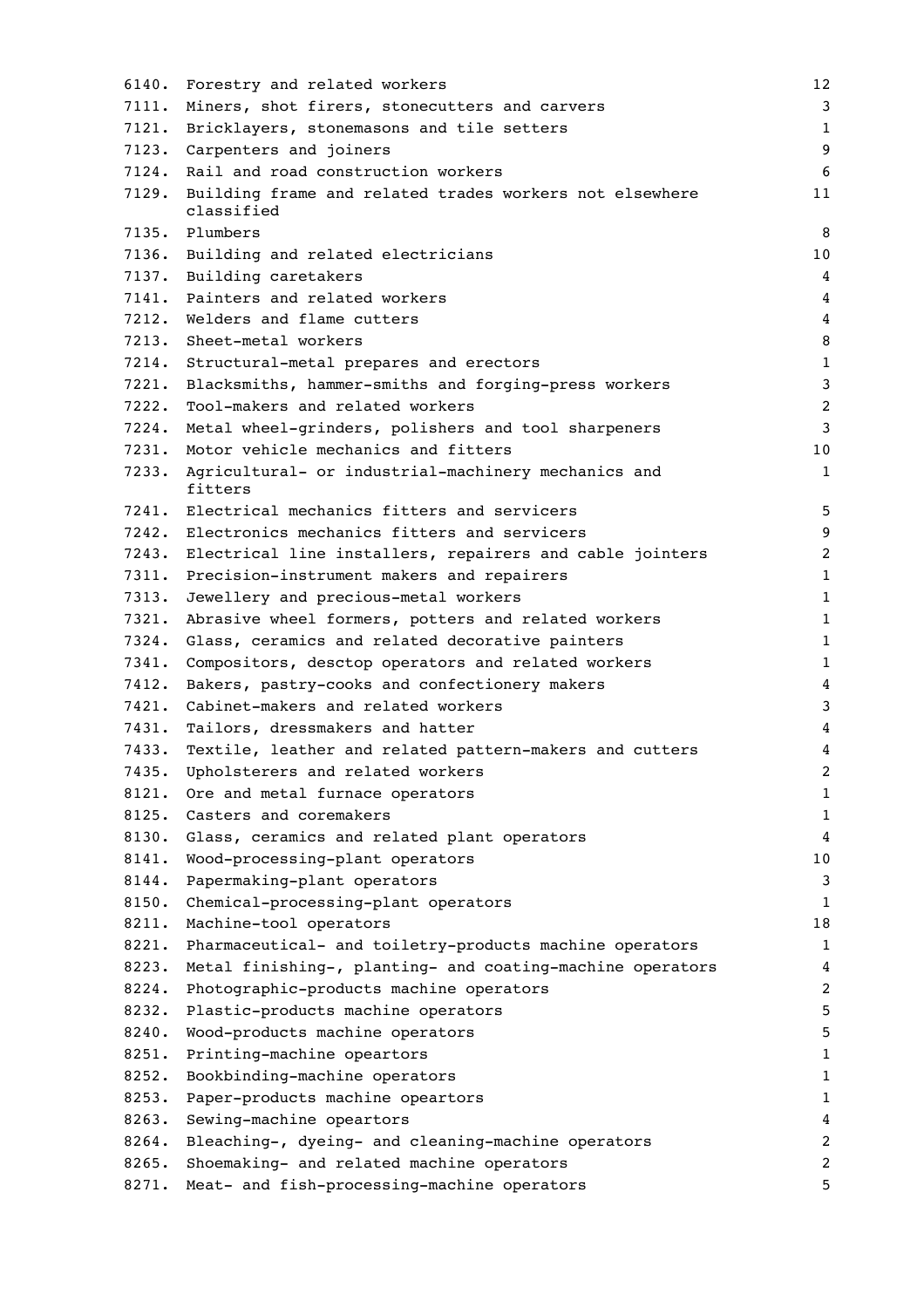| | | |
|---|---|---|
| 6140. | Forestry and related workers | 12 |
| 7111. | Miners, shot firers, stonecutters and carvers | 3 |
| 7121. | Bricklayers, stonemasons and tile setters | 1 |
| 7123. | Carpenters and joiners | 9 |
| 7124. | Rail and road construction workers | 6 |
| 7129. | Building frame and related trades workers not elsewhere classified | 11 |
| 7135. | Plumbers | 8 |
| 7136. | Building and related electricians | 10 |
| 7137. | Building caretakers | 4 |
| 7141. | Painters and related workers | 4 |
| 7212. | Welders and flame cutters | 4 |
| 7213. | Sheet-metal workers | 8 |
| 7214. | Structural-metal prepares and erectors | 1 |
| 7221. | Blacksmiths, hammer-smiths and forging-press workers | 3 |
| 7222. | Tool-makers and related workers | 2 |
| 7224. | Metal wheel-grinders, polishers and tool sharpeners | 3 |
| 7231. | Motor vehicle mechanics and fitters | 10 |
| 7233. | Agricultural- or industrial-machinery mechanics and fitters | 1 |
| 7241. | Electrical mechanics fitters and servicers | 5 |
| 7242. | Electronics mechanics fitters and servicers | 9 |
| 7243. | Electrical line installers, repairers and cable jointers | 2 |
| 7311. | Precision-instrument makers and repairers | 1 |
| 7313. | Jewellery and precious-metal workers | 1 |
| 7321. | Abrasive wheel formers, potters and related workers | 1 |
| 7324. | Glass, ceramics and related decorative painters | 1 |
| 7341. | Compositors, desctop operators and related workers | 1 |
| 7412. | Bakers, pastry-cooks and confectionery makers | 4 |
| 7421. | Cabinet-makers and related workers | 3 |
| 7431. | Tailors, dressmakers and hatter | 4 |
| 7433. | Textile, leather and related pattern-makers and cutters | 4 |
| 7435. | Upholsterers and related workers | 2 |
| 8121. | Ore and metal furnace operators | 1 |
| 8125. | Casters and coremakers | 1 |
| 8130. | Glass, ceramics and related plant operators | 4 |
| 8141. | Wood-processing-plant operators | 10 |
| 8144. | Papermaking-plant operators | 3 |
| 8150. | Chemical-processing-plant operators | 1 |
| 8211. | Machine-tool operators | 18 |
| 8221. | Pharmaceutical- and toiletry-products machine operators | 1 |
| 8223. | Metal finishing-, planting- and coating-machine operators | 4 |
| 8224. | Photographic-products machine operators | 2 |
| 8232. | Plastic-products machine operators | 5 |
| 8240. | Wood-products machine operators | 5 |
| 8251. | Printing-machine opeartors | 1 |
| 8252. | Bookbinding-machine operators | 1 |
| 8253. | Paper-products machine opeartors | 1 |
| 8263. | Sewing-machine opeartors | 4 |
| 8264. | Bleaching-, dyeing- and cleaning-machine operators | 2 |
| 8265. | Shoemaking- and related machine operators | 2 |
| 8271. | Meat- and fish-processing-machine operators | 5 |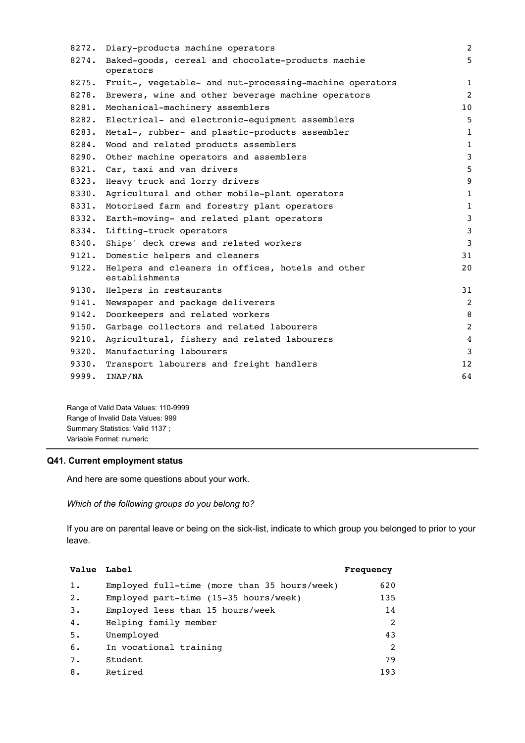| Value | Label | Frequency |
|---|---|---|
| 8272. | Diary-products machine operators | 2 |
| 8274. | Baked-goods, cereal and chocolate-products machie operators | 5 |
| 8275. | Fruit-, vegetable- and nut-processing-machine operators | 1 |
| 8278. | Brewers, wine and other beverage machine operators | 2 |
| 8281. | Mechanical-machinery assemblers | 10 |
| 8282. | Electrical- and electronic-equipment assemblers | 5 |
| 8283. | Metal-, rubber- and plastic-products assembler | 1 |
| 8284. | Wood and related products assemblers | 1 |
| 8290. | Other machine operators and assemblers | 3 |
| 8321. | Car, taxi and van drivers | 5 |
| 8323. | Heavy truck and lorry drivers | 9 |
| 8330. | Agricultural and other mobile-plant operators | 1 |
| 8331. | Motorised farm and forestry plant operators | 1 |
| 8332. | Earth-moving- and related plant operators | 3 |
| 8334. | Lifting-truck operators | 3 |
| 8340. | Ships' deck crews and related workers | 3 |
| 9121. | Domestic helpers and cleaners | 31 |
| 9122. | Helpers and cleaners in offices, hotels and other establishments | 20 |
| 9130. | Helpers in restaurants | 31 |
| 9141. | Newspaper and package deliverers | 2 |
| 9142. | Doorkeepers and related workers | 8 |
| 9150. | Garbage collectors and related labourers | 2 |
| 9210. | Agricultural, fishery and related labourers | 4 |
| 9320. | Manufacturing labourers | 3 |
| 9330. | Transport labourers and freight handlers | 12 |
| 9999. | INAP/NA | 64 |

Range of Valid Data Values: 110-9999
Range of Invalid Data Values: 999
Summary Statistics: Valid 1137 ;
Variable Format: numeric

### Q41. Current employment status

And here are some questions about your work.

*Which of the following groups do you belong to?*

If you are on parental leave or being on the sick-list, indicate to which group you belonged to prior to your leave.

| Value | Label | Frequency |
|---|---|---|
| 1. | Employed full-time (more than 35 hours/week) | 620 |
| 2. | Employed part-time (15-35 hours/week) | 135 |
| 3. | Employed less than 15 hours/week | 14 |
| 4. | Helping family member | 2 |
| 5. | Unemployed | 43 |
| 6. | In vocational training | 2 |
| 7. | Student | 79 |
| 8. | Retired | 193 |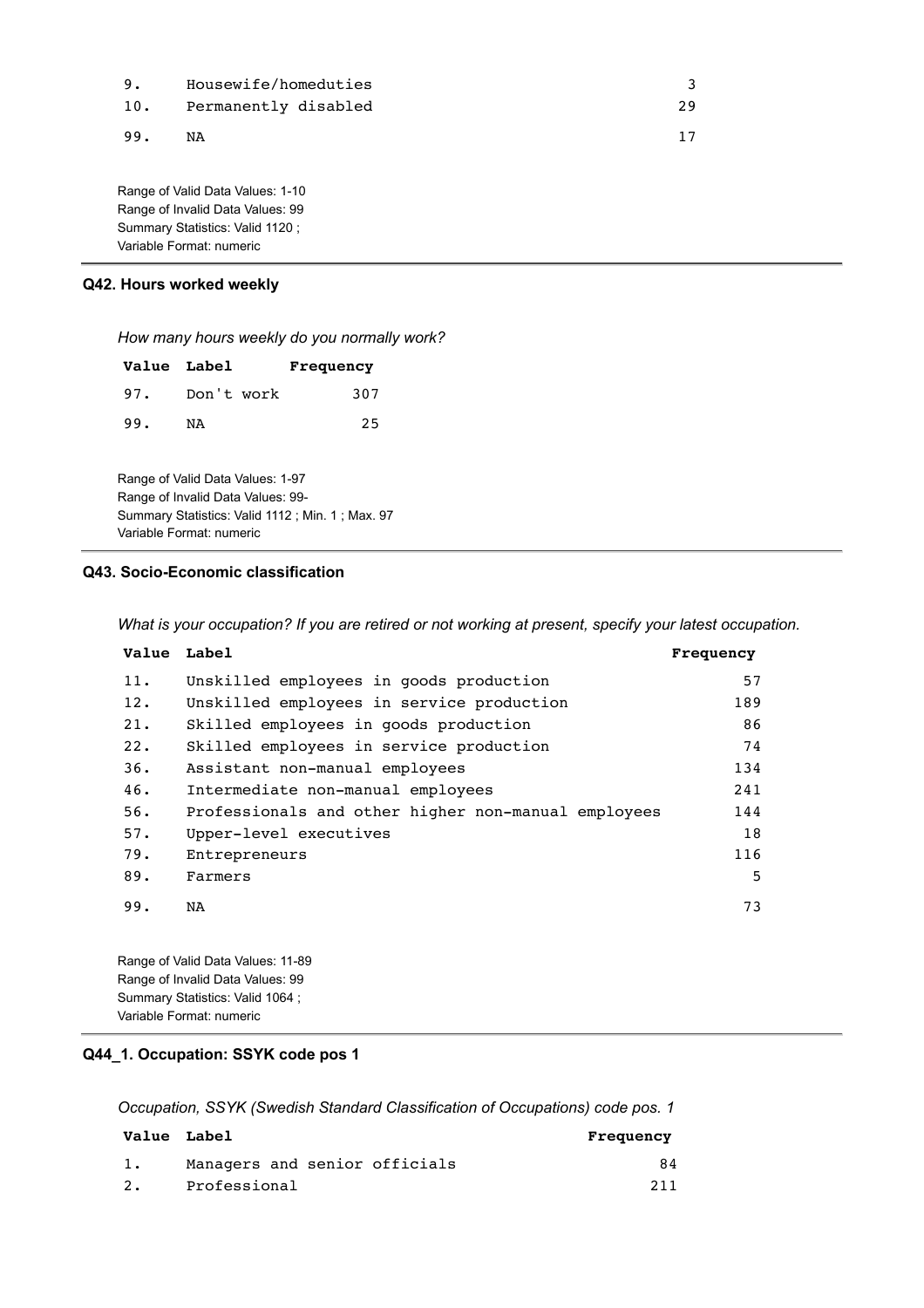| Value | Label | Frequency |
|---|---|---|
| 9. | Housewife/homeduties | 3 |
| 10. | Permanently disabled | 29 |
| 99. | NA | 17 |

Range of Valid Data Values: 1-10
Range of Invalid Data Values: 99
Summary Statistics: Valid 1120 ;
Variable Format: numeric

---

### Q42. Hours worked weekly

*How many hours weekly do you normally work?*

| Value | Label | Frequency |
|---|---|---|
| 97. | Don't work | 307 |
| 99. | NA | 25 |

Range of Valid Data Values: 1-97
Range of Invalid Data Values: 99-
Summary Statistics: Valid 1112 ; Min. 1 ; Max. 97
Variable Format: numeric

---

### Q43. Socio-Economic classification

*What is your occupation? If you are retired or not working at present, specify your latest occupation.*

| Value | Label | Frequency |
|---|---|---|
| 11. | Unskilled employees in goods production | 57 |
| 12. | Unskilled employees in service production | 189 |
| 21. | Skilled employees in goods production | 86 |
| 22. | Skilled employees in service production | 74 |
| 36. | Assistant non-manual employees | 134 |
| 46. | Intermediate non-manual employees | 241 |
| 56. | Professionals and other higher non-manual employees | 144 |
| 57. | Upper-level executives | 18 |
| 79. | Entrepreneurs | 116 |
| 89. | Farmers | 5 |
| 99. | NA | 73 |

Range of Valid Data Values: 11-89
Range of Invalid Data Values: 99
Summary Statistics: Valid 1064 ;
Variable Format: numeric

---

### Q44_1. Occupation: SSYK code pos 1

*Occupation, SSYK (Swedish Standard Classification of Occupations) code pos. 1*

| Value | Label | Frequency |
|---|---|---|
| 1. | Managers and senior officials | 84 |
| 2. | Professional | 211 |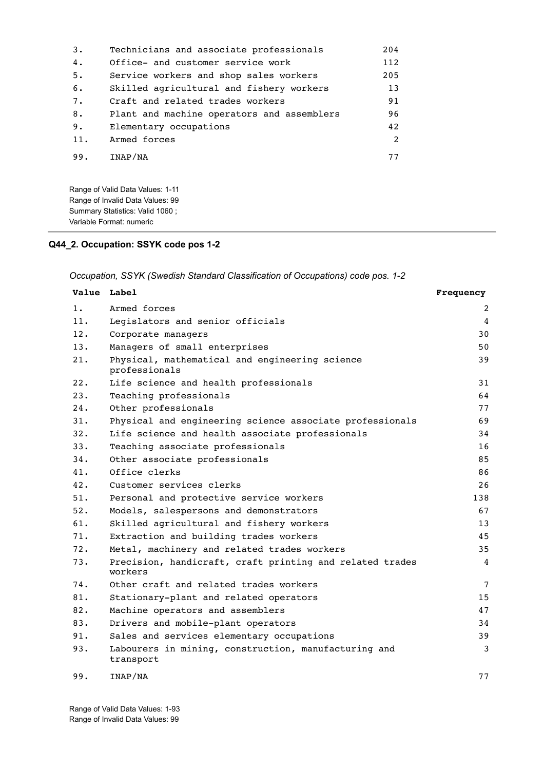| | | |
|---|---|---|
| 3. | Technicians and associate professionals | 204 |
| 4. | Office- and customer service work | 112 |
| 5. | Service workers and shop sales workers | 205 |
| 6. | Skilled agricultural and fishery workers | 13 |
| 7. | Craft and related trades workers | 91 |
| 8. | Plant and machine operators and assemblers | 96 |
| 9. | Elementary occupations | 42 |
| 11. | Armed forces | 2 |
| 99. | INAP/NA | 77 |

Range of Valid Data Values: 1-11
Range of Invalid Data Values: 99
Summary Statistics: Valid 1060 ;
Variable Format: numeric

## Q44_2. Occupation: SSYK code pos 1-2

*Occupation, SSYK (Swedish Standard Classification of Occupations) code pos. 1-2*

| Value | Label | Frequency |
|---|---|---|
| 1. | Armed forces | 2 |
| 11. | Legislators and senior officials | 4 |
| 12. | Corporate managers | 30 |
| 13. | Managers of small enterprises | 50 |
| 21. | Physical, mathematical and engineering science professionals | 39 |
| 22. | Life science and health professionals | 31 |
| 23. | Teaching professionals | 64 |
| 24. | Other professionals | 77 |
| 31. | Physical and engineering science associate professionals | 69 |
| 32. | Life science and health associate professionals | 34 |
| 33. | Teaching associate professionals | 16 |
| 34. | Other associate professionals | 85 |
| 41. | Office clerks | 86 |
| 42. | Customer services clerks | 26 |
| 51. | Personal and protective service workers | 138 |
| 52. | Models, salespersons and demonstrators | 67 |
| 61. | Skilled agricultural and fishery workers | 13 |
| 71. | Extraction and building trades workers | 45 |
| 72. | Metal, machinery and related trades workers | 35 |
| 73. | Precision, handicraft, craft printing and related trades workers | 4 |
| 74. | Other craft and related trades workers | 7 |
| 81. | Stationary-plant and related operators | 15 |
| 82. | Machine operators and assemblers | 47 |
| 83. | Drivers and mobile-plant operators | 34 |
| 91. | Sales and services elementary occupations | 39 |
| 93. | Labourers in mining, construction, manufacturing and transport | 3 |
| 99. | INAP/NA | 77 |

Range of Valid Data Values: 1-93
Range of Invalid Data Values: 99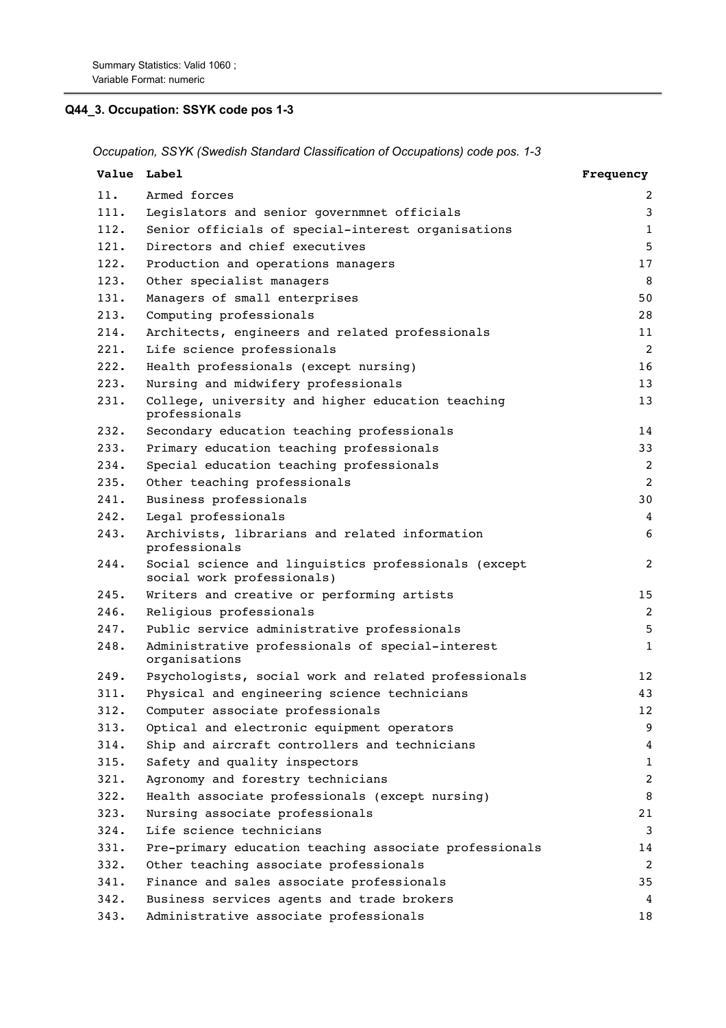Summary Statistics: Valid 1060 ;
Variable Format: numeric

### Q44_3. Occupation: SSYK code pos 1-3

*Occupation, SSYK (Swedish Standard Classification of Occupations) code pos. 1-3*

| Value | Label | Frequency |
|---|---|---|
| 11. | Armed forces | 2 |
| 111. | Legislators and senior governmnet officials | 3 |
| 112. | Senior officials of special-interest organisations | 1 |
| 121. | Directors and chief executives | 5 |
| 122. | Production and operations managers | 17 |
| 123. | Other specialist managers | 8 |
| 131. | Managers of small enterprises | 50 |
| 213. | Computing professionals | 28 |
| 214. | Architects, engineers and related professionals | 11 |
| 221. | Life science professionals | 2 |
| 222. | Health professionals (except nursing) | 16 |
| 223. | Nursing and midwifery professionals | 13 |
| 231. | College, university and higher education teaching professionals | 13 |
| 232. | Secondary education teaching professionals | 14 |
| 233. | Primary education teaching professionals | 33 |
| 234. | Special education teaching professionals | 2 |
| 235. | Other teaching professionals | 2 |
| 241. | Business professionals | 30 |
| 242. | Legal professionals | 4 |
| 243. | Archivists, librarians and related information professionals | 6 |
| 244. | Social science and linguistics professionals (except social work professionals) | 2 |
| 245. | Writers and creative or performing artists | 15 |
| 246. | Religious professionals | 2 |
| 247. | Public service administrative professionals | 5 |
| 248. | Administrative professionals of special-interest organisations | 1 |
| 249. | Psychologists, social work and related professionals | 12 |
| 311. | Physical and engineering science technicians | 43 |
| 312. | Computer associate professionals | 12 |
| 313. | Optical and electronic equipment operators | 9 |
| 314. | Ship and aircraft controllers and technicians | 4 |
| 315. | Safety and quality inspectors | 1 |
| 321. | Agronomy and forestry technicians | 2 |
| 322. | Health associate professionals (except nursing) | 8 |
| 323. | Nursing associate professionals | 21 |
| 324. | Life science technicians | 3 |
| 331. | Pre-primary education teaching associate professionals | 14 |
| 332. | Other teaching associate professionals | 2 |
| 341. | Finance and sales associate professionals | 35 |
| 342. | Business services agents and trade brokers | 4 |
| 343. | Administrative associate professionals | 18 |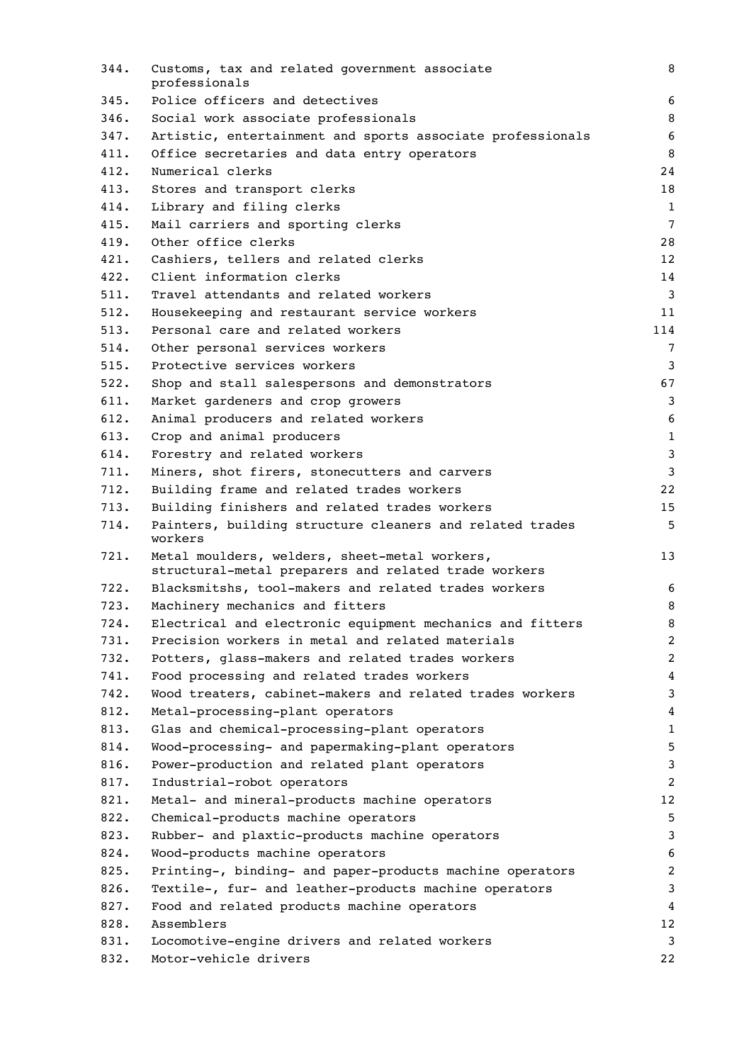| | | |
|---|---|---|
| 344. | Customs, tax and related government associate professionals | 8 |
| 345. | Police officers and detectives | 6 |
| 346. | Social work associate professionals | 8 |
| 347. | Artistic, entertainment and sports associate professionals | 6 |
| 411. | Office secretaries and data entry operators | 8 |
| 412. | Numerical clerks | 24 |
| 413. | Stores and transport clerks | 18 |
| 414. | Library and filing clerks | 1 |
| 415. | Mail carriers and sporting clerks | 7 |
| 419. | Other office clerks | 28 |
| 421. | Cashiers, tellers and related clerks | 12 |
| 422. | Client information clerks | 14 |
| 511. | Travel attendants and related workers | 3 |
| 512. | Housekeeping and restaurant service workers | 11 |
| 513. | Personal care and related workers | 114 |
| 514. | Other personal services workers | 7 |
| 515. | Protective services workers | 3 |
| 522. | Shop and stall salespersons and demonstrators | 67 |
| 611. | Market gardeners and crop growers | 3 |
| 612. | Animal producers and related workers | 6 |
| 613. | Crop and animal producers | 1 |
| 614. | Forestry and related workers | 3 |
| 711. | Miners, shot firers, stonecutters and carvers | 3 |
| 712. | Building frame and related trades workers | 22 |
| 713. | Building finishers and related trades workers | 15 |
| 714. | Painters, building structure cleaners and related trades workers | 5 |
| 721. | Metal moulders, welders, sheet-metal workers, structural-metal preparers and related trade workers | 13 |
| 722. | Blacksmitshs, tool-makers and related trades workers | 6 |
| 723. | Machinery mechanics and fitters | 8 |
| 724. | Electrical and electronic equipment mechanics and fitters | 8 |
| 731. | Precision workers in metal and related materials | 2 |
| 732. | Potters, glass-makers and related trades workers | 2 |
| 741. | Food processing and related trades workers | 4 |
| 742. | Wood treaters, cabinet-makers and related trades workers | 3 |
| 812. | Metal-processing-plant operators | 4 |
| 813. | Glas and chemical-processing-plant operators | 1 |
| 814. | Wood-processing- and papermaking-plant operators | 5 |
| 816. | Power-production and related plant operators | 3 |
| 817. | Industrial-robot operators | 2 |
| 821. | Metal- and mineral-products machine operators | 12 |
| 822. | Chemical-products machine operators | 5 |
| 823. | Rubber- and plaxtic-products machine operators | 3 |
| 824. | Wood-products machine operators | 6 |
| 825. | Printing-, binding- and paper-products machine operators | 2 |
| 826. | Textile-, fur- and leather-products machine operators | 3 |
| 827. | Food and related products machine operators | 4 |
| 828. | Assemblers | 12 |
| 831. | Locomotive-engine drivers and related workers | 3 |
| 832. | Motor-vehicle drivers | 22 |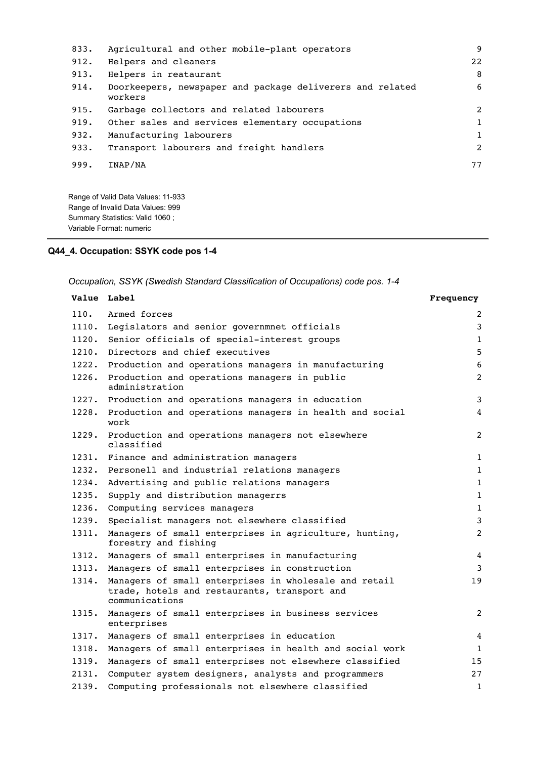| Value | Label | Frequency |
|---|---|---|
| 833. | Agricultural and other mobile-plant operators | 9 |
| 912. | Helpers and cleaners | 22 |
| 913. | Helpers in reataurant | 8 |
| 914. | Doorkeepers, newspaper and package deliverers and related workers | 6 |
| 915. | Garbage collectors and related labourers | 2 |
| 919. | Other sales and services elementary occupations | 1 |
| 932. | Manufacturing labourers | 1 |
| 933. | Transport labourers and freight handlers | 2 |
| 999. | INAP/NA | 77 |

Range of Valid Data Values: 11-933
Range of Invalid Data Values: 999
Summary Statistics: Valid 1060 ;
Variable Format: numeric

### Q44_4. Occupation: SSYK code pos 1-4

*Occupation, SSYK (Swedish Standard Classification of Occupations) code pos. 1-4*

| Value | Label | Frequency |
|---|---|---|
| 110. | Armed forces | 2 |
| 1110. | Legislators and senior governmnet officials | 3 |
| 1120. | Senior officials of special-interest groups | 1 |
| 1210. | Directors and chief executives | 5 |
| 1222. | Production and operations managers in manufacturing | 6 |
| 1226. | Production and operations managers in public administration | 2 |
| 1227. | Production and operations managers in education | 3 |
| 1228. | Production and operations managers in health and social work | 4 |
| 1229. | Production and operations managers not elsewhere classified | 2 |
| 1231. | Finance and administration managers | 1 |
| 1232. | Personell and industrial relations managers | 1 |
| 1234. | Advertising and public relations managers | 1 |
| 1235. | Supply and distribution managerrs | 1 |
| 1236. | Computing services managers | 1 |
| 1239. | Specialist managers not elsewhere classified | 3 |
| 1311. | Managers of small enterprises in agriculture, hunting, forestry and fishing | 2 |
| 1312. | Managers of small enterprises in manufacturing | 4 |
| 1313. | Managers of small enterprises in construction | 3 |
| 1314. | Managers of small enterprises in wholesale and retail trade, hotels and restaurants, transport and communications | 19 |
| 1315. | Managers of small enterprises in business services enterprises | 2 |
| 1317. | Managers of small enterprises in education | 4 |
| 1318. | Managers of small enterprises in health and social work | 1 |
| 1319. | Managers of small enterprises not elsewhere classified | 15 |
| 2131. | Computer system designers, analysts and programmers | 27 |
| 2139. | Computing professionals not elsewhere classified | 1 |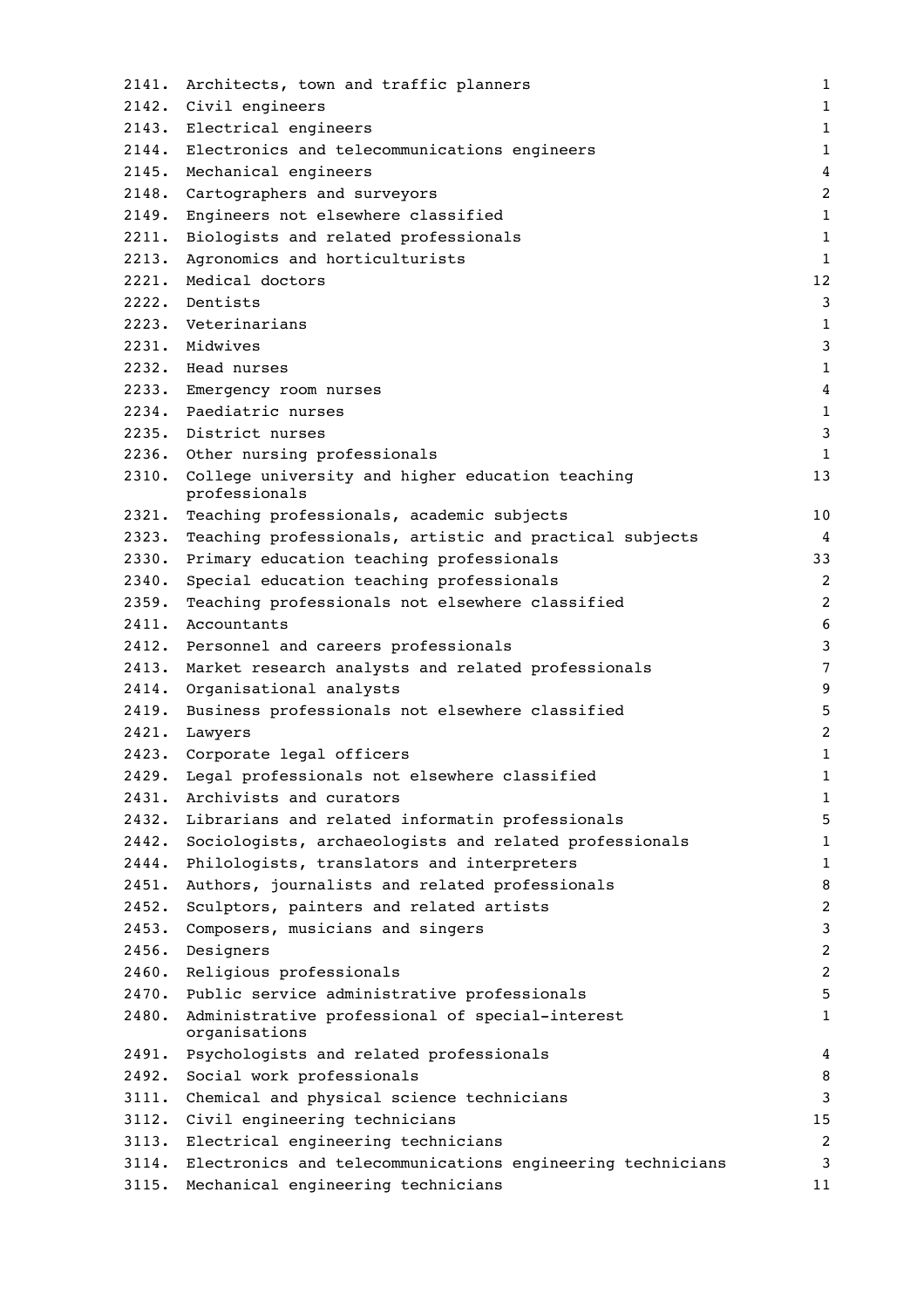| | | |
|---|---|---|
| 2141. | Architects, town and traffic planners | 1 |
| 2142. | Civil engineers | 1 |
| 2143. | Electrical engineers | 1 |
| 2144. | Electronics and telecommunications engineers | 1 |
| 2145. | Mechanical engineers | 4 |
| 2148. | Cartographers and surveyors | 2 |
| 2149. | Engineers not elsewhere classified | 1 |
| 2211. | Biologists and related professionals | 1 |
| 2213. | Agronomics and horticulturists | 1 |
| 2221. | Medical doctors | 12 |
| 2222. | Dentists | 3 |
| 2223. | Veterinarians | 1 |
| 2231. | Midwives | 3 |
| 2232. | Head nurses | 1 |
| 2233. | Emergency room nurses | 4 |
| 2234. | Paediatric nurses | 1 |
| 2235. | District nurses | 3 |
| 2236. | Other nursing professionals | 1 |
| 2310. | College university and higher education teaching professionals | 13 |
| 2321. | Teaching professionals, academic subjects | 10 |
| 2323. | Teaching professionals, artistic and practical subjects | 4 |
| 2330. | Primary education teaching professionals | 33 |
| 2340. | Special education teaching professionals | 2 |
| 2359. | Teaching professionals not elsewhere classified | 2 |
| 2411. | Accountants | 6 |
| 2412. | Personnel and careers professionals | 3 |
| 2413. | Market research analysts and related professionals | 7 |
| 2414. | Organisational analysts | 9 |
| 2419. | Business professionals not elsewhere classified | 5 |
| 2421. | Lawyers | 2 |
| 2423. | Corporate legal officers | 1 |
| 2429. | Legal professionals not elsewhere classified | 1 |
| 2431. | Archivists and curators | 1 |
| 2432. | Librarians and related informatin professionals | 5 |
| 2442. | Sociologists, archaeologists and related professionals | 1 |
| 2444. | Philologists, translators and interpreters | 1 |
| 2451. | Authors, journalists and related professionals | 8 |
| 2452. | Sculptors, painters and related artists | 2 |
| 2453. | Composers, musicians and singers | 3 |
| 2456. | Designers | 2 |
| 2460. | Religious professionals | 2 |
| 2470. | Public service administrative professionals | 5 |
| 2480. | Administrative professional of special-interest organisations | 1 |
| 2491. | Psychologists and related professionals | 4 |
| 2492. | Social work professionals | 8 |
| 3111. | Chemical and physical science technicians | 3 |
| 3112. | Civil engineering technicians | 15 |
| 3113. | Electrical engineering technicians | 2 |
| 3114. | Electronics and telecommunications engineering technicians | 3 |
| 3115. | Mechanical engineering technicians | 11 |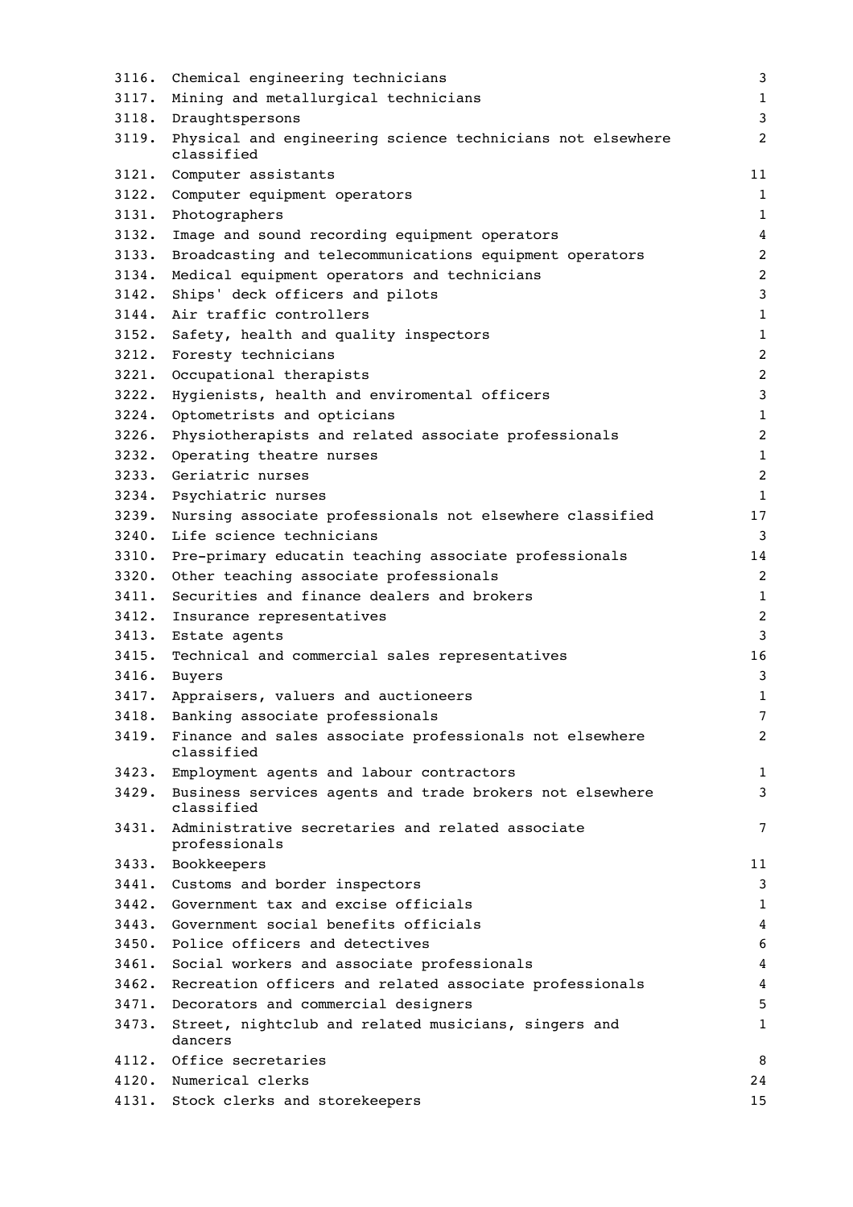| Code | Occupation | Count |
|---|---|---|
| 3116. | Chemical engineering technicians | 3 |
| 3117. | Mining and metallurgical technicians | 1 |
| 3118. | Draughtspersons | 3 |
| 3119. | Physical and engineering science technicians not elsewhere classified | 2 |
| 3121. | Computer assistants | 11 |
| 3122. | Computer equipment operators | 1 |
| 3131. | Photographers | 1 |
| 3132. | Image and sound recording equipment operators | 4 |
| 3133. | Broadcasting and telecommunications equipment operators | 2 |
| 3134. | Medical equipment operators and technicians | 2 |
| 3142. | Ships' deck officers and pilots | 3 |
| 3144. | Air traffic controllers | 1 |
| 3152. | Safety, health and quality inspectors | 1 |
| 3212. | Foresty technicians | 2 |
| 3221. | Occupational therapists | 2 |
| 3222. | Hygienists, health and enviromental officers | 3 |
| 3224. | Optometrists and opticians | 1 |
| 3226. | Physiotherapists and related associate professionals | 2 |
| 3232. | Operating theatre nurses | 1 |
| 3233. | Geriatric nurses | 2 |
| 3234. | Psychiatric nurses | 1 |
| 3239. | Nursing associate professionals not elsewhere classified | 17 |
| 3240. | Life science technicians | 3 |
| 3310. | Pre-primary educatin teaching associate professionals | 14 |
| 3320. | Other teaching associate professionals | 2 |
| 3411. | Securities and finance dealers and brokers | 1 |
| 3412. | Insurance representatives | 2 |
| 3413. | Estate agents | 3 |
| 3415. | Technical and commercial sales representatives | 16 |
| 3416. | Buyers | 3 |
| 3417. | Appraisers, valuers and auctioneers | 1 |
| 3418. | Banking associate professionals | 7 |
| 3419. | Finance and sales associate professionals not elsewhere classified | 2 |
| 3423. | Employment agents and labour contractors | 1 |
| 3429. | Business services agents and trade brokers not elsewhere classified | 3 |
| 3431. | Administrative secretaries and related associate professionals | 7 |
| 3433. | Bookkeepers | 11 |
| 3441. | Customs and border inspectors | 3 |
| 3442. | Government tax and excise officials | 1 |
| 3443. | Government social benefits officials | 4 |
| 3450. | Police officers and detectives | 6 |
| 3461. | Social workers and associate professionals | 4 |
| 3462. | Recreation officers and related associate professionals | 4 |
| 3471. | Decorators and commercial designers | 5 |
| 3473. | Street, nightclub and related musicians, singers and dancers | 1 |
| 4112. | Office secretaries | 8 |
| 4120. | Numerical clerks | 24 |
| 4131. | Stock clerks and storekeepers | 15 |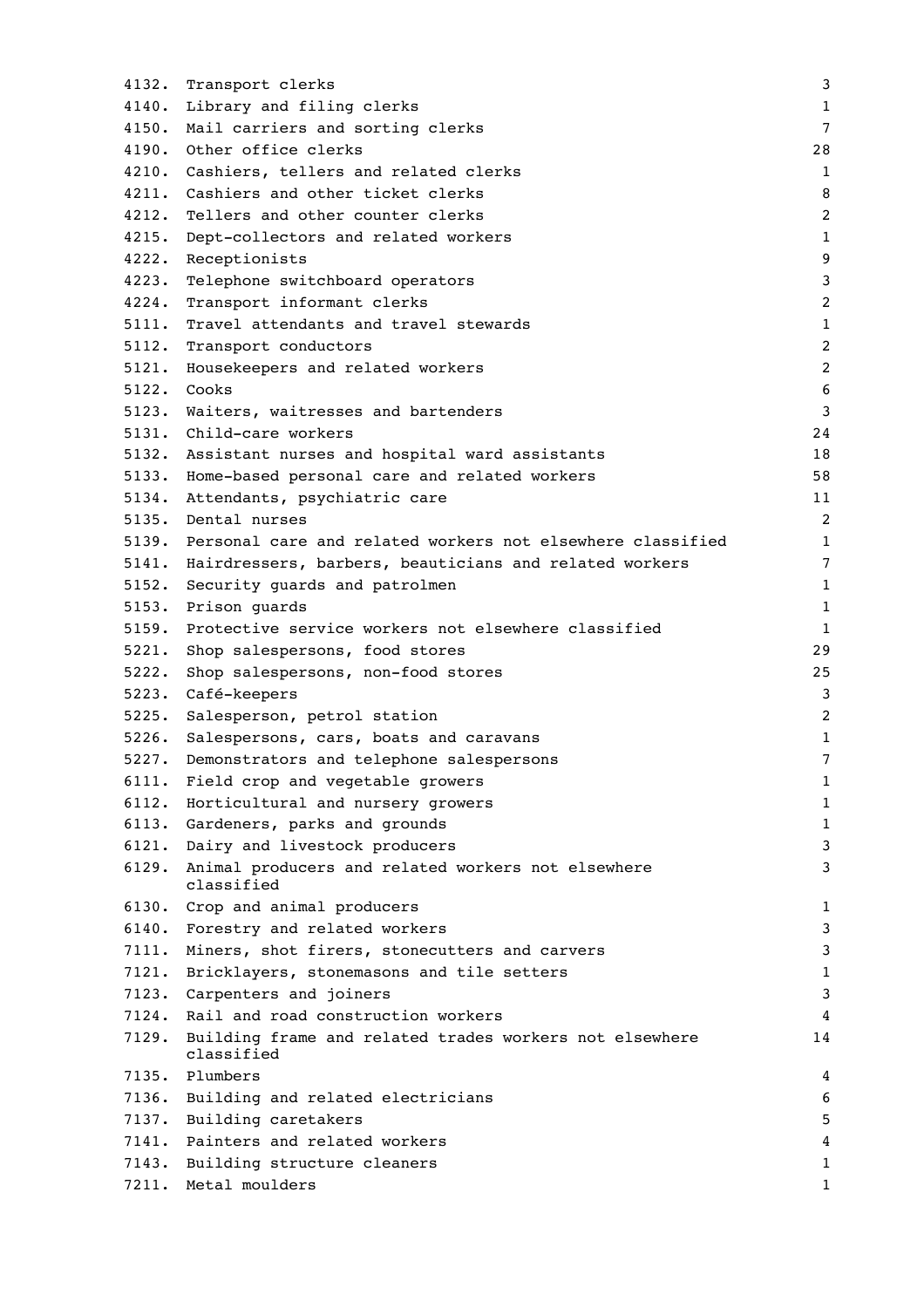| | | |
|---|---|---|
| 4132. | Transport clerks | 3 |
| 4140. | Library and filing clerks | 1 |
| 4150. | Mail carriers and sorting clerks | 7 |
| 4190. | Other office clerks | 28 |
| 4210. | Cashiers, tellers and related clerks | 1 |
| 4211. | Cashiers and other ticket clerks | 8 |
| 4212. | Tellers and other counter clerks | 2 |
| 4215. | Dept-collectors and related workers | 1 |
| 4222. | Receptionists | 9 |
| 4223. | Telephone switchboard operators | 3 |
| 4224. | Transport informant clerks | 2 |
| 5111. | Travel attendants and travel stewards | 1 |
| 5112. | Transport conductors | 2 |
| 5121. | Housekeepers and related workers | 2 |
| 5122. | Cooks | 6 |
| 5123. | Waiters, waitresses and bartenders | 3 |
| 5131. | Child-care workers | 24 |
| 5132. | Assistant nurses and hospital ward assistants | 18 |
| 5133. | Home-based personal care and related workers | 58 |
| 5134. | Attendants, psychiatric care | 11 |
| 5135. | Dental nurses | 2 |
| 5139. | Personal care and related workers not elsewhere classified | 1 |
| 5141. | Hairdressers, barbers, beauticians and related workers | 7 |
| 5152. | Security guards and patrolmen | 1 |
| 5153. | Prison guards | 1 |
| 5159. | Protective service workers not elsewhere classified | 1 |
| 5221. | Shop salespersons, food stores | 29 |
| 5222. | Shop salespersons, non-food stores | 25 |
| 5223. | Café-keepers | 3 |
| 5225. | Salesperson, petrol station | 2 |
| 5226. | Salespersons, cars, boats and caravans | 1 |
| 5227. | Demonstrators and telephone salespersons | 7 |
| 6111. | Field crop and vegetable growers | 1 |
| 6112. | Horticultural and nursery growers | 1 |
| 6113. | Gardeners, parks and grounds | 1 |
| 6121. | Dairy and livestock producers | 3 |
| 6129. | Animal producers and related workers not elsewhere classified | 3 |
| 6130. | Crop and animal producers | 1 |
| 6140. | Forestry and related workers | 3 |
| 7111. | Miners, shot firers, stonecutters and carvers | 3 |
| 7121. | Bricklayers, stonemasons and tile setters | 1 |
| 7123. | Carpenters and joiners | 3 |
| 7124. | Rail and road construction workers | 4 |
| 7129. | Building frame and related trades workers not elsewhere classified | 14 |
| 7135. | Plumbers | 4 |
| 7136. | Building and related electricians | 6 |
| 7137. | Building caretakers | 5 |
| 7141. | Painters and related workers | 4 |
| 7143. | Building structure cleaners | 1 |
| 7211. | Metal moulders | 1 |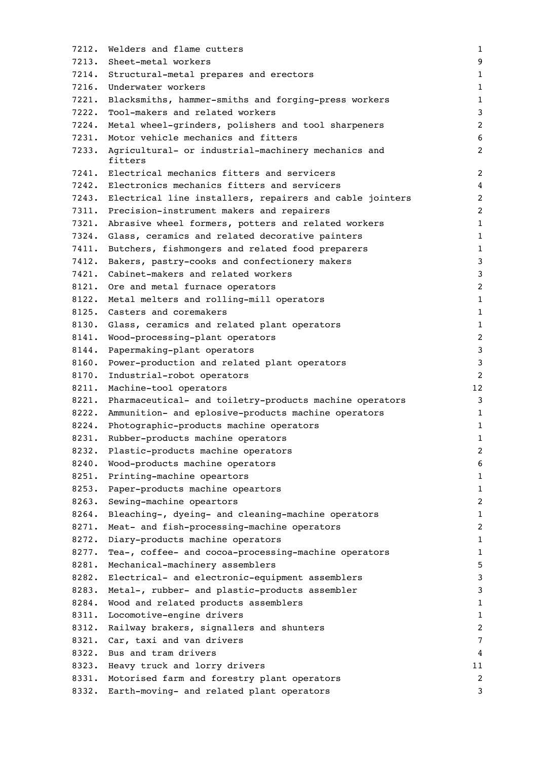| | | |
|---|---|---|
| 7212. | Welders and flame cutters | 1 |
| 7213. | Sheet-metal workers | 9 |
| 7214. | Structural-metal prepares and erectors | 1 |
| 7216. | Underwater workers | 1 |
| 7221. | Blacksmiths, hammer-smiths and forging-press workers | 1 |
| 7222. | Tool-makers and related workers | 3 |
| 7224. | Metal wheel-grinders, polishers and tool sharpeners | 2 |
| 7231. | Motor vehicle mechanics and fitters | 6 |
| 7233. | Agricultural- or industrial-machinery mechanics and fitters | 2 |
| 7241. | Electrical mechanics fitters and servicers | 2 |
| 7242. | Electronics mechanics fitters and servicers | 4 |
| 7243. | Electrical line installers, repairers and cable jointers | 2 |
| 7311. | Precision-instrument makers and repairers | 2 |
| 7321. | Abrasive wheel formers, potters and related workers | 1 |
| 7324. | Glass, ceramics and related decorative painters | 1 |
| 7411. | Butchers, fishmongers and related food preparers | 1 |
| 7412. | Bakers, pastry-cooks and confectionery makers | 3 |
| 7421. | Cabinet-makers and related workers | 3 |
| 8121. | Ore and metal furnace operators | 2 |
| 8122. | Metal melters and rolling-mill operators | 1 |
| 8125. | Casters and coremakers | 1 |
| 8130. | Glass, ceramics and related plant operators | 1 |
| 8141. | Wood-processing-plant operators | 2 |
| 8144. | Papermaking-plant operators | 3 |
| 8160. | Power-production and related plant operators | 3 |
| 8170. | Industrial-robot operators | 2 |
| 8211. | Machine-tool operators | 12 |
| 8221. | Pharmaceutical- and toiletry-products machine operators | 3 |
| 8222. | Ammunition- and eplosive-products machine operators | 1 |
| 8224. | Photographic-products machine operators | 1 |
| 8231. | Rubber-products machine operators | 1 |
| 8232. | Plastic-products machine operators | 2 |
| 8240. | Wood-products machine operators | 6 |
| 8251. | Printing-machine opeartors | 1 |
| 8253. | Paper-products machine opeartors | 1 |
| 8263. | Sewing-machine opeartors | 2 |
| 8264. | Bleaching-, dyeing- and cleaning-machine operators | 1 |
| 8271. | Meat- and fish-processing-machine operators | 2 |
| 8272. | Diary-products machine operators | 1 |
| 8277. | Tea-, coffee- and cocoa-processing-machine operators | 1 |
| 8281. | Mechanical-machinery assemblers | 5 |
| 8282. | Electrical- and electronic-equipment assemblers | 3 |
| 8283. | Metal-, rubber- and plastic-products assembler | 3 |
| 8284. | Wood and related products assemblers | 1 |
| 8311. | Locomotive-engine drivers | 1 |
| 8312. | Railway brakers, signallers and shunters | 2 |
| 8321. | Car, taxi and van drivers | 7 |
| 8322. | Bus and tram drivers | 4 |
| 8323. | Heavy truck and lorry drivers | 11 |
| 8331. | Motorised farm and forestry plant operators | 2 |
| 8332. | Earth-moving- and related plant operators | 3 |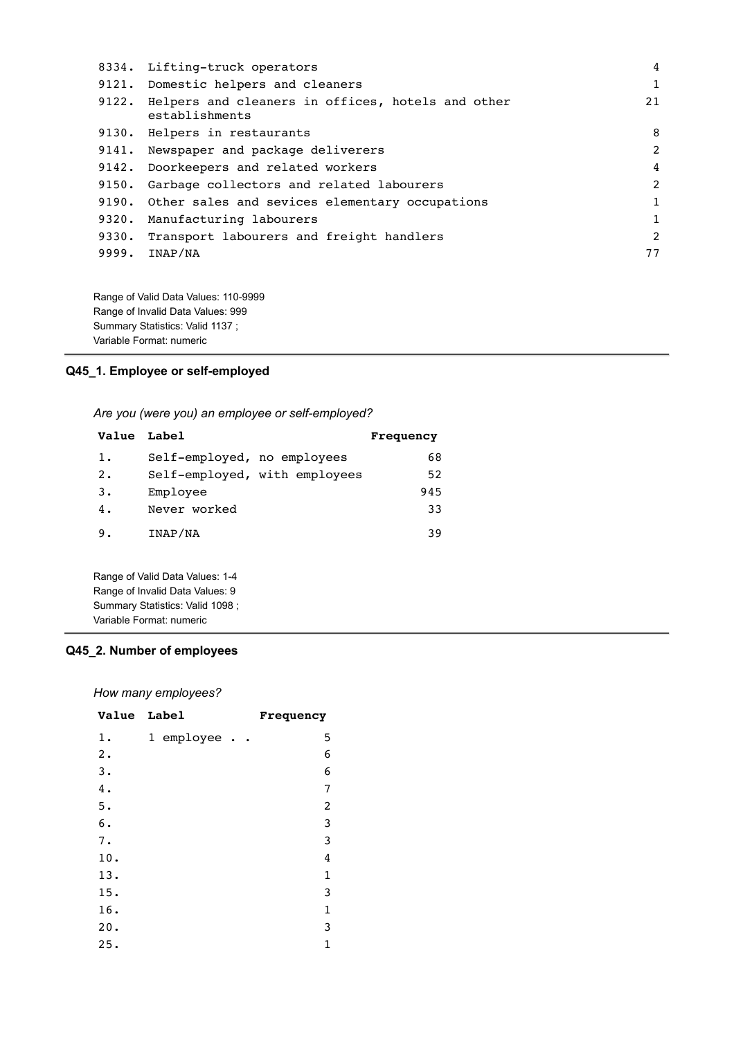| | | |
|---|---|---|
| 8334. | Lifting-truck operators | 4 |
| 9121. | Domestic helpers and cleaners | 1 |
| 9122. | Helpers and cleaners in offices, hotels and other establishments | 21 |
| 9130. | Helpers in restaurants | 8 |
| 9141. | Newspaper and package deliverers | 2 |
| 9142. | Doorkeepers and related workers | 4 |
| 9150. | Garbage collectors and related labourers | 2 |
| 9190. | Other sales and sevices elementary occupations | 1 |
| 9320. | Manufacturing labourers | 1 |
| 9330. | Transport labourers and freight handlers | 2 |
| 9999. | INAP/NA | 77 |

Range of Valid Data Values: 110-9999
Range of Invalid Data Values: 999
Summary Statistics: Valid 1137 ;
Variable Format: numeric

### Q45_1. Employee or self-employed

*Are you (were you) an employee or self-employed?*

| Value | Label | Frequency |
|---|---|---|
| 1. | Self-employed, no employees | 68 |
| 2. | Self-employed, with employees | 52 |
| 3. | Employee | 945 |
| 4. | Never worked | 33 |
| 9. | INAP/NA | 39 |

Range of Valid Data Values: 1-4
Range of Invalid Data Values: 9
Summary Statistics: Valid 1098 ;
Variable Format: numeric

### Q45_2. Number of employees

*How many employees?*

| Value | Label | Frequency |
|---|---|---|
| 1. | 1 employee . . | 5 |
| 2. | | 6 |
| 3. | | 6 |
| 4. | | 7 |
| 5. | | 2 |
| 6. | | 3 |
| 7. | | 3 |
| 10. | | 4 |
| 13. | | 1 |
| 15. | | 3 |
| 16. | | 1 |
| 20. | | 3 |
| 25. | | 1 |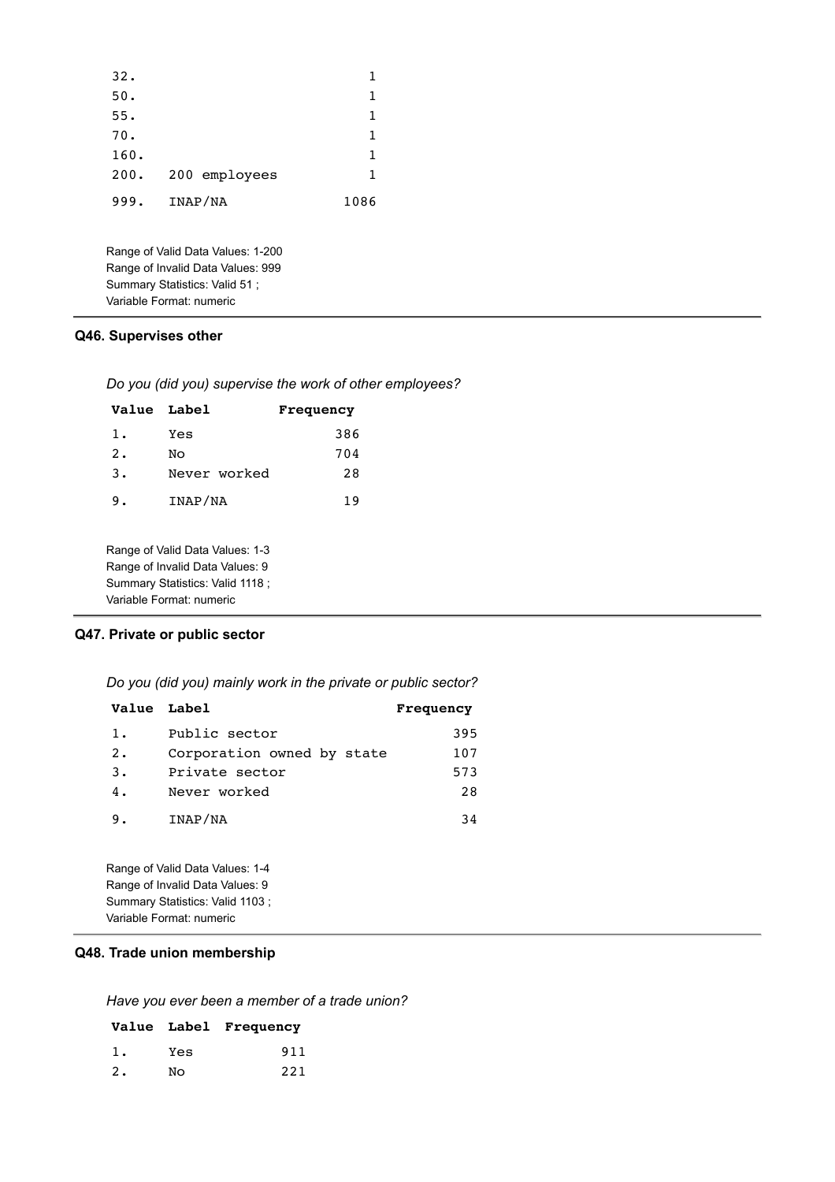| Value | Label | Frequency |
|---|---|---|
| 32. | | 1 |
| 50. | | 1 |
| 55. | | 1 |
| 70. | | 1 |
| 160. | | 1 |
| 200. | 200 employees | 1 |
| 999. | INAP/NA | 1086 |

Range of Valid Data Values: 1-200
Range of Invalid Data Values: 999
Summary Statistics: Valid 51 ;
Variable Format: numeric

### Q46. Supervises other

*Do you (did you) supervise the work of other employees?*

| Value | Label | Frequency |
|---|---|---|
| 1. | Yes | 386 |
| 2. | No | 704 |
| 3. | Never worked | 28 |
| 9. | INAP/NA | 19 |

Range of Valid Data Values: 1-3
Range of Invalid Data Values: 9
Summary Statistics: Valid 1118 ;
Variable Format: numeric

### Q47. Private or public sector

*Do you (did you) mainly work in the private or public sector?*

| Value | Label | Frequency |
|---|---|---|
| 1. | Public sector | 395 |
| 2. | Corporation owned by state | 107 |
| 3. | Private sector | 573 |
| 4. | Never worked | 28 |
| 9. | INAP/NA | 34 |

Range of Valid Data Values: 1-4
Range of Invalid Data Values: 9
Summary Statistics: Valid 1103 ;
Variable Format: numeric

### Q48. Trade union membership

*Have you ever been a member of a trade union?*

| Value | Label | Frequency |
|---|---|---|
| 1. | Yes | 911 |
| 2. | No | 221 |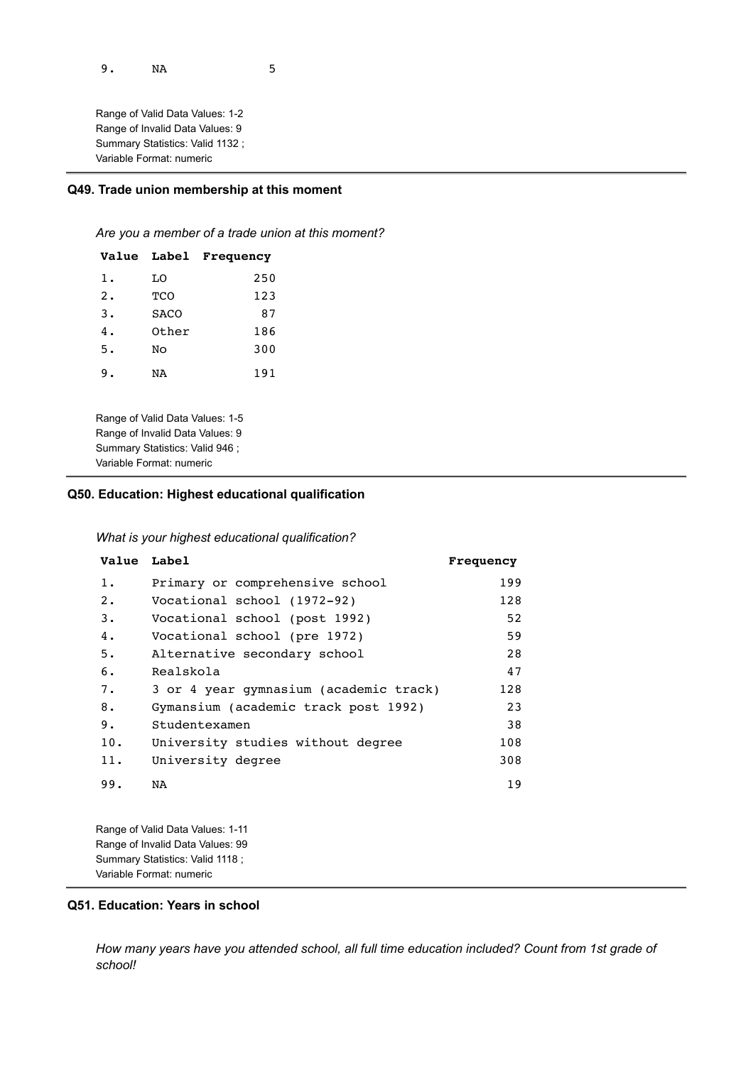| Value | Label | Frequency |
|---|---|---|
| 9. | NA | 5 |

Range of Valid Data Values: 1-2
Range of Invalid Data Values: 9
Summary Statistics: Valid 1132 ;
Variable Format: numeric

---

### Q49. Trade union membership at this moment

*Are you a member of a trade union at this moment?*

| Value | Label | Frequency |
|---|---|---|
| 1. | LO | 250 |
| 2. | TCO | 123 |
| 3. | SACO | 87 |
| 4. | Other | 186 |
| 5. | No | 300 |
| 9. | NA | 191 |

Range of Valid Data Values: 1-5
Range of Invalid Data Values: 9
Summary Statistics: Valid 946 ;
Variable Format: numeric

---

### Q50. Education: Highest educational qualification

*What is your highest educational qualification?*

| Value | Label | Frequency |
|---|---|---|
| 1. | Primary or comprehensive school | 199 |
| 2. | Vocational school (1972-92) | 128 |
| 3. | Vocational school (post 1992) | 52 |
| 4. | Vocational school (pre 1972) | 59 |
| 5. | Alternative secondary school | 28 |
| 6. | Realskola | 47 |
| 7. | 3 or 4 year gymnasium (academic track) | 128 |
| 8. | Gymansium (academic track post 1992) | 23 |
| 9. | Studentexamen | 38 |
| 10. | University studies without degree | 108 |
| 11. | University degree | 308 |
| 99. | NA | 19 |

Range of Valid Data Values: 1-11
Range of Invalid Data Values: 99
Summary Statistics: Valid 1118 ;
Variable Format: numeric

---

### Q51. Education: Years in school

*How many years have you attended school, all full time education included? Count from 1st grade of school!*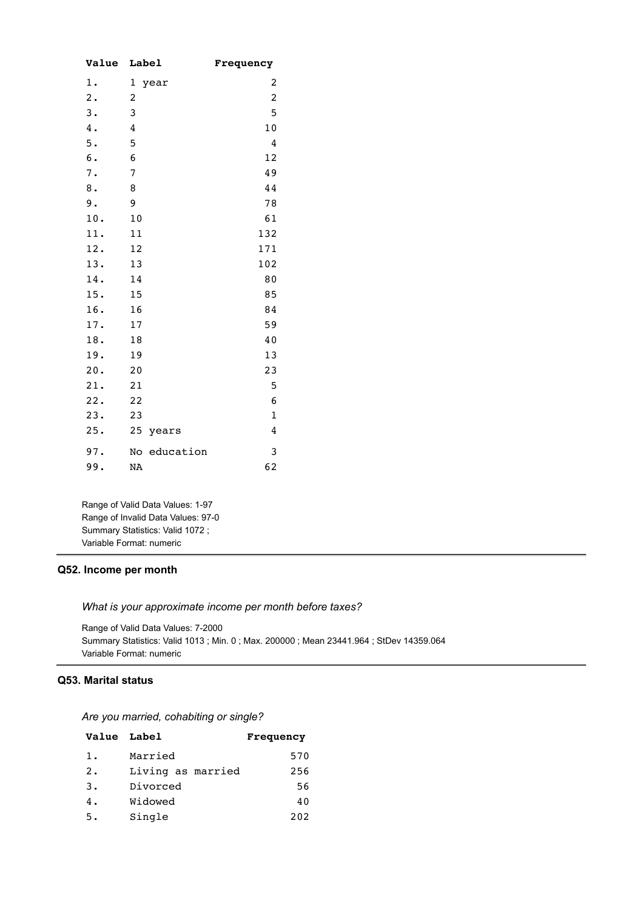| Value | Label | Frequency |
|---|---|---|
| 1. | 1 year | 2 |
| 2. | 2 | 2 |
| 3. | 3 | 5 |
| 4. | 4 | 10 |
| 5. | 5 | 4 |
| 6. | 6 | 12 |
| 7. | 7 | 49 |
| 8. | 8 | 44 |
| 9. | 9 | 78 |
| 10. | 10 | 61 |
| 11. | 11 | 132 |
| 12. | 12 | 171 |
| 13. | 13 | 102 |
| 14. | 14 | 80 |
| 15. | 15 | 85 |
| 16. | 16 | 84 |
| 17. | 17 | 59 |
| 18. | 18 | 40 |
| 19. | 19 | 13 |
| 20. | 20 | 23 |
| 21. | 21 | 5 |
| 22. | 22 | 6 |
| 23. | 23 | 1 |
| 25. | 25 years | 4 |
| 97. | No education | 3 |
| 99. | NA | 62 |

Range of Valid Data Values: 1-97
Range of Invalid Data Values: 97-0
Summary Statistics: Valid 1072 ;
Variable Format: numeric

---

### Q52. Income per month

*What is your approximate income per month before taxes?*

Range of Valid Data Values: 7-2000
Summary Statistics: Valid 1013 ; Min. 0 ; Max. 200000 ; Mean 23441.964 ; StDev 14359.064
Variable Format: numeric

---

### Q53. Marital status

*Are you married, cohabiting or single?*

| Value | Label | Frequency |
|---|---|---|
| 1. | Married | 570 |
| 2. | Living as married | 256 |
| 3. | Divorced | 56 |
| 4. | Widowed | 40 |
| 5. | Single | 202 |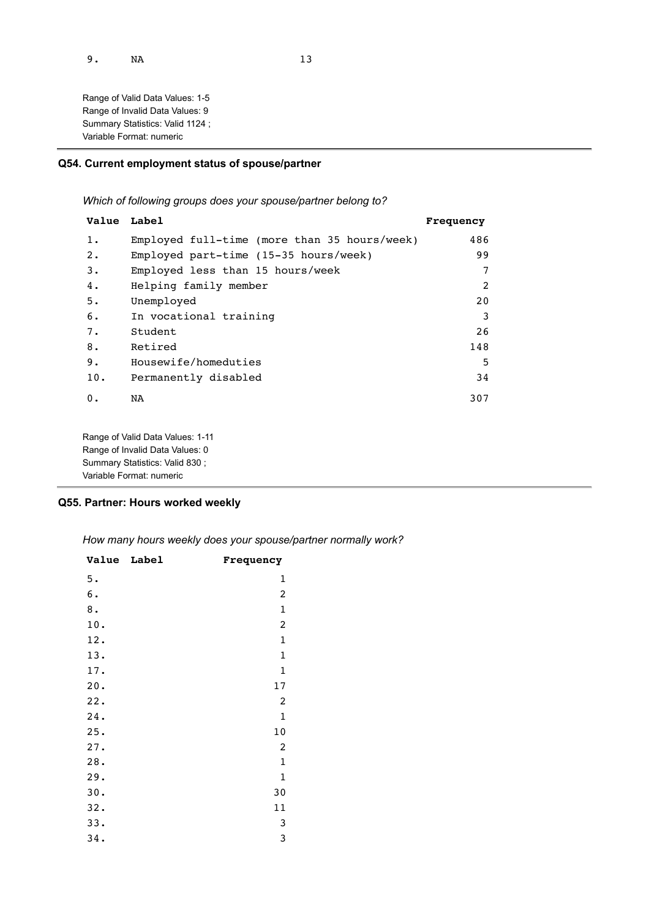| Value | Label | Frequency |
|---|---|---|
| 9. | NA | 13 |

Range of Valid Data Values: 1-5
Range of Invalid Data Values: 9
Summary Statistics: Valid 1124 ;
Variable Format: numeric

## Q54. Current employment status of spouse/partner

*Which of following groups does your spouse/partner belong to?*

| Value | Label | Frequency |
|---|---|---|
| 1. | Employed full-time (more than 35 hours/week) | 486 |
| 2. | Employed part-time (15-35 hours/week) | 99 |
| 3. | Employed less than 15 hours/week | 7 |
| 4. | Helping family member | 2 |
| 5. | Unemployed | 20 |
| 6. | In vocational training | 3 |
| 7. | Student | 26 |
| 8. | Retired | 148 |
| 9. | Housewife/homeduties | 5 |
| 10. | Permanently disabled | 34 |
| 0. | NA | 307 |

Range of Valid Data Values: 1-11
Range of Invalid Data Values: 0
Summary Statistics: Valid 830 ;
Variable Format: numeric

## Q55. Partner: Hours worked weekly

*How many hours weekly does your spouse/partner normally work?*

| Value | Label | Frequency |
|---|---|---|
| 5. | | 1 |
| 6. | | 2 |
| 8. | | 1 |
| 10. | | 2 |
| 12. | | 1 |
| 13. | | 1 |
| 17. | | 1 |
| 20. | | 17 |
| 22. | | 2 |
| 24. | | 1 |
| 25. | | 10 |
| 27. | | 2 |
| 28. | | 1 |
| 29. | | 1 |
| 30. | | 30 |
| 32. | | 11 |
| 33. | | 3 |
| 34. | | 3 |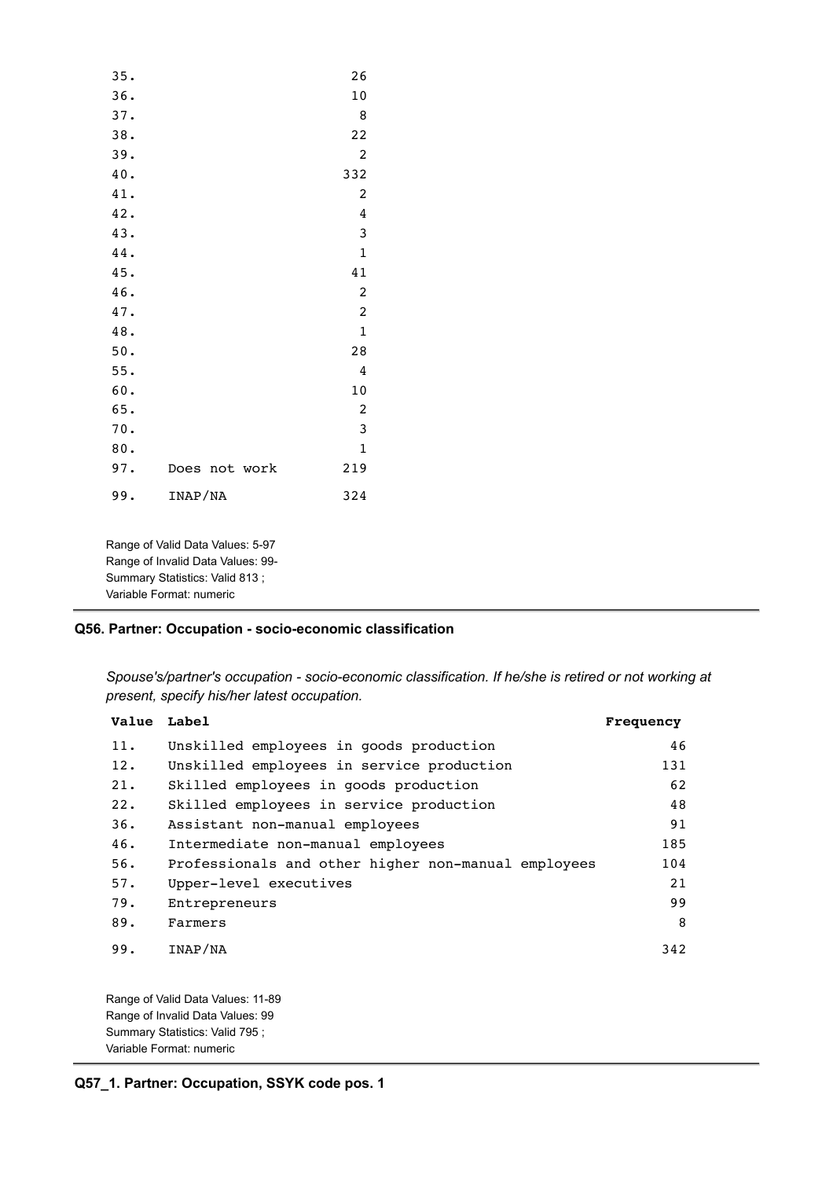| Value | Label | Frequency |
|---|---|---|
| 35. | | 26 |
| 36. | | 10 |
| 37. | | 8 |
| 38. | | 22 |
| 39. | | 2 |
| 40. | | 332 |
| 41. | | 2 |
| 42. | | 4 |
| 43. | | 3 |
| 44. | | 1 |
| 45. | | 41 |
| 46. | | 2 |
| 47. | | 2 |
| 48. | | 1 |
| 50. | | 28 |
| 55. | | 4 |
| 60. | | 10 |
| 65. | | 2 |
| 70. | | 3 |
| 80. | | 1 |
| 97. | Does not work | 219 |
| 99. | INAP/NA | 324 |

Range of Valid Data Values: 5-97
Range of Invalid Data Values: 99-
Summary Statistics: Valid 813 ;
Variable Format: numeric

---

### Q56. Partner: Occupation - socio-economic classification

*Spouse's/partner's occupation - socio-economic classification. If he/she is retired or not working at present, specify his/her latest occupation.*

| Value | Label | Frequency |
|---|---|---|
| 11. | Unskilled employees in goods production | 46 |
| 12. | Unskilled employees in service production | 131 |
| 21. | Skilled employees in goods production | 62 |
| 22. | Skilled employees in service production | 48 |
| 36. | Assistant non-manual employees | 91 |
| 46. | Intermediate non-manual employees | 185 |
| 56. | Professionals and other higher non-manual employees | 104 |
| 57. | Upper-level executives | 21 |
| 79. | Entrepreneurs | 99 |
| 89. | Farmers | 8 |
| 99. | INAP/NA | 342 |

Range of Valid Data Values: 11-89
Range of Invalid Data Values: 99
Summary Statistics: Valid 795 ;
Variable Format: numeric

---

### Q57_1. Partner: Occupation, SSYK code pos. 1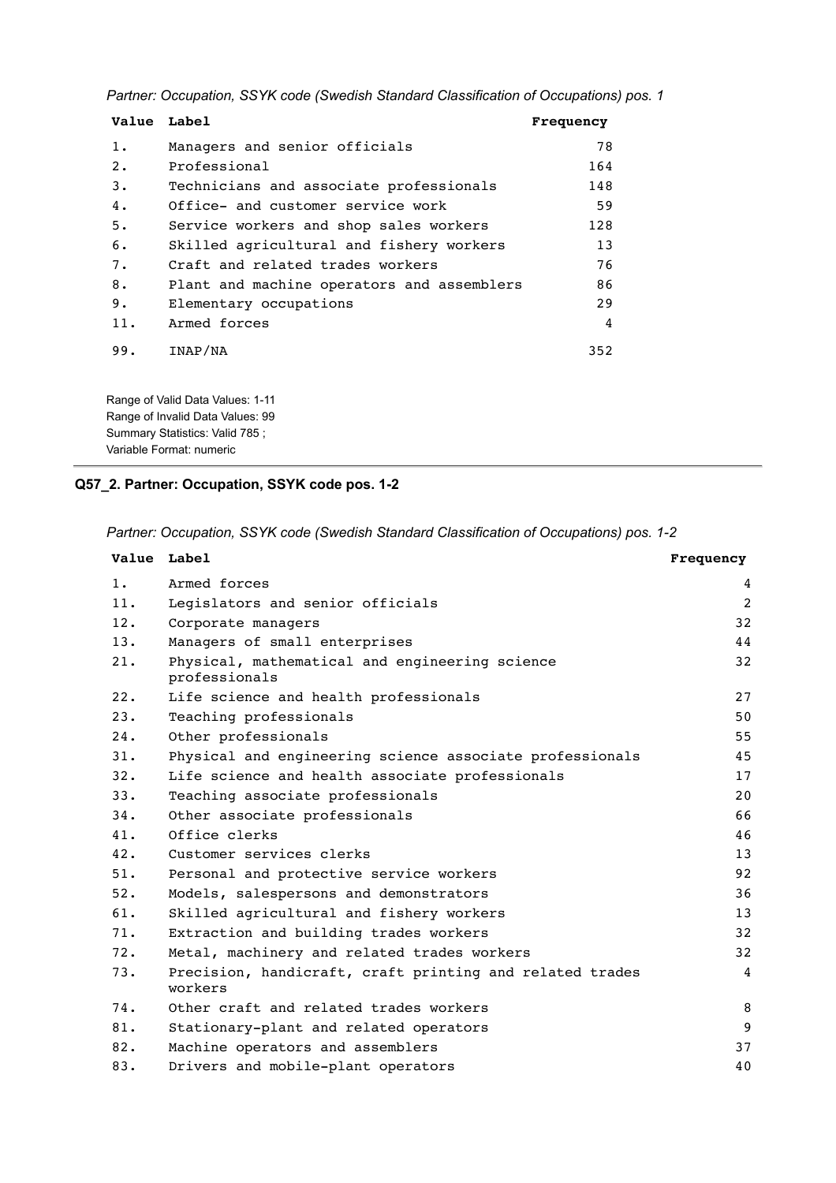*Partner: Occupation, SSYK code (Swedish Standard Classification of Occupations) pos. 1*

| Value | Label | Frequency |
|---|---|---|
| 1. | Managers and senior officials | 78 |
| 2. | Professional | 164 |
| 3. | Technicians and associate professionals | 148 |
| 4. | Office- and customer service work | 59 |
| 5. | Service workers and shop sales workers | 128 |
| 6. | Skilled agricultural and fishery workers | 13 |
| 7. | Craft and related trades workers | 76 |
| 8. | Plant and machine operators and assemblers | 86 |
| 9. | Elementary occupations | 29 |
| 11. | Armed forces | 4 |
| 99. | INAP/NA | 352 |

Range of Valid Data Values: 1-11
Range of Invalid Data Values: 99
Summary Statistics: Valid 785 ;
Variable Format: numeric

---

### Q57_2. Partner: Occupation, SSYK code pos. 1-2

*Partner: Occupation, SSYK code (Swedish Standard Classification of Occupations) pos. 1-2*

| Value | Label | Frequency |
|---|---|---|
| 1. | Armed forces | 4 |
| 11. | Legislators and senior officials | 2 |
| 12. | Corporate managers | 32 |
| 13. | Managers of small enterprises | 44 |
| 21. | Physical, mathematical and engineering science professionals | 32 |
| 22. | Life science and health professionals | 27 |
| 23. | Teaching professionals | 50 |
| 24. | Other professionals | 55 |
| 31. | Physical and engineering science associate professionals | 45 |
| 32. | Life science and health associate professionals | 17 |
| 33. | Teaching associate professionals | 20 |
| 34. | Other associate professionals | 66 |
| 41. | Office clerks | 46 |
| 42. | Customer services clerks | 13 |
| 51. | Personal and protective service workers | 92 |
| 52. | Models, salespersons and demonstrators | 36 |
| 61. | Skilled agricultural and fishery workers | 13 |
| 71. | Extraction and building trades workers | 32 |
| 72. | Metal, machinery and related trades workers | 32 |
| 73. | Precision, handicraft, craft printing and related trades workers | 4 |
| 74. | Other craft and related trades workers | 8 |
| 81. | Stationary-plant and related operators | 9 |
| 82. | Machine operators and assemblers | 37 |
| 83. | Drivers and mobile-plant operators | 40 |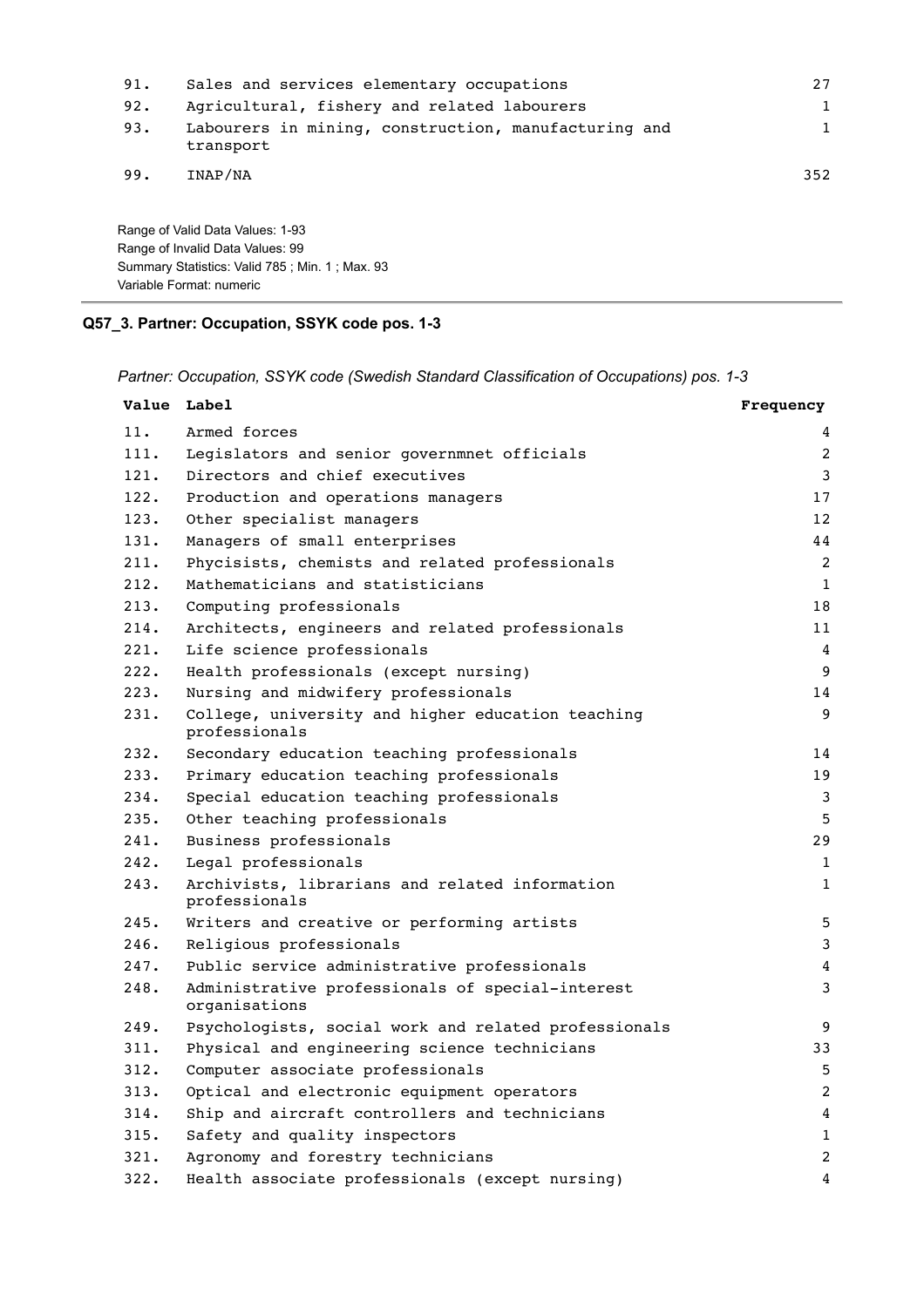| Value | Label | Frequency |
|---|---|---|
| 91. | Sales and services elementary occupations | 27 |
| 92. | Agricultural, fishery and related labourers | 1 |
| 93. | Labourers in mining, construction, manufacturing and transport | 1 |
| 99. | INAP/NA | 352 |

Range of Valid Data Values: 1-93
Range of Invalid Data Values: 99
Summary Statistics: Valid 785 ; Min. 1 ; Max. 93
Variable Format: numeric

---

### Q57_3. Partner: Occupation, SSYK code pos. 1-3

*Partner: Occupation, SSYK code (Swedish Standard Classification of Occupations) pos. 1-3*

| Value | Label | Frequency |
|---|---|---|
| 11. | Armed forces | 4 |
| 111. | Legislators and senior governmnet officials | 2 |
| 121. | Directors and chief executives | 3 |
| 122. | Production and operations managers | 17 |
| 123. | Other specialist managers | 12 |
| 131. | Managers of small enterprises | 44 |
| 211. | Phycisists, chemists and related professionals | 2 |
| 212. | Mathematicians and statisticians | 1 |
| 213. | Computing professionals | 18 |
| 214. | Architects, engineers and related professionals | 11 |
| 221. | Life science professionals | 4 |
| 222. | Health professionals (except nursing) | 9 |
| 223. | Nursing and midwifery professionals | 14 |
| 231. | College, university and higher education teaching professionals | 9 |
| 232. | Secondary education teaching professionals | 14 |
| 233. | Primary education teaching professionals | 19 |
| 234. | Special education teaching professionals | 3 |
| 235. | Other teaching professionals | 5 |
| 241. | Business professionals | 29 |
| 242. | Legal professionals | 1 |
| 243. | Archivists, librarians and related information professionals | 1 |
| 245. | Writers and creative or performing artists | 5 |
| 246. | Religious professionals | 3 |
| 247. | Public service administrative professionals | 4 |
| 248. | Administrative professionals of special-interest organisations | 3 |
| 249. | Psychologists, social work and related professionals | 9 |
| 311. | Physical and engineering science technicians | 33 |
| 312. | Computer associate professionals | 5 |
| 313. | Optical and electronic equipment operators | 2 |
| 314. | Ship and aircraft controllers and technicians | 4 |
| 315. | Safety and quality inspectors | 1 |
| 321. | Agronomy and forestry technicians | 2 |
| 322. | Health associate professionals (except nursing) | 4 |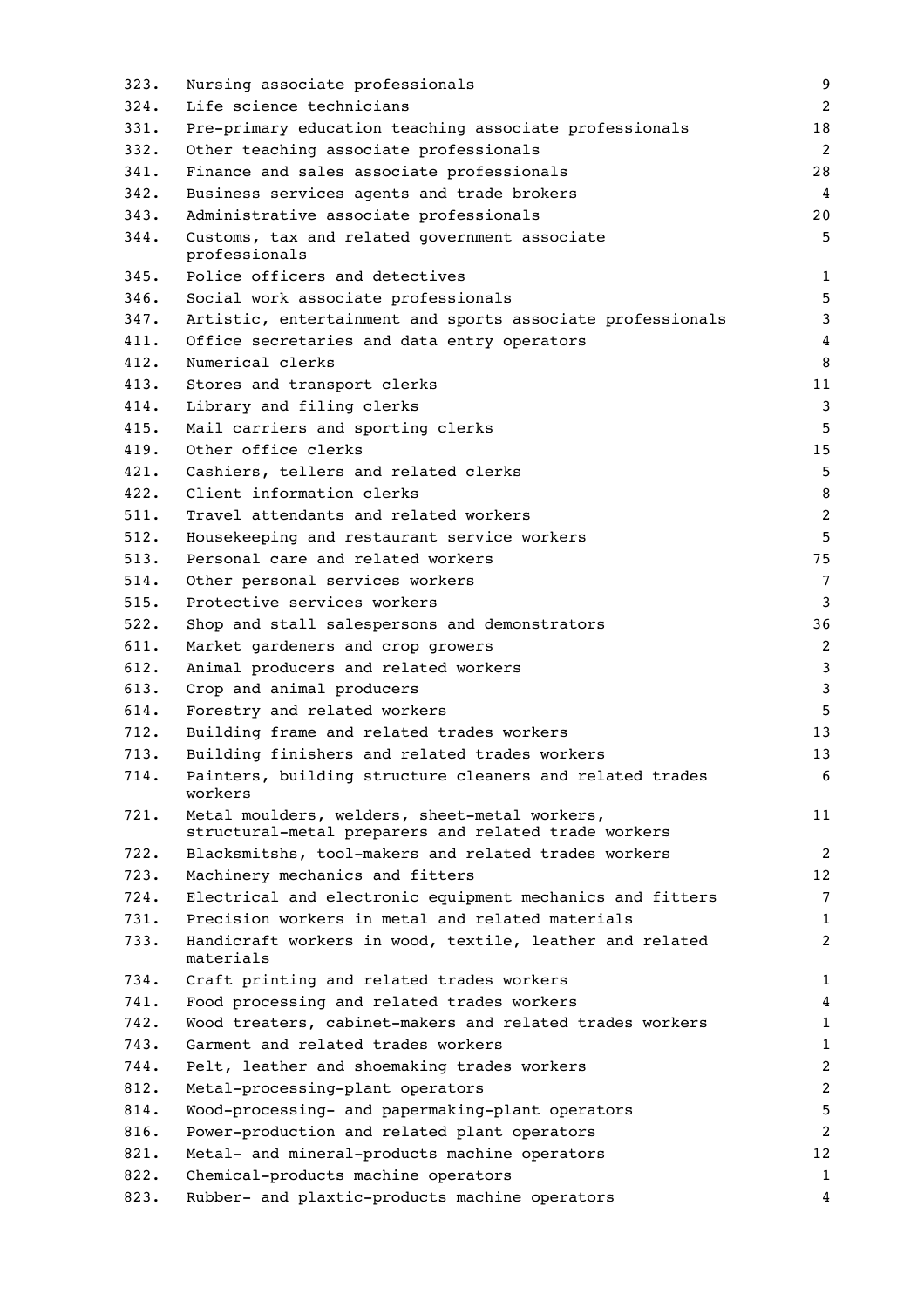| | | |
|---|---|---|
| 323. | Nursing associate professionals | 9 |
| 324. | Life science technicians | 2 |
| 331. | Pre-primary education teaching associate professionals | 18 |
| 332. | Other teaching associate professionals | 2 |
| 341. | Finance and sales associate professionals | 28 |
| 342. | Business services agents and trade brokers | 4 |
| 343. | Administrative associate professionals | 20 |
| 344. | Customs, tax and related government associate professionals | 5 |
| 345. | Police officers and detectives | 1 |
| 346. | Social work associate professionals | 5 |
| 347. | Artistic, entertainment and sports associate professionals | 3 |
| 411. | Office secretaries and data entry operators | 4 |
| 412. | Numerical clerks | 8 |
| 413. | Stores and transport clerks | 11 |
| 414. | Library and filing clerks | 3 |
| 415. | Mail carriers and sporting clerks | 5 |
| 419. | Other office clerks | 15 |
| 421. | Cashiers, tellers and related clerks | 5 |
| 422. | Client information clerks | 8 |
| 511. | Travel attendants and related workers | 2 |
| 512. | Housekeeping and restaurant service workers | 5 |
| 513. | Personal care and related workers | 75 |
| 514. | Other personal services workers | 7 |
| 515. | Protective services workers | 3 |
| 522. | Shop and stall salespersons and demonstrators | 36 |
| 611. | Market gardeners and crop growers | 2 |
| 612. | Animal producers and related workers | 3 |
| 613. | Crop and animal producers | 3 |
| 614. | Forestry and related workers | 5 |
| 712. | Building frame and related trades workers | 13 |
| 713. | Building finishers and related trades workers | 13 |
| 714. | Painters, building structure cleaners and related trades workers | 6 |
| 721. | Metal moulders, welders, sheet-metal workers, structural-metal preparers and related trade workers | 11 |
| 722. | Blacksmitshs, tool-makers and related trades workers | 2 |
| 723. | Machinery mechanics and fitters | 12 |
| 724. | Electrical and electronic equipment mechanics and fitters | 7 |
| 731. | Precision workers in metal and related materials | 1 |
| 733. | Handicraft workers in wood, textile, leather and related materials | 2 |
| 734. | Craft printing and related trades workers | 1 |
| 741. | Food processing and related trades workers | 4 |
| 742. | Wood treaters, cabinet-makers and related trades workers | 1 |
| 743. | Garment and related trades workers | 1 |
| 744. | Pelt, leather and shoemaking trades workers | 2 |
| 812. | Metal-processing-plant operators | 2 |
| 814. | Wood-processing- and papermaking-plant operators | 5 |
| 816. | Power-production and related plant operators | 2 |
| 821. | Metal- and mineral-products machine operators | 12 |
| 822. | Chemical-products machine operators | 1 |
| 823. | Rubber- and plaxtic-products machine operators | 4 |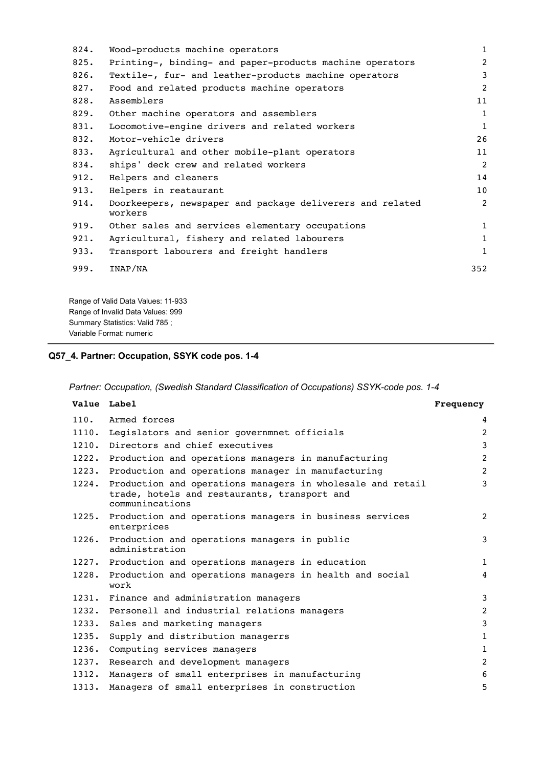| Value | Label | Frequency |
|---|---|---|
| 824. | Wood-products machine operators | 1 |
| 825. | Printing-, binding- and paper-products machine operators | 2 |
| 826. | Textile-, fur- and leather-products machine operators | 3 |
| 827. | Food and related products machine operators | 2 |
| 828. | Assemblers | 11 |
| 829. | Other machine operators and assemblers | 1 |
| 831. | Locomotive-engine drivers and related workers | 1 |
| 832. | Motor-vehicle drivers | 26 |
| 833. | Agricultural and other mobile-plant operators | 11 |
| 834. | ships' deck crew and related workers | 2 |
| 912. | Helpers and cleaners | 14 |
| 913. | Helpers in reataurant | 10 |
| 914. | Doorkeepers, newspaper and package deliverers and related workers | 2 |
| 919. | Other sales and services elementary occupations | 1 |
| 921. | Agricultural, fishery and related labourers | 1 |
| 933. | Transport labourers and freight handlers | 1 |
| 999. | INAP/NA | 352 |

Range of Valid Data Values: 11-933
Range of Invalid Data Values: 999
Summary Statistics: Valid 785 ;
Variable Format: numeric

### Q57_4. Partner: Occupation, SSYK code pos. 1-4

*Partner: Occupation, (Swedish Standard Classification of Occupations) SSYK-code pos. 1-4*

| Value | Label | Frequency |
|---|---|---|
| 110. | Armed forces | 4 |
| 1110. | Legislators and senior governmnet officials | 2 |
| 1210. | Directors and chief executives | 3 |
| 1222. | Production and operations managers in manufacturing | 2 |
| 1223. | Production and operations manager in manufacturing | 2 |
| 1224. | Production and operations managers in wholesale and retail trade, hotels and restaurants, transport and communincations | 3 |
| 1225. | Production and operations managers in business services enterprices | 2 |
| 1226. | Production and operations managers in public administration | 3 |
| 1227. | Production and operations managers in education | 1 |
| 1228. | Production and operations managers in health and social work | 4 |
| 1231. | Finance and administration managers | 3 |
| 1232. | Personell and industrial relations managers | 2 |
| 1233. | Sales and marketing managers | 3 |
| 1235. | Supply and distribution managerrs | 1 |
| 1236. | Computing services managers | 1 |
| 1237. | Research and development managers | 2 |
| 1312. | Managers of small enterprises in manufacturing | 6 |
| 1313. | Managers of small enterprises in construction | 5 |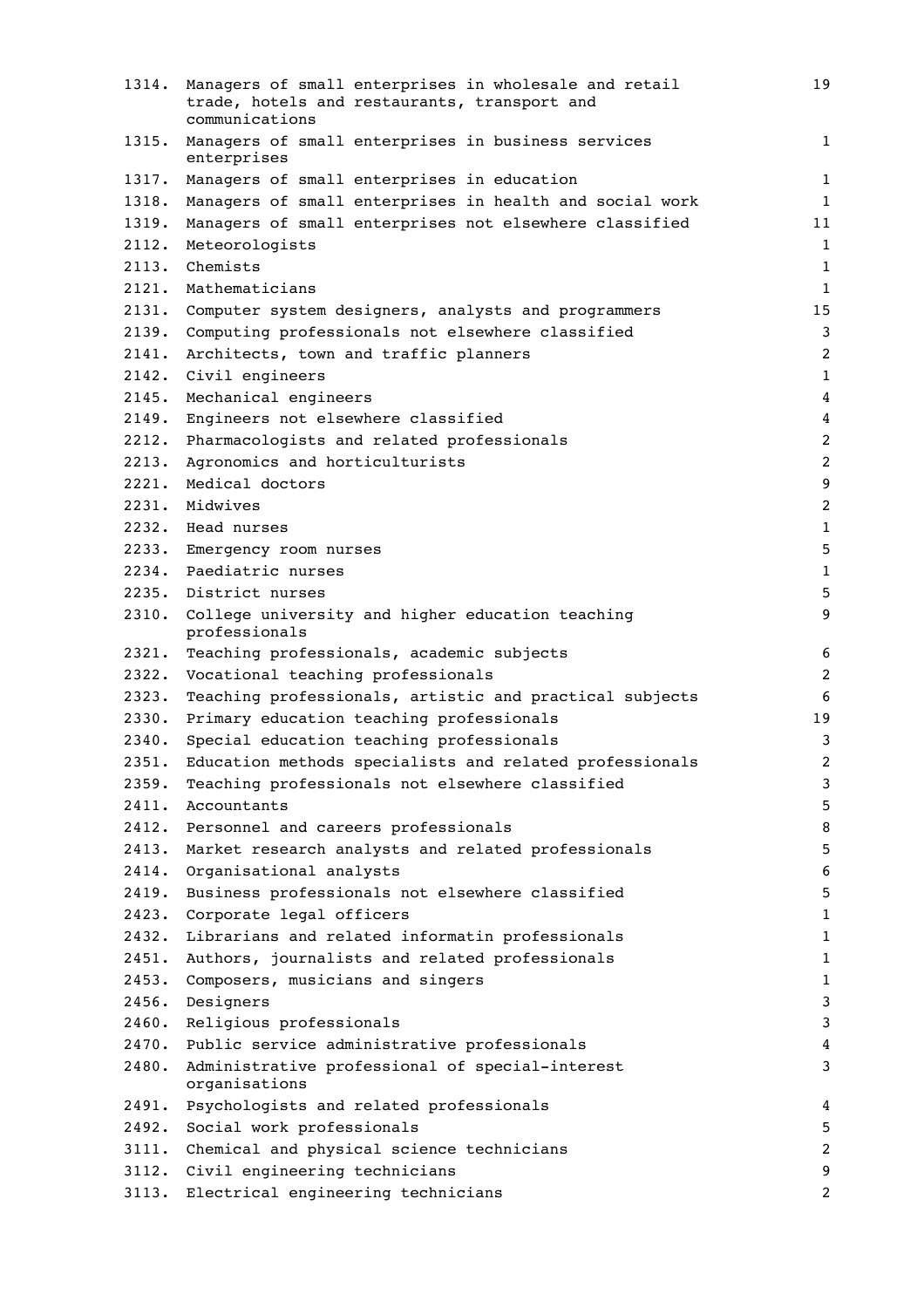| | | |
|---|---|---|
| 1314. | Managers of small enterprises in wholesale and retail trade, hotels and restaurants, transport and communications | 19 |
| 1315. | Managers of small enterprises in business services enterprises | 1 |
| 1317. | Managers of small enterprises in education | 1 |
| 1318. | Managers of small enterprises in health and social work | 1 |
| 1319. | Managers of small enterprises not elsewhere classified | 11 |
| 2112. | Meteorologists | 1 |
| 2113. | Chemists | 1 |
| 2121. | Mathematicians | 1 |
| 2131. | Computer system designers, analysts and programmers | 15 |
| 2139. | Computing professionals not elsewhere classified | 3 |
| 2141. | Architects, town and traffic planners | 2 |
| 2142. | Civil engineers | 1 |
| 2145. | Mechanical engineers | 4 |
| 2149. | Engineers not elsewhere classified | 4 |
| 2212. | Pharmacologists and related professionals | 2 |
| 2213. | Agronomics and horticulturists | 2 |
| 2221. | Medical doctors | 9 |
| 2231. | Midwives | 2 |
| 2232. | Head nurses | 1 |
| 2233. | Emergency room nurses | 5 |
| 2234. | Paediatric nurses | 1 |
| 2235. | District nurses | 5 |
| 2310. | College university and higher education teaching professionals | 9 |
| 2321. | Teaching professionals, academic subjects | 6 |
| 2322. | Vocational teaching professionals | 2 |
| 2323. | Teaching professionals, artistic and practical subjects | 6 |
| 2330. | Primary education teaching professionals | 19 |
| 2340. | Special education teaching professionals | 3 |
| 2351. | Education methods specialists and related professionals | 2 |
| 2359. | Teaching professionals not elsewhere classified | 3 |
| 2411. | Accountants | 5 |
| 2412. | Personnel and careers professionals | 8 |
| 2413. | Market research analysts and related professionals | 5 |
| 2414. | Organisational analysts | 6 |
| 2419. | Business professionals not elsewhere classified | 5 |
| 2423. | Corporate legal officers | 1 |
| 2432. | Librarians and related informatin professionals | 1 |
| 2451. | Authors, journalists and related professionals | 1 |
| 2453. | Composers, musicians and singers | 1 |
| 2456. | Designers | 3 |
| 2460. | Religious professionals | 3 |
| 2470. | Public service administrative professionals | 4 |
| 2480. | Administrative professional of special-interest organisations | 3 |
| 2491. | Psychologists and related professionals | 4 |
| 2492. | Social work professionals | 5 |
| 3111. | Chemical and physical science technicians | 2 |
| 3112. | Civil engineering technicians | 9 |
| 3113. | Electrical engineering technicians | 2 |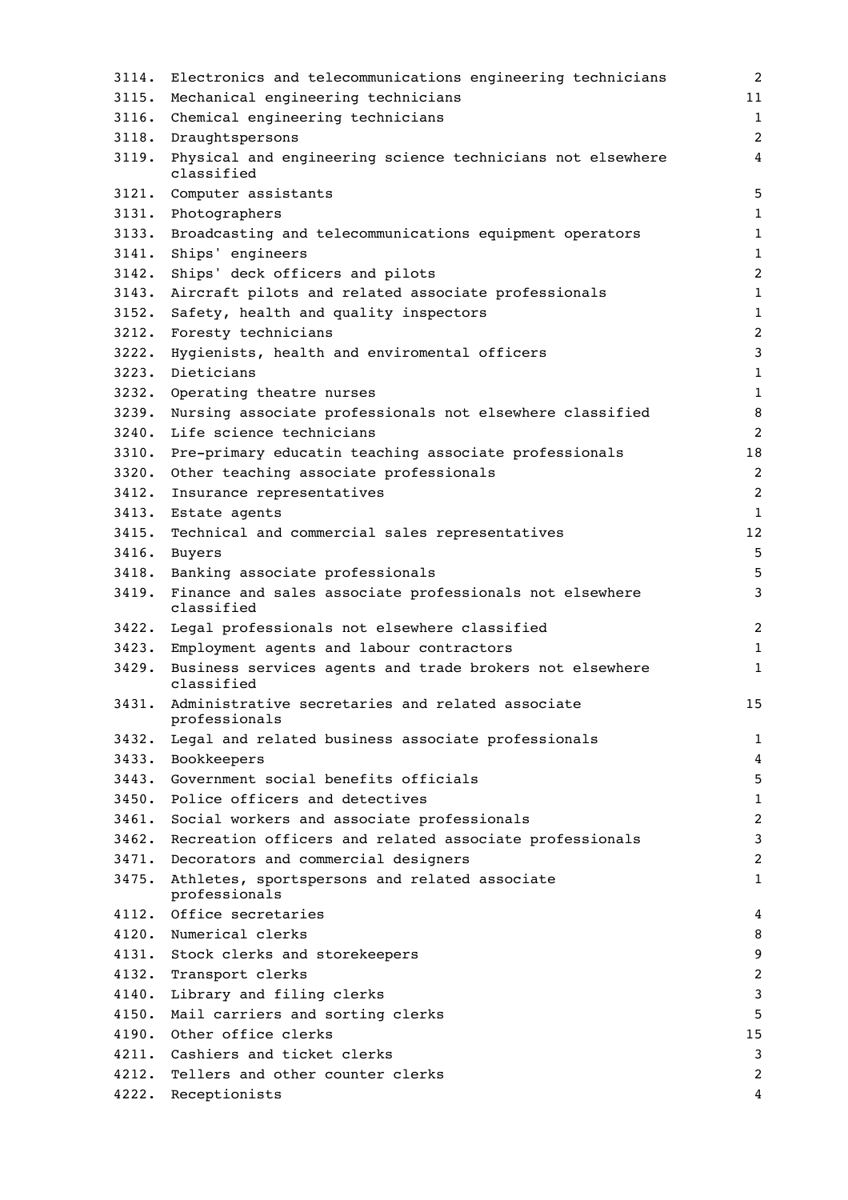| | | |
|---|---|---|
| 3114. | Electronics and telecommunications engineering technicians | 2 |
| 3115. | Mechanical engineering technicians | 11 |
| 3116. | Chemical engineering technicians | 1 |
| 3118. | Draughtspersons | 2 |
| 3119. | Physical and engineering science technicians not elsewhere classified | 4 |
| 3121. | Computer assistants | 5 |
| 3131. | Photographers | 1 |
| 3133. | Broadcasting and telecommunications equipment operators | 1 |
| 3141. | Ships' engineers | 1 |
| 3142. | Ships' deck officers and pilots | 2 |
| 3143. | Aircraft pilots and related associate professionals | 1 |
| 3152. | Safety, health and quality inspectors | 1 |
| 3212. | Foresty technicians | 2 |
| 3222. | Hygienists, health and enviromental officers | 3 |
| 3223. | Dieticians | 1 |
| 3232. | Operating theatre nurses | 1 |
| 3239. | Nursing associate professionals not elsewhere classified | 8 |
| 3240. | Life science technicians | 2 |
| 3310. | Pre-primary educatin teaching associate professionals | 18 |
| 3320. | Other teaching associate professionals | 2 |
| 3412. | Insurance representatives | 2 |
| 3413. | Estate agents | 1 |
| 3415. | Technical and commercial sales representatives | 12 |
| 3416. | Buyers | 5 |
| 3418. | Banking associate professionals | 5 |
| 3419. | Finance and sales associate professionals not elsewhere classified | 3 |
| 3422. | Legal professionals not elsewhere classified | 2 |
| 3423. | Employment agents and labour contractors | 1 |
| 3429. | Business services agents and trade brokers not elsewhere classified | 1 |
| 3431. | Administrative secretaries and related associate professionals | 15 |
| 3432. | Legal and related business associate professionals | 1 |
| 3433. | Bookkeepers | 4 |
| 3443. | Government social benefits officials | 5 |
| 3450. | Police officers and detectives | 1 |
| 3461. | Social workers and associate professionals | 2 |
| 3462. | Recreation officers and related associate professionals | 3 |
| 3471. | Decorators and commercial designers | 2 |
| 3475. | Athletes, sportspersons and related associate professionals | 1 |
| 4112. | Office secretaries | 4 |
| 4120. | Numerical clerks | 8 |
| 4131. | Stock clerks and storekeepers | 9 |
| 4132. | Transport clerks | 2 |
| 4140. | Library and filing clerks | 3 |
| 4150. | Mail carriers and sorting clerks | 5 |
| 4190. | Other office clerks | 15 |
| 4211. | Cashiers and ticket clerks | 3 |
| 4212. | Tellers and other counter clerks | 2 |
| 4222. | Receptionists | 4 |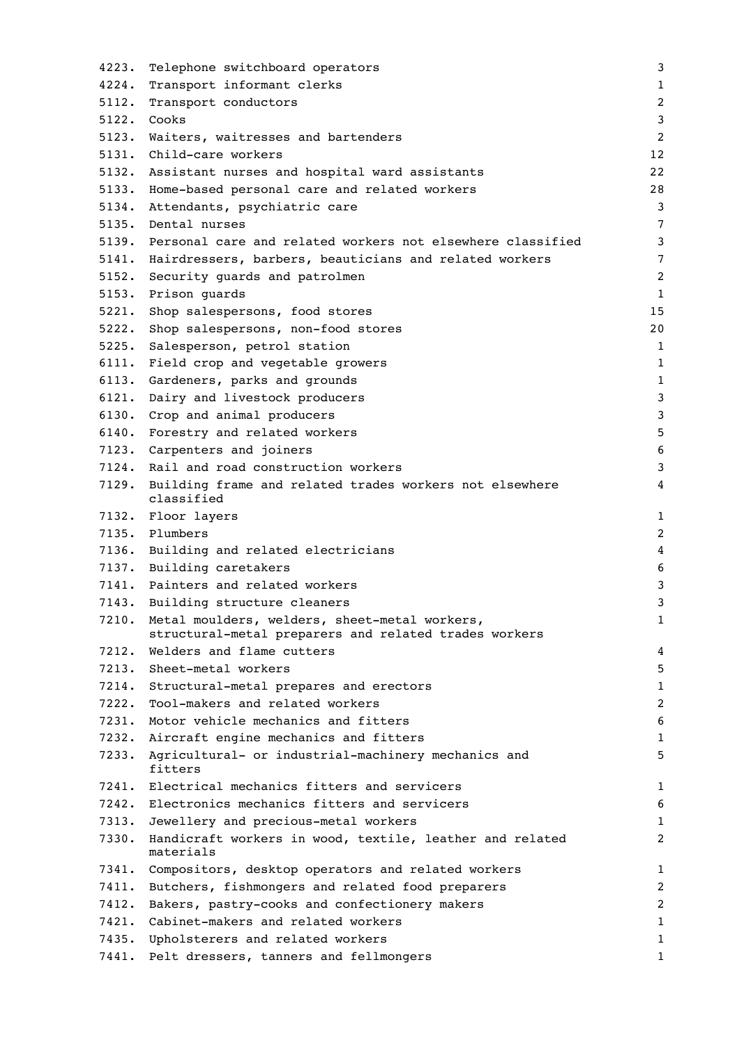| | | |
|---|---|---|
| 4223. | Telephone switchboard operators | 3 |
| 4224. | Transport informant clerks | 1 |
| 5112. | Transport conductors | 2 |
| 5122. | Cooks | 3 |
| 5123. | Waiters, waitresses and bartenders | 2 |
| 5131. | Child-care workers | 12 |
| 5132. | Assistant nurses and hospital ward assistants | 22 |
| 5133. | Home-based personal care and related workers | 28 |
| 5134. | Attendants, psychiatric care | 3 |
| 5135. | Dental nurses | 7 |
| 5139. | Personal care and related workers not elsewhere classified | 3 |
| 5141. | Hairdressers, barbers, beauticians and related workers | 7 |
| 5152. | Security guards and patrolmen | 2 |
| 5153. | Prison guards | 1 |
| 5221. | Shop salespersons, food stores | 15 |
| 5222. | Shop salespersons, non-food stores | 20 |
| 5225. | Salesperson, petrol station | 1 |
| 6111. | Field crop and vegetable growers | 1 |
| 6113. | Gardeners, parks and grounds | 1 |
| 6121. | Dairy and livestock producers | 3 |
| 6130. | Crop and animal producers | 3 |
| 6140. | Forestry and related workers | 5 |
| 7123. | Carpenters and joiners | 6 |
| 7124. | Rail and road construction workers | 3 |
| 7129. | Building frame and related trades workers not elsewhere classified | 4 |
| 7132. | Floor layers | 1 |
| 7135. | Plumbers | 2 |
| 7136. | Building and related electricians | 4 |
| 7137. | Building caretakers | 6 |
| 7141. | Painters and related workers | 3 |
| 7143. | Building structure cleaners | 3 |
| 7210. | Metal moulders, welders, sheet-metal workers, structural-metal preparers and related trades workers | 1 |
| 7212. | Welders and flame cutters | 4 |
| 7213. | Sheet-metal workers | 5 |
| 7214. | Structural-metal prepares and erectors | 1 |
| 7222. | Tool-makers and related workers | 2 |
| 7231. | Motor vehicle mechanics and fitters | 6 |
| 7232. | Aircraft engine mechanics and fitters | 1 |
| 7233. | Agricultural- or industrial-machinery mechanics and fitters | 5 |
| 7241. | Electrical mechanics fitters and servicers | 1 |
| 7242. | Electronics mechanics fitters and servicers | 6 |
| 7313. | Jewellery and precious-metal workers | 1 |
| 7330. | Handicraft workers in wood, textile, leather and related materials | 2 |
| 7341. | Compositors, desktop operators and related workers | 1 |
| 7411. | Butchers, fishmongers and related food preparers | 2 |
| 7412. | Bakers, pastry-cooks and confectionery makers | 2 |
| 7421. | Cabinet-makers and related workers | 1 |
| 7435. | Upholsterers and related workers | 1 |
| 7441. | Pelt dressers, tanners and fellmongers | 1 |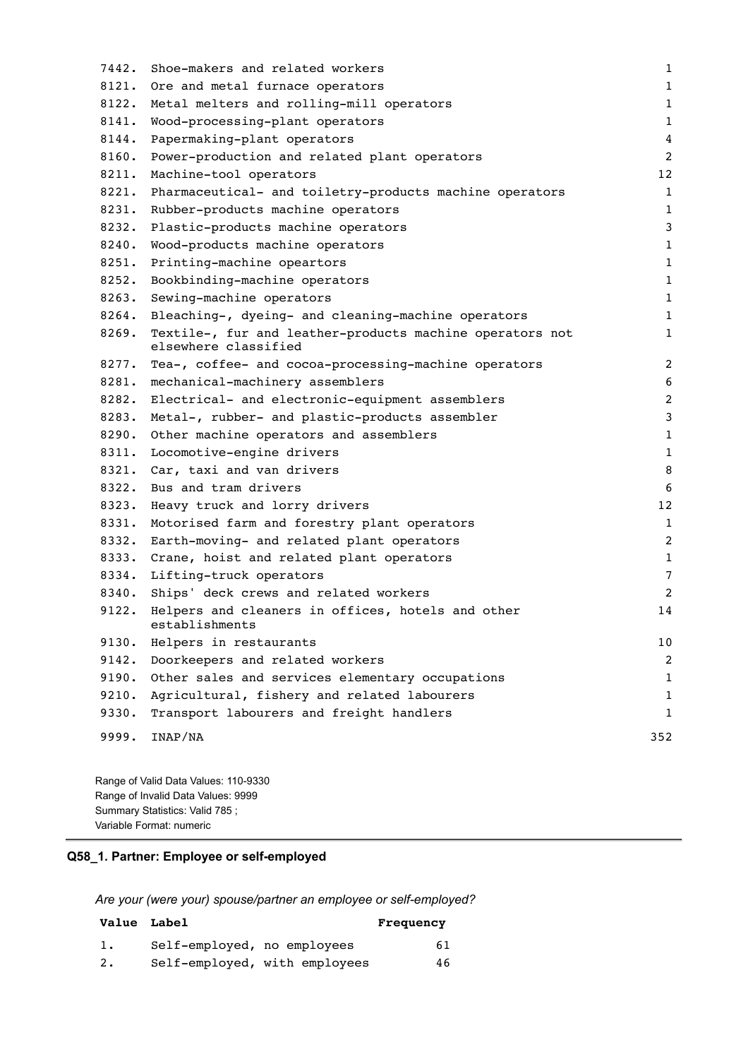| Value | Label | Frequency |
|---|---|---|
| 7442. | Shoe-makers and related workers | 1 |
| 8121. | Ore and metal furnace operators | 1 |
| 8122. | Metal melters and rolling-mill operators | 1 |
| 8141. | Wood-processing-plant operators | 1 |
| 8144. | Papermaking-plant operators | 4 |
| 8160. | Power-production and related plant operators | 2 |
| 8211. | Machine-tool operators | 12 |
| 8221. | Pharmaceutical- and toiletry-products machine operators | 1 |
| 8231. | Rubber-products machine operators | 1 |
| 8232. | Plastic-products machine operators | 3 |
| 8240. | Wood-products machine operators | 1 |
| 8251. | Printing-machine opeartors | 1 |
| 8252. | Bookbinding-machine operators | 1 |
| 8263. | Sewing-machine operators | 1 |
| 8264. | Bleaching-, dyeing- and cleaning-machine operators | 1 |
| 8269. | Textile-, fur and leather-products machine operators not elsewhere classified | 1 |
| 8277. | Tea-, coffee- and cocoa-processing-machine operators | 2 |
| 8281. | mechanical-machinery assemblers | 6 |
| 8282. | Electrical- and electronic-equipment assemblers | 2 |
| 8283. | Metal-, rubber- and plastic-products assembler | 3 |
| 8290. | Other machine operators and assemblers | 1 |
| 8311. | Locomotive-engine drivers | 1 |
| 8321. | Car, taxi and van drivers | 8 |
| 8322. | Bus and tram drivers | 6 |
| 8323. | Heavy truck and lorry drivers | 12 |
| 8331. | Motorised farm and forestry plant operators | 1 |
| 8332. | Earth-moving- and related plant operators | 2 |
| 8333. | Crane, hoist and related plant operators | 1 |
| 8334. | Lifting-truck operators | 7 |
| 8340. | Ships' deck crews and related workers | 2 |
| 9122. | Helpers and cleaners in offices, hotels and other establishments | 14 |
| 9130. | Helpers in restaurants | 10 |
| 9142. | Doorkeepers and related workers | 2 |
| 9190. | Other sales and services elementary occupations | 1 |
| 9210. | Agricultural, fishery and related labourers | 1 |
| 9330. | Transport labourers and freight handlers | 1 |
| 9999. | INAP/NA | 352 |

Range of Valid Data Values: 110-9330
Range of Invalid Data Values: 9999
Summary Statistics: Valid 785 ;
Variable Format: numeric

## Q58_1. Partner: Employee or self-employed

*Are your (were your) spouse/partner an employee or self-employed?*

| Value | Label | Frequency |
|---|---|---|
| 1. | Self-employed, no employees | 61 |
| 2. | Self-employed, with employees | 46 |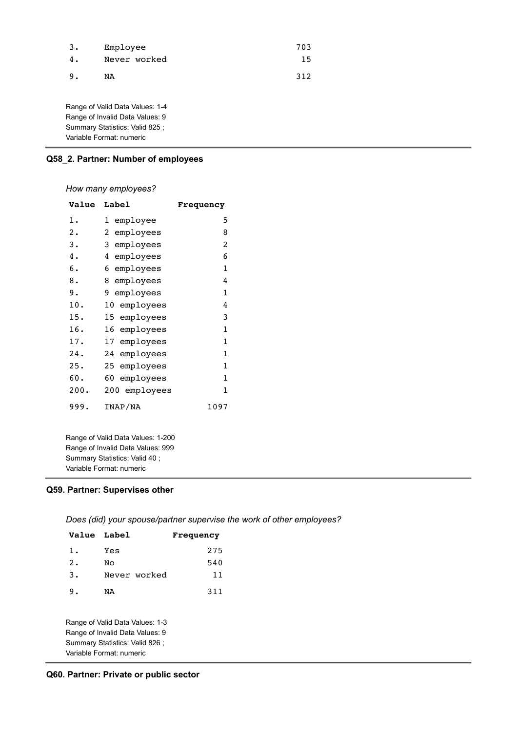| Value | Label | Frequency |
|---|---|---|
| 3. | Employee | 703 |
| 4. | Never worked | 15 |
| 9. | NA | 312 |

Range of Valid Data Values: 1-4
Range of Invalid Data Values: 9
Summary Statistics: Valid 825 ;
Variable Format: numeric

---

### Q58_2. Partner: Number of employees

*How many employees?*

| Value | Label | Frequency |
|---|---|---|
| 1. | 1 employee | 5 |
| 2. | 2 employees | 8 |
| 3. | 3 employees | 2 |
| 4. | 4 employees | 6 |
| 6. | 6 employees | 1 |
| 8. | 8 employees | 4 |
| 9. | 9 employees | 1 |
| 10. | 10 employees | 4 |
| 15. | 15 employees | 3 |
| 16. | 16 employees | 1 |
| 17. | 17 employees | 1 |
| 24. | 24 employees | 1 |
| 25. | 25 employees | 1 |
| 60. | 60 employees | 1 |
| 200. | 200 employees | 1 |
| 999. | INAP/NA | 1097 |

Range of Valid Data Values: 1-200
Range of Invalid Data Values: 999
Summary Statistics: Valid 40 ;
Variable Format: numeric

---

### Q59. Partner: Supervises other

*Does (did) your spouse/partner supervise the work of other employees?*

| Value | Label | Frequency |
|---|---|---|
| 1. | Yes | 275 |
| 2. | No | 540 |
| 3. | Never worked | 11 |
| 9. | NA | 311 |

Range of Valid Data Values: 1-3
Range of Invalid Data Values: 9
Summary Statistics: Valid 826 ;
Variable Format: numeric

---

### Q60. Partner: Private or public sector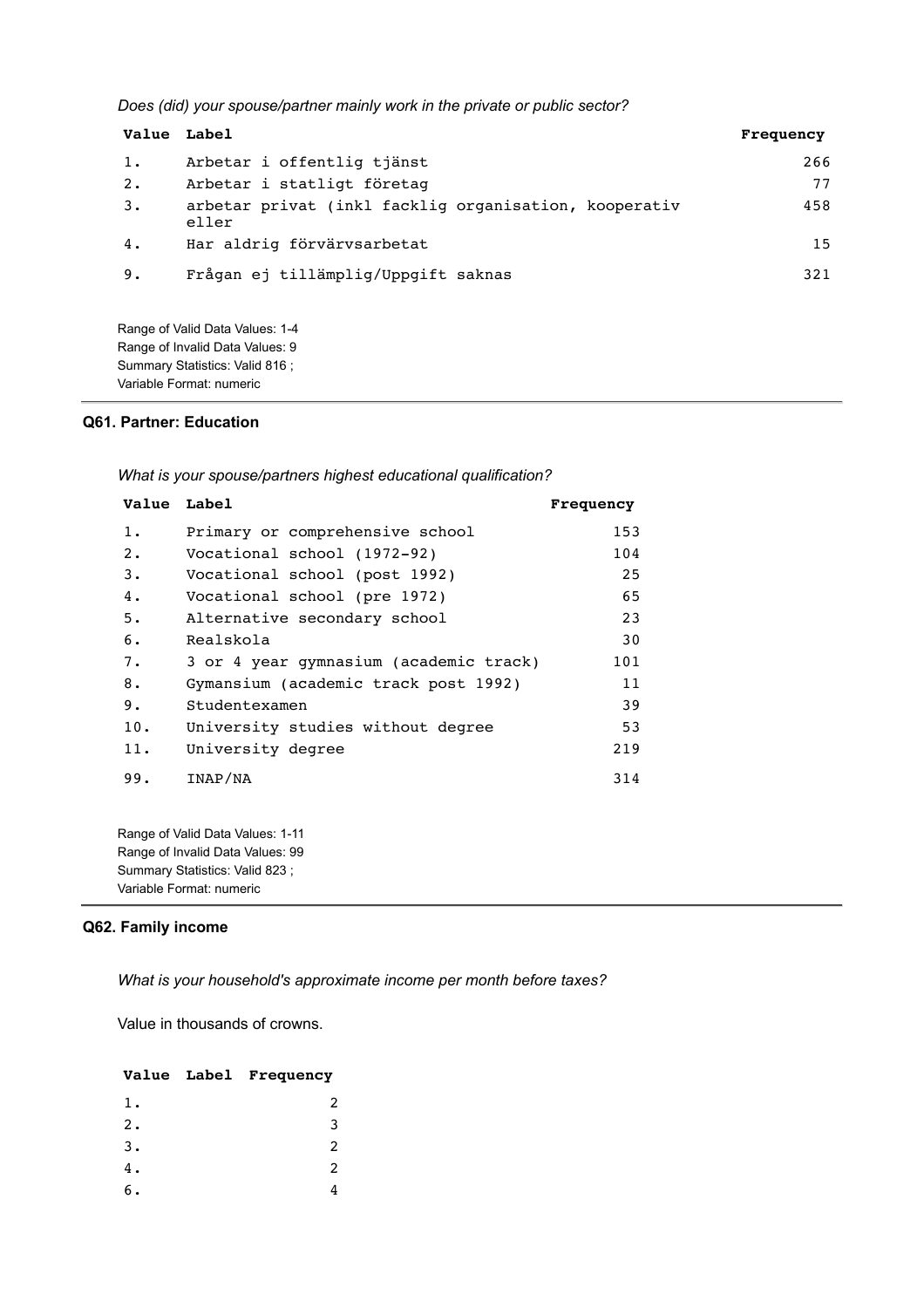*Does (did) your spouse/partner mainly work in the private or public sector?*

| Value | Label | Frequency |
|---|---|---|
| 1. | Arbetar i offentlig tjänst | 266 |
| 2. | Arbetar i statligt företag | 77 |
| 3. | arbetar privat (inkl facklig organisation, kooperativ eller | 458 |
| 4. | Har aldrig förvärvsarbetat | 15 |
| 9. | Frågan ej tillämplig/Uppgift saknas | 321 |

Range of Valid Data Values: 1-4
Range of Invalid Data Values: 9
Summary Statistics: Valid 816 ;
Variable Format: numeric

### Q61. Partner: Education

*What is your spouse/partners highest educational qualification?*

| Value | Label | Frequency |
|---|---|---|
| 1. | Primary or comprehensive school | 153 |
| 2. | Vocational school (1972-92) | 104 |
| 3. | Vocational school (post 1992) | 25 |
| 4. | Vocational school (pre 1972) | 65 |
| 5. | Alternative secondary school | 23 |
| 6. | Realskola | 30 |
| 7. | 3 or 4 year gymnasium (academic track) | 101 |
| 8. | Gymansium (academic track post 1992) | 11 |
| 9. | Studentexamen | 39 |
| 10. | University studies without degree | 53 |
| 11. | University degree | 219 |
| 99. | INAP/NA | 314 |

Range of Valid Data Values: 1-11
Range of Invalid Data Values: 99
Summary Statistics: Valid 823 ;
Variable Format: numeric

### Q62. Family income

*What is your household's approximate income per month before taxes?*

Value in thousands of crowns.

| Value | Label | Frequency |
|---|---|---|
| 1. | | 2 |
| 2. | | 3 |
| 3. | | 2 |
| 4. | | 2 |
| 6. | | 4 |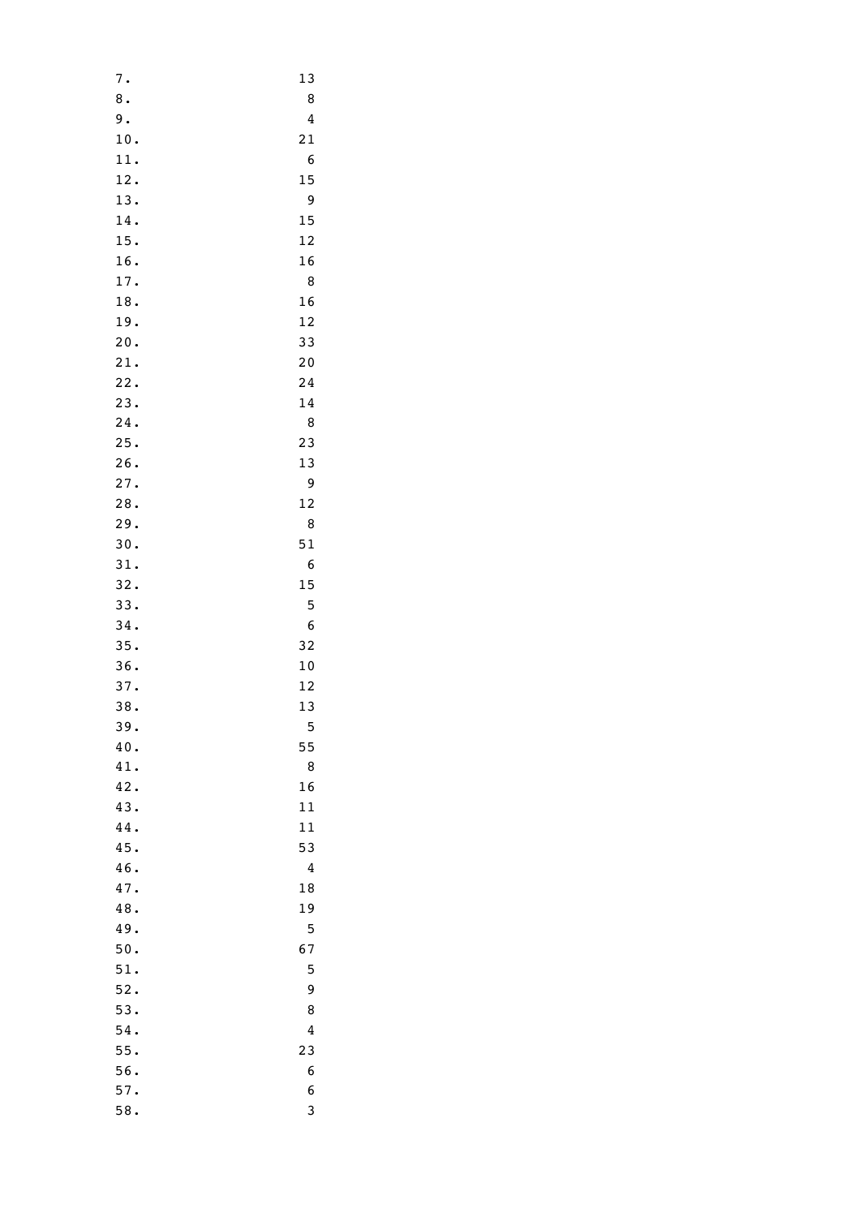7. 13
8. 8
9. 4
10. 21
11. 6
12. 15
13. 9
14. 15
15. 12
16. 16
17. 8
18. 16
19. 12
20. 33
21. 20
22. 24
23. 14
24. 8
25. 23
26. 13
27. 9
28. 12
29. 8
30. 51
31. 6
32. 15
33. 5
34. 6
35. 32
36. 10
37. 12
38. 13
39. 5
40. 55
41. 8
42. 16
43. 11
44. 11
45. 53
46. 4
47. 18
48. 19
49. 5
50. 67
51. 5
52. 9
53. 8
54. 4
55. 23
56. 6
57. 6
58. 3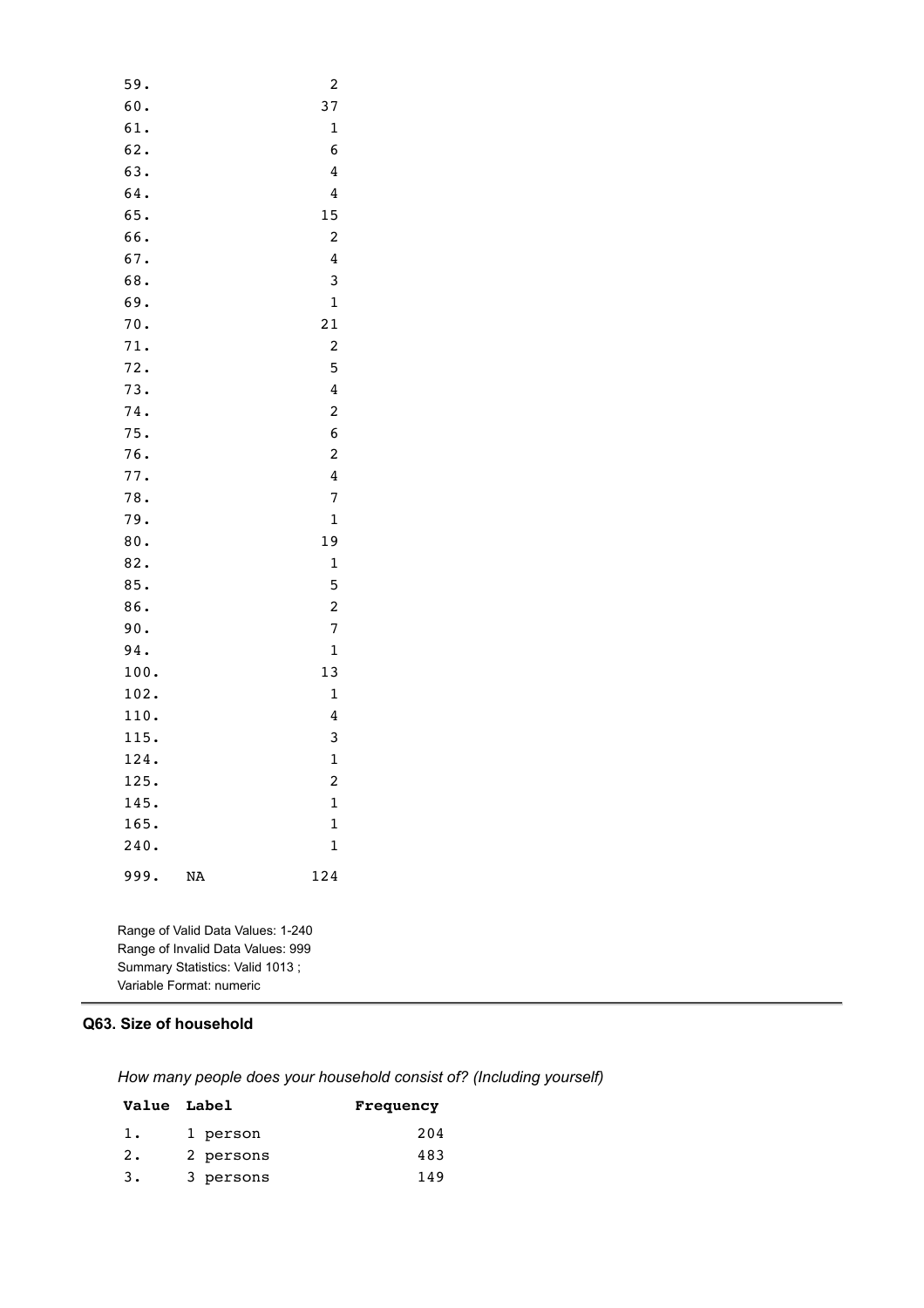| Value | Label | Frequency |
|---|---|---|
| 59. | | 2 |
| 60. | | 37 |
| 61. | | 1 |
| 62. | | 6 |
| 63. | | 4 |
| 64. | | 4 |
| 65. | | 15 |
| 66. | | 2 |
| 67. | | 4 |
| 68. | | 3 |
| 69. | | 1 |
| 70. | | 21 |
| 71. | | 2 |
| 72. | | 5 |
| 73. | | 4 |
| 74. | | 2 |
| 75. | | 6 |
| 76. | | 2 |
| 77. | | 4 |
| 78. | | 7 |
| 79. | | 1 |
| 80. | | 19 |
| 82. | | 1 |
| 85. | | 5 |
| 86. | | 2 |
| 90. | | 7 |
| 94. | | 1 |
| 100. | | 13 |
| 102. | | 1 |
| 110. | | 4 |
| 115. | | 3 |
| 124. | | 1 |
| 125. | | 2 |
| 145. | | 1 |
| 165. | | 1 |
| 240. | | 1 |
| 999. | NA | 124 |

Range of Valid Data Values: 1-240
Range of Invalid Data Values: 999
Summary Statistics: Valid 1013 ;
Variable Format: numeric

---

### Q63. Size of household

*How many people does your household consist of? (Including yourself)*

| Value | Label | Frequency |
|---|---|---|
| 1. | 1 person | 204 |
| 2. | 2 persons | 483 |
| 3. | 3 persons | 149 |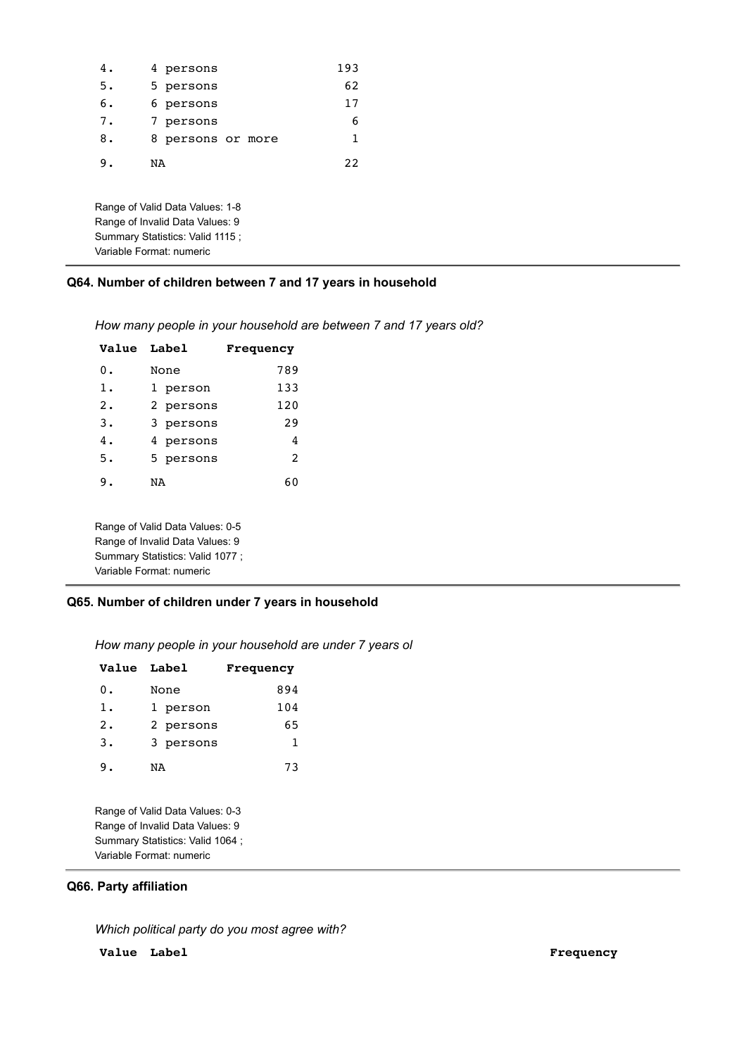| Value | Label | Frequency |
|---|---|---|
| 4. | 4 persons | 193 |
| 5. | 5 persons | 62 |
| 6. | 6 persons | 17 |
| 7. | 7 persons | 6 |
| 8. | 8 persons or more | 1 |
| 9. | NA | 22 |

Range of Valid Data Values: 1-8
Range of Invalid Data Values: 9
Summary Statistics: Valid 1115 ;
Variable Format: numeric

---

### Q64. Number of children between 7 and 17 years in household

*How many people in your household are between 7 and 17 years old?*

| Value | Label | Frequency |
|---|---|---|
| 0. | None | 789 |
| 1. | 1 person | 133 |
| 2. | 2 persons | 120 |
| 3. | 3 persons | 29 |
| 4. | 4 persons | 4 |
| 5. | 5 persons | 2 |
| 9. | NA | 60 |

Range of Valid Data Values: 0-5
Range of Invalid Data Values: 9
Summary Statistics: Valid 1077 ;
Variable Format: numeric

---

### Q65. Number of children under 7 years in household

*How many people in your household are under 7 years ol*

| Value | Label | Frequency |
|---|---|---|
| 0. | None | 894 |
| 1. | 1 person | 104 |
| 2. | 2 persons | 65 |
| 3. | 3 persons | 1 |
| 9. | NA | 73 |

Range of Valid Data Values: 0-3
Range of Invalid Data Values: 9
Summary Statistics: Valid 1064 ;
Variable Format: numeric

---

### Q66. Party affiliation

*Which political party do you most agree with?*

| Value | Label | Frequency |
|---|---|---|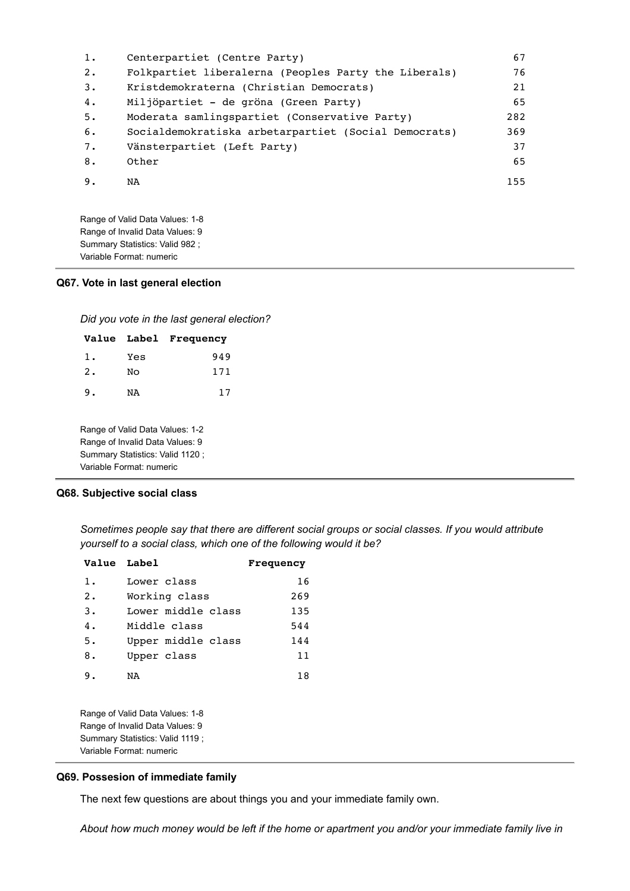| Value | Label | Frequency |
|---|---|---|
| 1. | Centerpartiet (Centre Party) | 67 |
| 2. | Folkpartiet liberalerna (Peoples Party the Liberals) | 76 |
| 3. | Kristdemokraterna (Christian Democrats) | 21 |
| 4. | Miljöpartiet - de gröna (Green Party) | 65 |
| 5. | Moderata samlingspartiet (Conservative Party) | 282 |
| 6. | Socialdemokratiska arbetarpartiet (Social Democrats) | 369 |
| 7. | Vänsterpartiet (Left Party) | 37 |
| 8. | Other | 65 |
| 9. | NA | 155 |

Range of Valid Data Values: 1-8
Range of Invalid Data Values: 9
Summary Statistics: Valid 982 ;
Variable Format: numeric

### Q67. Vote in last general election

*Did you vote in the last general election?*

| Value | Label | Frequency |
|---|---|---|
| 1. | Yes | 949 |
| 2. | No | 171 |
| 9. | NA | 17 |

Range of Valid Data Values: 1-2
Range of Invalid Data Values: 9
Summary Statistics: Valid 1120 ;
Variable Format: numeric

### Q68. Subjective social class

*Sometimes people say that there are different social groups or social classes. If you would attribute yourself to a social class, which one of the following would it be?*

| Value | Label | Frequency |
|---|---|---|
| 1. | Lower class | 16 |
| 2. | Working class | 269 |
| 3. | Lower middle class | 135 |
| 4. | Middle class | 544 |
| 5. | Upper middle class | 144 |
| 8. | Upper class | 11 |
| 9. | NA | 18 |

Range of Valid Data Values: 1-8
Range of Invalid Data Values: 9
Summary Statistics: Valid 1119 ;
Variable Format: numeric

### Q69. Possesion of immediate family

The next few questions are about things you and your immediate family own.

*About how much money would be left if the home or apartment you and/or your immediate family live in*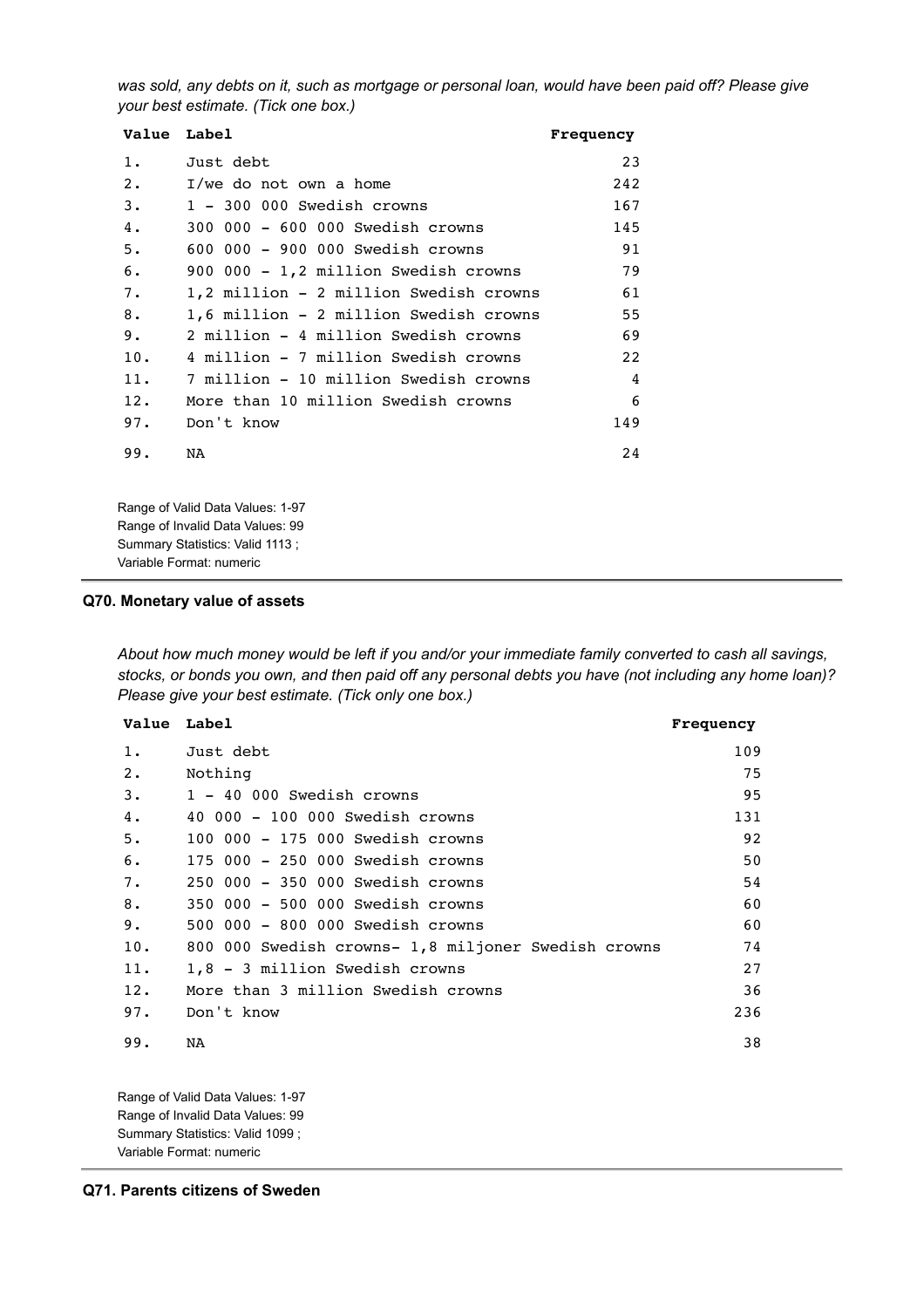*was sold, any debts on it, such as mortgage or personal loan, would have been paid off? Please give your best estimate. (Tick one box.)*

| Value | Label | Frequency |
|---|---|---|
| 1. | Just debt | 23 |
| 2. | I/we do not own a home | 242 |
| 3. | 1 - 300 000 Swedish crowns | 167 |
| 4. | 300 000 - 600 000 Swedish crowns | 145 |
| 5. | 600 000 - 900 000 Swedish crowns | 91 |
| 6. | 900 000 - 1,2 million Swedish crowns | 79 |
| 7. | 1,2 million - 2 million Swedish crowns | 61 |
| 8. | 1,6 million - 2 million Swedish crowns | 55 |
| 9. | 2 million - 4 million Swedish crowns | 69 |
| 10. | 4 million - 7 million Swedish crowns | 22 |
| 11. | 7 million - 10 million Swedish crowns | 4 |
| 12. | More than 10 million Swedish crowns | 6 |
| 97. | Don't know | 149 |
| 99. | NA | 24 |

Range of Valid Data Values: 1-97
Range of Invalid Data Values: 99
Summary Statistics: Valid 1113 ;
Variable Format: numeric

---

### Q70. Monetary value of assets

*About how much money would be left if you and/or your immediate family converted to cash all savings, stocks, or bonds you own, and then paid off any personal debts you have (not including any home loan)? Please give your best estimate. (Tick only one box.)*

| Value | Label | Frequency |
|---|---|---|
| 1. | Just debt | 109 |
| 2. | Nothing | 75 |
| 3. | 1 - 40 000 Swedish crowns | 95 |
| 4. | 40 000 - 100 000 Swedish crowns | 131 |
| 5. | 100 000 - 175 000 Swedish crowns | 92 |
| 6. | 175 000 - 250 000 Swedish crowns | 50 |
| 7. | 250 000 - 350 000 Swedish crowns | 54 |
| 8. | 350 000 - 500 000 Swedish crowns | 60 |
| 9. | 500 000 - 800 000 Swedish crowns | 60 |
| 10. | 800 000 Swedish crowns- 1,8 miljoner Swedish crowns | 74 |
| 11. | 1,8 - 3 million Swedish crowns | 27 |
| 12. | More than 3 million Swedish crowns | 36 |
| 97. | Don't know | 236 |
| 99. | NA | 38 |

Range of Valid Data Values: 1-97
Range of Invalid Data Values: 99
Summary Statistics: Valid 1099 ;
Variable Format: numeric

---

### Q71. Parents citizens of Sweden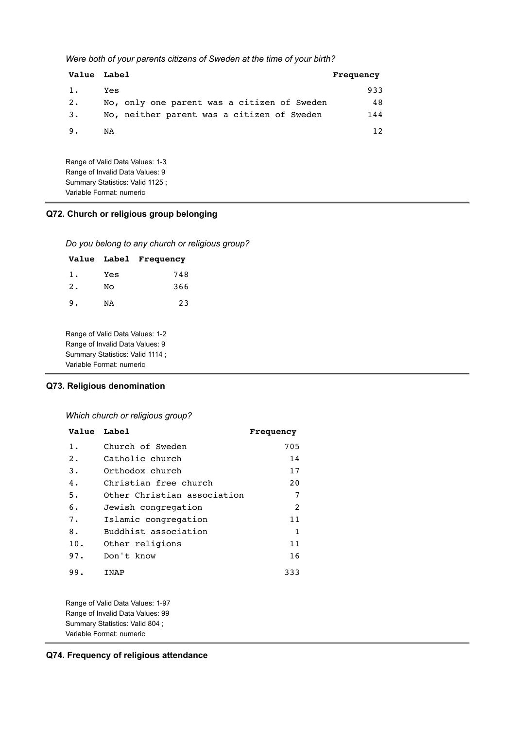*Were both of your parents citizens of Sweden at the time of your birth?*

| Value | Label | Frequency |
|---|---|---|
| 1. | Yes | 933 |
| 2. | No, only one parent was a citizen of Sweden | 48 |
| 3. | No, neither parent was a citizen of Sweden | 144 |
| 9. | NA | 12 |

Range of Valid Data Values: 1-3
Range of Invalid Data Values: 9
Summary Statistics: Valid 1125 ;
Variable Format: numeric

### Q72. Church or religious group belonging

*Do you belong to any church or religious group?*

| Value | Label | Frequency |
|---|---|---|
| 1. | Yes | 748 |
| 2. | No | 366 |
| 9. | NA | 23 |

Range of Valid Data Values: 1-2
Range of Invalid Data Values: 9
Summary Statistics: Valid 1114 ;
Variable Format: numeric

### Q73. Religious denomination

*Which church or religious group?*

| Value | Label | Frequency |
|---|---|---|
| 1. | Church of Sweden | 705 |
| 2. | Catholic church | 14 |
| 3. | Orthodox church | 17 |
| 4. | Christian free church | 20 |
| 5. | Other Christian association | 7 |
| 6. | Jewish congregation | 2 |
| 7. | Islamic congregation | 11 |
| 8. | Buddhist association | 1 |
| 10. | Other religions | 11 |
| 97. | Don't know | 16 |
| 99. | INAP | 333 |

Range of Valid Data Values: 1-97
Range of Invalid Data Values: 99
Summary Statistics: Valid 804 ;
Variable Format: numeric

### Q74. Frequency of religious attendance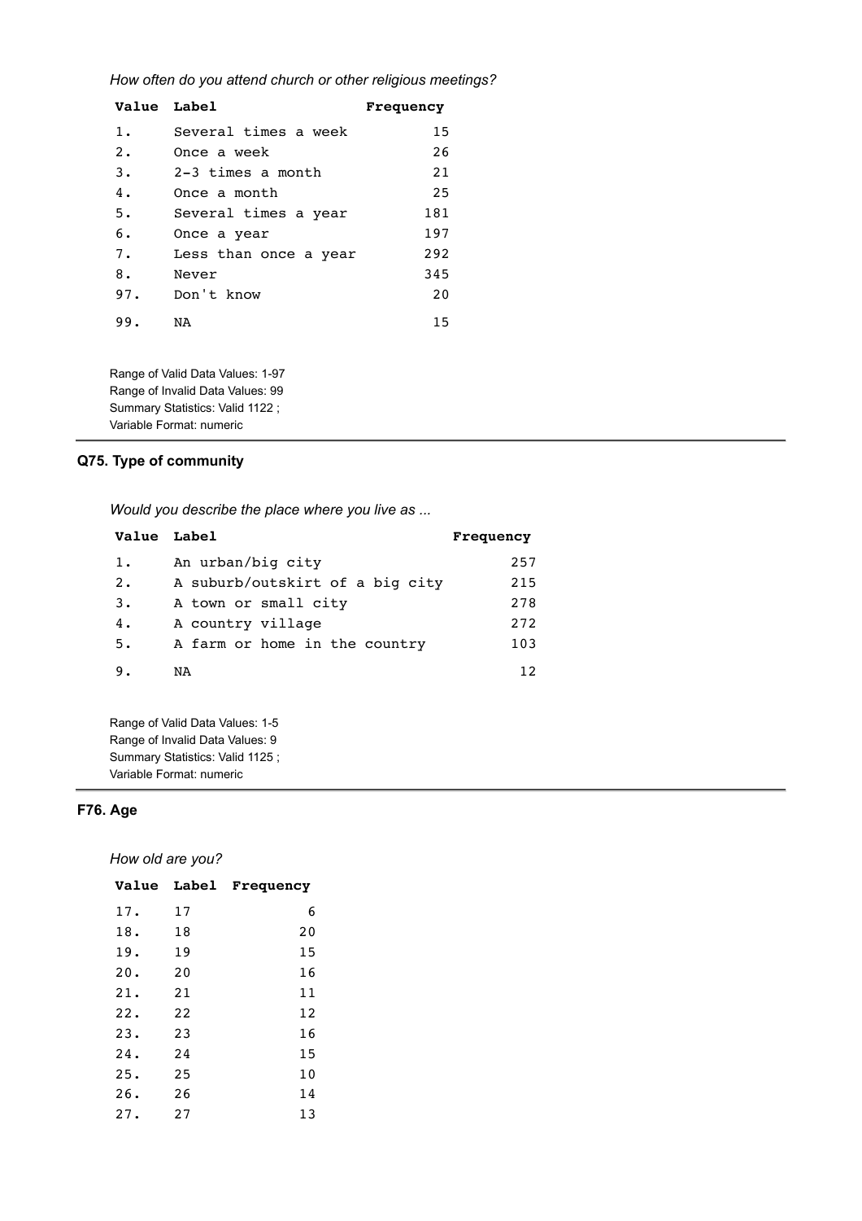*How often do you attend church or other religious meetings?*

| Value | Label | Frequency |
|---|---|---|
| 1. | Several times a week | 15 |
| 2. | Once a week | 26 |
| 3. | 2-3 times a month | 21 |
| 4. | Once a month | 25 |
| 5. | Several times a year | 181 |
| 6. | Once a year | 197 |
| 7. | Less than once a year | 292 |
| 8. | Never | 345 |
| 97. | Don't know | 20 |
| 99. | NA | 15 |

Range of Valid Data Values: 1-97
Range of Invalid Data Values: 99
Summary Statistics: Valid 1122 ;
Variable Format: numeric

### Q75. Type of community

*Would you describe the place where you live as ...*

| Value | Label | Frequency |
|---|---|---|
| 1. | An urban/big city | 257 |
| 2. | A suburb/outskirt of a big city | 215 |
| 3. | A town or small city | 278 |
| 4. | A country village | 272 |
| 5. | A farm or home in the country | 103 |
| 9. | NA | 12 |

Range of Valid Data Values: 1-5
Range of Invalid Data Values: 9
Summary Statistics: Valid 1125 ;
Variable Format: numeric

### F76. Age

*How old are you?*

| Value | Label | Frequency |
|---|---|---|
| 17. | 17 | 6 |
| 18. | 18 | 20 |
| 19. | 19 | 15 |
| 20. | 20 | 16 |
| 21. | 21 | 11 |
| 22. | 22 | 12 |
| 23. | 23 | 16 |
| 24. | 24 | 15 |
| 25. | 25 | 10 |
| 26. | 26 | 14 |
| 27. | 27 | 13 |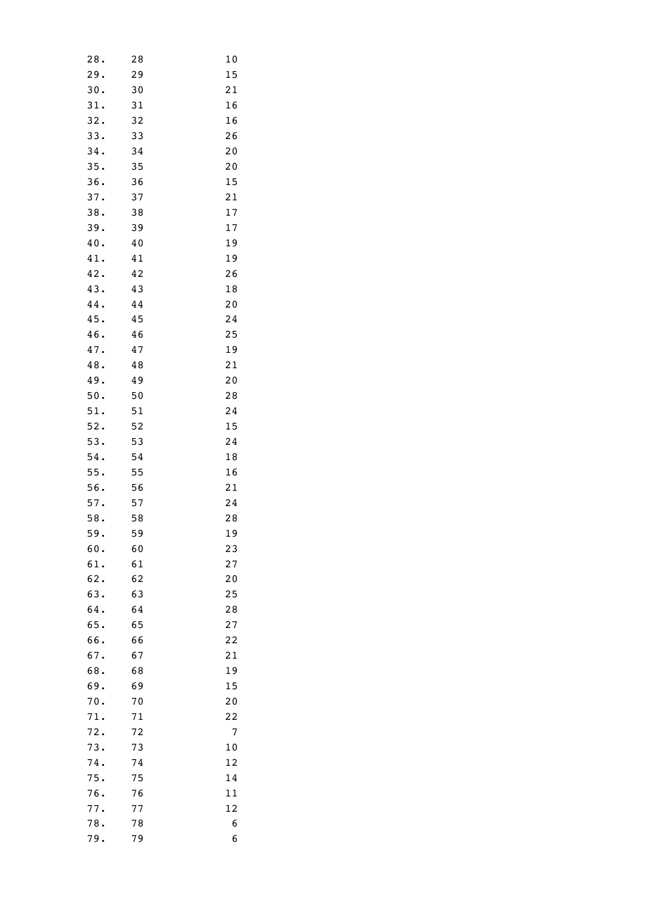| | | |
|---|---|---|
| 28. | 28 | 10 |
| 29. | 29 | 15 |
| 30. | 30 | 21 |
| 31. | 31 | 16 |
| 32. | 32 | 16 |
| 33. | 33 | 26 |
| 34. | 34 | 20 |
| 35. | 35 | 20 |
| 36. | 36 | 15 |
| 37. | 37 | 21 |
| 38. | 38 | 17 |
| 39. | 39 | 17 |
| 40. | 40 | 19 |
| 41. | 41 | 19 |
| 42. | 42 | 26 |
| 43. | 43 | 18 |
| 44. | 44 | 20 |
| 45. | 45 | 24 |
| 46. | 46 | 25 |
| 47. | 47 | 19 |
| 48. | 48 | 21 |
| 49. | 49 | 20 |
| 50. | 50 | 28 |
| 51. | 51 | 24 |
| 52. | 52 | 15 |
| 53. | 53 | 24 |
| 54. | 54 | 18 |
| 55. | 55 | 16 |
| 56. | 56 | 21 |
| 57. | 57 | 24 |
| 58. | 58 | 28 |
| 59. | 59 | 19 |
| 60. | 60 | 23 |
| 61. | 61 | 27 |
| 62. | 62 | 20 |
| 63. | 63 | 25 |
| 64. | 64 | 28 |
| 65. | 65 | 27 |
| 66. | 66 | 22 |
| 67. | 67 | 21 |
| 68. | 68 | 19 |
| 69. | 69 | 15 |
| 70. | 70 | 20 |
| 71. | 71 | 22 |
| 72. | 72 | 7 |
| 73. | 73 | 10 |
| 74. | 74 | 12 |
| 75. | 75 | 14 |
| 76. | 76 | 11 |
| 77. | 77 | 12 |
| 78. | 78 | 6 |
| 79. | 79 | 6 |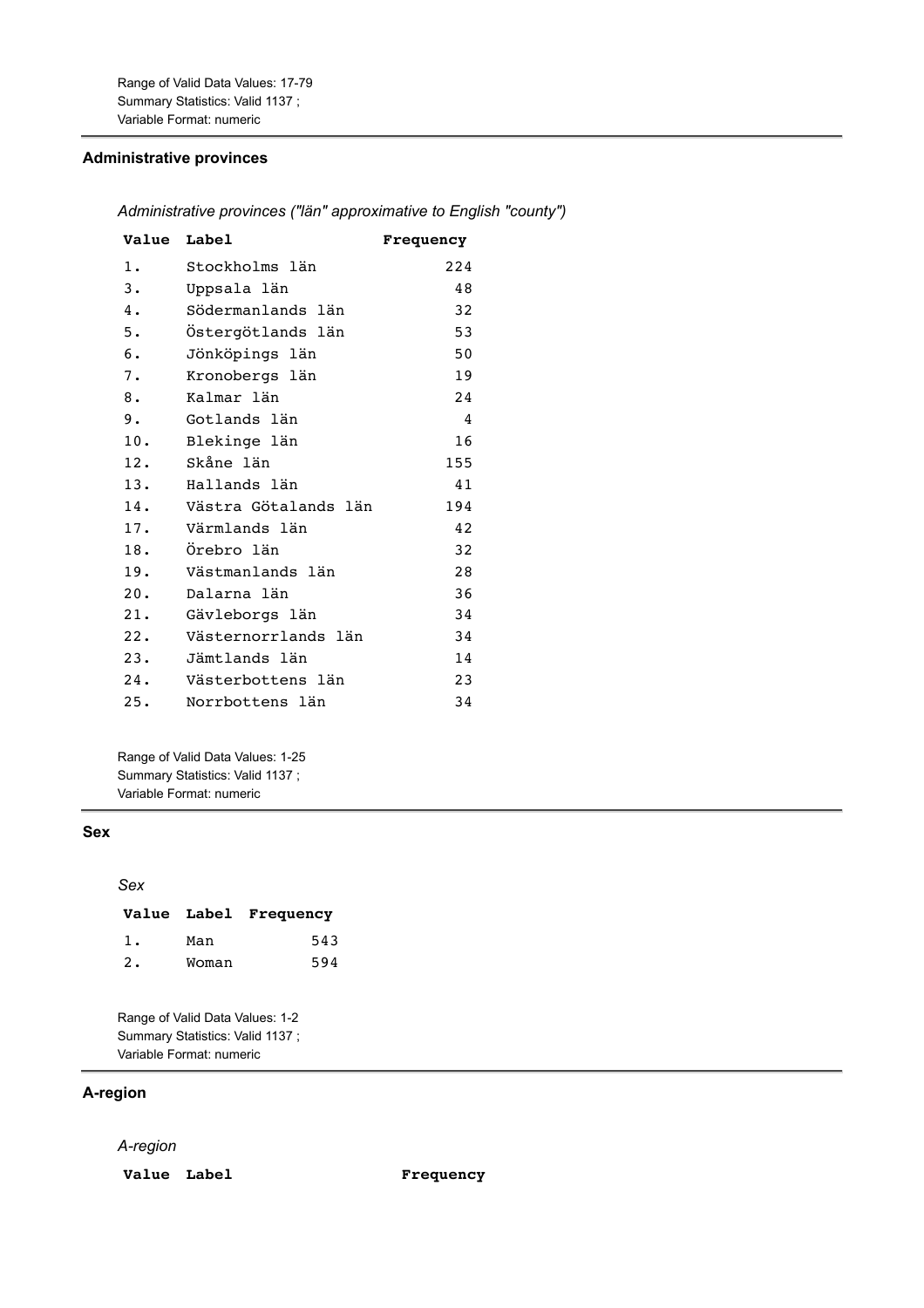Range of Valid Data Values: 17-79
Summary Statistics: Valid 1137 ;
Variable Format: numeric

## Administrative provinces

*Administrative provinces ("län" approximative to English "county")*

| Value | Label | Frequency |
|---|---|---|
| 1. | Stockholms län | 224 |
| 3. | Uppsala län | 48 |
| 4. | Södermanlands län | 32 |
| 5. | Östergötlands län | 53 |
| 6. | Jönköpings län | 50 |
| 7. | Kronobergs län | 19 |
| 8. | Kalmar län | 24 |
| 9. | Gotlands län | 4 |
| 10. | Blekinge län | 16 |
| 12. | Skåne län | 155 |
| 13. | Hallands län | 41 |
| 14. | Västra Götalands län | 194 |
| 17. | Värmlands län | 42 |
| 18. | Örebro län | 32 |
| 19. | Västmanlands län | 28 |
| 20. | Dalarna län | 36 |
| 21. | Gävleborgs län | 34 |
| 22. | Västernorrlands län | 34 |
| 23. | Jämtlands län | 14 |
| 24. | Västerbottens län | 23 |
| 25. | Norrbottens län | 34 |

Range of Valid Data Values: 1-25
Summary Statistics: Valid 1137 ;
Variable Format: numeric

## Sex

*Sex*

| Value | Label | Frequency |
|---|---|---|
| 1. | Man | 543 |
| 2. | Woman | 594 |

Range of Valid Data Values: 1-2
Summary Statistics: Valid 1137 ;
Variable Format: numeric

## A-region

*A-region*

| Value | Label | Frequency |
|---|---|---|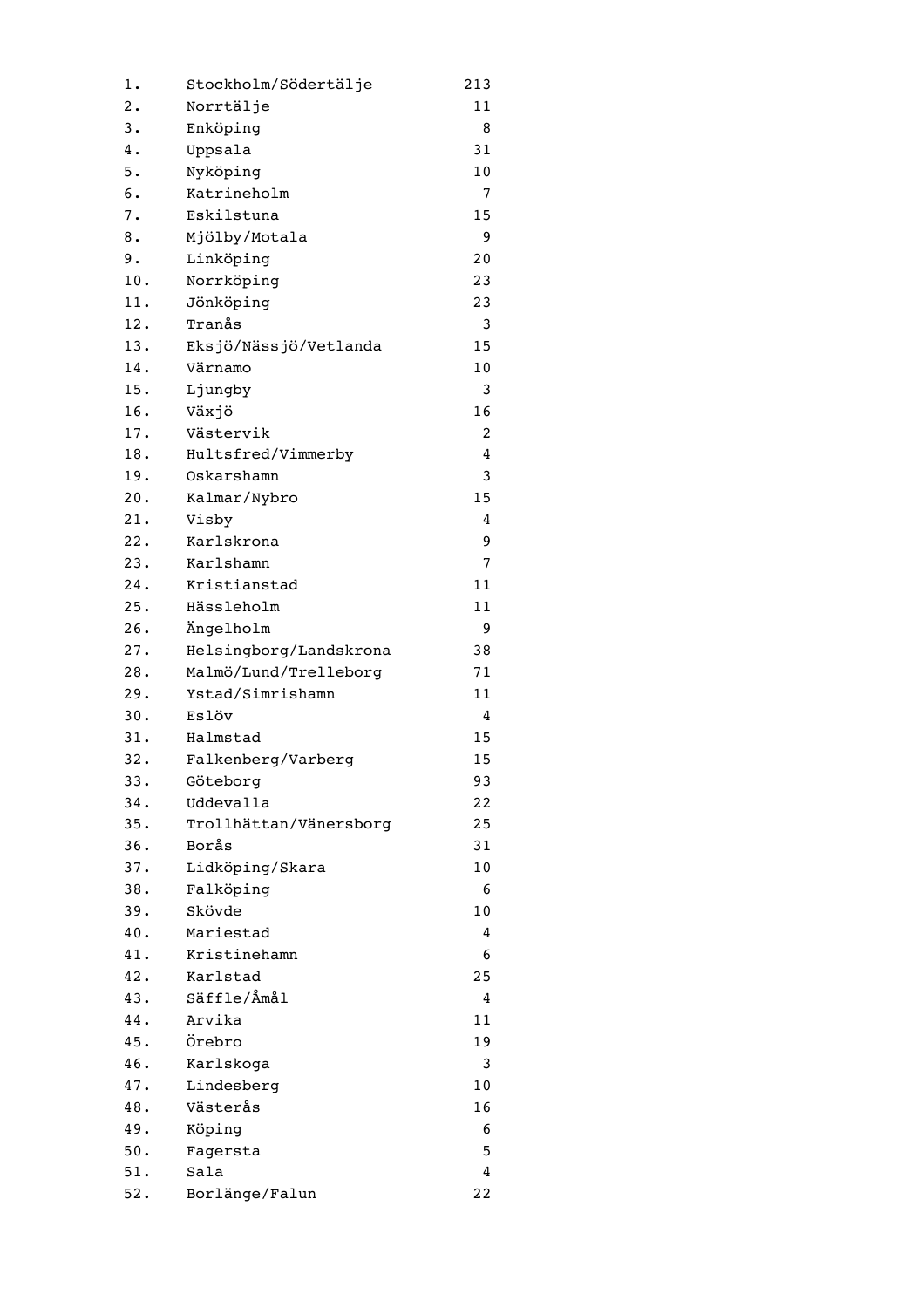| | | |
|---|---|---|
| 1. | Stockholm/Södertälje | 213 |
| 2. | Norrtälje | 11 |
| 3. | Enköping | 8 |
| 4. | Uppsala | 31 |
| 5. | Nyköping | 10 |
| 6. | Katrineholm | 7 |
| 7. | Eskilstuna | 15 |
| 8. | Mjölby/Motala | 9 |
| 9. | Linköping | 20 |
| 10. | Norrköping | 23 |
| 11. | Jönköping | 23 |
| 12. | Tranås | 3 |
| 13. | Eksjö/Nässjö/Vetlanda | 15 |
| 14. | Värnamo | 10 |
| 15. | Ljungby | 3 |
| 16. | Växjö | 16 |
| 17. | Västervik | 2 |
| 18. | Hultsfred/Vimmerby | 4 |
| 19. | Oskarshamn | 3 |
| 20. | Kalmar/Nybro | 15 |
| 21. | Visby | 4 |
| 22. | Karlskrona | 9 |
| 23. | Karlshamn | 7 |
| 24. | Kristianstad | 11 |
| 25. | Hässleholm | 11 |
| 26. | Ängelholm | 9 |
| 27. | Helsingborg/Landskrona | 38 |
| 28. | Malmö/Lund/Trelleborg | 71 |
| 29. | Ystad/Simrishamn | 11 |
| 30. | Eslöv | 4 |
| 31. | Halmstad | 15 |
| 32. | Falkenberg/Varberg | 15 |
| 33. | Göteborg | 93 |
| 34. | Uddevalla | 22 |
| 35. | Trollhättan/Vänersborg | 25 |
| 36. | Borås | 31 |
| 37. | Lidköping/Skara | 10 |
| 38. | Falköping | 6 |
| 39. | Skövde | 10 |
| 40. | Mariestad | 4 |
| 41. | Kristinehamn | 6 |
| 42. | Karlstad | 25 |
| 43. | Säffle/Åmål | 4 |
| 44. | Arvika | 11 |
| 45. | Örebro | 19 |
| 46. | Karlskoga | 3 |
| 47. | Lindesberg | 10 |
| 48. | Västerås | 16 |
| 49. | Köping | 6 |
| 50. | Fagersta | 5 |
| 51. | Sala | 4 |
| 52. | Borlänge/Falun | 22 |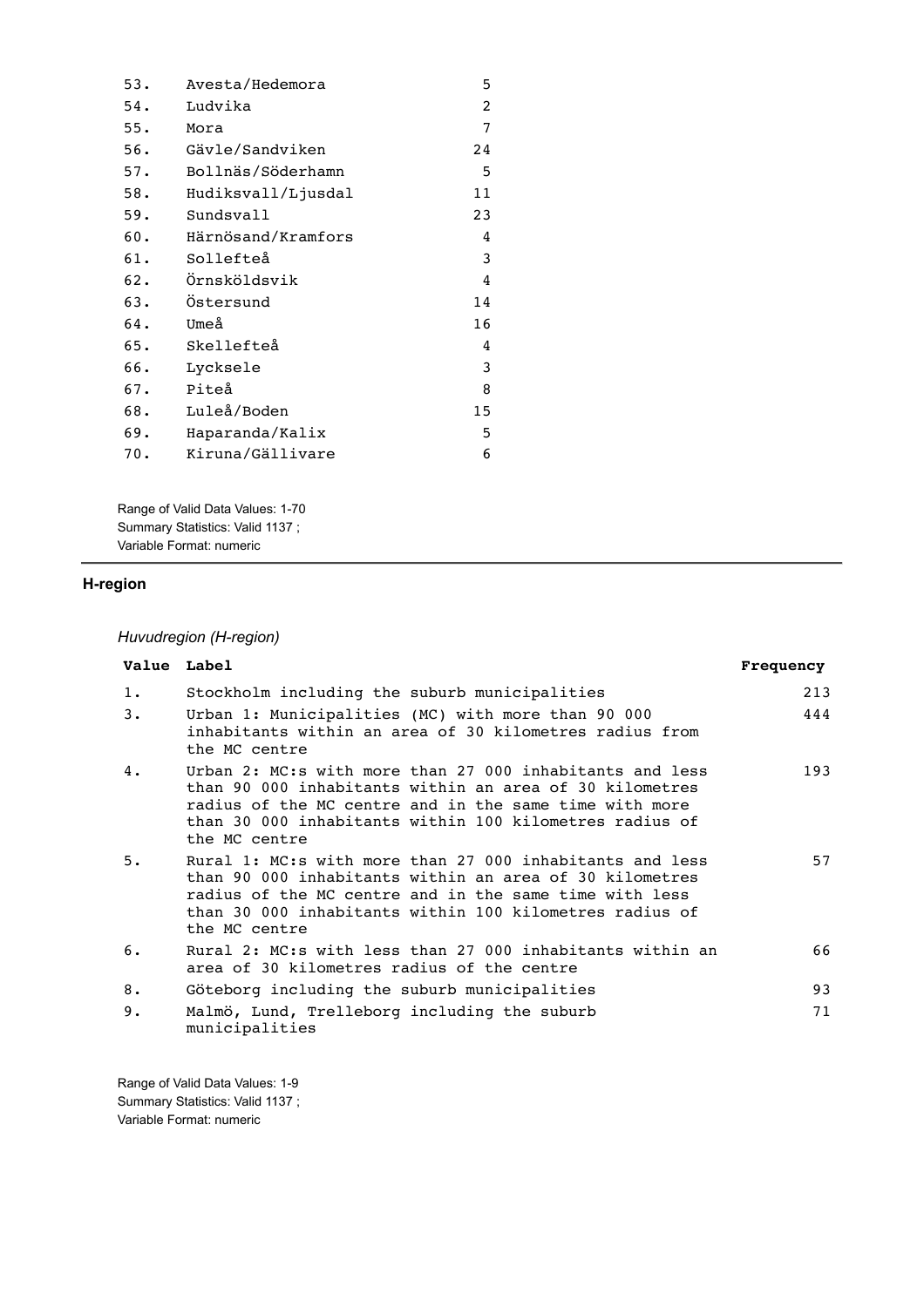| | | |
|---|---|---|
| 53. | Avesta/Hedemora | 5 |
| 54. | Ludvika | 2 |
| 55. | Mora | 7 |
| 56. | Gävle/Sandviken | 24 |
| 57. | Bollnäs/Söderhamn | 5 |
| 58. | Hudiksvall/Ljusdal | 11 |
| 59. | Sundsvall | 23 |
| 60. | Härnösand/Kramfors | 4 |
| 61. | Sollefteå | 3 |
| 62. | Örnsköldsvik | 4 |
| 63. | Östersund | 14 |
| 64. | Umeå | 16 |
| 65. | Skellefteå | 4 |
| 66. | Lycksele | 3 |
| 67. | Piteå | 8 |
| 68. | Luleå/Boden | 15 |
| 69. | Haparanda/Kalix | 5 |
| 70. | Kiruna/Gällivare | 6 |

Range of Valid Data Values: 1-70
Summary Statistics: Valid 1137 ;
Variable Format: numeric

## H-region

*Huvudregion (H-region)*

| Value | Label | Frequency |
|---|---|---|
| 1. | Stockholm including the suburb municipalities | 213 |
| 3. | Urban 1: Municipalities (MC) with more than 90 000 inhabitants within an area of 30 kilometres radius from the MC centre | 444 |
| 4. | Urban 2: MC:s with more than 27 000 inhabitants and less than 90 000 inhabitants within an area of 30 kilometres radius of the MC centre and in the same time with more than 30 000 inhabitants within 100 kilometres radius of the MC centre | 193 |
| 5. | Rural 1: MC:s with more than 27 000 inhabitants and less than 90 000 inhabitants within an area of 30 kilometres radius of the MC centre and in the same time with less than 30 000 inhabitants within 100 kilometres radius of the MC centre | 57 |
| 6. | Rural 2: MC:s with less than 27 000 inhabitants within an area of 30 kilometres radius of the centre | 66 |
| 8. | Göteborg including the suburb municipalities | 93 |
| 9. | Malmö, Lund, Trelleborg including the suburb municipalities | 71 |

Range of Valid Data Values: 1-9
Summary Statistics: Valid 1137 ;
Variable Format: numeric